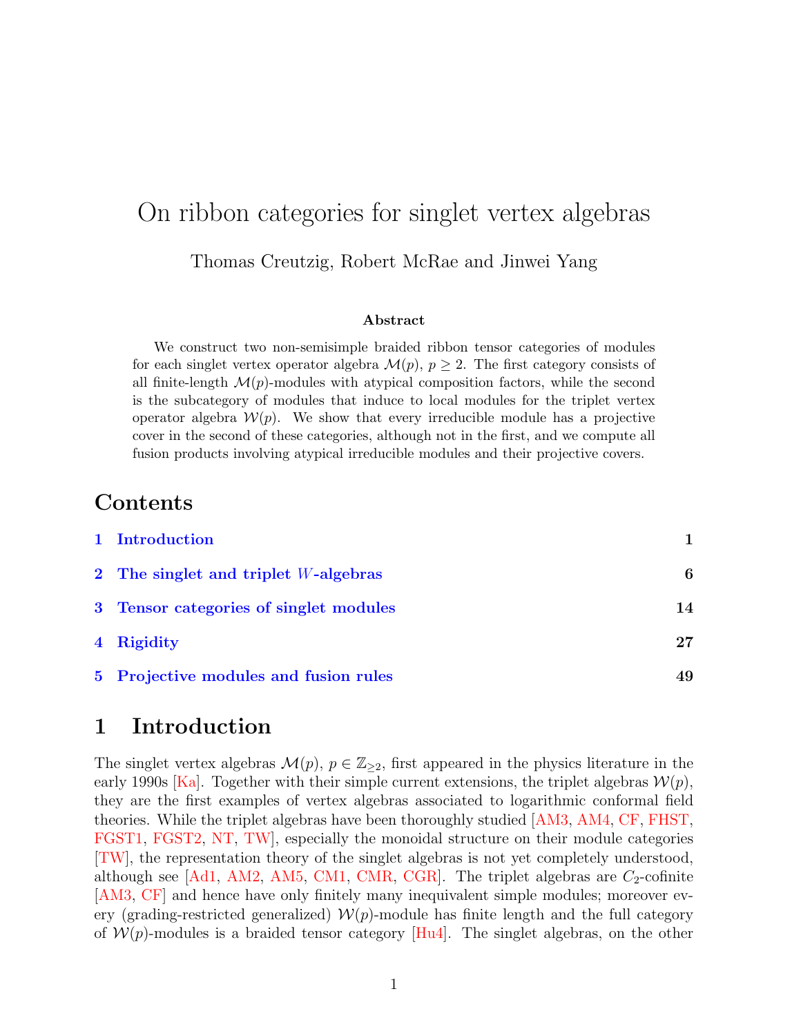# On ribbon categories for singlet vertex algebras

Thomas Creutzig, Robert McRae and Jinwei Yang

### Abstract

We construct two non-semisimple braided ribbon tensor categories of modules for each singlet vertex operator algebra $\mathcal{M}(p)$, $p \geq 2$. The first category consists of all finite-length $\mathcal{M}(p)$-modules with atypical composition factors, while the second is the subcategory of modules that induce to local modules for the triplet vertex operator algebra $\mathcal{W}(p)$. We show that every irreducible module has a projective cover in the second of these categories, although not in the first, and we compute all fusion products involving atypical irreducible modules and their projective covers.

## Contents

1 Introduction — 1

2 The singlet and triplet $W$-algebras — 6

3 Tensor categories of singlet modules — 14

4 Rigidity — 27

5 Projective modules and fusion rules — 49

## 1 Introduction

The singlet vertex algebras $\mathcal{M}(p)$, $p \in \mathbb{Z}_{\geq 2}$, first appeared in the physics literature in the early 1990s [Ka]. Together with their simple current extensions, the triplet algebras $\mathcal{W}(p)$, they are the first examples of vertex algebras associated to logarithmic conformal field theories. While the triplet algebras have been thoroughly studied [AM3, AM4, CF, FHST, FGST1, FGST2, NT, TW], especially the monoidal structure on their module categories [TW], the representation theory of the singlet algebras is not yet completely understood, although see [Ad1, AM2, AM5, CM1, CMR, CGR]. The triplet algebras are $C_2$-cofinite [AM3, CF] and hence have only finitely many inequivalent simple modules; moreover every (grading-restricted generalized) $\mathcal{W}(p)$-module has finite length and the full category of $\mathcal{W}(p)$-modules is a braided tensor category [Hu4]. The singlet algebras, on the other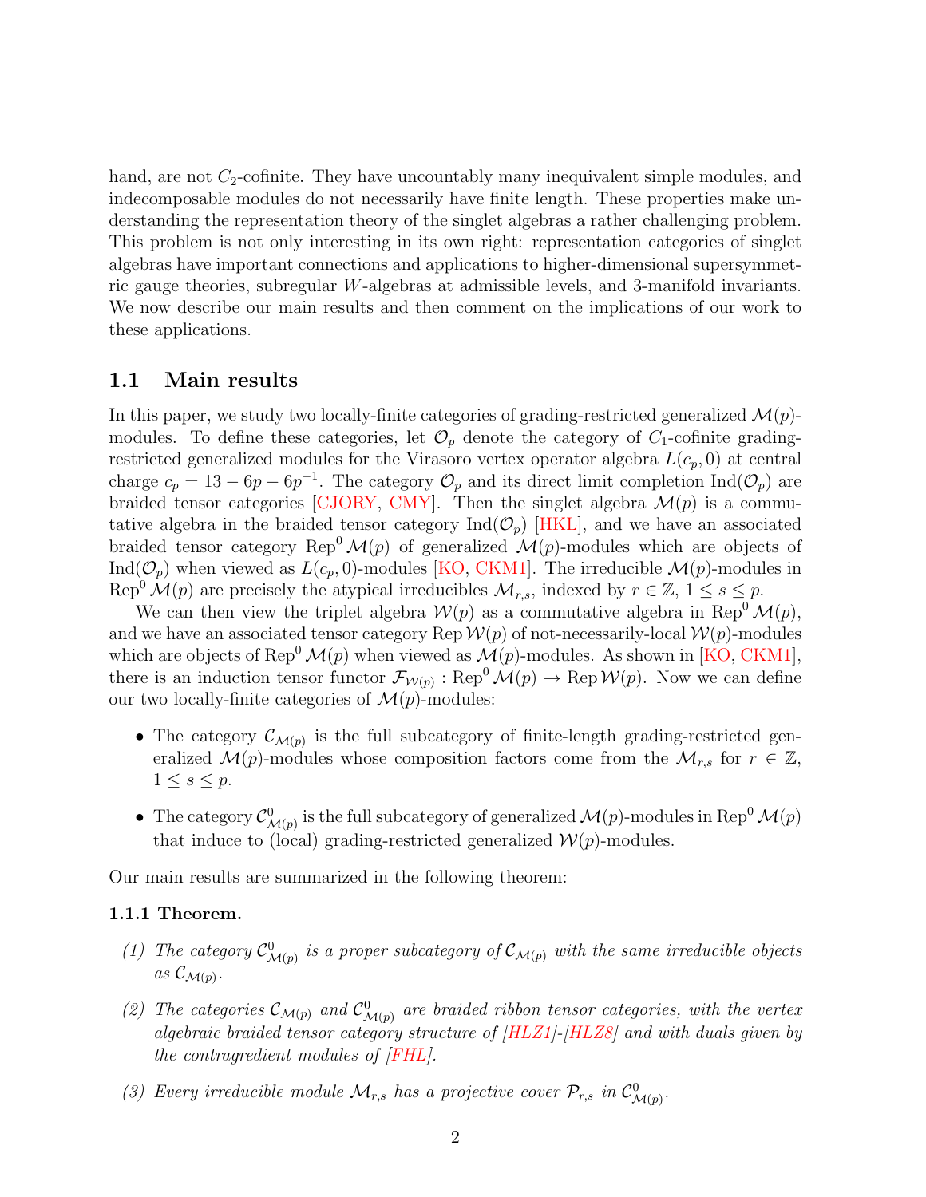hand, are not $C_2$-cofinite. They have uncountably many inequivalent simple modules, and indecomposable modules do not necessarily have finite length. These properties make understanding the representation theory of the singlet algebras a rather challenging problem. This problem is not only interesting in its own right: representation categories of singlet algebras have important connections and applications to higher-dimensional supersymmetric gauge theories, subregular $W$-algebras at admissible levels, and 3-manifold invariants. We now describe our main results and then comment on the implications of our work to these applications.

## 1.1 Main results

In this paper, we study two locally-finite categories of grading-restricted generalized $\mathcal{M}(p)$-modules. To define these categories, let $\mathcal{O}_p$ denote the category of $C_1$-cofinite grading-restricted generalized modules for the Virasoro vertex operator algebra $L(c_p, 0)$ at central charge $c_p = 13 - 6p - 6p^{-1}$. The category $\mathcal{O}_p$ and its direct limit completion $\mathrm{Ind}(\mathcal{O}_p)$ are braided tensor categories [CJORY, CMY]. Then the singlet algebra $\mathcal{M}(p)$ is a commutative algebra in the braided tensor category $\mathrm{Ind}(\mathcal{O}_p)$ [HKL], and we have an associated braided tensor category $\mathrm{Rep}^0\,\mathcal{M}(p)$ of generalized $\mathcal{M}(p)$-modules which are objects of $\mathrm{Ind}(\mathcal{O}_p)$ when viewed as $L(c_p, 0)$-modules [KO, CKM1]. The irreducible $\mathcal{M}(p)$-modules in $\mathrm{Rep}^0\,\mathcal{M}(p)$ are precisely the atypical irreducibles $\mathcal{M}_{r,s}$, indexed by $r \in \mathbb{Z}$, $1 \leq s \leq p$.

We can then view the triplet algebra $\mathcal{W}(p)$ as a commutative algebra in $\mathrm{Rep}^0\,\mathcal{M}(p)$, and we have an associated tensor category $\mathrm{Rep}\,\mathcal{W}(p)$ of not-necessarily-local $\mathcal{W}(p)$-modules which are objects of $\mathrm{Rep}^0\,\mathcal{M}(p)$ when viewed as $\mathcal{M}(p)$-modules. As shown in [KO, CKM1], there is an induction tensor functor $\mathcal{F}_{\mathcal{W}(p)} : \mathrm{Rep}^0\,\mathcal{M}(p) \to \mathrm{Rep}\,\mathcal{W}(p)$. Now we can define our two locally-finite categories of $\mathcal{M}(p)$-modules:

- The category $\mathcal{C}_{\mathcal{M}(p)}$ is the full subcategory of finite-length grading-restricted generalized $\mathcal{M}(p)$-modules whose composition factors come from the $\mathcal{M}_{r,s}$ for $r \in \mathbb{Z}$, $1 \leq s \leq p$.
- The category $\mathcal{C}^0_{\mathcal{M}(p)}$ is the full subcategory of generalized $\mathcal{M}(p)$-modules in $\mathrm{Rep}^0\,\mathcal{M}(p)$ that induce to (local) grading-restricted generalized $\mathcal{W}(p)$-modules.

Our main results are summarized in the following theorem:

**1.1.1 Theorem.**

*(1) The category $\mathcal{C}^0_{\mathcal{M}(p)}$ is a proper subcategory of $\mathcal{C}_{\mathcal{M}(p)}$ with the same irreducible objects as $\mathcal{C}_{\mathcal{M}(p)}$.*

*(2) The categories $\mathcal{C}_{\mathcal{M}(p)}$ and $\mathcal{C}^0_{\mathcal{M}(p)}$ are braided ribbon tensor categories, with the vertex algebraic braided tensor category structure of [HLZ1]-[HLZ8] and with duals given by the contragredient modules of [FHL].*

*(3) Every irreducible module $\mathcal{M}_{r,s}$ has a projective cover $\mathcal{P}_{r,s}$ in $\mathcal{C}^0_{\mathcal{M}(p)}$.*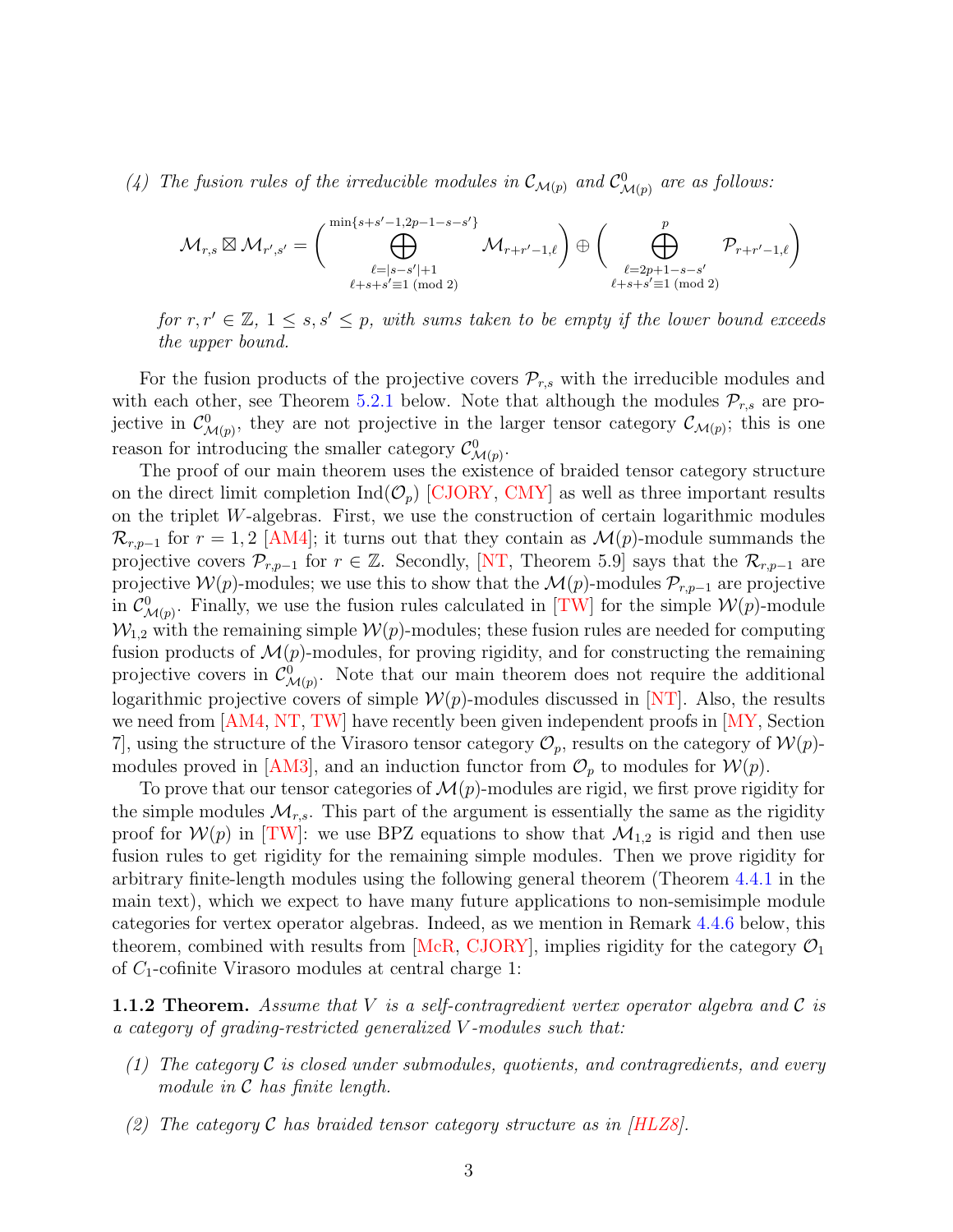*(4) The fusion rules of the irreducible modules in $\mathcal{C}_{\mathcal{M}(p)}$ and $\mathcal{C}^0_{\mathcal{M}(p)}$ are as follows:*

$$\mathcal{M}_{r,s} \boxtimes \mathcal{M}_{r',s'} = \Bigg( \bigoplus_{\substack{\ell=|s-s'|+1 \\ \ell+s+s'\equiv 1 \pmod 2}}^{\min\{s+s'-1, 2p-1-s-s'\}} \mathcal{M}_{r+r'-1,\ell} \Bigg) \oplus \Bigg( \bigoplus_{\substack{\ell=2p+1-s-s' \\ \ell+s+s'\equiv 1 \pmod 2}}^{p} \mathcal{P}_{r+r'-1,\ell} \Bigg)$$

*for $r, r' \in \mathbb{Z}$, $1 \leq s, s' \leq p$, with sums taken to be empty if the lower bound exceeds the upper bound.*

For the fusion products of the projective covers $\mathcal{P}_{r,s}$ with the irreducible modules and with each other, see Theorem 5.2.1 below. Note that although the modules $\mathcal{P}_{r,s}$ are projective in $\mathcal{C}^0_{\mathcal{M}(p)}$, they are not projective in the larger tensor category $\mathcal{C}_{\mathcal{M}(p)}$; this is one reason for introducing the smaller category $\mathcal{C}^0_{\mathcal{M}(p)}$.

The proof of our main theorem uses the existence of braided tensor category structure on the direct limit completion $\mathrm{Ind}(\mathcal{O}_p)$ [CJORY, CMY] as well as three important results on the triplet $W$-algebras. First, we use the construction of certain logarithmic modules $\mathcal{R}_{r,p-1}$ for $r = 1, 2$ [AM4]; it turns out that they contain as $\mathcal{M}(p)$-module summands the projective covers $\mathcal{P}_{r,p-1}$ for $r \in \mathbb{Z}$. Secondly, [NT, Theorem 5.9] says that the $\mathcal{R}_{r,p-1}$ are projective $\mathcal{W}(p)$-modules; we use this to show that the $\mathcal{M}(p)$-modules $\mathcal{P}_{r,p-1}$ are projective in $\mathcal{C}^0_{\mathcal{M}(p)}$. Finally, we use the fusion rules calculated in [TW] for the simple $\mathcal{W}(p)$-module $\mathcal{W}_{1,2}$ with the remaining simple $\mathcal{W}(p)$-modules; these fusion rules are needed for computing fusion products of $\mathcal{M}(p)$-modules, for proving rigidity, and for constructing the remaining projective covers in $\mathcal{C}^0_{\mathcal{M}(p)}$. Note that our main theorem does not require the additional logarithmic projective covers of simple $\mathcal{W}(p)$-modules discussed in [NT]. Also, the results we need from [AM4, NT, TW] have recently been given independent proofs in [MY, Section 7], using the structure of the Virasoro tensor category $\mathcal{O}_p$, results on the category of $\mathcal{W}(p)$-modules proved in [AM3], and an induction functor from $\mathcal{O}_p$ to modules for $\mathcal{W}(p)$.

To prove that our tensor categories of $\mathcal{M}(p)$-modules are rigid, we first prove rigidity for the simple modules $\mathcal{M}_{r,s}$. This part of the argument is essentially the same as the rigidity proof for $\mathcal{W}(p)$ in [TW]: we use BPZ equations to show that $\mathcal{M}_{1,2}$ is rigid and then use fusion rules to get rigidity for the remaining simple modules. Then we prove rigidity for arbitrary finite-length modules using the following general theorem (Theorem 4.4.1 in the main text), which we expect to have many future applications to non-semisimple module categories for vertex operator algebras. Indeed, as we mention in Remark 4.4.6 below, this theorem, combined with results from [McR, CJORY], implies rigidity for the category $\mathcal{O}_1$ of $C_1$-cofinite Virasoro modules at central charge 1:

**1.1.2 Theorem.** *Assume that $V$ is a self-contragredient vertex operator algebra and $\mathcal{C}$ is a category of grading-restricted generalized $V$-modules such that:*

*(1) The category $\mathcal{C}$ is closed under submodules, quotients, and contragredients, and every module in $\mathcal{C}$ has finite length.*

*(2) The category $\mathcal{C}$ has braided tensor category structure as in [HLZ8].*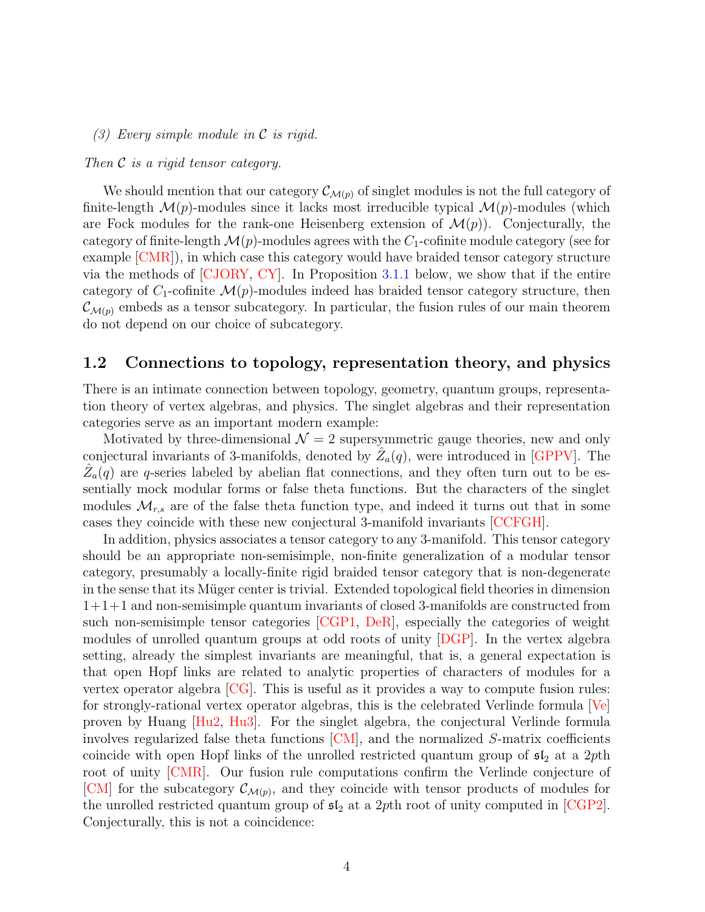*(3) Every simple module in $\mathcal{C}$ is rigid.*

*Then $\mathcal{C}$ is a rigid tensor category.*

We should mention that our category $\mathcal{C}_{\mathcal{M}(p)}$ of singlet modules is not the full category of finite-length $\mathcal{M}(p)$-modules since it lacks most irreducible typical $\mathcal{M}(p)$-modules (which are Fock modules for the rank-one Heisenberg extension of $\mathcal{M}(p)$). Conjecturally, the category of finite-length $\mathcal{M}(p)$-modules agrees with the $C_1$-cofinite module category (see for example [CMR]), in which case this category would have braided tensor category structure via the methods of [CJORY, CY]. In Proposition 3.1.1 below, we show that if the entire category of $C_1$-cofinite $\mathcal{M}(p)$-modules indeed has braided tensor category structure, then $\mathcal{C}_{\mathcal{M}(p)}$ embeds as a tensor subcategory. In particular, the fusion rules of our main theorem do not depend on our choice of subcategory.

## 1.2 Connections to topology, representation theory, and physics

There is an intimate connection between topology, geometry, quantum groups, representation theory of vertex algebras, and physics. The singlet algebras and their representation categories serve as an important modern example:

Motivated by three-dimensional $\mathcal{N} = 2$ supersymmetric gauge theories, new and only conjectural invariants of 3-manifolds, denoted by $\hat{Z}_a(q)$, were introduced in [GPPV]. The $\hat{Z}_a(q)$ are $q$-series labeled by abelian flat connections, and they often turn out to be essentially mock modular forms or false theta functions. But the characters of the singlet modules $\mathcal{M}_{r,s}$ are of the false theta function type, and indeed it turns out that in some cases they coincide with these new conjectural 3-manifold invariants [CCFGH].

In addition, physics associates a tensor category to any 3-manifold. This tensor category should be an appropriate non-semisimple, non-finite generalization of a modular tensor category, presumably a locally-finite rigid braided tensor category that is non-degenerate in the sense that its Müger center is trivial. Extended topological field theories in dimension 1+1+1 and non-semisimple quantum invariants of closed 3-manifolds are constructed from such non-semisimple tensor categories [CGP1, DeR], especially the categories of weight modules of unrolled quantum groups at odd roots of unity [DGP]. In the vertex algebra setting, already the simplest invariants are meaningful, that is, a general expectation is that open Hopf links are related to analytic properties of characters of modules for a vertex operator algebra [CG]. This is useful as it provides a way to compute fusion rules: for strongly-rational vertex operator algebras, this is the celebrated Verlinde formula [Ve] proven by Huang [Hu2, Hu3]. For the singlet algebra, the conjectural Verlinde formula involves regularized false theta functions [CM], and the normalized $S$-matrix coefficients coincide with open Hopf links of the unrolled restricted quantum group of $\mathfrak{sl}_2$ at a $2p$th root of unity [CMR]. Our fusion rule computations confirm the Verlinde conjecture of [CM] for the subcategory $\mathcal{C}_{\mathcal{M}(p)}$, and they coincide with tensor products of modules for the unrolled restricted quantum group of $\mathfrak{sl}_2$ at a $2p$th root of unity computed in [CGP2]. Conjecturally, this is not a coincidence: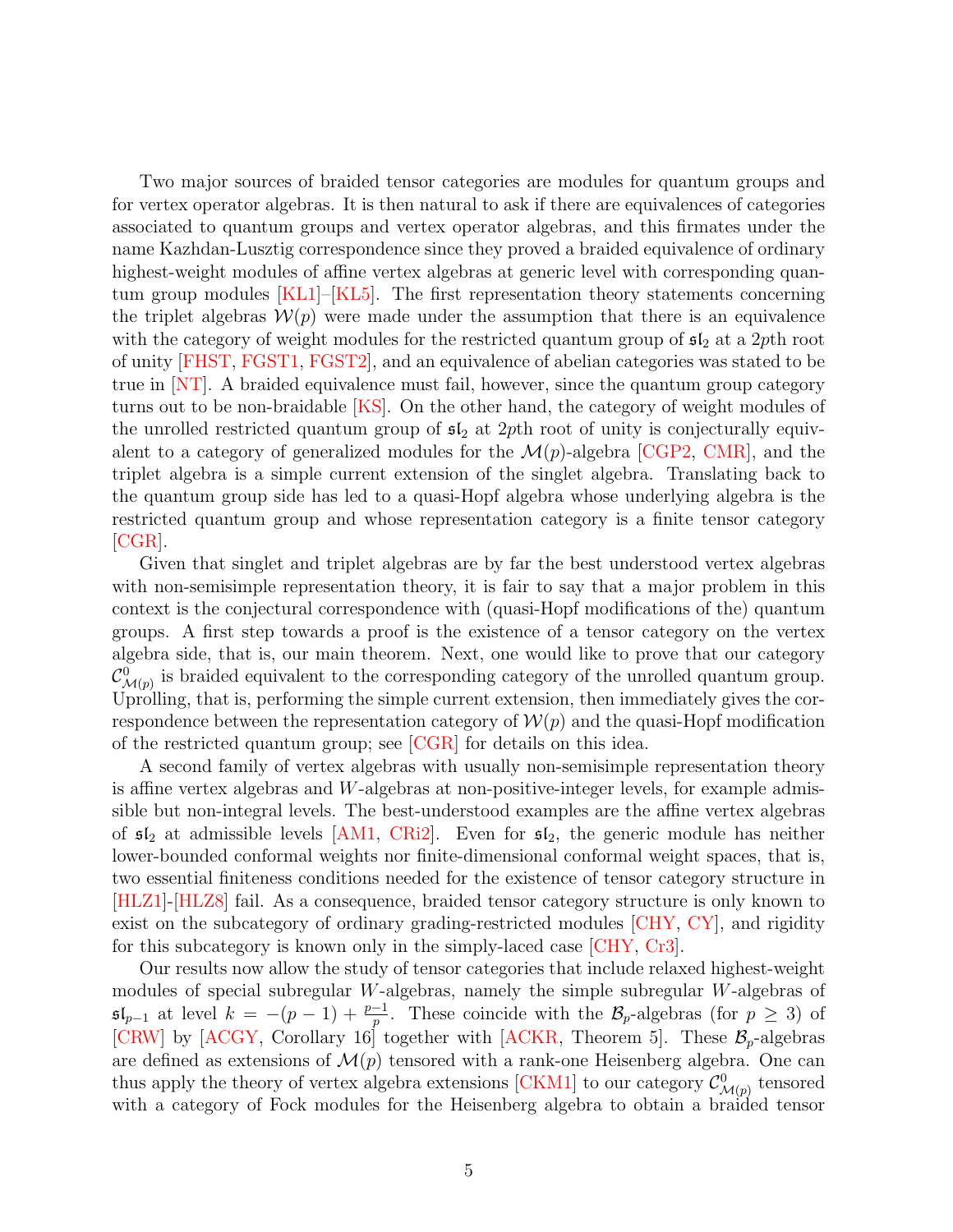Two major sources of braided tensor categories are modules for quantum groups and for vertex operator algebras. It is then natural to ask if there are equivalences of categories associated to quantum groups and vertex operator algebras, and this firmates under the name Kazhdan-Lusztig correspondence since they proved a braided equivalence of ordinary highest-weight modules of affine vertex algebras at generic level with corresponding quantum group modules [KL1]–[KL5]. The first representation theory statements concerning the triplet algebras $\mathcal{W}(p)$ were made under the assumption that there is an equivalence with the category of weight modules for the restricted quantum group of $\mathfrak{sl}_2$ at a $2p$th root of unity [FHST, FGST1, FGST2], and an equivalence of abelian categories was stated to be true in [NT]. A braided equivalence must fail, however, since the quantum group category turns out to be non-braidable [KS]. On the other hand, the category of weight modules of the unrolled restricted quantum group of $\mathfrak{sl}_2$ at $2p$th root of unity is conjecturally equivalent to a category of generalized modules for the $\mathcal{M}(p)$-algebra [CGP2, CMR], and the triplet algebra is a simple current extension of the singlet algebra. Translating back to the quantum group side has led to a quasi-Hopf algebra whose underlying algebra is the restricted quantum group and whose representation category is a finite tensor category [CGR].

Given that singlet and triplet algebras are by far the best understood vertex algebras with non-semisimple representation theory, it is fair to say that a major problem in this context is the conjectural correspondence with (quasi-Hopf modifications of the) quantum groups. A first step towards a proof is the existence of a tensor category on the vertex algebra side, that is, our main theorem. Next, one would like to prove that our category $\mathcal{C}^0_{\mathcal{M}(p)}$ is braided equivalent to the corresponding category of the unrolled quantum group. Uprolling, that is, performing the simple current extension, then immediately gives the correspondence between the representation category of $\mathcal{W}(p)$ and the quasi-Hopf modification of the restricted quantum group; see [CGR] for details on this idea.

A second family of vertex algebras with usually non-semisimple representation theory is affine vertex algebras and $W$-algebras at non-positive-integer levels, for example admissible but non-integral levels. The best-understood examples are the affine vertex algebras of $\mathfrak{sl}_2$ at admissible levels [AM1, CRi2]. Even for $\mathfrak{sl}_2$, the generic module has neither lower-bounded conformal weights nor finite-dimensional conformal weight spaces, that is, two essential finiteness conditions needed for the existence of tensor category structure in [HLZ1]-[HLZ8] fail. As a consequence, braided tensor category structure is only known to exist on the subcategory of ordinary grading-restricted modules [CHY, CY], and rigidity for this subcategory is known only in the simply-laced case [CHY, Cr3].

Our results now allow the study of tensor categories that include relaxed highest-weight modules of special subregular $W$-algebras, namely the simple subregular $W$-algebras of $\mathfrak{sl}_{p-1}$ at level $k = -(p-1) + \frac{p-1}{p}$. These coincide with the $\mathcal{B}_p$-algebras (for $p \geq 3$) of [CRW] by [ACGY, Corollary 16] together with [ACKR, Theorem 5]. These $\mathcal{B}_p$-algebras are defined as extensions of $\mathcal{M}(p)$ tensored with a rank-one Heisenberg algebra. One can thus apply the theory of vertex algebra extensions [CKM1] to our category $\mathcal{C}^0_{\mathcal{M}(p)}$ tensored with a category of Fock modules for the Heisenberg algebra to obtain a braided tensor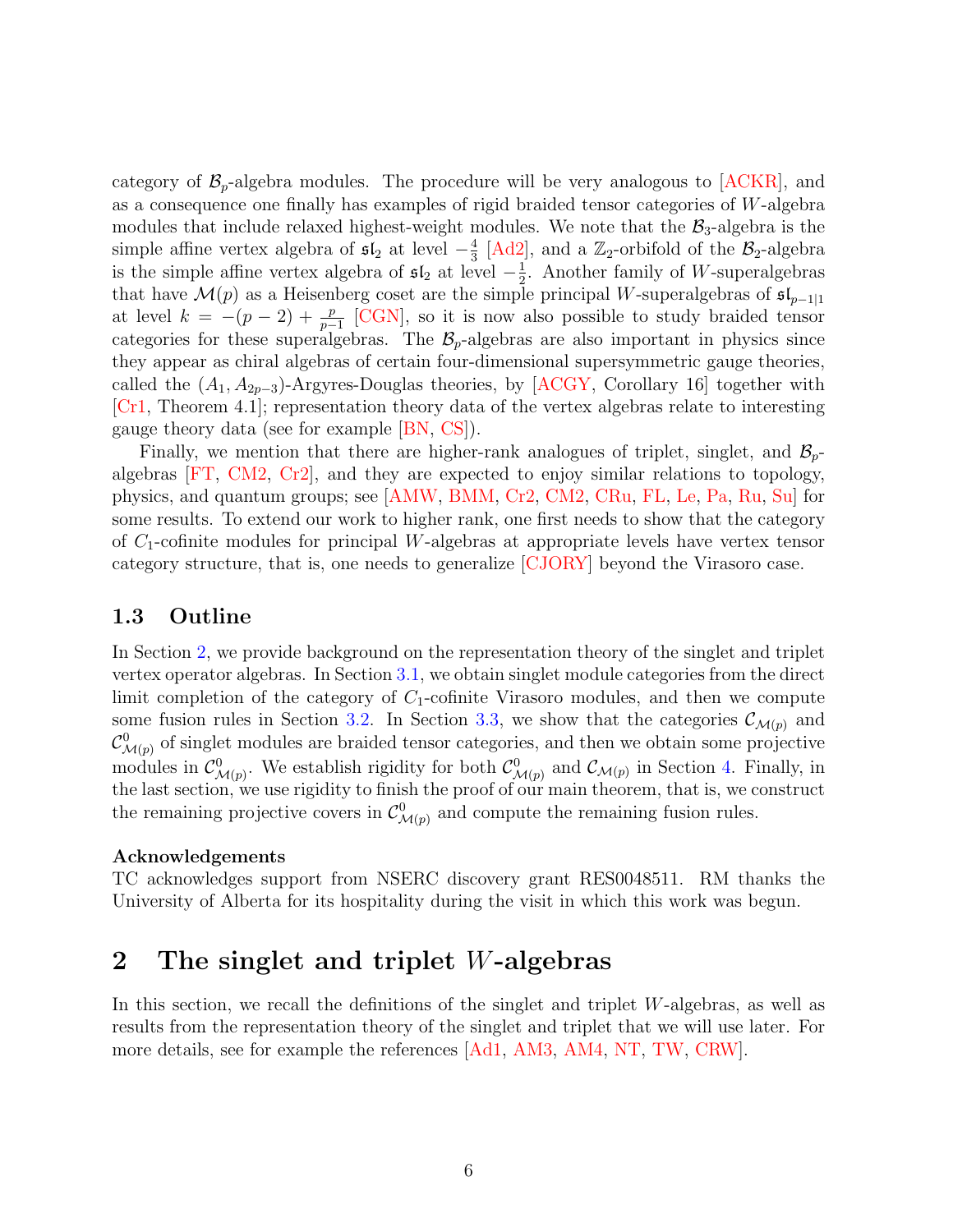category of $\mathcal{B}_p$-algebra modules. The procedure will be very analogous to [ACKR], and as a consequence one finally has examples of rigid braided tensor categories of $W$-algebra modules that include relaxed highest-weight modules. We note that the $\mathcal{B}_3$-algebra is the simple affine vertex algebra of $\mathfrak{sl}_2$ at level $-\frac{4}{3}$ [Ad2], and a $\mathbb{Z}_2$-orbifold of the $\mathcal{B}_2$-algebra is the simple affine vertex algebra of $\mathfrak{sl}_2$ at level $-\frac{1}{2}$. Another family of $W$-superalgebras that have $\mathcal{M}(p)$ as a Heisenberg coset are the simple principal $W$-superalgebras of $\mathfrak{sl}_{p-1|1}$ at level $k = -(p-2) + \frac{p}{p-1}$ [CGN], so it is now also possible to study braided tensor categories for these superalgebras. The $\mathcal{B}_p$-algebras are also important in physics since they appear as chiral algebras of certain four-dimensional supersymmetric gauge theories, called the $(A_1, A_{2p-3})$-Argyres-Douglas theories, by [ACGY, Corollary 16] together with [Cr1, Theorem 4.1]; representation theory data of the vertex algebras relate to interesting gauge theory data (see for example [BN, CS]).

Finally, we mention that there are higher-rank analogues of triplet, singlet, and $\mathcal{B}_p$-algebras [FT, CM2, Cr2], and they are expected to enjoy similar relations to topology, physics, and quantum groups; see [AMW, BMM, Cr2, CM2, CRu, FL, Le, Pa, Ru, Su] for some results. To extend our work to higher rank, one first needs to show that the category of $C_1$-cofinite modules for principal $W$-algebras at appropriate levels have vertex tensor category structure, that is, one needs to generalize [CJORY] beyond the Virasoro case.

### 1.3 Outline

In Section 2, we provide background on the representation theory of the singlet and triplet vertex operator algebras. In Section 3.1, we obtain singlet module categories from the direct limit completion of the category of $C_1$-cofinite Virasoro modules, and then we compute some fusion rules in Section 3.2. In Section 3.3, we show that the categories $\mathcal{C}_{\mathcal{M}(p)}$ and $\mathcal{C}^0_{\mathcal{M}(p)}$ of singlet modules are braided tensor categories, and then we obtain some projective modules in $\mathcal{C}^0_{\mathcal{M}(p)}$. We establish rigidity for both $\mathcal{C}^0_{\mathcal{M}(p)}$ and $\mathcal{C}_{\mathcal{M}(p)}$ in Section 4. Finally, in the last section, we use rigidity to finish the proof of our main theorem, that is, we construct the remaining projective covers in $\mathcal{C}^0_{\mathcal{M}(p)}$ and compute the remaining fusion rules.

#### Acknowledgements

TC acknowledges support from NSERC discovery grant RES0048511. RM thanks the University of Alberta for its hospitality during the visit in which this work was begun.

## 2 The singlet and triplet $W$-algebras

In this section, we recall the definitions of the singlet and triplet $W$-algebras, as well as results from the representation theory of the singlet and triplet that we will use later. For more details, see for example the references [Ad1, AM3, AM4, NT, TW, CRW].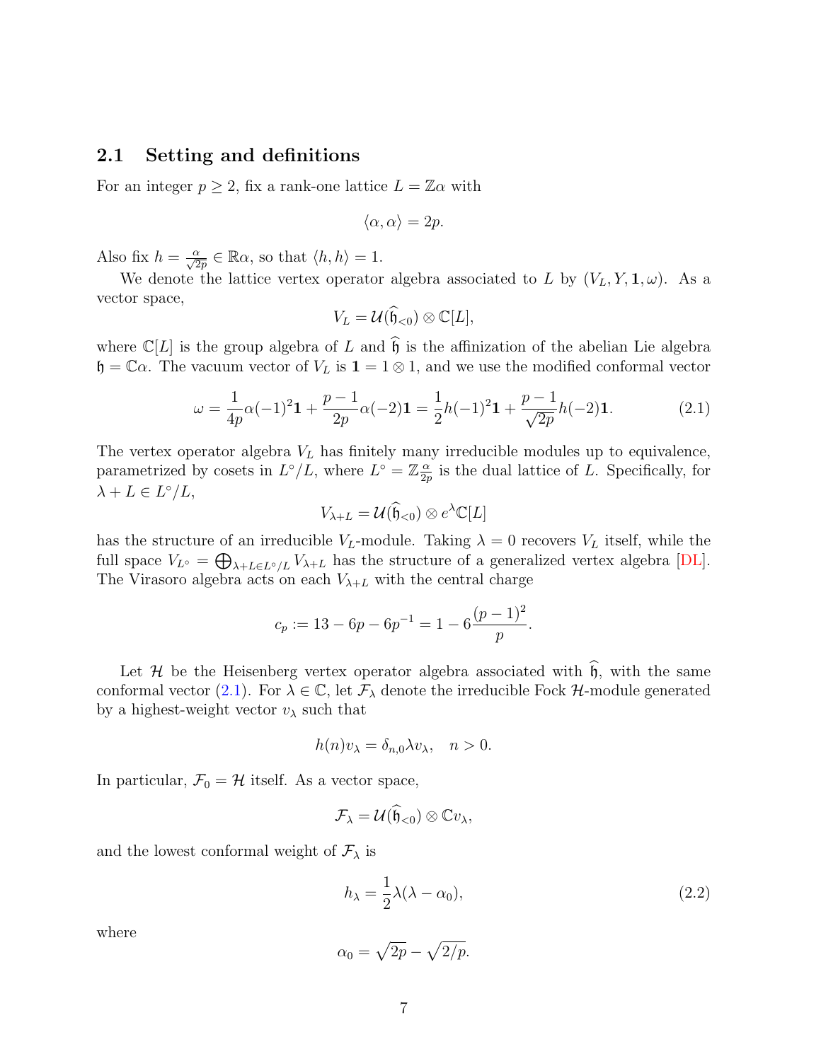### 2.1 Setting and definitions

For an integer $p \geq 2$, fix a rank-one lattice $L = \mathbb{Z}\alpha$ with

$$\langle \alpha, \alpha \rangle = 2p.$$

Also fix $h = \frac{\alpha}{\sqrt{2p}} \in \mathbb{R}\alpha$, so that $\langle h, h \rangle = 1$.

We denote the lattice vertex operator algebra associated to $L$ by $(V_L, Y, \mathbf{1}, \omega)$. As a vector space,

$$V_L = \mathcal{U}(\widehat{\mathfrak{h}}_{<0}) \otimes \mathbb{C}[L],$$

where $\mathbb{C}[L]$ is the group algebra of $L$ and $\widehat{\mathfrak{h}}$ is the affinization of the abelian Lie algebra $\mathfrak{h} = \mathbb{C}\alpha$. The vacuum vector of $V_L$ is $\mathbf{1} = 1 \otimes 1$, and we use the modified conformal vector

$$\omega = \frac{1}{4p}\alpha(-1)^2\mathbf{1} + \frac{p-1}{2p}\alpha(-2)\mathbf{1} = \frac{1}{2}h(-1)^2\mathbf{1} + \frac{p-1}{\sqrt{2p}}h(-2)\mathbf{1}. \tag{2.1}$$

The vertex operator algebra $V_L$ has finitely many irreducible modules up to equivalence, parametrized by cosets in $L^\circ/L$, where $L^\circ = \mathbb{Z}\frac{\alpha}{2p}$ is the dual lattice of $L$. Specifically, for $\lambda + L \in L^\circ/L$,

$$V_{\lambda+L} = \mathcal{U}(\widehat{\mathfrak{h}}_{<0}) \otimes e^{\lambda}\mathbb{C}[L]$$

has the structure of an irreducible $V_L$-module. Taking $\lambda = 0$ recovers $V_L$ itself, while the full space $V_{L^\circ} = \bigoplus_{\lambda+L\in L^\circ/L} V_{\lambda+L}$ has the structure of a generalized vertex algebra [DL]. The Virasoro algebra acts on each $V_{\lambda+L}$ with the central charge

$$c_p := 13 - 6p - 6p^{-1} = 1 - 6\frac{(p-1)^2}{p}.$$

Let $\mathcal{H}$ be the Heisenberg vertex operator algebra associated with $\widehat{\mathfrak{h}}$, with the same conformal vector (2.1). For $\lambda \in \mathbb{C}$, let $\mathcal{F}_\lambda$ denote the irreducible Fock $\mathcal{H}$-module generated by a highest-weight vector $v_\lambda$ such that

$$h(n)v_\lambda = \delta_{n,0}\lambda v_\lambda, \quad n > 0.$$

In particular, $\mathcal{F}_0 = \mathcal{H}$ itself. As a vector space,

$$\mathcal{F}_\lambda = \mathcal{U}(\widehat{\mathfrak{h}}_{<0}) \otimes \mathbb{C}v_\lambda,$$

and the lowest conformal weight of $\mathcal{F}_\lambda$ is

$$h_\lambda = \frac{1}{2}\lambda(\lambda - \alpha_0), \tag{2.2}$$

where

$$\alpha_0 = \sqrt{2p} - \sqrt{2/p}.$$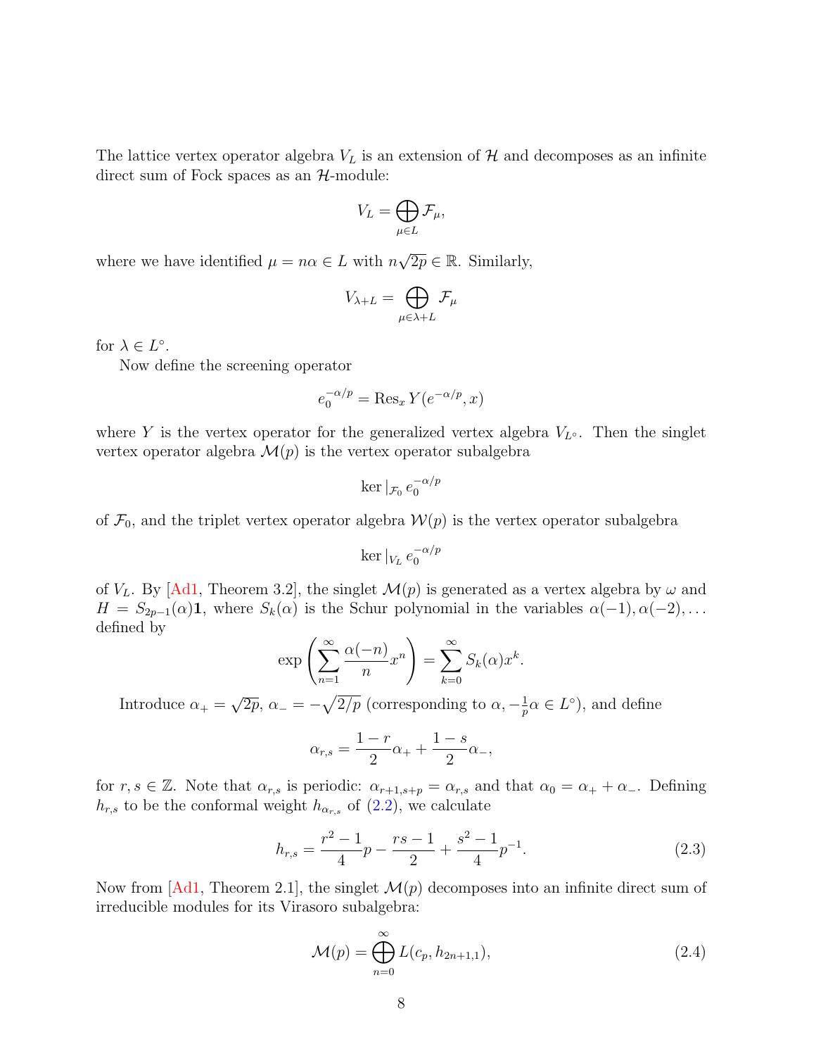The lattice vertex operator algebra $V_L$ is an extension of $\mathcal{H}$ and decomposes as an infinite direct sum of Fock spaces as an $\mathcal{H}$-module:

$$V_L = \bigoplus_{\mu \in L} \mathcal{F}_\mu,$$

where we have identified $\mu = n\alpha \in L$ with $n\sqrt{2p} \in \mathbb{R}$. Similarly,

$$V_{\lambda+L} = \bigoplus_{\mu \in \lambda + L} \mathcal{F}_\mu$$

for $\lambda \in L^\circ$.

Now define the screening operator

$$e_0^{-\alpha/p} = \mathrm{Res}_x\, Y(e^{-\alpha/p}, x)$$

where $Y$ is the vertex operator for the generalized vertex algebra $V_{L^\circ}$. Then the singlet vertex operator algebra $\mathcal{M}(p)$ is the vertex operator subalgebra

$$\ker|_{\mathcal{F}_0}\, e_0^{-\alpha/p}$$

of $\mathcal{F}_0$, and the triplet vertex operator algebra $\mathcal{W}(p)$ is the vertex operator subalgebra

$$\ker|_{V_L}\, e_0^{-\alpha/p}$$

of $V_L$. By [Ad1, Theorem 3.2], the singlet $\mathcal{M}(p)$ is generated as a vertex algebra by $\omega$ and $H = S_{2p-1}(\alpha)\mathbf{1}$, where $S_k(\alpha)$ is the Schur polynomial in the variables $\alpha(-1), \alpha(-2), \ldots$ defined by

$$\exp\left(\sum_{n=1}^\infty \frac{\alpha(-n)}{n} x^n\right) = \sum_{k=0}^\infty S_k(\alpha) x^k.$$

Introduce $\alpha_+ = \sqrt{2p}$, $\alpha_- = -\sqrt{2/p}$ (corresponding to $\alpha, -\frac{1}{p}\alpha \in L^\circ$), and define

$$\alpha_{r,s} = \frac{1-r}{2}\alpha_+ + \frac{1-s}{2}\alpha_-,$$

for $r, s \in \mathbb{Z}$. Note that $\alpha_{r,s}$ is periodic: $\alpha_{r+1,s+p} = \alpha_{r,s}$ and that $\alpha_0 = \alpha_+ + \alpha_-$. Defining $h_{r,s}$ to be the conformal weight $h_{\alpha_{r,s}}$ of (2.2), we calculate

$$h_{r,s} = \frac{r^2-1}{4}p - \frac{rs-1}{2} + \frac{s^2-1}{4}p^{-1}. \tag{2.3}$$

Now from [Ad1, Theorem 2.1], the singlet $\mathcal{M}(p)$ decomposes into an infinite direct sum of irreducible modules for its Virasoro subalgebra:

$$\mathcal{M}(p) = \bigoplus_{n=0}^\infty L(c_p, h_{2n+1,1}), \tag{2.4}$$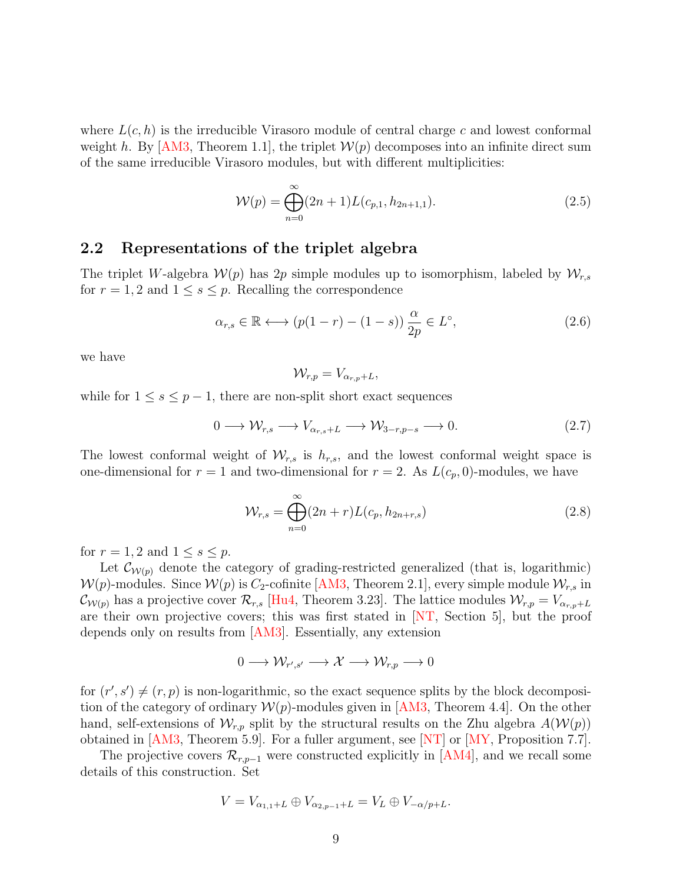where $L(c, h)$ is the irreducible Virasoro module of central charge $c$ and lowest conformal weight $h$. By [AM3, Theorem 1.1], the triplet $\mathcal{W}(p)$ decomposes into an infinite direct sum of the same irreducible Virasoro modules, but with different multiplicities:

$$\mathcal{W}(p) = \bigoplus_{n=0}^{\infty} (2n+1) L(c_{p,1}, h_{2n+1,1}). \tag{2.5}$$

## 2.2 Representations of the triplet algebra

The triplet $W$-algebra $\mathcal{W}(p)$ has $2p$ simple modules up to isomorphism, labeled by $\mathcal{W}_{r,s}$ for $r = 1, 2$ and $1 \leq s \leq p$. Recalling the correspondence

$$\alpha_{r,s} \in \mathbb{R} \longleftrightarrow (p(1-r) - (1-s)) \frac{\alpha}{2p} \in L^\circ, \tag{2.6}$$

we have

$$\mathcal{W}_{r,p} = V_{\alpha_{r,p}+L},$$

while for $1 \leq s \leq p-1$, there are non-split short exact sequences

$$0 \longrightarrow \mathcal{W}_{r,s} \longrightarrow V_{\alpha_{r,s}+L} \longrightarrow \mathcal{W}_{3-r,p-s} \longrightarrow 0. \tag{2.7}$$

The lowest conformal weight of $\mathcal{W}_{r,s}$ is $h_{r,s}$, and the lowest conformal weight space is one-dimensional for $r = 1$ and two-dimensional for $r = 2$. As $L(c_p, 0)$-modules, we have

$$\mathcal{W}_{r,s} = \bigoplus_{n=0}^{\infty} (2n+r) L(c_p, h_{2n+r,s}) \tag{2.8}$$

for $r = 1, 2$ and $1 \leq s \leq p$.

Let $\mathcal{C}_{\mathcal{W}(p)}$ denote the category of grading-restricted generalized (that is, logarithmic) $\mathcal{W}(p)$-modules. Since $\mathcal{W}(p)$ is $C_2$-cofinite [AM3, Theorem 2.1], every simple module $\mathcal{W}_{r,s}$ in $\mathcal{C}_{\mathcal{W}(p)}$ has a projective cover $\mathcal{R}_{r,s}$ [Hu4, Theorem 3.23]. The lattice modules $\mathcal{W}_{r,p} = V_{\alpha_{r,p}+L}$ are their own projective covers; this was first stated in [NT, Section 5], but the proof depends only on results from [AM3]. Essentially, any extension

$$0 \longrightarrow \mathcal{W}_{r',s'} \longrightarrow \mathcal{X} \longrightarrow \mathcal{W}_{r,p} \longrightarrow 0$$

for $(r', s') \neq (r, p)$ is non-logarithmic, so the exact sequence splits by the block decomposition of the category of ordinary $\mathcal{W}(p)$-modules given in [AM3, Theorem 4.4]. On the other hand, self-extensions of $\mathcal{W}_{r,p}$ split by the structural results on the Zhu algebra $A(\mathcal{W}(p))$ obtained in [AM3, Theorem 5.9]. For a fuller argument, see [NT] or [MY, Proposition 7.7].

The projective covers $\mathcal{R}_{r,p-1}$ were constructed explicitly in [AM4], and we recall some details of this construction. Set

$$V = V_{\alpha_{1,1}+L} \oplus V_{\alpha_{2,p-1}+L} = V_L \oplus V_{-\alpha/p+L}.$$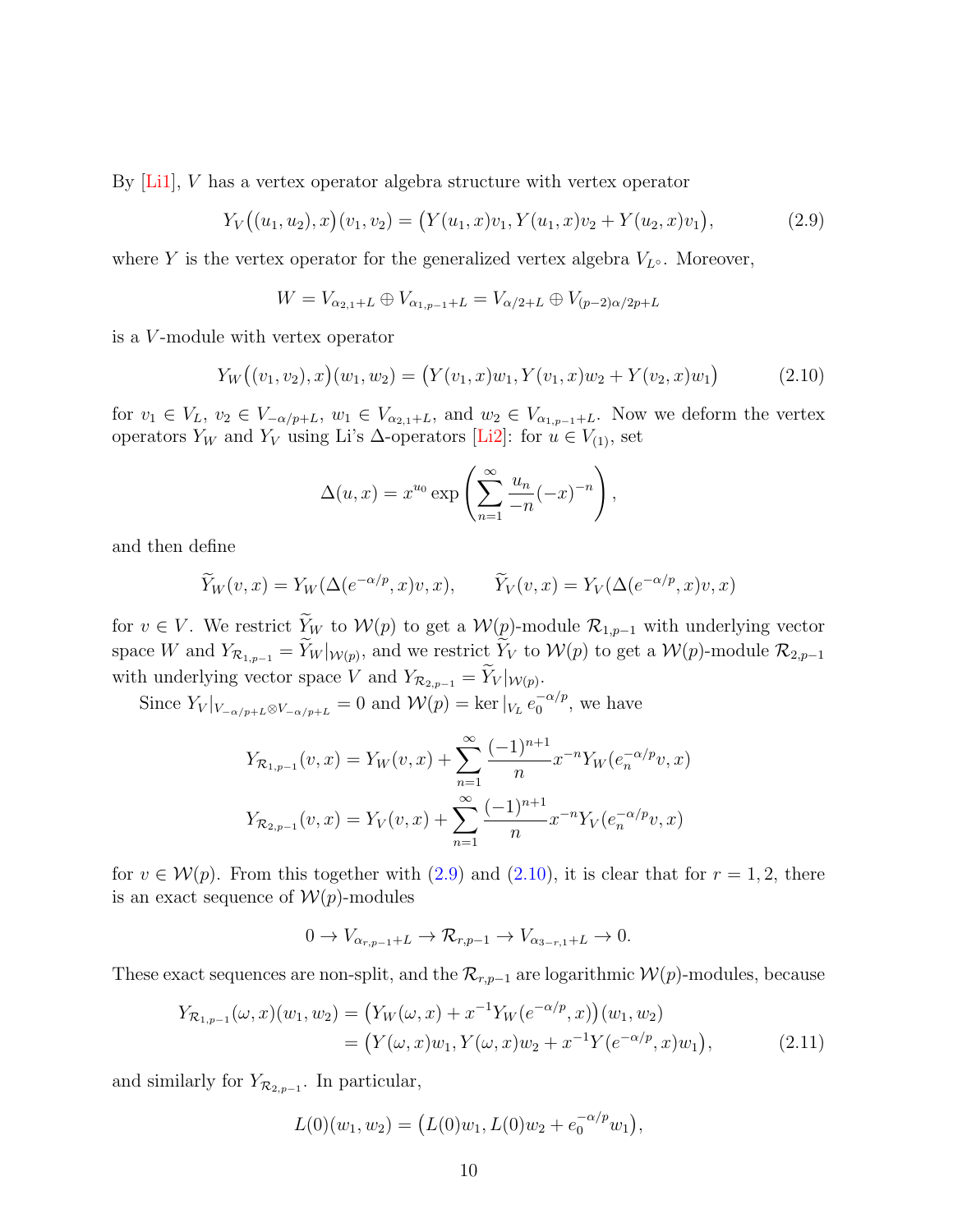By [Li1], $V$ has a vertex operator algebra structure with vertex operator

$$Y_V\big((u_1, u_2), x\big)(v_1, v_2) = \big(Y(u_1, x)v_1, Y(u_1, x)v_2 + Y(u_2, x)v_1\big), \tag{2.9}$$

where $Y$ is the vertex operator for the generalized vertex algebra $V_{L^\circ}$. Moreover,

$$W = V_{\alpha_{2,1}+L} \oplus V_{\alpha_{1,p-1}+L} = V_{\alpha/2+L} \oplus V_{(p-2)\alpha/2p+L}$$

is a $V$-module with vertex operator

$$Y_W\big((v_1, v_2), x\big)(w_1, w_2) = \big(Y(v_1, x)w_1, Y(v_1, x)w_2 + Y(v_2, x)w_1\big) \tag{2.10}$$

for $v_1 \in V_L$, $v_2 \in V_{-\alpha/p+L}$, $w_1 \in V_{\alpha_{2,1}+L}$, and $w_2 \in V_{\alpha_{1,p-1}+L}$. Now we deform the vertex operators $Y_W$ and $Y_V$ using Li's $\Delta$-operators [Li2]: for $u \in V_{(1)}$, set

$$\Delta(u, x) = x^{u_0} \exp\left(\sum_{n=1}^{\infty} \frac{u_n}{-n}(-x)^{-n}\right),$$

and then define

$$\widetilde{Y}_W(v, x) = Y_W(\Delta(e^{-\alpha/p}, x)v, x), \qquad \widetilde{Y}_V(v, x) = Y_V(\Delta(e^{-\alpha/p}, x)v, x)$$

for $v \in V$. We restrict $\widetilde{Y}_W$ to $\mathcal{W}(p)$ to get a $\mathcal{W}(p)$-module $\mathcal{R}_{1,p-1}$ with underlying vector space $W$ and $Y_{\mathcal{R}_{1,p-1}} = \widetilde{Y}_W|_{\mathcal{W}(p)}$, and we restrict $\widetilde{Y}_V$ to $\mathcal{W}(p)$ to get a $\mathcal{W}(p)$-module $\mathcal{R}_{2,p-1}$ with underlying vector space $V$ and $Y_{\mathcal{R}_{2,p-1}} = \widetilde{Y}_V|_{\mathcal{W}(p)}$.

Since $Y_V|_{V_{-\alpha/p+L} \otimes V_{-\alpha/p+L}} = 0$ and $\mathcal{W}(p) = \ker|_{V_L} e_0^{-\alpha/p}$, we have

$$Y_{\mathcal{R}_{1,p-1}}(v, x) = Y_W(v, x) + \sum_{n=1}^{\infty} \frac{(-1)^{n+1}}{n} x^{-n} Y_W(e_n^{-\alpha/p}v, x)$$

$$Y_{\mathcal{R}_{2,p-1}}(v, x) = Y_V(v, x) + \sum_{n=1}^{\infty} \frac{(-1)^{n+1}}{n} x^{-n} Y_V(e_n^{-\alpha/p}v, x)$$

for $v \in \mathcal{W}(p)$. From this together with (2.9) and (2.10), it is clear that for $r = 1, 2$, there is an exact sequence of $\mathcal{W}(p)$-modules

$$0 \to V_{\alpha_{r,p-1}+L} \to \mathcal{R}_{r,p-1} \to V_{\alpha_{3-r,1}+L} \to 0.$$

These exact sequences are non-split, and the $\mathcal{R}_{r,p-1}$ are logarithmic $\mathcal{W}(p)$-modules, because

$$\begin{aligned} Y_{\mathcal{R}_{1,p-1}}(\omega, x)(w_1, w_2) &= \big(Y_W(\omega, x) + x^{-1} Y_W(e^{-\alpha/p}, x)\big)(w_1, w_2) \\ &= \big(Y(\omega, x)w_1, Y(\omega, x)w_2 + x^{-1} Y(e^{-\alpha/p}, x)w_1\big), \end{aligned} \tag{2.11}$$

and similarly for $Y_{\mathcal{R}_{2,p-1}}$. In particular,

$$L(0)(w_1, w_2) = \big(L(0)w_1, L(0)w_2 + e_0^{-\alpha/p} w_1\big),$$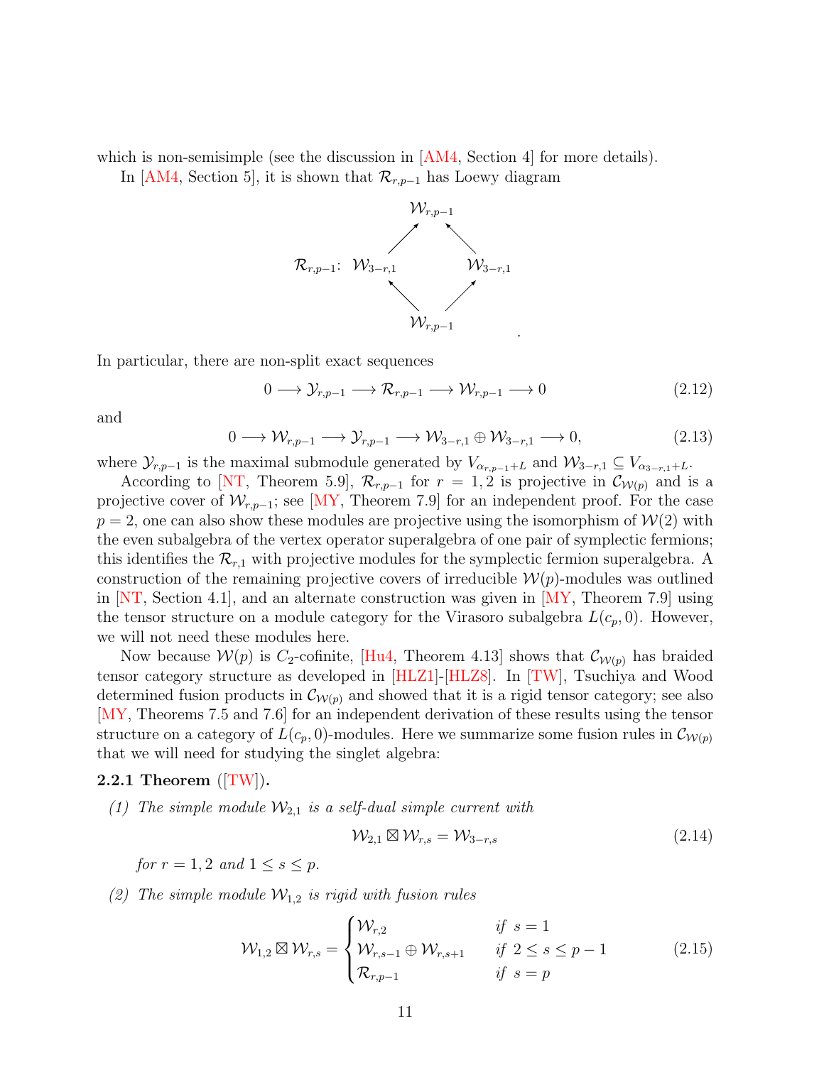which is non-semisimple (see the discussion in [AM4, Section 4] for more details).

In [AM4, Section 5], it is shown that $\mathcal{R}_{r,p-1}$ has Loewy diagram

$$
\mathcal{R}_{r,p-1}: \quad
\begin{array}{ccccc}
 & & \mathcal{W}_{r,p-1} & & \\
 & \nearrow & & \nwarrow & \\
\mathcal{W}_{3-r,1} & & & & \mathcal{W}_{3-r,1} \\
 & \nwarrow & & \nearrow & \\
 & & \mathcal{W}_{r,p-1} & &
\end{array}
.
$$

In particular, there are non-split exact sequences

$$0 \longrightarrow \mathcal{Y}_{r,p-1} \longrightarrow \mathcal{R}_{r,p-1} \longrightarrow \mathcal{W}_{r,p-1} \longrightarrow 0 \tag{2.12}$$

and

$$0 \longrightarrow \mathcal{W}_{r,p-1} \longrightarrow \mathcal{Y}_{r,p-1} \longrightarrow \mathcal{W}_{3-r,1} \oplus \mathcal{W}_{3-r,1} \longrightarrow 0, \tag{2.13}$$

where $\mathcal{Y}_{r,p-1}$ is the maximal submodule generated by $V_{\alpha_{r,p-1}+L}$ and $\mathcal{W}_{3-r,1} \subseteq V_{\alpha_{3-r,1}+L}$.

According to [NT, Theorem 5.9], $\mathcal{R}_{r,p-1}$ for $r = 1, 2$ is projective in $\mathcal{C}_{\mathcal{W}(p)}$ and is a projective cover of $\mathcal{W}_{r,p-1}$; see [MY, Theorem 7.9] for an independent proof. For the case $p = 2$, one can also show these modules are projective using the isomorphism of $\mathcal{W}(2)$ with the even subalgebra of the vertex operator superalgebra of one pair of symplectic fermions; this identifies the $\mathcal{R}_{r,1}$ with projective modules for the symplectic fermion superalgebra. A construction of the remaining projective covers of irreducible $\mathcal{W}(p)$-modules was outlined in [NT, Section 4.1], and an alternate construction was given in [MY, Theorem 7.9] using the tensor structure on a module category for the Virasoro subalgebra $L(c_p, 0)$. However, we will not need these modules here.

Now because $\mathcal{W}(p)$ is $C_2$-cofinite, [Hu4, Theorem 4.13] shows that $\mathcal{C}_{\mathcal{W}(p)}$ has braided tensor category structure as developed in [HLZ1]-[HLZ8]. In [TW], Tsuchiya and Wood determined fusion products in $\mathcal{C}_{\mathcal{W}(p)}$ and showed that it is a rigid tensor category; see also [MY, Theorems 7.5 and 7.6] for an independent derivation of these results using the tensor structure on a category of $L(c_p, 0)$-modules. Here we summarize some fusion rules in $\mathcal{C}_{\mathcal{W}(p)}$ that we will need for studying the singlet algebra:

**2.2.1 Theorem** ([TW])**.**

*(1) The simple module $\mathcal{W}_{2,1}$ is a self-dual simple current with*

$$\mathcal{W}_{2,1} \boxtimes \mathcal{W}_{r,s} = \mathcal{W}_{3-r,s} \tag{2.14}$$

*for $r = 1, 2$ and $1 \leq s \leq p$.*

*(2) The simple module $\mathcal{W}_{1,2}$ is rigid with fusion rules*

$$\mathcal{W}_{1,2} \boxtimes \mathcal{W}_{r,s} = \begin{cases} \mathcal{W}_{r,2} & \text{if } s = 1 \\ \mathcal{W}_{r,s-1} \oplus \mathcal{W}_{r,s+1} & \text{if } 2 \leq s \leq p-1 \\ \mathcal{R}_{r,p-1} & \text{if } s = p \end{cases} \tag{2.15}$$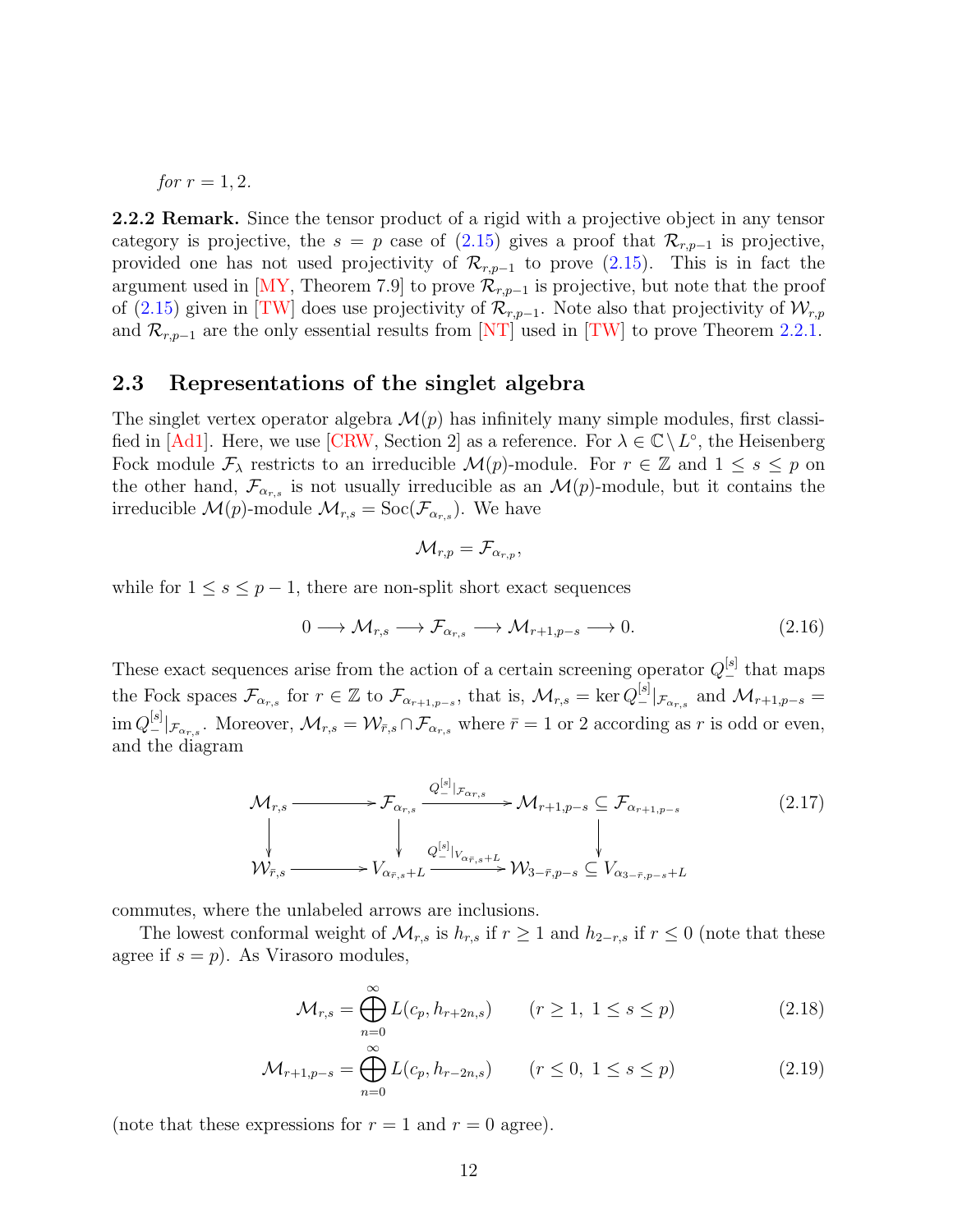*for* $r = 1, 2$.

**2.2.2 Remark.** Since the tensor product of a rigid with a projective object in any tensor category is projective, the $s = p$ case of (2.15) gives a proof that $\mathcal{R}_{r,p-1}$ is projective, provided one has not used projectivity of $\mathcal{R}_{r,p-1}$ to prove (2.15). This is in fact the argument used in [MY, Theorem 7.9] to prove $\mathcal{R}_{r,p-1}$ is projective, but note that the proof of (2.15) given in [TW] does use projectivity of $\mathcal{R}_{r,p-1}$. Note also that projectivity of $\mathcal{W}_{r,p}$ and $\mathcal{R}_{r,p-1}$ are the only essential results from [NT] used in [TW] to prove Theorem 2.2.1.

## 2.3 Representations of the singlet algebra

The singlet vertex operator algebra $\mathcal{M}(p)$ has infinitely many simple modules, first classified in [Ad1]. Here, we use [CRW, Section 2] as a reference. For $\lambda \in \mathbb{C} \setminus L^\circ$, the Heisenberg Fock module $\mathcal{F}_\lambda$ restricts to an irreducible $\mathcal{M}(p)$-module. For $r \in \mathbb{Z}$ and $1 \leq s \leq p$ on the other hand, $\mathcal{F}_{\alpha_{r,s}}$ is not usually irreducible as an $\mathcal{M}(p)$-module, but it contains the irreducible $\mathcal{M}(p)$-module $\mathcal{M}_{r,s} = \mathrm{Soc}(\mathcal{F}_{\alpha_{r,s}})$. We have

$$\mathcal{M}_{r,p} = \mathcal{F}_{\alpha_{r,p}},$$

while for $1 \leq s \leq p-1$, there are non-split short exact sequences

$$0 \longrightarrow \mathcal{M}_{r,s} \longrightarrow \mathcal{F}_{\alpha_{r,s}} \longrightarrow \mathcal{M}_{r+1,p-s} \longrightarrow 0. \tag{2.16}$$

These exact sequences arise from the action of a certain screening operator $Q_-^{[s]}$ that maps the Fock spaces $\mathcal{F}_{\alpha_{r,s}}$ for $r \in \mathbb{Z}$ to $\mathcal{F}_{\alpha_{r+1,p-s}}$, that is, $\mathcal{M}_{r,s} = \ker Q_-^{[s]}|_{\mathcal{F}_{\alpha_{r,s}}}$ and $\mathcal{M}_{r+1,p-s} = \operatorname{im} Q_-^{[s]}|_{\mathcal{F}_{\alpha_{r,s}}}$. Moreover, $\mathcal{M}_{r,s} = \mathcal{W}_{\bar{r},s} \cap \mathcal{F}_{\alpha_{r,s}}$ where $\bar{r} = 1$ or $2$ according as $r$ is odd or even, and the diagram

$$\begin{array}{ccccc}
\mathcal{M}_{r,s} & \longrightarrow & \mathcal{F}_{\alpha_{r,s}} & \xrightarrow{Q_-^{[s]}|_{\mathcal{F}_{\alpha_{r,s}}}} & \mathcal{M}_{r+1,p-s} \subseteq \mathcal{F}_{\alpha_{r+1,p-s}} \\
\downarrow & & \downarrow & & \downarrow \\
\mathcal{W}_{\bar{r},s} & \longrightarrow & V_{\alpha_{\bar{r},s}+L} & \xrightarrow{Q_-^{[s]}|_{V_{\alpha_{\bar{r},s}+L}}} & \mathcal{W}_{3-\bar{r},p-s} \subseteq V_{\alpha_{3-\bar{r},p-s}+L}
\end{array} \tag{2.17}$$

commutes, where the unlabeled arrows are inclusions.

The lowest conformal weight of $\mathcal{M}_{r,s}$ is $h_{r,s}$ if $r \geq 1$ and $h_{2-r,s}$ if $r \leq 0$ (note that these agree if $s = p$). As Virasoro modules,

$$\mathcal{M}_{r,s} = \bigoplus_{n=0}^{\infty} L(c_p, h_{r+2n,s}) \qquad (r \geq 1,\ 1 \leq s \leq p) \tag{2.18}$$

$$\mathcal{M}_{r+1,p-s} = \bigoplus_{n=0}^{\infty} L(c_p, h_{r-2n,s}) \qquad (r \leq 0,\ 1 \leq s \leq p) \tag{2.19}$$

(note that these expressions for $r = 1$ and $r = 0$ agree).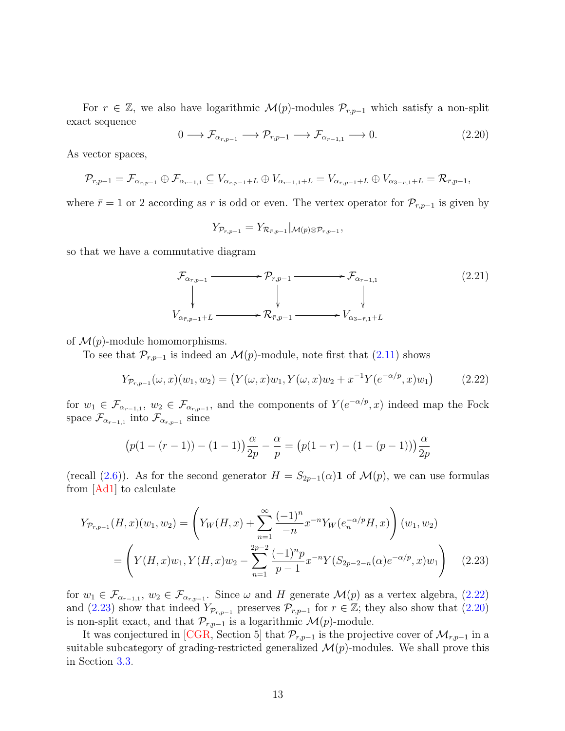For $r \in \mathbb{Z}$, we also have logarithmic $\mathcal{M}(p)$-modules $\mathcal{P}_{r,p-1}$ which satisfy a non-split exact sequence

$$0 \longrightarrow \mathcal{F}_{\alpha_{r,p-1}} \longrightarrow \mathcal{P}_{r,p-1} \longrightarrow \mathcal{F}_{\alpha_{r-1,1}} \longrightarrow 0. \tag{2.20}$$

As vector spaces,

$$\mathcal{P}_{r,p-1} = \mathcal{F}_{\alpha_{r,p-1}} \oplus \mathcal{F}_{\alpha_{r-1,1}} \subseteq V_{\alpha_{r,p-1}+L} \oplus V_{\alpha_{r-1,1}+L} = V_{\alpha_{\bar{r},p-1}+L} \oplus V_{\alpha_{3-\bar{r},1}+L} = \mathcal{R}_{\bar{r},p-1},$$

where $\bar{r} = 1$ or $2$ according as $r$ is odd or even. The vertex operator for $\mathcal{P}_{r,p-1}$ is given by

$$Y_{\mathcal{P}_{r,p-1}} = Y_{\mathcal{R}_{\bar{r},p-1}}|_{\mathcal{M}(p)\otimes\mathcal{P}_{r,p-1}},$$

so that we have a commutative diagram

$$\begin{array}{ccccc} \mathcal{F}_{\alpha_{r,p-1}} & \longrightarrow & \mathcal{P}_{r,p-1} & \longrightarrow & \mathcal{F}_{\alpha_{r-1,1}} \\ \downarrow & & \downarrow & & \downarrow \\ V_{\alpha_{\bar{r},p-1}+L} & \longrightarrow & \mathcal{R}_{\bar{r},p-1} & \longrightarrow & V_{\alpha_{3-\bar{r},1}+L} \end{array} \tag{2.21}$$

of $\mathcal{M}(p)$-module homomorphisms.

To see that $\mathcal{P}_{r,p-1}$ is indeed an $\mathcal{M}(p)$-module, note first that (2.11) shows

$$Y_{\mathcal{P}_{r,p-1}}(\omega, x)(w_1, w_2) = \big(Y(\omega, x)w_1, Y(\omega, x)w_2 + x^{-1}Y(e^{-\alpha/p}, x)w_1\big) \tag{2.22}$$

for $w_1 \in \mathcal{F}_{\alpha_{r-1,1}}$, $w_2 \in \mathcal{F}_{\alpha_{r,p-1}}$, and the components of $Y(e^{-\alpha/p}, x)$ indeed map the Fock space $\mathcal{F}_{\alpha_{r-1,1}}$ into $\mathcal{F}_{\alpha_{r,p-1}}$ since

$$\big(p(1-(r-1)) - (1-1)\big)\frac{\alpha}{2p} - \frac{\alpha}{p} = \big(p(1-r) - (1-(p-1))\big)\frac{\alpha}{2p}$$

(recall (2.6)). As for the second generator $H = S_{2p-1}(\alpha)\mathbf{1}$ of $\mathcal{M}(p)$, we can use formulas from [Ad1] to calculate

$$\begin{aligned} Y_{\mathcal{P}_{r,p-1}}(H, x)(w_1, w_2) &= \left(Y_W(H, x) + \sum_{n=1}^{\infty} \frac{(-1)^n}{-n} x^{-n} Y_W(e_n^{-\alpha/p}H, x)\right)(w_1, w_2) \\ &= \left(Y(H, x)w_1, Y(H, x)w_2 - \sum_{n=1}^{2p-2} \frac{(-1)^n p}{p-1} x^{-n} Y(S_{2p-2-n}(\alpha)e^{-\alpha/p}, x)w_1\right) \end{aligned} \tag{2.23}$$

for $w_1 \in \mathcal{F}_{\alpha_{r-1,1}}$, $w_2 \in \mathcal{F}_{\alpha_{r,p-1}}$. Since $\omega$ and $H$ generate $\mathcal{M}(p)$ as a vertex algebra, (2.22) and (2.23) show that indeed $Y_{\mathcal{P}_{r,p-1}}$ preserves $\mathcal{P}_{r,p-1}$ for $r \in \mathbb{Z}$; they also show that (2.20) is non-split exact, and that $\mathcal{P}_{r,p-1}$ is a logarithmic $\mathcal{M}(p)$-module.

It was conjectured in [CGR, Section 5] that $\mathcal{P}_{r,p-1}$ is the projective cover of $\mathcal{M}_{r,p-1}$ in a suitable subcategory of grading-restricted generalized $\mathcal{M}(p)$-modules. We shall prove this in Section 3.3.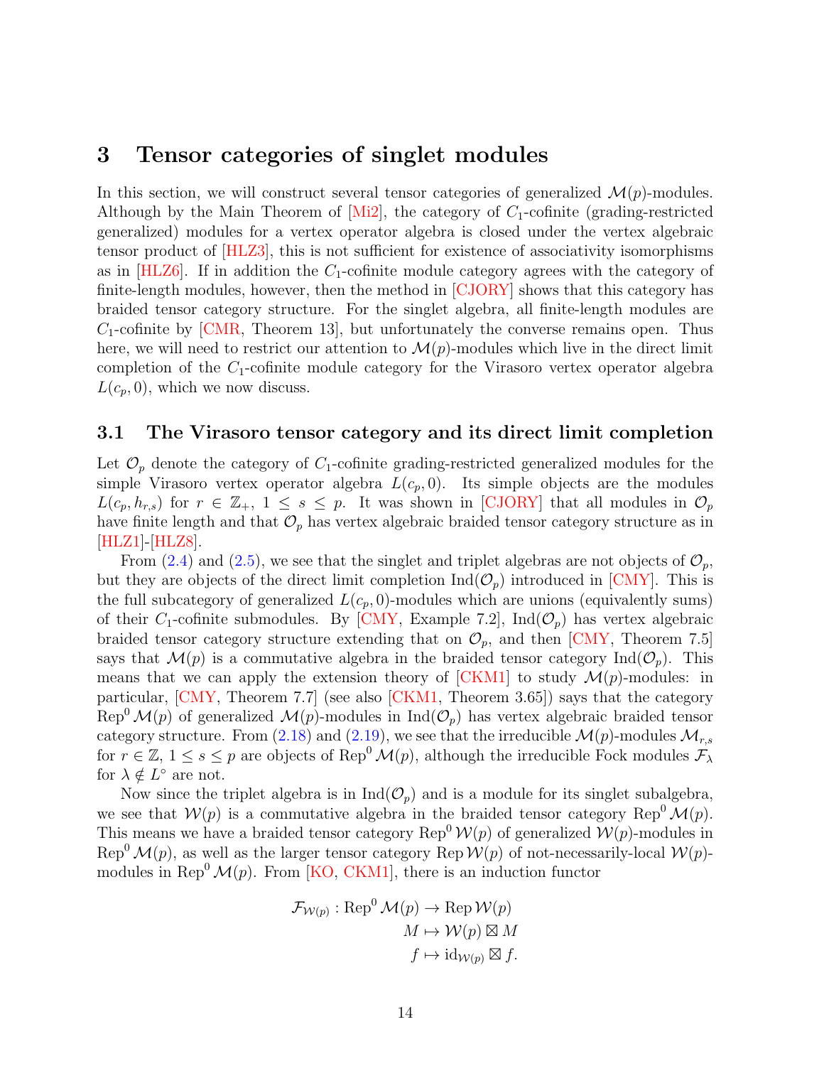# 3 Tensor categories of singlet modules

In this section, we will construct several tensor categories of generalized $\mathcal{M}(p)$-modules. Although by the Main Theorem of [Mi2], the category of $C_1$-cofinite (grading-restricted generalized) modules for a vertex operator algebra is closed under the vertex algebraic tensor product of [HLZ3], this is not sufficient for existence of associativity isomorphisms as in [HLZ6]. If in addition the $C_1$-cofinite module category agrees with the category of finite-length modules, however, then the method in [CJORY] shows that this category has braided tensor category structure. For the singlet algebra, all finite-length modules are $C_1$-cofinite by [CMR, Theorem 13], but unfortunately the converse remains open. Thus here, we will need to restrict our attention to $\mathcal{M}(p)$-modules which live in the direct limit completion of the $C_1$-cofinite module category for the Virasoro vertex operator algebra $L(c_p, 0)$, which we now discuss.

## 3.1 The Virasoro tensor category and its direct limit completion

Let $\mathcal{O}_p$ denote the category of $C_1$-cofinite grading-restricted generalized modules for the simple Virasoro vertex operator algebra $L(c_p, 0)$. Its simple objects are the modules $L(c_p, h_{r,s})$ for $r \in \mathbb{Z}_+$, $1 \leq s \leq p$. It was shown in [CJORY] that all modules in $\mathcal{O}_p$ have finite length and that $\mathcal{O}_p$ has vertex algebraic braided tensor category structure as in [HLZ1]-[HLZ8].

From (2.4) and (2.5), we see that the singlet and triplet algebras are not objects of $\mathcal{O}_p$, but they are objects of the direct limit completion $\mathrm{Ind}(\mathcal{O}_p)$ introduced in [CMY]. This is the full subcategory of generalized $L(c_p, 0)$-modules which are unions (equivalently sums) of their $C_1$-cofinite submodules. By [CMY, Example 7.2], $\mathrm{Ind}(\mathcal{O}_p)$ has vertex algebraic braided tensor category structure extending that on $\mathcal{O}_p$, and then [CMY, Theorem 7.5] says that $\mathcal{M}(p)$ is a commutative algebra in the braided tensor category $\mathrm{Ind}(\mathcal{O}_p)$. This means that we can apply the extension theory of [CKM1] to study $\mathcal{M}(p)$-modules: in particular, [CMY, Theorem 7.7] (see also [CKM1, Theorem 3.65]) says that the category $\mathrm{Rep}^0\,\mathcal{M}(p)$ of generalized $\mathcal{M}(p)$-modules in $\mathrm{Ind}(\mathcal{O}_p)$ has vertex algebraic braided tensor category structure. From (2.18) and (2.19), we see that the irreducible $\mathcal{M}(p)$-modules $\mathcal{M}_{r,s}$ for $r \in \mathbb{Z}$, $1 \leq s \leq p$ are objects of $\mathrm{Rep}^0\,\mathcal{M}(p)$, although the irreducible Fock modules $\mathcal{F}_\lambda$ for $\lambda \notin L^\circ$ are not.

Now since the triplet algebra is in $\mathrm{Ind}(\mathcal{O}_p)$ and is a module for its singlet subalgebra, we see that $\mathcal{W}(p)$ is a commutative algebra in the braided tensor category $\mathrm{Rep}^0\,\mathcal{M}(p)$. This means we have a braided tensor category $\mathrm{Rep}^0\,\mathcal{W}(p)$ of generalized $\mathcal{W}(p)$-modules in $\mathrm{Rep}^0\,\mathcal{M}(p)$, as well as the larger tensor category $\mathrm{Rep}\,\mathcal{W}(p)$ of not-necessarily-local $\mathcal{W}(p)$-modules in $\mathrm{Rep}^0\,\mathcal{M}(p)$. From [KO, CKM1], there is an induction functor

$$
\begin{aligned}
\mathcal{F}_{\mathcal{W}(p)} : \mathrm{Rep}^0\,\mathcal{M}(p) &\to \mathrm{Rep}\,\mathcal{W}(p) \\
M &\mapsto \mathcal{W}(p) \boxtimes M \\
f &\mapsto \mathrm{id}_{\mathcal{W}(p)} \boxtimes f.
\end{aligned}
$$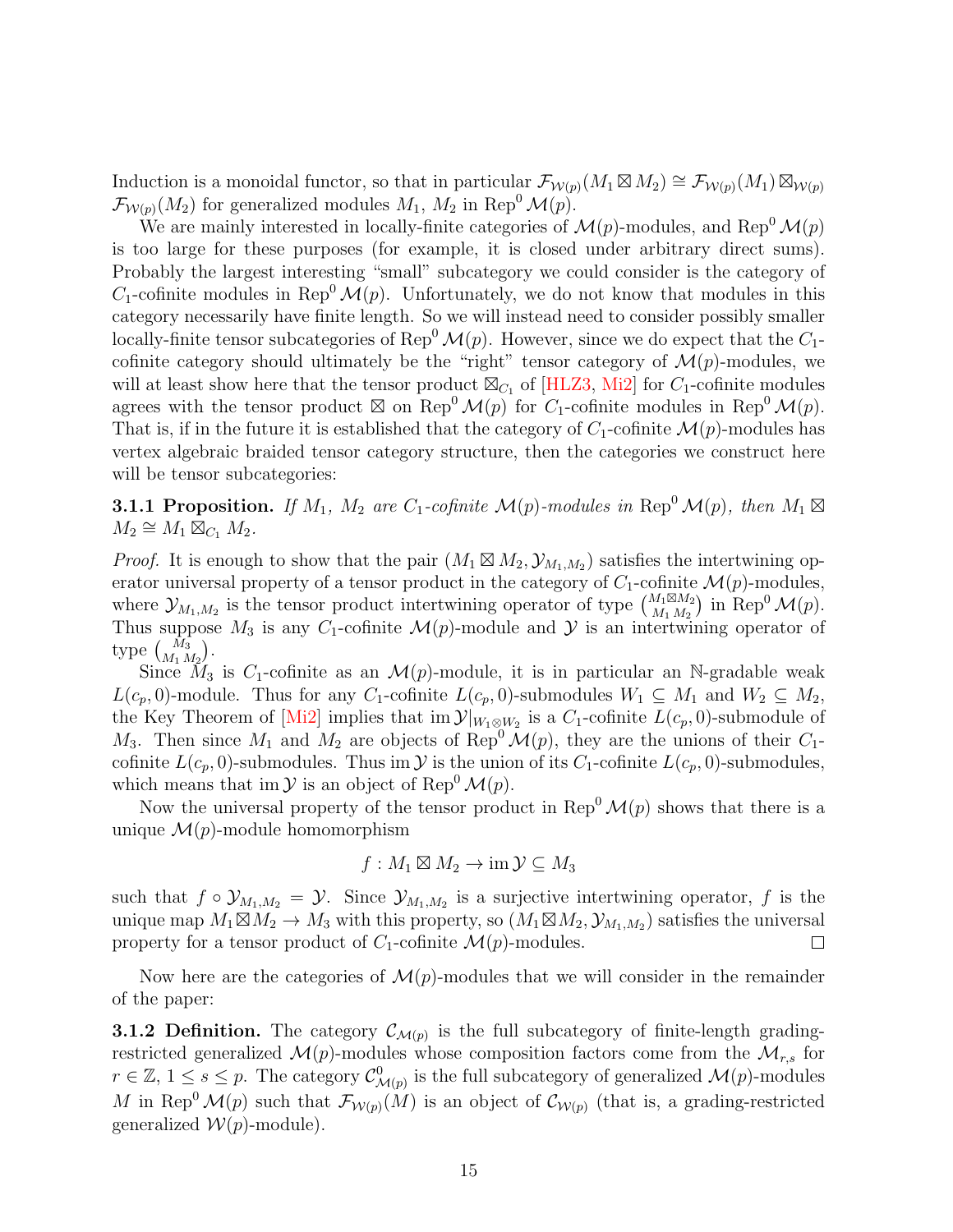Induction is a monoidal functor, so that in particular $\mathcal{F}_{\mathcal{W}(p)}(M_1 \boxtimes M_2) \cong \mathcal{F}_{\mathcal{W}(p)}(M_1) \boxtimes_{\mathcal{W}(p)} \mathcal{F}_{\mathcal{W}(p)}(M_2)$ for generalized modules $M_1$, $M_2$ in $\mathrm{Rep}^0\,\mathcal{M}(p)$.

We are mainly interested in locally-finite categories of $\mathcal{M}(p)$-modules, and $\mathrm{Rep}^0\,\mathcal{M}(p)$ is too large for these purposes (for example, it is closed under arbitrary direct sums). Probably the largest interesting "small" subcategory we could consider is the category of $C_1$-cofinite modules in $\mathrm{Rep}^0\,\mathcal{M}(p)$. Unfortunately, we do not know that modules in this category necessarily have finite length. So we will instead need to consider possibly smaller locally-finite tensor subcategories of $\mathrm{Rep}^0\,\mathcal{M}(p)$. However, since we do expect that the $C_1$-cofinite category should ultimately be the "right" tensor category of $\mathcal{M}(p)$-modules, we will at least show here that the tensor product $\boxtimes_{C_1}$ of [HLZ3, Mi2] for $C_1$-cofinite modules agrees with the tensor product $\boxtimes$ on $\mathrm{Rep}^0\,\mathcal{M}(p)$ for $C_1$-cofinite modules in $\mathrm{Rep}^0\,\mathcal{M}(p)$. That is, if in the future it is established that the category of $C_1$-cofinite $\mathcal{M}(p)$-modules has vertex algebraic braided tensor category structure, then the categories we construct here will be tensor subcategories:

**3.1.1 Proposition.** *If $M_1$, $M_2$ are $C_1$-cofinite $\mathcal{M}(p)$-modules in $\mathrm{Rep}^0\,\mathcal{M}(p)$, then $M_1 \boxtimes M_2 \cong M_1 \boxtimes_{C_1} M_2$.*

*Proof.* It is enough to show that the pair $(M_1 \boxtimes M_2, \mathcal{Y}_{M_1,M_2})$ satisfies the intertwining operator universal property of a tensor product in the category of $C_1$-cofinite $\mathcal{M}(p)$-modules, where $\mathcal{Y}_{M_1,M_2}$ is the tensor product intertwining operator of type $\binom{M_1\boxtimes M_2}{M_1\, M_2}$ in $\mathrm{Rep}^0\,\mathcal{M}(p)$. Thus suppose $M_3$ is any $C_1$-cofinite $\mathcal{M}(p)$-module and $\mathcal{Y}$ is an intertwining operator of type $\binom{M_3}{M_1\, M_2}$.

Since $M_3$ is $C_1$-cofinite as an $\mathcal{M}(p)$-module, it is in particular an $\mathbb{N}$-gradable weak $L(c_p, 0)$-module. Thus for any $C_1$-cofinite $L(c_p, 0)$-submodules $W_1 \subseteq M_1$ and $W_2 \subseteq M_2$, the Key Theorem of [Mi2] implies that $\mathrm{im}\,\mathcal{Y}|_{W_1 \otimes W_2}$ is a $C_1$-cofinite $L(c_p, 0)$-submodule of $M_3$. Then since $M_1$ and $M_2$ are objects of $\mathrm{Rep}^0\,\mathcal{M}(p)$, they are the unions of their $C_1$-cofinite $L(c_p, 0)$-submodules. Thus $\mathrm{im}\,\mathcal{Y}$ is the union of its $C_1$-cofinite $L(c_p, 0)$-submodules, which means that $\mathrm{im}\,\mathcal{Y}$ is an object of $\mathrm{Rep}^0\,\mathcal{M}(p)$.

Now the universal property of the tensor product in $\mathrm{Rep}^0\,\mathcal{M}(p)$ shows that there is a unique $\mathcal{M}(p)$-module homomorphism

$$f : M_1 \boxtimes M_2 \to \mathrm{im}\,\mathcal{Y} \subseteq M_3$$

such that $f \circ \mathcal{Y}_{M_1,M_2} = \mathcal{Y}$. Since $\mathcal{Y}_{M_1,M_2}$ is a surjective intertwining operator, $f$ is the unique map $M_1 \boxtimes M_2 \to M_3$ with this property, so $(M_1 \boxtimes M_2, \mathcal{Y}_{M_1,M_2})$ satisfies the universal property for a tensor product of $C_1$-cofinite $\mathcal{M}(p)$-modules. $\square$

Now here are the categories of $\mathcal{M}(p)$-modules that we will consider in the remainder of the paper:

**3.1.2 Definition.** The category $\mathcal{C}_{\mathcal{M}(p)}$ is the full subcategory of finite-length grading-restricted generalized $\mathcal{M}(p)$-modules whose composition factors come from the $\mathcal{M}_{r,s}$ for $r \in \mathbb{Z}$, $1 \leq s \leq p$. The category $\mathcal{C}^0_{\mathcal{M}(p)}$ is the full subcategory of generalized $\mathcal{M}(p)$-modules $M$ in $\mathrm{Rep}^0\,\mathcal{M}(p)$ such that $\mathcal{F}_{\mathcal{W}(p)}(M)$ is an object of $\mathcal{C}_{\mathcal{W}(p)}$ (that is, a grading-restricted generalized $\mathcal{W}(p)$-module).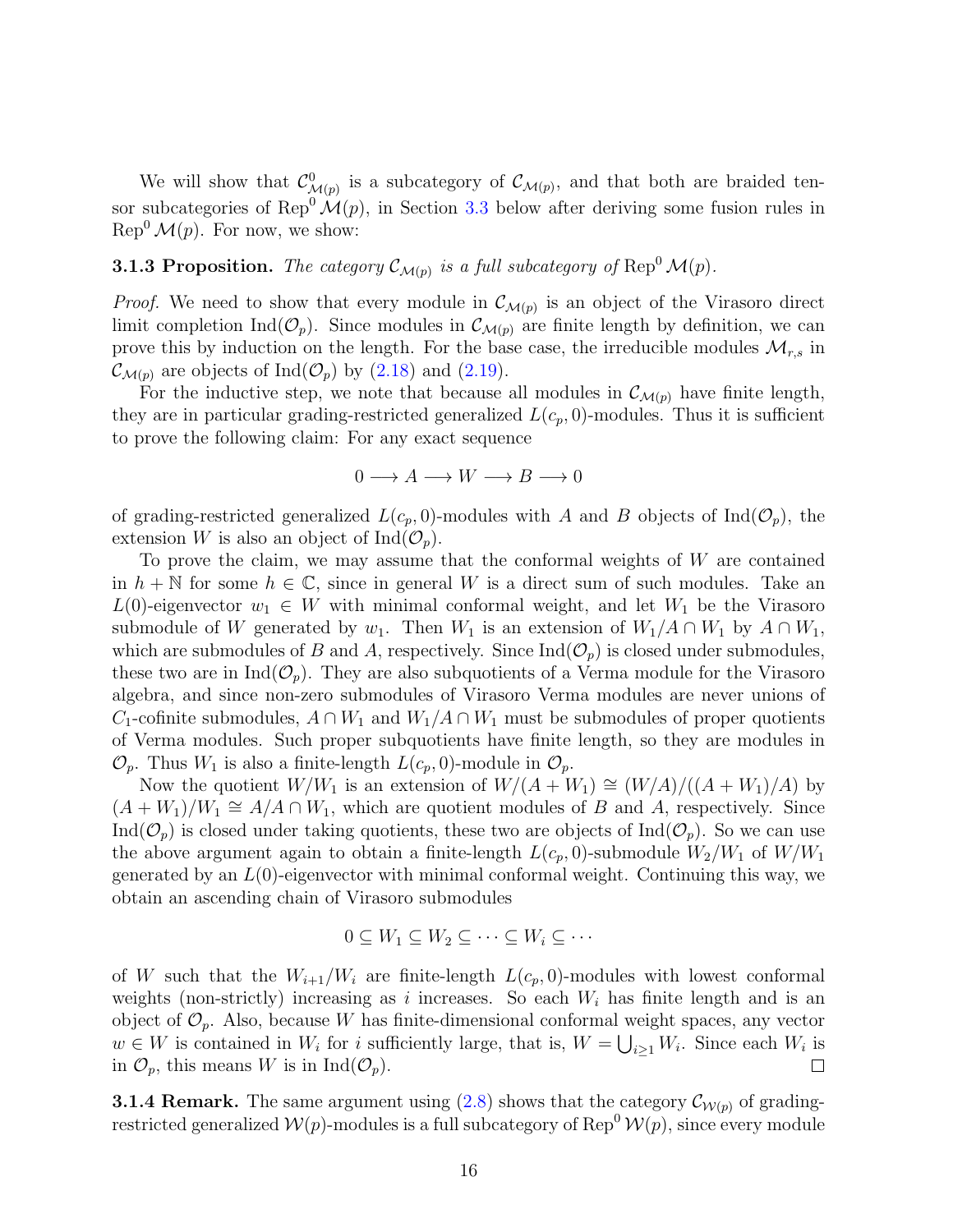We will show that $\mathcal{C}^0_{\mathcal{M}(p)}$ is a subcategory of $\mathcal{C}_{\mathcal{M}(p)}$, and that both are braided tensor subcategories of $\mathrm{Rep}^0\,\mathcal{M}(p)$, in Section 3.3 below after deriving some fusion rules in $\mathrm{Rep}^0\,\mathcal{M}(p)$. For now, we show:

**3.1.3 Proposition.** *The category $\mathcal{C}_{\mathcal{M}(p)}$ is a full subcategory of $\mathrm{Rep}^0\,\mathcal{M}(p)$.*

*Proof.* We need to show that every module in $\mathcal{C}_{\mathcal{M}(p)}$ is an object of the Virasoro direct limit completion $\mathrm{Ind}(\mathcal{O}_p)$. Since modules in $\mathcal{C}_{\mathcal{M}(p)}$ are finite length by definition, we can prove this by induction on the length. For the base case, the irreducible modules $\mathcal{M}_{r,s}$ in $\mathcal{C}_{\mathcal{M}(p)}$ are objects of $\mathrm{Ind}(\mathcal{O}_p)$ by (2.18) and (2.19).

For the inductive step, we note that because all modules in $\mathcal{C}_{\mathcal{M}(p)}$ have finite length, they are in particular grading-restricted generalized $L(c_p, 0)$-modules. Thus it is sufficient to prove the following claim: For any exact sequence

$$0 \longrightarrow A \longrightarrow W \longrightarrow B \longrightarrow 0$$

of grading-restricted generalized $L(c_p, 0)$-modules with $A$ and $B$ objects of $\mathrm{Ind}(\mathcal{O}_p)$, the extension $W$ is also an object of $\mathrm{Ind}(\mathcal{O}_p)$.

To prove the claim, we may assume that the conformal weights of $W$ are contained in $h + \mathbb{N}$ for some $h \in \mathbb{C}$, since in general $W$ is a direct sum of such modules. Take an $L(0)$-eigenvector $w_1 \in W$ with minimal conformal weight, and let $W_1$ be the Virasoro submodule of $W$ generated by $w_1$. Then $W_1$ is an extension of $W_1/A \cap W_1$ by $A \cap W_1$, which are submodules of $B$ and $A$, respectively. Since $\mathrm{Ind}(\mathcal{O}_p)$ is closed under submodules, these two are in $\mathrm{Ind}(\mathcal{O}_p)$. They are also subquotients of a Verma module for the Virasoro algebra, and since non-zero submodules of Virasoro Verma modules are never unions of $C_1$-cofinite submodules, $A \cap W_1$ and $W_1/A \cap W_1$ must be submodules of proper quotients of Verma modules. Such proper subquotients have finite length, so they are modules in $\mathcal{O}_p$. Thus $W_1$ is also a finite-length $L(c_p, 0)$-module in $\mathcal{O}_p$.

Now the quotient $W/W_1$ is an extension of $W/(A + W_1) \cong (W/A)/((A + W_1)/A)$ by $(A + W_1)/W_1 \cong A/A \cap W_1$, which are quotient modules of $B$ and $A$, respectively. Since $\mathrm{Ind}(\mathcal{O}_p)$ is closed under taking quotients, these two are objects of $\mathrm{Ind}(\mathcal{O}_p)$. So we can use the above argument again to obtain a finite-length $L(c_p, 0)$-submodule $W_2/W_1$ of $W/W_1$ generated by an $L(0)$-eigenvector with minimal conformal weight. Continuing this way, we obtain an ascending chain of Virasoro submodules

$$0 \subseteq W_1 \subseteq W_2 \subseteq \cdots \subseteq W_i \subseteq \cdots$$

of $W$ such that the $W_{i+1}/W_i$ are finite-length $L(c_p, 0)$-modules with lowest conformal weights (non-strictly) increasing as $i$ increases. So each $W_i$ has finite length and is an object of $\mathcal{O}_p$. Also, because $W$ has finite-dimensional conformal weight spaces, any vector $w \in W$ is contained in $W_i$ for $i$ sufficiently large, that is, $W = \bigcup_{i \geq 1} W_i$. Since each $W_i$ is in $\mathcal{O}_p$, this means $W$ is in $\mathrm{Ind}(\mathcal{O}_p)$. $\square$

**3.1.4 Remark.** The same argument using (2.8) shows that the category $\mathcal{C}_{\mathcal{W}(p)}$ of grading-restricted generalized $\mathcal{W}(p)$-modules is a full subcategory of $\mathrm{Rep}^0\,\mathcal{W}(p)$, since every module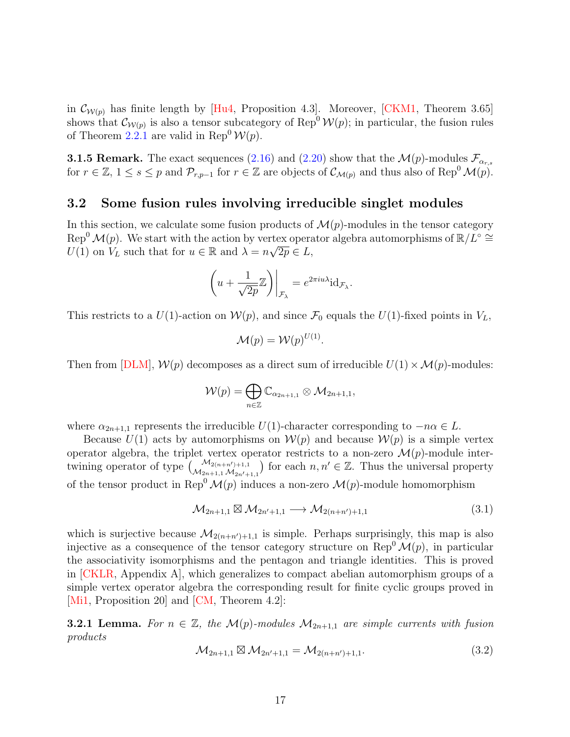in $\mathcal{C}_{\mathcal{W}(p)}$ has finite length by [Hu4, Proposition 4.3]. Moreover, [CKM1, Theorem 3.65] shows that $\mathcal{C}_{\mathcal{W}(p)}$ is also a tensor subcategory of $\mathrm{Rep}^0\,\mathcal{W}(p)$; in particular, the fusion rules of Theorem 2.2.1 are valid in $\mathrm{Rep}^0\,\mathcal{W}(p)$.

**3.1.5 Remark.** The exact sequences (2.16) and (2.20) show that the $\mathcal{M}(p)$-modules $\mathcal{F}_{\alpha_{r,s}}$ for $r \in \mathbb{Z}$, $1 \leq s \leq p$ and $\mathcal{P}_{r,p-1}$ for $r \in \mathbb{Z}$ are objects of $\mathcal{C}_{\mathcal{M}(p)}$ and thus also of $\mathrm{Rep}^0\,\mathcal{M}(p)$.

## 3.2 Some fusion rules involving irreducible singlet modules

In this section, we calculate some fusion products of $\mathcal{M}(p)$-modules in the tensor category $\mathrm{Rep}^0\,\mathcal{M}(p)$. We start with the action by vertex operator algebra automorphisms of $\mathbb{R}/L^\circ \cong U(1)$ on $V_L$ such that for $u \in \mathbb{R}$ and $\lambda = n\sqrt{2p} \in L$,

$$\left(u + \frac{1}{\sqrt{2p}}\mathbb{Z}\right)\bigg|_{\mathcal{F}_\lambda} = e^{2\pi i u\lambda}\mathrm{id}_{\mathcal{F}_\lambda}.$$

This restricts to a $U(1)$-action on $\mathcal{W}(p)$, and since $\mathcal{F}_0$ equals the $U(1)$-fixed points in $V_L$,

$$\mathcal{M}(p) = \mathcal{W}(p)^{U(1)}.$$

Then from [DLM], $\mathcal{W}(p)$ decomposes as a direct sum of irreducible $U(1) \times \mathcal{M}(p)$-modules:

$$\mathcal{W}(p) = \bigoplus_{n\in\mathbb{Z}} \mathbb{C}_{\alpha_{2n+1,1}} \otimes \mathcal{M}_{2n+1,1},$$

where $\alpha_{2n+1,1}$ represents the irreducible $U(1)$-character corresponding to $-n\alpha \in L$.

Because $U(1)$ acts by automorphisms on $\mathcal{W}(p)$ and because $\mathcal{W}(p)$ is a simple vertex operator algebra, the triplet vertex operator restricts to a non-zero $\mathcal{M}(p)$-module intertwining operator of type $\binom{\mathcal{M}_{2(n+n')+1,1}}{\mathcal{M}_{2n+1,1}\,\mathcal{M}_{2n'+1,1}}$ for each $n, n' \in \mathbb{Z}$. Thus the universal property of the tensor product in $\mathrm{Rep}^0\,\mathcal{M}(p)$ induces a non-zero $\mathcal{M}(p)$-module homomorphism

$$\mathcal{M}_{2n+1,1} \boxtimes \mathcal{M}_{2n'+1,1} \longrightarrow \mathcal{M}_{2(n+n')+1,1} \tag{3.1}$$

which is surjective because $\mathcal{M}_{2(n+n')+1,1}$ is simple. Perhaps surprisingly, this map is also injective as a consequence of the tensor category structure on $\mathrm{Rep}^0\,\mathcal{M}(p)$, in particular the associativity isomorphisms and the pentagon and triangle identities. This is proved in [CKLR, Appendix A], which generalizes to compact abelian automorphism groups of a simple vertex operator algebra the corresponding result for finite cyclic groups proved in [Mi1, Proposition 20] and [CM, Theorem 4.2]:

**3.2.1 Lemma.** *For $n \in \mathbb{Z}$, the $\mathcal{M}(p)$-modules $\mathcal{M}_{2n+1,1}$ are simple currents with fusion products*

$$\mathcal{M}_{2n+1,1} \boxtimes \mathcal{M}_{2n'+1,1} = \mathcal{M}_{2(n+n')+1,1}. \tag{3.2}$$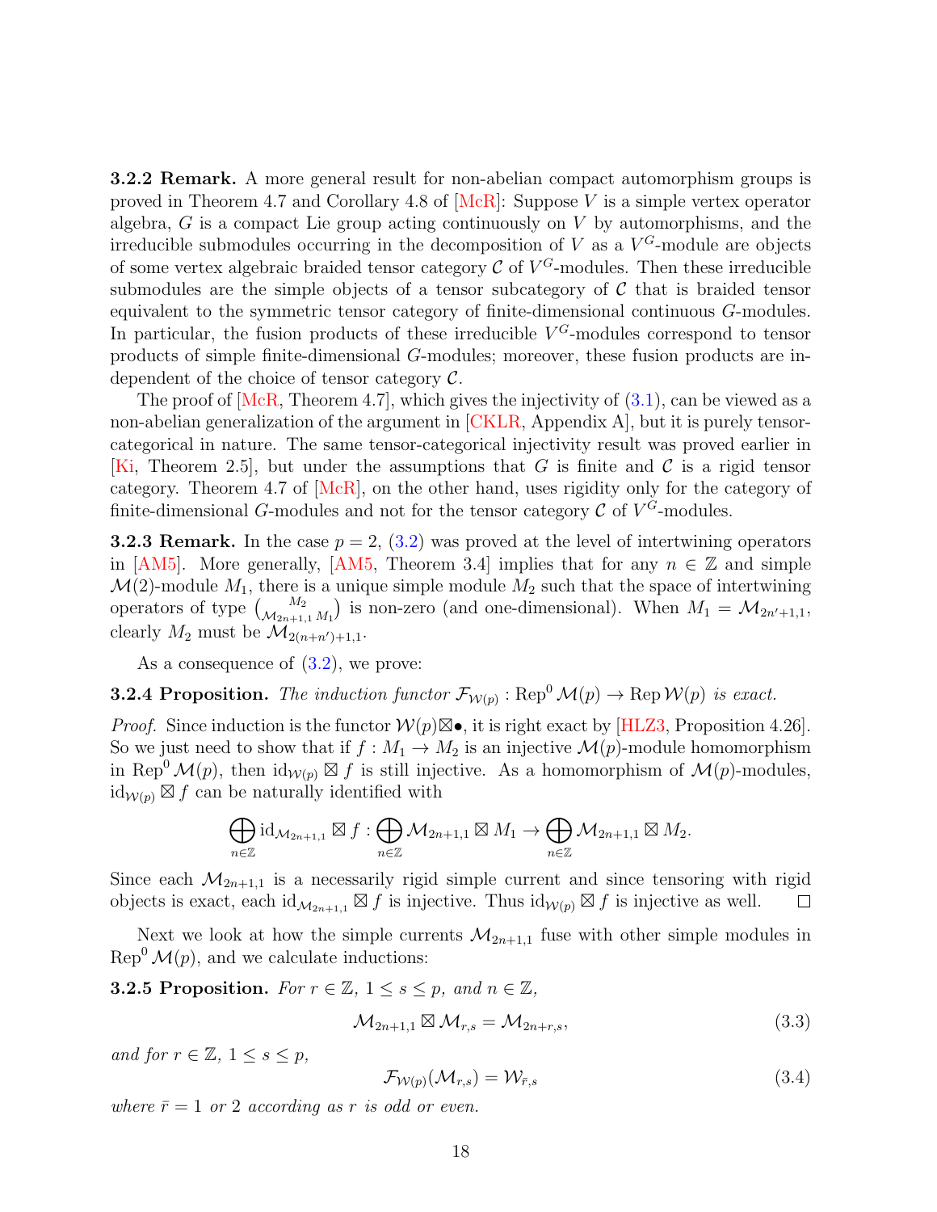**3.2.2 Remark.** A more general result for non-abelian compact automorphism groups is proved in Theorem 4.7 and Corollary 4.8 of [McR]: Suppose $V$ is a simple vertex operator algebra, $G$ is a compact Lie group acting continuously on $V$ by automorphisms, and the irreducible submodules occurring in the decomposition of $V$ as a $V^G$-module are objects of some vertex algebraic braided tensor category $\mathcal{C}$ of $V^G$-modules. Then these irreducible submodules are the simple objects of a tensor subcategory of $\mathcal{C}$ that is braided tensor equivalent to the symmetric tensor category of finite-dimensional continuous $G$-modules. In particular, the fusion products of these irreducible $V^G$-modules correspond to tensor products of simple finite-dimensional $G$-modules; moreover, these fusion products are independent of the choice of tensor category $\mathcal{C}$.

The proof of [McR, Theorem 4.7], which gives the injectivity of (3.1), can be viewed as a non-abelian generalization of the argument in [CKLR, Appendix A], but it is purely tensor-categorical in nature. The same tensor-categorical injectivity result was proved earlier in [Ki, Theorem 2.5], but under the assumptions that $G$ is finite and $\mathcal{C}$ is a rigid tensor category. Theorem 4.7 of [McR], on the other hand, uses rigidity only for the category of finite-dimensional $G$-modules and not for the tensor category $\mathcal{C}$ of $V^G$-modules.

**3.2.3 Remark.** In the case $p = 2$, (3.2) was proved at the level of intertwining operators in [AM5]. More generally, [AM5, Theorem 3.4] implies that for any $n \in \mathbb{Z}$ and simple $\mathcal{M}(2)$-module $M_1$, there is a unique simple module $M_2$ such that the space of intertwining operators of type $\binom{M_2}{\mathcal{M}_{2n+1,1}\, M_1}$ is non-zero (and one-dimensional). When $M_1 = \mathcal{M}_{2n'+1,1}$, clearly $M_2$ must be $\mathcal{M}_{2(n+n')+1,1}$.

As a consequence of (3.2), we prove:

**3.2.4 Proposition.** *The induction functor $\mathcal{F}_{\mathcal{W}(p)} : \mathrm{Rep}^0\,\mathcal{M}(p) \to \mathrm{Rep}\,\mathcal{W}(p)$ is exact.*

*Proof.* Since induction is the functor $\mathcal{W}(p)\boxtimes\bullet$, it is right exact by [HLZ3, Proposition 4.26]. So we just need to show that if $f : M_1 \to M_2$ is an injective $\mathcal{M}(p)$-module homomorphism in $\mathrm{Rep}^0\,\mathcal{M}(p)$, then $\mathrm{id}_{\mathcal{W}(p)} \boxtimes f$ is still injective. As a homomorphism of $\mathcal{M}(p)$-modules, $\mathrm{id}_{\mathcal{W}(p)} \boxtimes f$ can be naturally identified with

$$\bigoplus_{n\in\mathbb{Z}} \mathrm{id}_{\mathcal{M}_{2n+1,1}} \boxtimes f : \bigoplus_{n\in\mathbb{Z}} \mathcal{M}_{2n+1,1} \boxtimes M_1 \to \bigoplus_{n\in\mathbb{Z}} \mathcal{M}_{2n+1,1} \boxtimes M_2.$$

Since each $\mathcal{M}_{2n+1,1}$ is a necessarily rigid simple current and since tensoring with rigid objects is exact, each $\mathrm{id}_{\mathcal{M}_{2n+1,1}} \boxtimes f$ is injective. Thus $\mathrm{id}_{\mathcal{W}(p)} \boxtimes f$ is injective as well. □

Next we look at how the simple currents $\mathcal{M}_{2n+1,1}$ fuse with other simple modules in $\mathrm{Rep}^0\,\mathcal{M}(p)$, and we calculate inductions:

**3.2.5 Proposition.** *For $r \in \mathbb{Z}$, $1 \leq s \leq p$, and $n \in \mathbb{Z}$,*

$$\mathcal{M}_{2n+1,1} \boxtimes \mathcal{M}_{r,s} = \mathcal{M}_{2n+r,s}, \tag{3.3}$$

*and for $r \in \mathbb{Z}$, $1 \leq s \leq p$,*

$$\mathcal{F}_{\mathcal{W}(p)}(\mathcal{M}_{r,s}) = \mathcal{W}_{\bar{r},s} \tag{3.4}$$

*where $\bar{r} = 1$ or $2$ according as $r$ is odd or even.*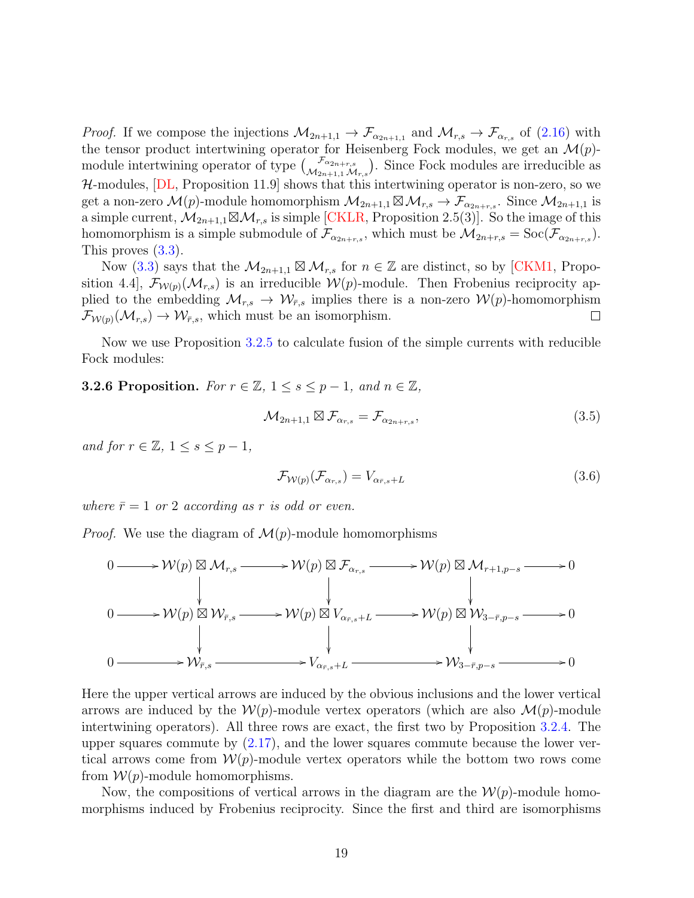*Proof.* If we compose the injections $\mathcal{M}_{2n+1,1} \to \mathcal{F}_{\alpha_{2n+1,1}}$ and $\mathcal{M}_{r,s} \to \mathcal{F}_{\alpha_{r,s}}$ of (2.16) with the tensor product intertwining operator for Heisenberg Fock modules, we get an $\mathcal{M}(p)$-module intertwining operator of type $\binom{\mathcal{F}_{\alpha_{2n+r,s}}}{\mathcal{M}_{2n+1,1}\,\mathcal{M}_{r,s}}$. Since Fock modules are irreducible as $\mathcal{H}$-modules, [DL, Proposition 11.9] shows that this intertwining operator is non-zero, so we get a non-zero $\mathcal{M}(p)$-module homomorphism $\mathcal{M}_{2n+1,1} \boxtimes \mathcal{M}_{r,s} \to \mathcal{F}_{\alpha_{2n+r,s}}$. Since $\mathcal{M}_{2n+1,1}$ is a simple current, $\mathcal{M}_{2n+1,1} \boxtimes \mathcal{M}_{r,s}$ is simple [CKLR, Proposition 2.5(3)]. So the image of this homomorphism is a simple submodule of $\mathcal{F}_{\alpha_{2n+r,s}}$, which must be $\mathcal{M}_{2n+r,s} = \mathrm{Soc}(\mathcal{F}_{\alpha_{2n+r,s}})$. This proves (3.3).

Now (3.3) says that the $\mathcal{M}_{2n+1,1} \boxtimes \mathcal{M}_{r,s}$ for $n \in \mathbb{Z}$ are distinct, so by [CKM1, Proposition 4.4], $\mathcal{F}_{\mathcal{W}(p)}(\mathcal{M}_{r,s})$ is an irreducible $\mathcal{W}(p)$-module. Then Frobenius reciprocity applied to the embedding $\mathcal{M}_{r,s} \to \mathcal{W}_{\bar{r},s}$ implies there is a non-zero $\mathcal{W}(p)$-homomorphism $\mathcal{F}_{\mathcal{W}(p)}(\mathcal{M}_{r,s}) \to \mathcal{W}_{\bar{r},s}$, which must be an isomorphism. $\square$

Now we use Proposition 3.2.5 to calculate fusion of the simple currents with reducible Fock modules:

**3.2.6 Proposition.** *For $r \in \mathbb{Z}$, $1 \leq s \leq p-1$, and $n \in \mathbb{Z}$,*

$$\mathcal{M}_{2n+1,1} \boxtimes \mathcal{F}_{\alpha_{r,s}} = \mathcal{F}_{\alpha_{2n+r,s}}, \tag{3.5}$$

*and for $r \in \mathbb{Z}$, $1 \leq s \leq p-1$,*

$$\mathcal{F}_{\mathcal{W}(p)}(\mathcal{F}_{\alpha_{r,s}}) = V_{\alpha_{\bar{r},s}+L} \tag{3.6}$$

*where $\bar{r} = 1$ or $2$ according as $r$ is odd or even.*

*Proof.* We use the diagram of $\mathcal{M}(p)$-module homomorphisms

$$\begin{array}{ccccccccc}
0 & \longrightarrow & \mathcal{W}(p) \boxtimes \mathcal{M}_{r,s} & \longrightarrow & \mathcal{W}(p) \boxtimes \mathcal{F}_{\alpha_{r,s}} & \longrightarrow & \mathcal{W}(p) \boxtimes \mathcal{M}_{r+1,p-s} & \longrightarrow & 0 \\
 & & \downarrow & & \downarrow & & \downarrow & & \\
0 & \longrightarrow & \mathcal{W}(p) \boxtimes \mathcal{W}_{\bar{r},s} & \longrightarrow & \mathcal{W}(p) \boxtimes V_{\alpha_{\bar{r},s}+L} & \longrightarrow & \mathcal{W}(p) \boxtimes \mathcal{W}_{3-\bar{r},p-s} & \longrightarrow & 0 \\
 & & \downarrow & & \downarrow & & \downarrow & & \\
0 & \longrightarrow & \mathcal{W}_{\bar{r},s} & \longrightarrow & V_{\alpha_{\bar{r},s}+L} & \longrightarrow & \mathcal{W}_{3-\bar{r},p-s} & \longrightarrow & 0
\end{array}$$

Here the upper vertical arrows are induced by the obvious inclusions and the lower vertical arrows are induced by the $\mathcal{W}(p)$-module vertex operators (which are also $\mathcal{M}(p)$-module intertwining operators). All three rows are exact, the first two by Proposition 3.2.4. The upper squares commute by (2.17), and the lower squares commute because the lower vertical arrows come from $\mathcal{W}(p)$-module vertex operators while the bottom two rows come from $\mathcal{W}(p)$-module homomorphisms.

Now, the compositions of vertical arrows in the diagram are the $\mathcal{W}(p)$-module homomorphisms induced by Frobenius reciprocity. Since the first and third are isomorphisms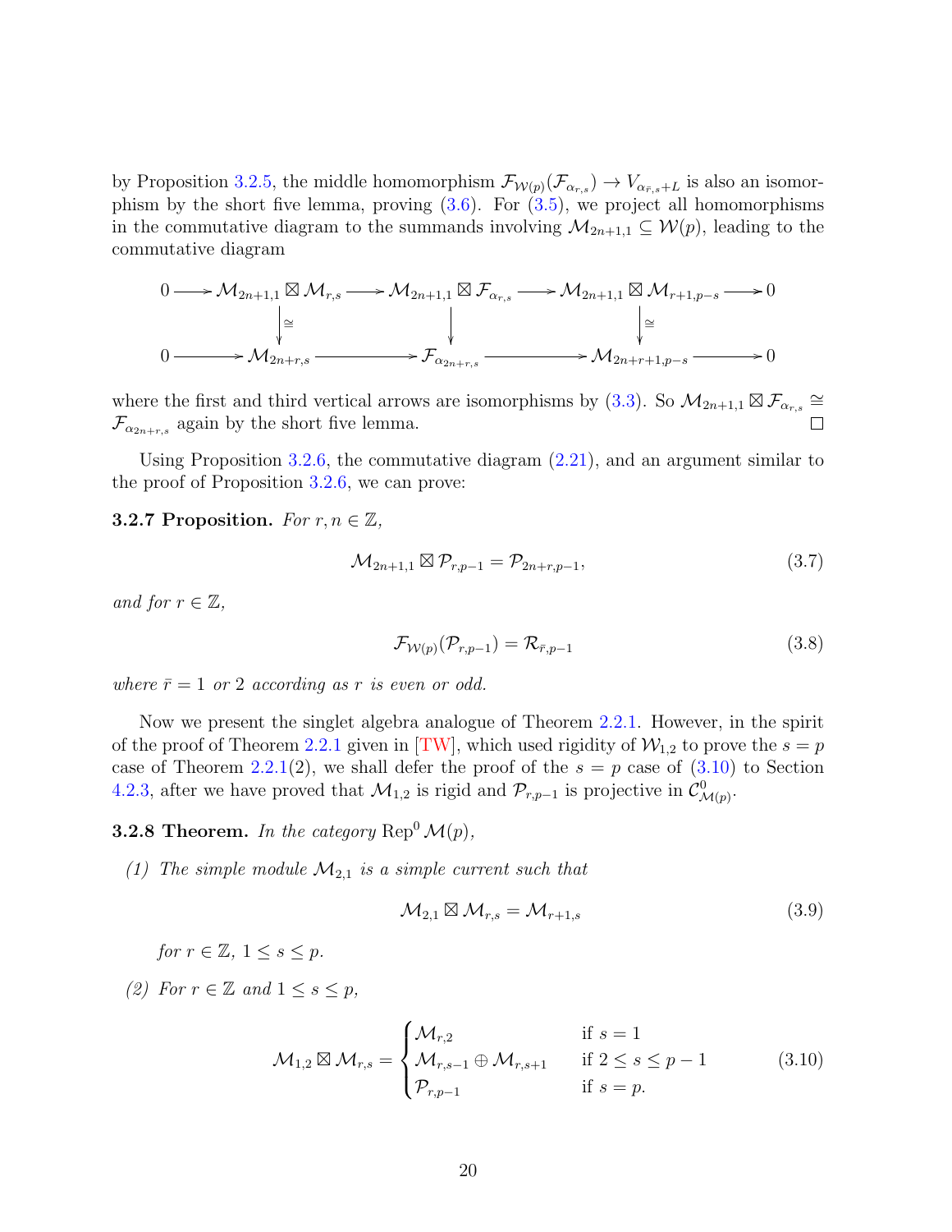by Proposition 3.2.5, the middle homomorphism $\mathcal{F}_{\mathcal{W}(p)}(\mathcal{F}_{\alpha_{r,s}}) \to V_{\alpha_{\bar{r},s}+L}$ is also an isomorphism by the short five lemma, proving (3.6). For (3.5), we project all homomorphisms in the commutative diagram to the summands involving $\mathcal{M}_{2n+1,1} \subseteq \mathcal{W}(p)$, leading to the commutative diagram

$$
\begin{array}{ccccccccc}
0 & \longrightarrow & \mathcal{M}_{2n+1,1} \boxtimes \mathcal{M}_{r,s} & \longrightarrow & \mathcal{M}_{2n+1,1} \boxtimes \mathcal{F}_{\alpha_{r,s}} & \longrightarrow & \mathcal{M}_{2n+1,1} \boxtimes \mathcal{M}_{r+1,p-s} & \longrightarrow & 0 \\
 & & \downarrow \cong & & \downarrow & & \downarrow \cong & & \\
0 & \longrightarrow & \mathcal{M}_{2n+r,s} & \longrightarrow & \mathcal{F}_{\alpha_{2n+r,s}} & \longrightarrow & \mathcal{M}_{2n+r+1,p-s} & \longrightarrow & 0
\end{array}
$$

where the first and third vertical arrows are isomorphisms by (3.3). So $\mathcal{M}_{2n+1,1} \boxtimes \mathcal{F}_{\alpha_{r,s}} \cong \mathcal{F}_{\alpha_{2n+r,s}}$ again by the short five lemma. $\square$

Using Proposition 3.2.6, the commutative diagram (2.21), and an argument similar to the proof of Proposition 3.2.6, we can prove:

**3.2.7 Proposition.** *For $r, n \in \mathbb{Z}$,*

$$\mathcal{M}_{2n+1,1} \boxtimes \mathcal{P}_{r,p-1} = \mathcal{P}_{2n+r,p-1}, \tag{3.7}$$

*and for $r \in \mathbb{Z}$,*

$$\mathcal{F}_{\mathcal{W}(p)}(\mathcal{P}_{r,p-1}) = \mathcal{R}_{\bar{r},p-1} \tag{3.8}$$

*where $\bar{r} = 1$ or $2$ according as $r$ is even or odd.*

Now we present the singlet algebra analogue of Theorem 2.2.1. However, in the spirit of the proof of Theorem 2.2.1 given in [TW], which used rigidity of $\mathcal{W}_{1,2}$ to prove the $s = p$ case of Theorem 2.2.1(2), we shall defer the proof of the $s = p$ case of (3.10) to Section 4.2.3, after we have proved that $\mathcal{M}_{1,2}$ is rigid and $\mathcal{P}_{r,p-1}$ is projective in $\mathcal{C}^0_{\mathcal{M}(p)}$.

**3.2.8 Theorem.** *In the category $\mathrm{Rep}^0\, \mathcal{M}(p)$,*

*(1) The simple module $\mathcal{M}_{2,1}$ is a simple current such that*

$$\mathcal{M}_{2,1} \boxtimes \mathcal{M}_{r,s} = \mathcal{M}_{r+1,s} \tag{3.9}$$

*for $r \in \mathbb{Z}$, $1 \leq s \leq p$.*

*(2) For $r \in \mathbb{Z}$ and $1 \leq s \leq p$,*

$$\mathcal{M}_{1,2} \boxtimes \mathcal{M}_{r,s} = \begin{cases} \mathcal{M}_{r,2} & \text{if } s = 1 \\ \mathcal{M}_{r,s-1} \oplus \mathcal{M}_{r,s+1} & \text{if } 2 \leq s \leq p-1 \\ \mathcal{P}_{r,p-1} & \text{if } s = p. \end{cases} \tag{3.10}$$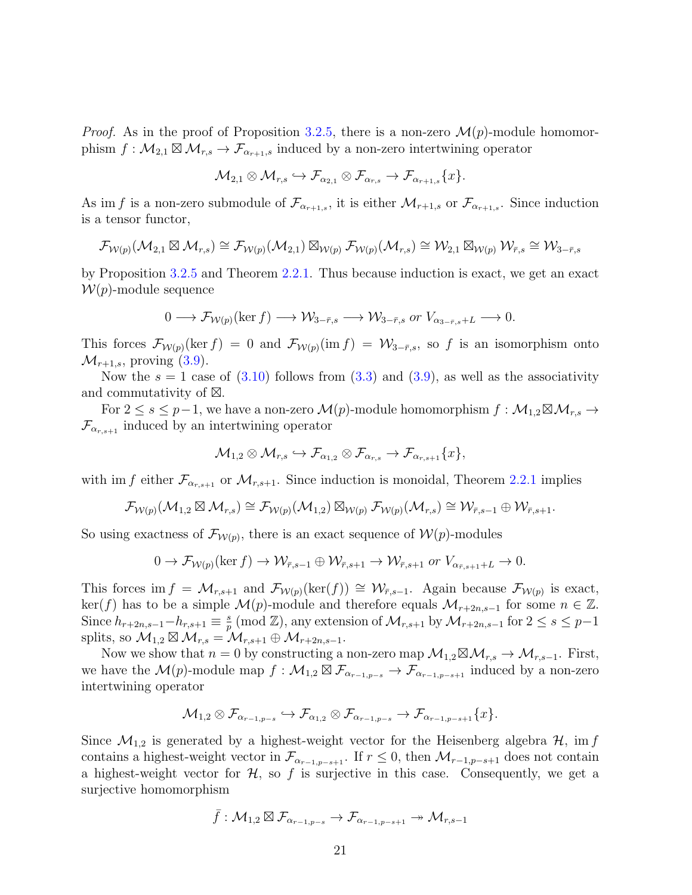*Proof.* As in the proof of Proposition 3.2.5, there is a non-zero $\mathcal{M}(p)$-module homomorphism $f : \mathcal{M}_{2,1} \boxtimes \mathcal{M}_{r,s} \to \mathcal{F}_{\alpha_{r+1,s}}$ induced by a non-zero intertwining operator

$$\mathcal{M}_{2,1} \otimes \mathcal{M}_{r,s} \hookrightarrow \mathcal{F}_{\alpha_{2,1}} \otimes \mathcal{F}_{\alpha_{r,s}} \to \mathcal{F}_{\alpha_{r+1,s}}\{x\}.$$

As $\operatorname{im} f$ is a non-zero submodule of $\mathcal{F}_{\alpha_{r+1,s}}$, it is either $\mathcal{M}_{r+1,s}$ or $\mathcal{F}_{\alpha_{r+1,s}}$. Since induction is a tensor functor,

$$\mathcal{F}_{\mathcal{W}(p)}(\mathcal{M}_{2,1} \boxtimes \mathcal{M}_{r,s}) \cong \mathcal{F}_{\mathcal{W}(p)}(\mathcal{M}_{2,1}) \boxtimes_{\mathcal{W}(p)} \mathcal{F}_{\mathcal{W}(p)}(\mathcal{M}_{r,s}) \cong \mathcal{W}_{2,1} \boxtimes_{\mathcal{W}(p)} \mathcal{W}_{\bar{r},s} \cong \mathcal{W}_{3-\bar{r},s}$$

by Proposition 3.2.5 and Theorem 2.2.1. Thus because induction is exact, we get an exact $\mathcal{W}(p)$-module sequence

$$0 \longrightarrow \mathcal{F}_{\mathcal{W}(p)}(\ker f) \longrightarrow \mathcal{W}_{3-\bar{r},s} \longrightarrow \mathcal{W}_{3-\bar{r},s} \text{ or } V_{\alpha_{3-\bar{r},s}+L} \longrightarrow 0.$$

This forces $\mathcal{F}_{\mathcal{W}(p)}(\ker f) = 0$ and $\mathcal{F}_{\mathcal{W}(p)}(\operatorname{im} f) = \mathcal{W}_{3-\bar{r},s}$, so $f$ is an isomorphism onto $\mathcal{M}_{r+1,s}$, proving (3.9).

Now the $s = 1$ case of (3.10) follows from (3.3) and (3.9), as well as the associativity and commutativity of $\boxtimes$.

For $2 \leq s \leq p-1$, we have a non-zero $\mathcal{M}(p)$-module homomorphism $f : \mathcal{M}_{1,2} \boxtimes \mathcal{M}_{r,s} \to \mathcal{F}_{\alpha_{r,s+1}}$ induced by an intertwining operator

$$\mathcal{M}_{1,2} \otimes \mathcal{M}_{r,s} \hookrightarrow \mathcal{F}_{\alpha_{1,2}} \otimes \mathcal{F}_{\alpha_{r,s}} \to \mathcal{F}_{\alpha_{r,s+1}}\{x\},$$

with $\operatorname{im} f$ either $\mathcal{F}_{\alpha_{r,s+1}}$ or $\mathcal{M}_{r,s+1}$. Since induction is monoidal, Theorem 2.2.1 implies

$$\mathcal{F}_{\mathcal{W}(p)}(\mathcal{M}_{1,2} \boxtimes \mathcal{M}_{r,s}) \cong \mathcal{F}_{\mathcal{W}(p)}(\mathcal{M}_{1,2}) \boxtimes_{\mathcal{W}(p)} \mathcal{F}_{\mathcal{W}(p)}(\mathcal{M}_{r,s}) \cong \mathcal{W}_{\bar{r},s-1} \oplus \mathcal{W}_{\bar{r},s+1}.$$

So using exactness of $\mathcal{F}_{\mathcal{W}(p)}$, there is an exact sequence of $\mathcal{W}(p)$-modules

$$0 \to \mathcal{F}_{\mathcal{W}(p)}(\ker f) \to \mathcal{W}_{\bar{r},s-1} \oplus \mathcal{W}_{\bar{r},s+1} \to \mathcal{W}_{\bar{r},s+1} \text{ or } V_{\alpha_{\bar{r},s+1}+L} \to 0.$$

This forces $\operatorname{im} f = \mathcal{M}_{r,s+1}$ and $\mathcal{F}_{\mathcal{W}(p)}(\ker(f)) \cong \mathcal{W}_{\bar{r},s-1}$. Again because $\mathcal{F}_{\mathcal{W}(p)}$ is exact, $\ker(f)$ has to be a simple $\mathcal{M}(p)$-module and therefore equals $\mathcal{M}_{r+2n,s-1}$ for some $n \in \mathbb{Z}$. Since $h_{r+2n,s-1} - h_{r,s+1} \equiv \frac{s}{p} \pmod{\mathbb{Z}}$, any extension of $\mathcal{M}_{r,s+1}$ by $\mathcal{M}_{r+2n,s-1}$ for $2 \leq s \leq p-1$ splits, so $\mathcal{M}_{1,2} \boxtimes \mathcal{M}_{r,s} = \mathcal{M}_{r,s+1} \oplus \mathcal{M}_{r+2n,s-1}$.

Now we show that $n = 0$ by constructing a non-zero map $\mathcal{M}_{1,2} \boxtimes \mathcal{M}_{r,s} \to \mathcal{M}_{r,s-1}$. First, we have the $\mathcal{M}(p)$-module map $f : \mathcal{M}_{1,2} \boxtimes \mathcal{F}_{\alpha_{r-1,p-s}} \to \mathcal{F}_{\alpha_{r-1,p-s+1}}$ induced by a non-zero intertwining operator

$$\mathcal{M}_{1,2} \otimes \mathcal{F}_{\alpha_{r-1,p-s}} \hookrightarrow \mathcal{F}_{\alpha_{1,2}} \otimes \mathcal{F}_{\alpha_{r-1,p-s}} \to \mathcal{F}_{\alpha_{r-1,p-s+1}}\{x\}.$$

Since $\mathcal{M}_{1,2}$ is generated by a highest-weight vector for the Heisenberg algebra $\mathcal{H}$, $\operatorname{im} f$ contains a highest-weight vector in $\mathcal{F}_{\alpha_{r-1,p-s+1}}$. If $r \leq 0$, then $\mathcal{M}_{r-1,p-s+1}$ does not contain a highest-weight vector for $\mathcal{H}$, so $f$ is surjective in this case. Consequently, we get a surjective homomorphism

$$\bar{f} : \mathcal{M}_{1,2} \boxtimes \mathcal{F}_{\alpha_{r-1,p-s}} \to \mathcal{F}_{\alpha_{r-1,p-s+1}} \twoheadrightarrow \mathcal{M}_{r,s-1}$$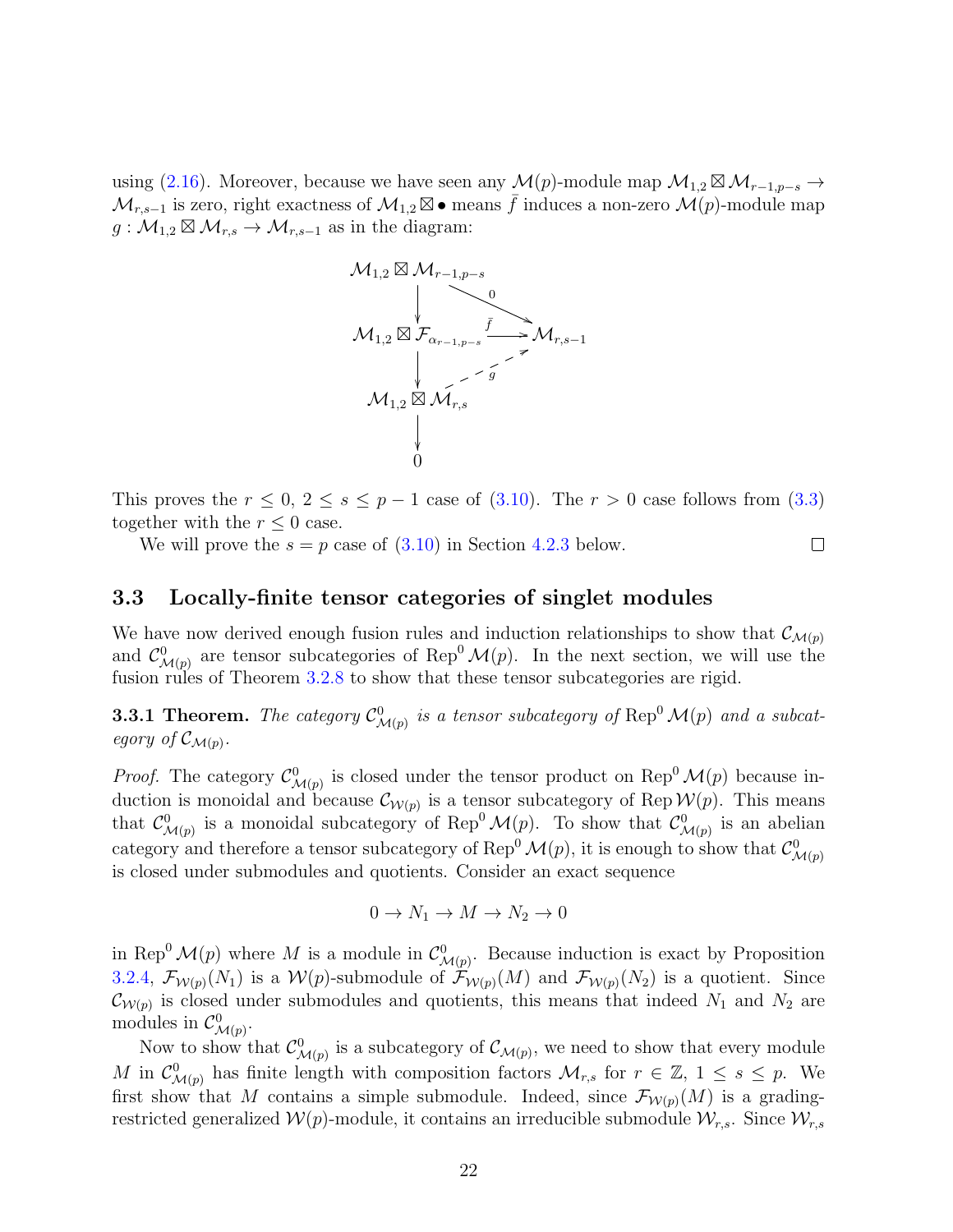using (2.16). Moreover, because we have seen any $\mathcal{M}(p)$-module map $\mathcal{M}_{1,2} \boxtimes \mathcal{M}_{r-1,p-s} \to \mathcal{M}_{r,s-1}$ is zero, right exactness of $\mathcal{M}_{1,2} \boxtimes \bullet$ means $\bar{f}$ induces a non-zero $\mathcal{M}(p)$-module map $g : \mathcal{M}_{1,2} \boxtimes \mathcal{M}_{r,s} \to \mathcal{M}_{r,s-1}$ as in the diagram:

$$
\begin{array}{ccc}
\mathcal{M}_{1,2} \boxtimes \mathcal{M}_{r-1,p-s} & \xrightarrow{\;0\;} & \mathcal{M}_{r,s-1} \\
\downarrow & & \\
\mathcal{M}_{1,2} \boxtimes \mathcal{F}_{\alpha_{r-1,p-s}} & \xrightarrow{\;\bar{f}\;} & \mathcal{M}_{r,s-1} \\
\downarrow & \nearrow_{g} & \\
\mathcal{M}_{1,2} \boxtimes \mathcal{M}_{r,s} & & \\
\downarrow & & \\
0 & &
\end{array}
$$

This proves the $r \leq 0$, $2 \leq s \leq p-1$ case of (3.10). The $r > 0$ case follows from (3.3) together with the $r \leq 0$ case.

We will prove the $s = p$ case of (3.10) in Section 4.2.3 below. $\square$

## 3.3 Locally-finite tensor categories of singlet modules

We have now derived enough fusion rules and induction relationships to show that $\mathcal{C}_{\mathcal{M}(p)}$ and $\mathcal{C}^0_{\mathcal{M}(p)}$ are tensor subcategories of $\mathrm{Rep}^0\,\mathcal{M}(p)$. In the next section, we will use the fusion rules of Theorem 3.2.8 to show that these tensor subcategories are rigid.

**3.3.1 Theorem.** *The category $\mathcal{C}^0_{\mathcal{M}(p)}$ is a tensor subcategory of $\mathrm{Rep}^0\,\mathcal{M}(p)$ and a subcategory of $\mathcal{C}_{\mathcal{M}(p)}$.*

*Proof.* The category $\mathcal{C}^0_{\mathcal{M}(p)}$ is closed under the tensor product on $\mathrm{Rep}^0\,\mathcal{M}(p)$ because induction is monoidal and because $\mathcal{C}_{\mathcal{W}(p)}$ is a tensor subcategory of $\mathrm{Rep}\,\mathcal{W}(p)$. This means that $\mathcal{C}^0_{\mathcal{M}(p)}$ is a monoidal subcategory of $\mathrm{Rep}^0\,\mathcal{M}(p)$. To show that $\mathcal{C}^0_{\mathcal{M}(p)}$ is an abelian category and therefore a tensor subcategory of $\mathrm{Rep}^0\,\mathcal{M}(p)$, it is enough to show that $\mathcal{C}^0_{\mathcal{M}(p)}$ is closed under submodules and quotients. Consider an exact sequence

$$0 \to N_1 \to M \to N_2 \to 0$$

in $\mathrm{Rep}^0\,\mathcal{M}(p)$ where $M$ is a module in $\mathcal{C}^0_{\mathcal{M}(p)}$. Because induction is exact by Proposition 3.2.4, $\mathcal{F}_{\mathcal{W}(p)}(N_1)$ is a $\mathcal{W}(p)$-submodule of $\mathcal{F}_{\mathcal{W}(p)}(M)$ and $\mathcal{F}_{\mathcal{W}(p)}(N_2)$ is a quotient. Since $\mathcal{C}_{\mathcal{W}(p)}$ is closed under submodules and quotients, this means that indeed $N_1$ and $N_2$ are modules in $\mathcal{C}^0_{\mathcal{M}(p)}$.

Now to show that $\mathcal{C}^0_{\mathcal{M}(p)}$ is a subcategory of $\mathcal{C}_{\mathcal{M}(p)}$, we need to show that every module $M$ in $\mathcal{C}^0_{\mathcal{M}(p)}$ has finite length with composition factors $\mathcal{M}_{r,s}$ for $r \in \mathbb{Z}$, $1 \leq s \leq p$. We first show that $M$ contains a simple submodule. Indeed, since $\mathcal{F}_{\mathcal{W}(p)}(M)$ is a grading-restricted generalized $\mathcal{W}(p)$-module, it contains an irreducible submodule $\mathcal{W}_{r,s}$. Since $\mathcal{W}_{r,s}$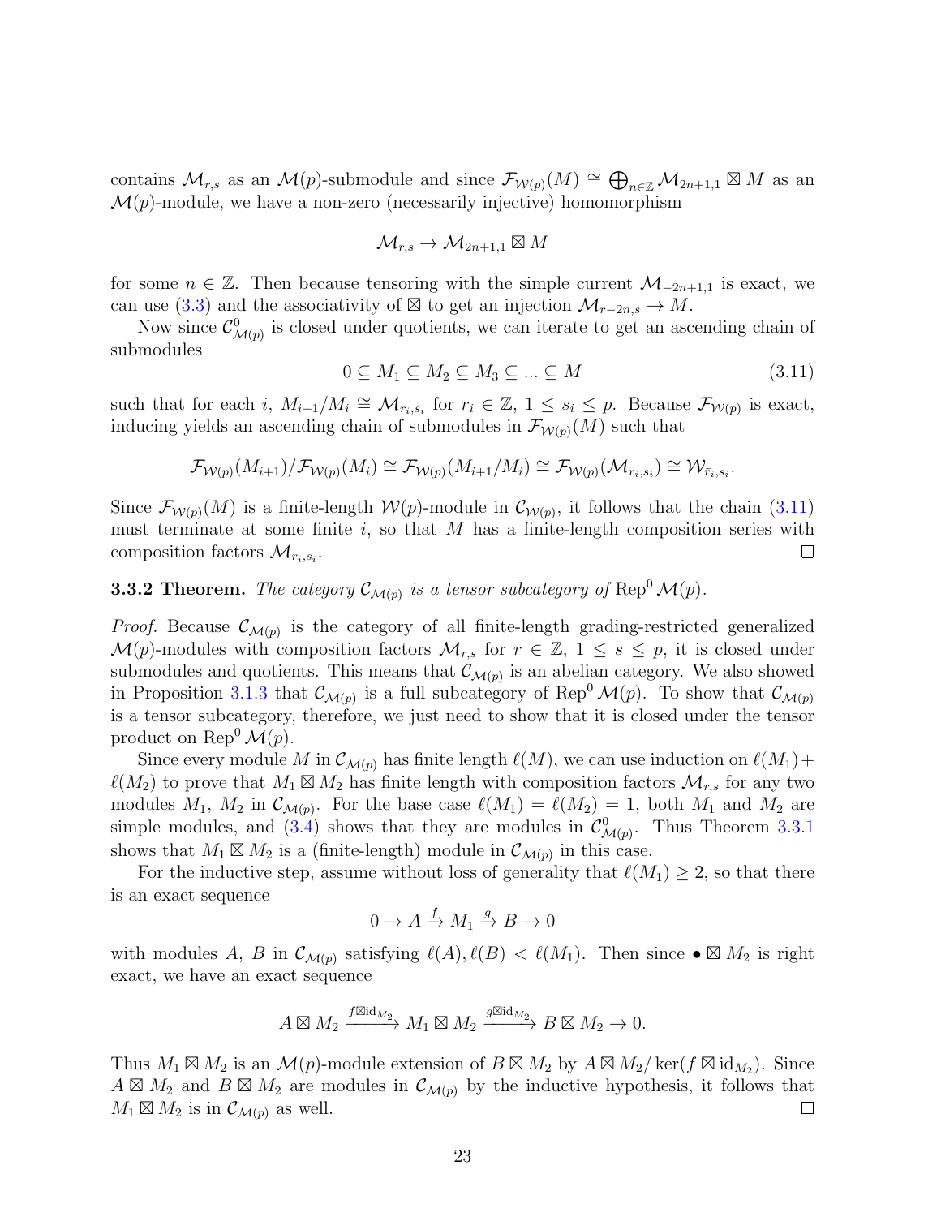contains $\mathcal{M}_{r,s}$ as an $\mathcal{M}(p)$-submodule and since $\mathcal{F}_{\mathcal{W}(p)}(M) \cong \bigoplus_{n\in\mathbb{Z}} \mathcal{M}_{2n+1,1} \boxtimes M$ as an $\mathcal{M}(p)$-module, we have a non-zero (necessarily injective) homomorphism

$$\mathcal{M}_{r,s} \to \mathcal{M}_{2n+1,1} \boxtimes M$$

for some $n \in \mathbb{Z}$. Then because tensoring with the simple current $\mathcal{M}_{-2n+1,1}$ is exact, we can use (3.3) and the associativity of $\boxtimes$ to get an injection $\mathcal{M}_{r-2n,s} \to M$.

Now since $\mathcal{C}^0_{\mathcal{M}(p)}$ is closed under quotients, we can iterate to get an ascending chain of submodules

$$0 \subseteq M_1 \subseteq M_2 \subseteq M_3 \subseteq \ldots \subseteq M \tag{3.11}$$

such that for each $i$, $M_{i+1}/M_i \cong \mathcal{M}_{r_i,s_i}$ for $r_i \in \mathbb{Z}$, $1 \leq s_i \leq p$. Because $\mathcal{F}_{\mathcal{W}(p)}$ is exact, inducing yields an ascending chain of submodules in $\mathcal{F}_{\mathcal{W}(p)}(M)$ such that

$$\mathcal{F}_{\mathcal{W}(p)}(M_{i+1})/\mathcal{F}_{\mathcal{W}(p)}(M_i) \cong \mathcal{F}_{\mathcal{W}(p)}(M_{i+1}/M_i) \cong \mathcal{F}_{\mathcal{W}(p)}(\mathcal{M}_{r_i,s_i}) \cong \mathcal{W}_{\bar{r}_i,s_i}.$$

Since $\mathcal{F}_{\mathcal{W}(p)}(M)$ is a finite-length $\mathcal{W}(p)$-module in $\mathcal{C}_{\mathcal{W}(p)}$, it follows that the chain (3.11) must terminate at some finite $i$, so that $M$ has a finite-length composition series with composition factors $\mathcal{M}_{r_i,s_i}$. $\square$

**3.3.2 Theorem.** *The category $\mathcal{C}_{\mathcal{M}(p)}$ is a tensor subcategory of $\mathrm{Rep}^0\,\mathcal{M}(p)$.*

*Proof.* Because $\mathcal{C}_{\mathcal{M}(p)}$ is the category of all finite-length grading-restricted generalized $\mathcal{M}(p)$-modules with composition factors $\mathcal{M}_{r,s}$ for $r \in \mathbb{Z}$, $1 \leq s \leq p$, it is closed under submodules and quotients. This means that $\mathcal{C}_{\mathcal{M}(p)}$ is an abelian category. We also showed in Proposition 3.1.3 that $\mathcal{C}_{\mathcal{M}(p)}$ is a full subcategory of $\mathrm{Rep}^0\,\mathcal{M}(p)$. To show that $\mathcal{C}_{\mathcal{M}(p)}$ is a tensor subcategory, therefore, we just need to show that it is closed under the tensor product on $\mathrm{Rep}^0\,\mathcal{M}(p)$.

Since every module $M$ in $\mathcal{C}_{\mathcal{M}(p)}$ has finite length $\ell(M)$, we can use induction on $\ell(M_1)+\ell(M_2)$ to prove that $M_1 \boxtimes M_2$ has finite length with composition factors $\mathcal{M}_{r,s}$ for any two modules $M_1$, $M_2$ in $\mathcal{C}_{\mathcal{M}(p)}$. For the base case $\ell(M_1) = \ell(M_2) = 1$, both $M_1$ and $M_2$ are simple modules, and (3.4) shows that they are modules in $\mathcal{C}^0_{\mathcal{M}(p)}$. Thus Theorem 3.3.1 shows that $M_1 \boxtimes M_2$ is a (finite-length) module in $\mathcal{C}_{\mathcal{M}(p)}$ in this case.

For the inductive step, assume without loss of generality that $\ell(M_1) \geq 2$, so that there is an exact sequence

$$0 \to A \xrightarrow{f} M_1 \xrightarrow{g} B \to 0$$

with modules $A$, $B$ in $\mathcal{C}_{\mathcal{M}(p)}$ satisfying $\ell(A), \ell(B) < \ell(M_1)$. Then since $\bullet \boxtimes M_2$ is right exact, we have an exact sequence

$$A \boxtimes M_2 \xrightarrow{f\boxtimes \mathrm{id}_{M_2}} M_1 \boxtimes M_2 \xrightarrow{g\boxtimes \mathrm{id}_{M_2}} B \boxtimes M_2 \to 0.$$

Thus $M_1 \boxtimes M_2$ is an $\mathcal{M}(p)$-module extension of $B \boxtimes M_2$ by $A \boxtimes M_2/\ker(f \boxtimes \mathrm{id}_{M_2})$. Since $A \boxtimes M_2$ and $B \boxtimes M_2$ are modules in $\mathcal{C}_{\mathcal{M}(p)}$ by the inductive hypothesis, it follows that $M_1 \boxtimes M_2$ is in $\mathcal{C}_{\mathcal{M}(p)}$ as well. $\square$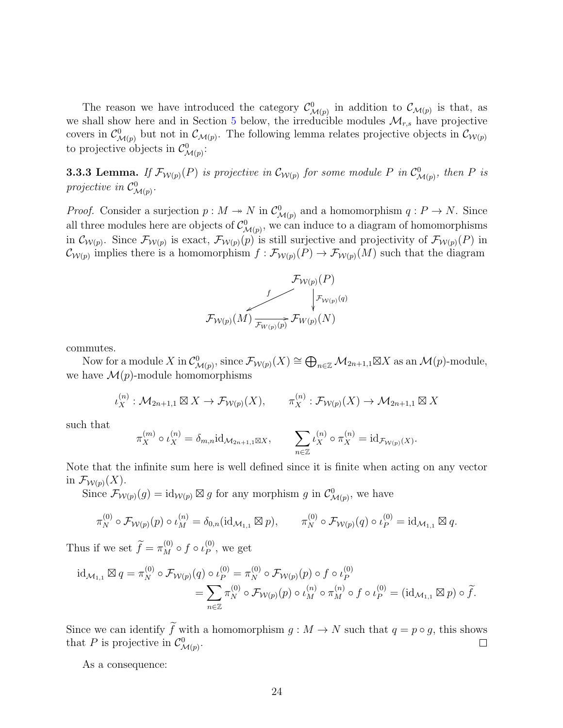The reason we have introduced the category $\mathcal{C}^0_{\mathcal{M}(p)}$ in addition to $\mathcal{C}_{\mathcal{M}(p)}$ is that, as we shall show here and in Section 5 below, the irreducible modules $\mathcal{M}_{r,s}$ have projective covers in $\mathcal{C}^0_{\mathcal{M}(p)}$ but not in $\mathcal{C}_{\mathcal{M}(p)}$. The following lemma relates projective objects in $\mathcal{C}_{\mathcal{W}(p)}$ to projective objects in $\mathcal{C}^0_{\mathcal{M}(p)}$:

**3.3.3 Lemma.** *If $\mathcal{F}_{\mathcal{W}(p)}(P)$ is projective in $\mathcal{C}_{\mathcal{W}(p)}$ for some module $P$ in $\mathcal{C}^0_{\mathcal{M}(p)}$, then $P$ is projective in $\mathcal{C}^0_{\mathcal{M}(p)}$.*

*Proof.* Consider a surjection $p : M \twoheadrightarrow N$ in $\mathcal{C}^0_{\mathcal{M}(p)}$ and a homomorphism $q : P \to N$. Since all three modules here are objects of $\mathcal{C}^0_{\mathcal{M}(p)}$, we can induce to a diagram of homomorphisms in $\mathcal{C}_{\mathcal{W}(p)}$. Since $\mathcal{F}_{\mathcal{W}(p)}$ is exact, $\mathcal{F}_{\mathcal{W}(p)}(p)$ is still surjective and projectivity of $\mathcal{F}_{\mathcal{W}(p)}(P)$ in $\mathcal{C}_{\mathcal{W}(p)}$ implies there is a homomorphism $f : \mathcal{F}_{\mathcal{W}(p)}(P) \to \mathcal{F}_{\mathcal{W}(p)}(M)$ such that the diagram

$$\begin{array}{ccc} & & \mathcal{F}_{\mathcal{W}(p)}(P) \\ & \overset{f}{\swarrow} & \big\downarrow \mathcal{F}_{\mathcal{W}(p)}(q) \\ \mathcal{F}_{\mathcal{W}(p)}(M) & \xrightarrow[\mathcal{F}_{\mathcal{W}(p)}(p)]{} & \mathcal{F}_{\mathcal{W}(p)}(N) \end{array}$$

commutes.

Now for a module $X$ in $\mathcal{C}^0_{\mathcal{M}(p)}$, since $\mathcal{F}_{\mathcal{W}(p)}(X) \cong \bigoplus_{n\in\mathbb{Z}} \mathcal{M}_{2n+1,1} \boxtimes X$ as an $\mathcal{M}(p)$-module, we have $\mathcal{M}(p)$-module homomorphisms

$$\iota_X^{(n)} : \mathcal{M}_{2n+1,1} \boxtimes X \to \mathcal{F}_{\mathcal{W}(p)}(X), \qquad \pi_X^{(n)} : \mathcal{F}_{\mathcal{W}(p)}(X) \to \mathcal{M}_{2n+1,1} \boxtimes X$$

such that

$$\pi_X^{(m)} \circ \iota_X^{(n)} = \delta_{m,n} \mathrm{id}_{\mathcal{M}_{2n+1,1}\boxtimes X}, \qquad \sum_{n\in\mathbb{Z}} \iota_X^{(n)} \circ \pi_X^{(n)} = \mathrm{id}_{\mathcal{F}_{\mathcal{W}(p)}(X)}.$$

Note that the infinite sum here is well defined since it is finite when acting on any vector in $\mathcal{F}_{\mathcal{W}(p)}(X)$.

Since $\mathcal{F}_{\mathcal{W}(p)}(g) = \mathrm{id}_{\mathcal{W}(p)} \boxtimes g$ for any morphism $g$ in $\mathcal{C}^0_{\mathcal{M}(p)}$, we have

$$\pi_N^{(0)} \circ \mathcal{F}_{\mathcal{W}(p)}(p) \circ \iota_M^{(n)} = \delta_{0,n}(\mathrm{id}_{\mathcal{M}_{1,1}} \boxtimes p), \qquad \pi_N^{(0)} \circ \mathcal{F}_{\mathcal{W}(p)}(q) \circ \iota_P^{(0)} = \mathrm{id}_{\mathcal{M}_{1,1}} \boxtimes q.$$

Thus if we set $\widetilde{f} = \pi_M^{(0)} \circ f \circ \iota_P^{(0)}$, we get

$$\begin{aligned} \mathrm{id}_{\mathcal{M}_{1,1}} \boxtimes q = \pi_N^{(0)} \circ \mathcal{F}_{\mathcal{W}(p)}(q) \circ \iota_P^{(0)} &= \pi_N^{(0)} \circ \mathcal{F}_{\mathcal{W}(p)}(p) \circ f \circ \iota_P^{(0)} \\ &= \sum_{n\in\mathbb{Z}} \pi_N^{(0)} \circ \mathcal{F}_{\mathcal{W}(p)}(p) \circ \iota_M^{(n)} \circ \pi_M^{(n)} \circ f \circ \iota_P^{(0)} = (\mathrm{id}_{\mathcal{M}_{1,1}} \boxtimes p) \circ \widetilde{f}. \end{aligned}$$

Since we can identify $\widetilde{f}$ with a homomorphism $g : M \to N$ such that $q = p \circ g$, this shows that $P$ is projective in $\mathcal{C}^0_{\mathcal{M}(p)}$. $\square$

As a consequence: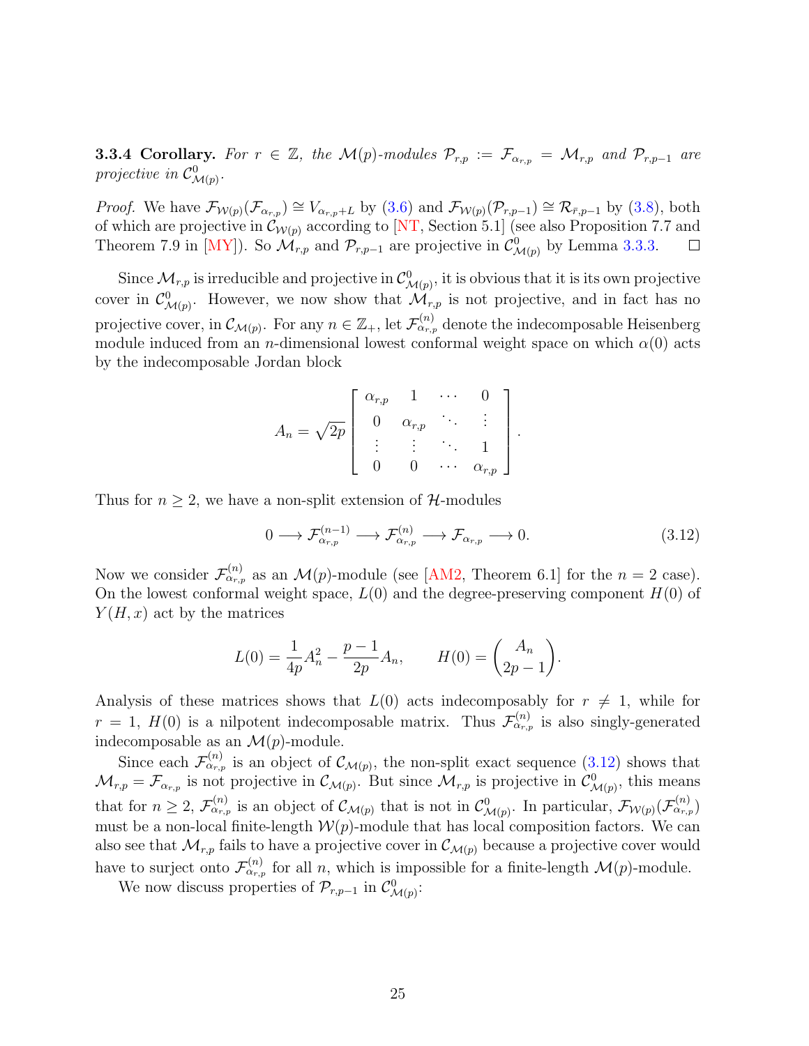**3.3.4 Corollary.** *For $r \in \mathbb{Z}$, the $\mathcal{M}(p)$-modules $\mathcal{P}_{r,p} := \mathcal{F}_{\alpha_{r,p}} = \mathcal{M}_{r,p}$ and $\mathcal{P}_{r,p-1}$ are projective in $\mathcal{C}^0_{\mathcal{M}(p)}$.*

*Proof.* We have $\mathcal{F}_{\mathcal{W}(p)}(\mathcal{F}_{\alpha_{r,p}}) \cong V_{\alpha_{r,p}+L}$ by (3.6) and $\mathcal{F}_{\mathcal{W}(p)}(\mathcal{P}_{r,p-1}) \cong \mathcal{R}_{\bar{r},p-1}$ by (3.8), both of which are projective in $\mathcal{C}_{\mathcal{W}(p)}$ according to [NT, Section 5.1] (see also Proposition 7.7 and Theorem 7.9 in [MY]). So $\mathcal{M}_{r,p}$ and $\mathcal{P}_{r,p-1}$ are projective in $\mathcal{C}^0_{\mathcal{M}(p)}$ by Lemma 3.3.3. □

Since $\mathcal{M}_{r,p}$ is irreducible and projective in $\mathcal{C}^0_{\mathcal{M}(p)}$, it is obvious that it is its own projective cover in $\mathcal{C}^0_{\mathcal{M}(p)}$. However, we now show that $\mathcal{M}_{r,p}$ is not projective, and in fact has no projective cover, in $\mathcal{C}_{\mathcal{M}(p)}$. For any $n \in \mathbb{Z}_+$, let $\mathcal{F}^{(n)}_{\alpha_{r,p}}$ denote the indecomposable Heisenberg module induced from an $n$-dimensional lowest conformal weight space on which $\alpha(0)$ acts by the indecomposable Jordan block

$$A_n = \sqrt{2p} \begin{bmatrix} \alpha_{r,p} & 1 & \cdots & 0 \\ 0 & \alpha_{r,p} & \ddots & \vdots \\ \vdots & \vdots & \ddots & 1 \\ 0 & 0 & \cdots & \alpha_{r,p} \end{bmatrix}.$$

Thus for $n \geq 2$, we have a non-split extension of $\mathcal{H}$-modules

$$0 \longrightarrow \mathcal{F}^{(n-1)}_{\alpha_{r,p}} \longrightarrow \mathcal{F}^{(n)}_{\alpha_{r,p}} \longrightarrow \mathcal{F}_{\alpha_{r,p}} \longrightarrow 0. \tag{3.12}$$

Now we consider $\mathcal{F}^{(n)}_{\alpha_{r,p}}$ as an $\mathcal{M}(p)$-module (see [AM2, Theorem 6.1] for the $n = 2$ case). On the lowest conformal weight space, $L(0)$ and the degree-preserving component $H(0)$ of $Y(H, x)$ act by the matrices

$$L(0) = \frac{1}{4p}A_n^2 - \frac{p-1}{2p}A_n, \qquad H(0) = \binom{A_n}{2p-1}.$$

Analysis of these matrices shows that $L(0)$ acts indecomposably for $r \neq 1$, while for $r = 1$, $H(0)$ is a nilpotent indecomposable matrix. Thus $\mathcal{F}^{(n)}_{\alpha_{r,p}}$ is also singly-generated indecomposable as an $\mathcal{M}(p)$-module.

Since each $\mathcal{F}^{(n)}_{\alpha_{r,p}}$ is an object of $\mathcal{C}_{\mathcal{M}(p)}$, the non-split exact sequence (3.12) shows that $\mathcal{M}_{r,p} = \mathcal{F}_{\alpha_{r,p}}$ is not projective in $\mathcal{C}_{\mathcal{M}(p)}$. But since $\mathcal{M}_{r,p}$ is projective in $\mathcal{C}^0_{\mathcal{M}(p)}$, this means that for $n \geq 2$, $\mathcal{F}^{(n)}_{\alpha_{r,p}}$ is an object of $\mathcal{C}_{\mathcal{M}(p)}$ that is not in $\mathcal{C}^0_{\mathcal{M}(p)}$. In particular, $\mathcal{F}_{\mathcal{W}(p)}(\mathcal{F}^{(n)}_{\alpha_{r,p}})$ must be a non-local finite-length $\mathcal{W}(p)$-module that has local composition factors. We can also see that $\mathcal{M}_{r,p}$ fails to have a projective cover in $\mathcal{C}_{\mathcal{M}(p)}$ because a projective cover would have to surject onto $\mathcal{F}^{(n)}_{\alpha_{r,p}}$ for all $n$, which is impossible for a finite-length $\mathcal{M}(p)$-module.

We now discuss properties of $\mathcal{P}_{r,p-1}$ in $\mathcal{C}^0_{\mathcal{M}(p)}$: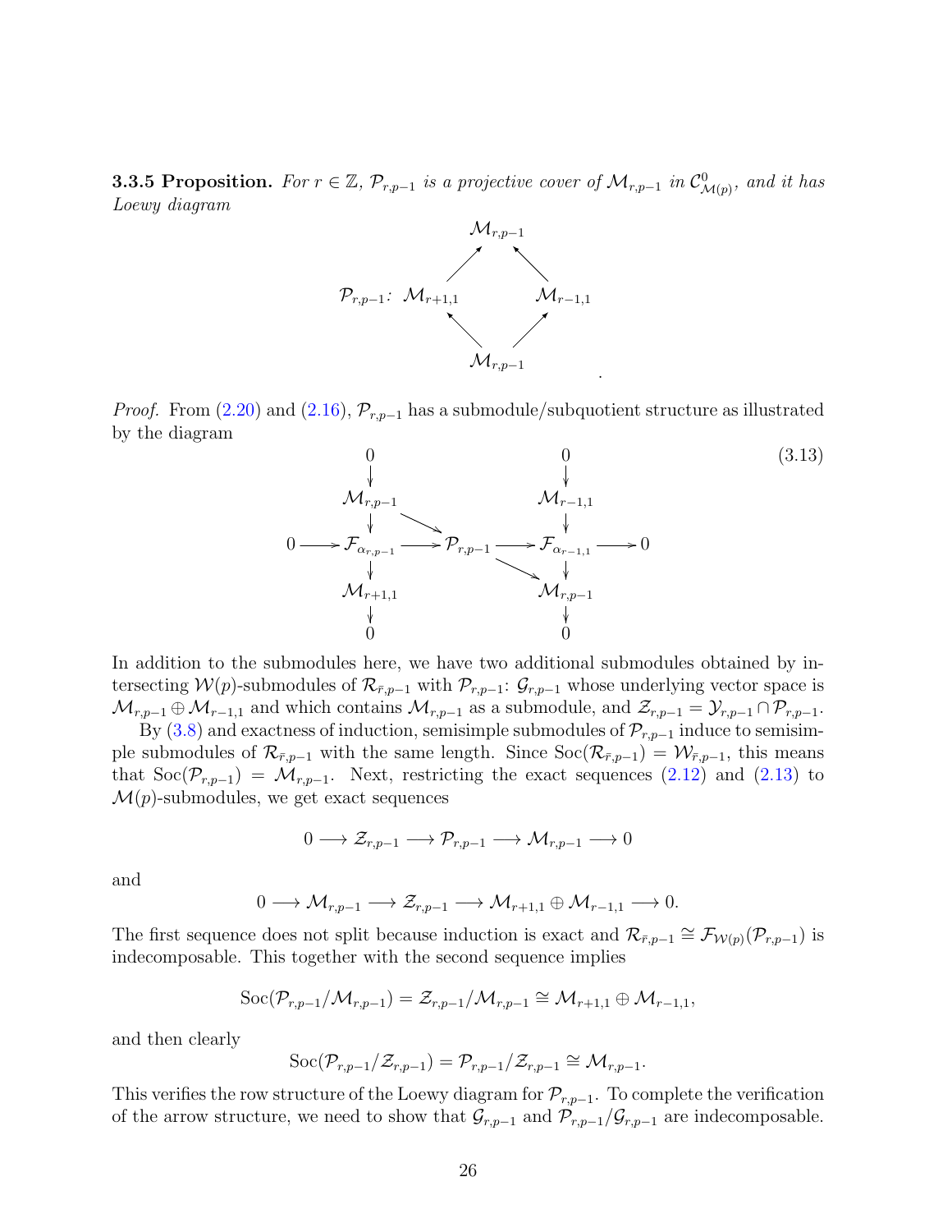**3.3.5 Proposition.** *For $r \in \mathbb{Z}$, $\mathcal{P}_{r,p-1}$ is a projective cover of $\mathcal{M}_{r,p-1}$ in $\mathcal{C}^0_{\mathcal{M}(p)}$, and it has Loewy diagram*

$$
\begin{array}{ccccc}
 & & \mathcal{M}_{r,p-1} & & \\
 & \nearrow & & \nwarrow & \\
\mathcal{P}_{r,p-1}\colon \ \mathcal{M}_{r+1,1} & & & & \mathcal{M}_{r-1,1} \\
 & \nwarrow & & \nearrow & \\
 & & \mathcal{M}_{r,p-1} & &
\end{array}
$$

*Proof.* From (2.20) and (2.16), $\mathcal{P}_{r,p-1}$ has a submodule/subquotient structure as illustrated by the diagram

$$
\begin{array}{ccccccccc}
 & & 0 & & & & 0 & & \\
 & & \downarrow & & & & \downarrow & & \\
 & & \mathcal{M}_{r,p-1} & & & & \mathcal{M}_{r-1,1} & & \\
 & & \downarrow & \searrow & & & \downarrow & & \\
0 & \longrightarrow & \mathcal{F}_{\alpha_{r,p-1}} & \longrightarrow & \mathcal{P}_{r,p-1} & \longrightarrow & \mathcal{F}_{\alpha_{r-1,1}} & \longrightarrow & 0 \\
 & & \downarrow & & & \searrow & \downarrow & & \\
 & & \mathcal{M}_{r+1,1} & & & & \mathcal{M}_{r,p-1} & & \\
 & & \downarrow & & & & \downarrow & & \\
 & & 0 & & & & 0 & &
\end{array}
\tag{3.13}
$$

In addition to the submodules here, we have two additional submodules obtained by intersecting $\mathcal{W}(p)$-submodules of $\mathcal{R}_{\bar{r},p-1}$ with $\mathcal{P}_{r,p-1}$: $\mathcal{G}_{r,p-1}$ whose underlying vector space is $\mathcal{M}_{r,p-1} \oplus \mathcal{M}_{r-1,1}$ and which contains $\mathcal{M}_{r,p-1}$ as a submodule, and $\mathcal{Z}_{r,p-1} = \mathcal{Y}_{r,p-1} \cap \mathcal{P}_{r,p-1}$.

By (3.8) and exactness of induction, semisimple submodules of $\mathcal{P}_{r,p-1}$ induce to semisimple submodules of $\mathcal{R}_{\bar{r},p-1}$ with the same length. Since $\mathrm{Soc}(\mathcal{R}_{\bar{r},p-1}) = \mathcal{W}_{\bar{r},p-1}$, this means that $\mathrm{Soc}(\mathcal{P}_{r,p-1}) = \mathcal{M}_{r,p-1}$. Next, restricting the exact sequences (2.12) and (2.13) to $\mathcal{M}(p)$-submodules, we get exact sequences

$$
0 \longrightarrow \mathcal{Z}_{r,p-1} \longrightarrow \mathcal{P}_{r,p-1} \longrightarrow \mathcal{M}_{r,p-1} \longrightarrow 0
$$

and

$$
0 \longrightarrow \mathcal{M}_{r,p-1} \longrightarrow \mathcal{Z}_{r,p-1} \longrightarrow \mathcal{M}_{r+1,1} \oplus \mathcal{M}_{r-1,1} \longrightarrow 0.
$$

The first sequence does not split because induction is exact and $\mathcal{R}_{\bar{r},p-1} \cong \mathcal{F}_{\mathcal{W}(p)}(\mathcal{P}_{r,p-1})$ is indecomposable. This together with the second sequence implies

$$
\mathrm{Soc}(\mathcal{P}_{r,p-1}/\mathcal{M}_{r,p-1}) = \mathcal{Z}_{r,p-1}/\mathcal{M}_{r,p-1} \cong \mathcal{M}_{r+1,1} \oplus \mathcal{M}_{r-1,1},
$$

and then clearly

$$
\mathrm{Soc}(\mathcal{P}_{r,p-1}/\mathcal{Z}_{r,p-1}) = \mathcal{P}_{r,p-1}/\mathcal{Z}_{r,p-1} \cong \mathcal{M}_{r,p-1}.
$$

This verifies the row structure of the Loewy diagram for $\mathcal{P}_{r,p-1}$. To complete the verification of the arrow structure, we need to show that $\mathcal{G}_{r,p-1}$ and $\mathcal{P}_{r,p-1}/\mathcal{G}_{r,p-1}$ are indecomposable.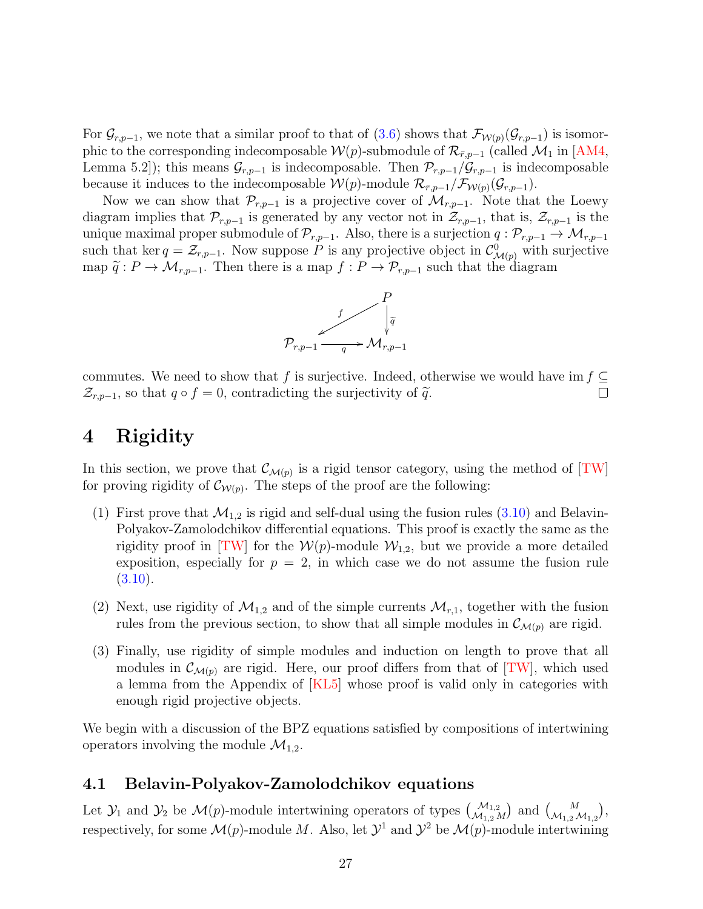For $\mathcal{G}_{r,p-1}$, we note that a similar proof to that of (3.6) shows that $\mathcal{F}_{\mathcal{W}(p)}(\mathcal{G}_{r,p-1})$ is isomorphic to the corresponding indecomposable $\mathcal{W}(p)$-submodule of $\mathcal{R}_{\bar{r},p-1}$ (called $\mathcal{M}_1$ in [AM4, Lemma 5.2]); this means $\mathcal{G}_{r,p-1}$ is indecomposable. Then $\mathcal{P}_{r,p-1}/\mathcal{G}_{r,p-1}$ is indecomposable because it induces to the indecomposable $\mathcal{W}(p)$-module $\mathcal{R}_{\bar{r},p-1}/\mathcal{F}_{\mathcal{W}(p)}(\mathcal{G}_{r,p-1})$.

Now we can show that $\mathcal{P}_{r,p-1}$ is a projective cover of $\mathcal{M}_{r,p-1}$. Note that the Loewy diagram implies that $\mathcal{P}_{r,p-1}$ is generated by any vector not in $\mathcal{Z}_{r,p-1}$, that is, $\mathcal{Z}_{r,p-1}$ is the unique maximal proper submodule of $\mathcal{P}_{r,p-1}$. Also, there is a surjection $q : \mathcal{P}_{r,p-1} \to \mathcal{M}_{r,p-1}$ such that $\ker q = \mathcal{Z}_{r,p-1}$. Now suppose $P$ is any projective object in $\mathcal{C}^0_{\mathcal{M}(p)}$ with surjective map $\widetilde{q} : P \to \mathcal{M}_{r,p-1}$. Then there is a map $f : P \to \mathcal{P}_{r,p-1}$ such that the diagram

$$\begin{array}{ccc} & & P \\ & \swarrow^{f} & \downarrow \widetilde{q} \\ \mathcal{P}_{r,p-1} & \xrightarrow{q} & \mathcal{M}_{r,p-1} \end{array}$$

commutes. We need to show that $f$ is surjective. Indeed, otherwise we would have $\mathrm{im}\, f \subseteq \mathcal{Z}_{r,p-1}$, so that $q \circ f = 0$, contradicting the surjectivity of $\widetilde{q}$. $\square$

# 4 Rigidity

In this section, we prove that $\mathcal{C}_{\mathcal{M}(p)}$ is a rigid tensor category, using the method of [TW] for proving rigidity of $\mathcal{C}_{\mathcal{W}(p)}$. The steps of the proof are the following:

(1) First prove that $\mathcal{M}_{1,2}$ is rigid and self-dual using the fusion rules (3.10) and Belavin-Polyakov-Zamolodchikov differential equations. This proof is exactly the same as the rigidity proof in [TW] for the $\mathcal{W}(p)$-module $\mathcal{W}_{1,2}$, but we provide a more detailed exposition, especially for $p = 2$, in which case we do not assume the fusion rule (3.10).

(2) Next, use rigidity of $\mathcal{M}_{1,2}$ and of the simple currents $\mathcal{M}_{r,1}$, together with the fusion rules from the previous section, to show that all simple modules in $\mathcal{C}_{\mathcal{M}(p)}$ are rigid.

(3) Finally, use rigidity of simple modules and induction on length to prove that all modules in $\mathcal{C}_{\mathcal{M}(p)}$ are rigid. Here, our proof differs from that of [TW], which used a lemma from the Appendix of [KL5] whose proof is valid only in categories with enough rigid projective objects.

We begin with a discussion of the BPZ equations satisfied by compositions of intertwining operators involving the module $\mathcal{M}_{1,2}$.

## 4.1 Belavin-Polyakov-Zamolodchikov equations

Let $\mathcal{Y}_1$ and $\mathcal{Y}_2$ be $\mathcal{M}(p)$-module intertwining operators of types $\binom{\mathcal{M}_{1,2}}{\mathcal{M}_{1,2}\, M}$ and $\binom{M}{\mathcal{M}_{1,2}\, \mathcal{M}_{1,2}}$, respectively, for some $\mathcal{M}(p)$-module $M$. Also, let $\mathcal{Y}^1$ and $\mathcal{Y}^2$ be $\mathcal{M}(p)$-module intertwining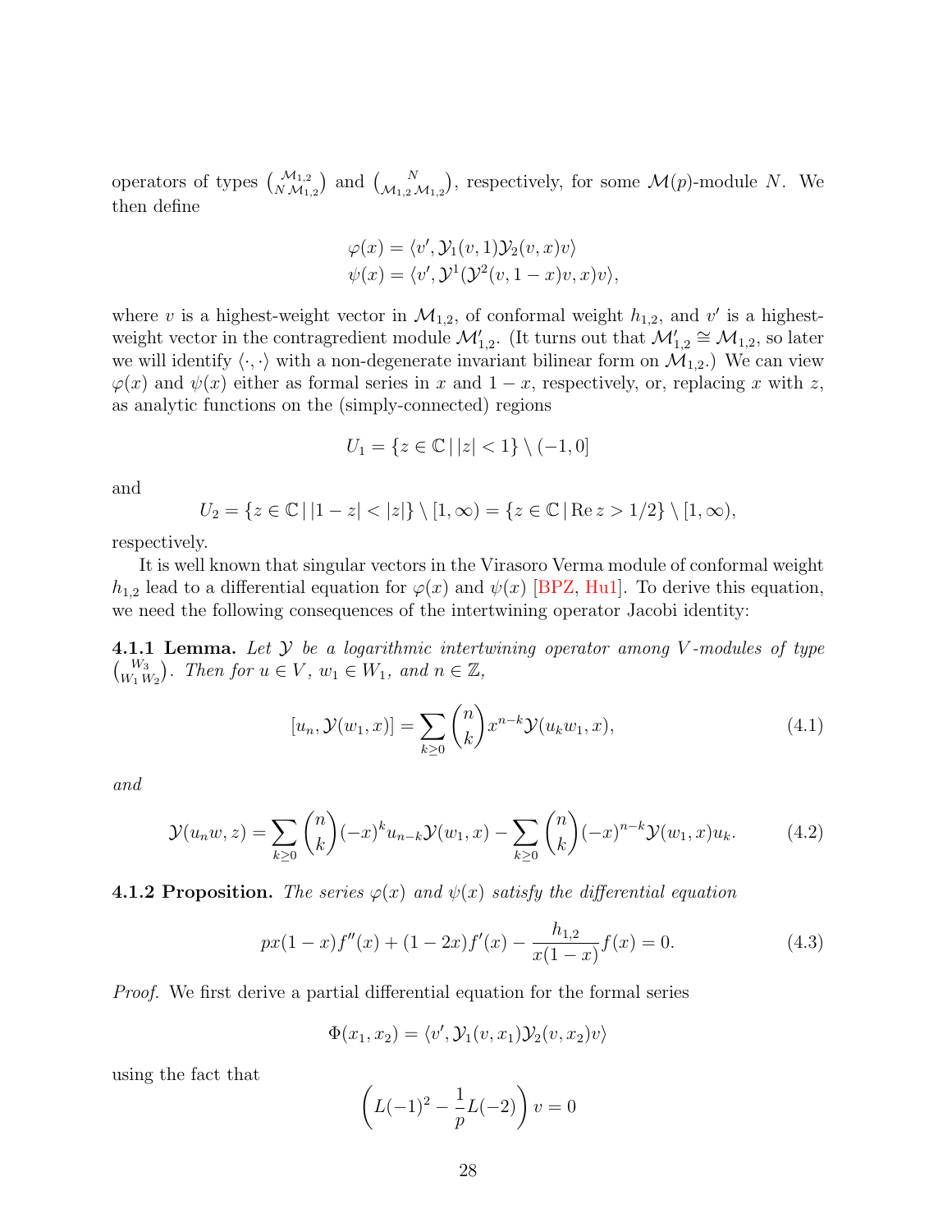operators of types $\binom{\mathcal{M}_{1,2}}{N\,\mathcal{M}_{1,2}}$ and $\binom{N}{\mathcal{M}_{1,2}\,\mathcal{M}_{1,2}}$, respectively, for some $\mathcal{M}(p)$-module $N$. We then define

$$\varphi(x) = \langle v', \mathcal{Y}_1(v, 1)\mathcal{Y}_2(v, x)v\rangle$$
$$\psi(x) = \langle v', \mathcal{Y}^1(\mathcal{Y}^2(v, 1-x)v, x)v\rangle,$$

where $v$ is a highest-weight vector in $\mathcal{M}_{1,2}$, of conformal weight $h_{1,2}$, and $v'$ is a highest-weight vector in the contragredient module $\mathcal{M}'_{1,2}$. (It turns out that $\mathcal{M}'_{1,2} \cong \mathcal{M}_{1,2}$, so later we will identify $\langle \cdot, \cdot \rangle$ with a non-degenerate invariant bilinear form on $\mathcal{M}_{1,2}$.) We can view $\varphi(x)$ and $\psi(x)$ either as formal series in $x$ and $1-x$, respectively, or, replacing $x$ with $z$, as analytic functions on the (simply-connected) regions

$$U_1 = \{z \in \mathbb{C} \,|\, |z| < 1\} \setminus (-1, 0]$$

and

$$U_2 = \{z \in \mathbb{C} \,|\, |1-z| < |z|\} \setminus [1, \infty) = \{z \in \mathbb{C} \,|\, \mathrm{Re}\, z > 1/2\} \setminus [1, \infty),$$

respectively.

It is well known that singular vectors in the Virasoro Verma module of conformal weight $h_{1,2}$ lead to a differential equation for $\varphi(x)$ and $\psi(x)$ [BPZ, Hu1]. To derive this equation, we need the following consequences of the intertwining operator Jacobi identity:

**4.1.1 Lemma.** *Let $\mathcal{Y}$ be a logarithmic intertwining operator among $V$-modules of type $\binom{W_3}{W_1\,W_2}$. Then for $u \in V$, $w_1 \in W_1$, and $n \in \mathbb{Z}$,*

$$[u_n, \mathcal{Y}(w_1, x)] = \sum_{k \geq 0} \binom{n}{k} x^{n-k} \mathcal{Y}(u_k w_1, x), \tag{4.1}$$

*and*

$$\mathcal{Y}(u_n w, z) = \sum_{k \geq 0} \binom{n}{k} (-x)^k u_{n-k} \mathcal{Y}(w_1, x) - \sum_{k \geq 0} \binom{n}{k} (-x)^{n-k} \mathcal{Y}(w_1, x) u_k. \tag{4.2}$$

**4.1.2 Proposition.** *The series $\varphi(x)$ and $\psi(x)$ satisfy the differential equation*

$$px(1-x)f''(x) + (1-2x)f'(x) - \frac{h_{1,2}}{x(1-x)} f(x) = 0. \tag{4.3}$$

*Proof.* We first derive a partial differential equation for the formal series

$$\Phi(x_1, x_2) = \langle v', \mathcal{Y}_1(v, x_1)\mathcal{Y}_2(v, x_2)v\rangle$$

using the fact that

$$\left(L(-1)^2 - \frac{1}{p}L(-2)\right)v = 0$$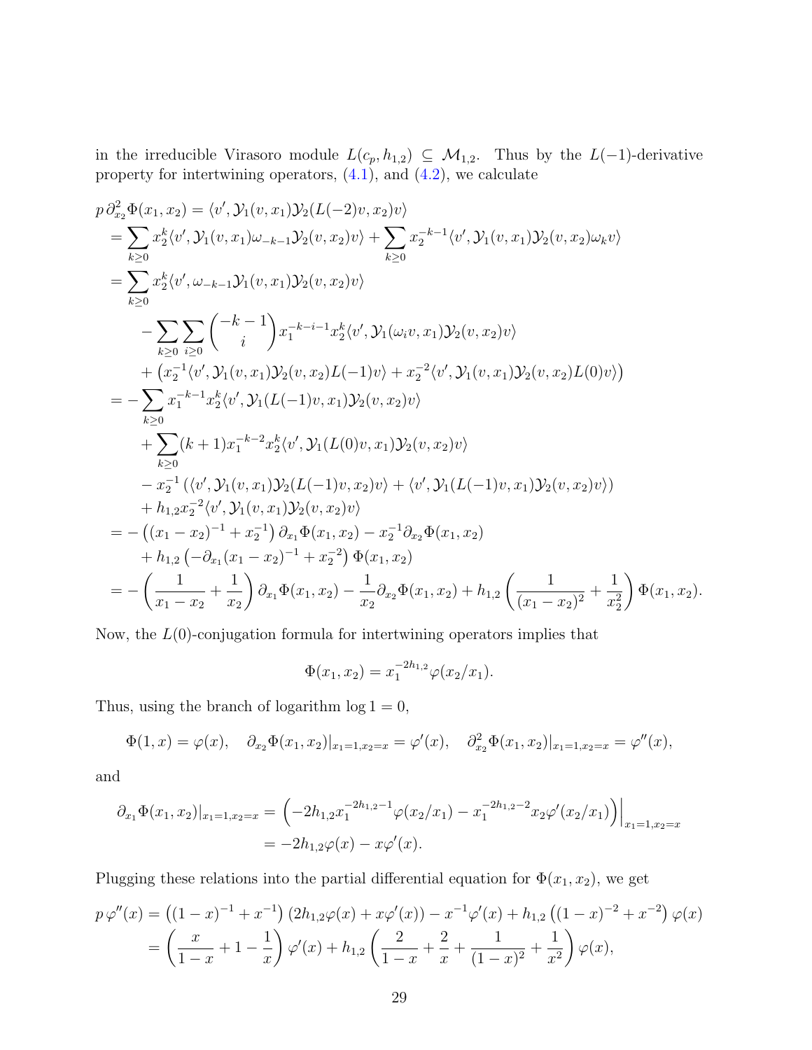in the irreducible Virasoro module $L(c_p, h_{1,2}) \subseteq \mathcal{M}_{1,2}$. Thus by the $L(-1)$-derivative property for intertwining operators, (4.1), and (4.2), we calculate

$$
\begin{aligned}
p\,\partial_{x_2}^2 \Phi(x_1,x_2) &= \langle v', \mathcal{Y}_1(v,x_1)\mathcal{Y}_2(L(-2)v,x_2)v\rangle \\
&= \sum_{k\geq 0} x_2^k \langle v', \mathcal{Y}_1(v,x_1)\omega_{-k-1}\mathcal{Y}_2(v,x_2)v\rangle + \sum_{k\geq 0} x_2^{-k-1}\langle v', \mathcal{Y}_1(v,x_1)\mathcal{Y}_2(v,x_2)\omega_k v\rangle \\
&= \sum_{k\geq 0} x_2^k \langle v', \omega_{-k-1}\mathcal{Y}_1(v,x_1)\mathcal{Y}_2(v,x_2)v\rangle \\
&\quad - \sum_{k\geq 0}\sum_{i\geq 0}\binom{-k-1}{i} x_1^{-k-i-1}x_2^k\langle v', \mathcal{Y}_1(\omega_i v,x_1)\mathcal{Y}_2(v,x_2)v\rangle \\
&\quad + \left(x_2^{-1}\langle v', \mathcal{Y}_1(v,x_1)\mathcal{Y}_2(v,x_2)L(-1)v\rangle + x_2^{-2}\langle v', \mathcal{Y}_1(v,x_1)\mathcal{Y}_2(v,x_2)L(0)v\rangle\right) \\
&= -\sum_{k\geq 0} x_1^{-k-1}x_2^k\langle v', \mathcal{Y}_1(L(-1)v,x_1)\mathcal{Y}_2(v,x_2)v\rangle \\
&\quad + \sum_{k\geq 0}(k+1)x_1^{-k-2}x_2^k\langle v', \mathcal{Y}_1(L(0)v,x_1)\mathcal{Y}_2(v,x_2)v\rangle \\
&\quad - x_2^{-1}\left(\langle v', \mathcal{Y}_1(v,x_1)\mathcal{Y}_2(L(-1)v,x_2)v\rangle + \langle v', \mathcal{Y}_1(L(-1)v,x_1)\mathcal{Y}_2(v,x_2)v\rangle\right) \\
&\quad + h_{1,2}x_2^{-2}\langle v', \mathcal{Y}_1(v,x_1)\mathcal{Y}_2(v,x_2)v\rangle \\
&= -\left((x_1-x_2)^{-1}+x_2^{-1}\right)\partial_{x_1}\Phi(x_1,x_2) - x_2^{-1}\partial_{x_2}\Phi(x_1,x_2) \\
&\quad + h_{1,2}\left(-\partial_{x_1}(x_1-x_2)^{-1}+x_2^{-2}\right)\Phi(x_1,x_2) \\
&= -\left(\frac{1}{x_1-x_2}+\frac{1}{x_2}\right)\partial_{x_1}\Phi(x_1,x_2) - \frac{1}{x_2}\partial_{x_2}\Phi(x_1,x_2) + h_{1,2}\left(\frac{1}{(x_1-x_2)^2}+\frac{1}{x_2^2}\right)\Phi(x_1,x_2).
\end{aligned}
$$

Now, the $L(0)$-conjugation formula for intertwining operators implies that

$$
\Phi(x_1,x_2) = x_1^{-2h_{1,2}}\varphi(x_2/x_1).
$$

Thus, using the branch of logarithm $\log 1 = 0$,

$$
\Phi(1,x) = \varphi(x), \quad \partial_{x_2}\Phi(x_1,x_2)|_{x_1=1,x_2=x} = \varphi'(x), \quad \partial_{x_2}^2\Phi(x_1,x_2)|_{x_1=1,x_2=x} = \varphi''(x),
$$

and

$$
\begin{aligned}
\partial_{x_1}\Phi(x_1,x_2)|_{x_1=1,x_2=x} &= \left(-2h_{1,2}x_1^{-2h_{1,2}-1}\varphi(x_2/x_1) - x_1^{-2h_{1,2}-2}x_2\varphi'(x_2/x_1)\right)\Big|_{x_1=1,x_2=x} \\
&= -2h_{1,2}\varphi(x) - x\varphi'(x).
\end{aligned}
$$

Plugging these relations into the partial differential equation for $\Phi(x_1,x_2)$, we get

$$
\begin{aligned}
p\,\varphi''(x) &= \left((1-x)^{-1}+x^{-1}\right)\left(2h_{1,2}\varphi(x)+x\varphi'(x)\right) - x^{-1}\varphi'(x) + h_{1,2}\left((1-x)^{-2}+x^{-2}\right)\varphi(x) \\
&= \left(\frac{x}{1-x}+1-\frac{1}{x}\right)\varphi'(x) + h_{1,2}\left(\frac{2}{1-x}+\frac{2}{x}+\frac{1}{(1-x)^2}+\frac{1}{x^2}\right)\varphi(x),
\end{aligned}
$$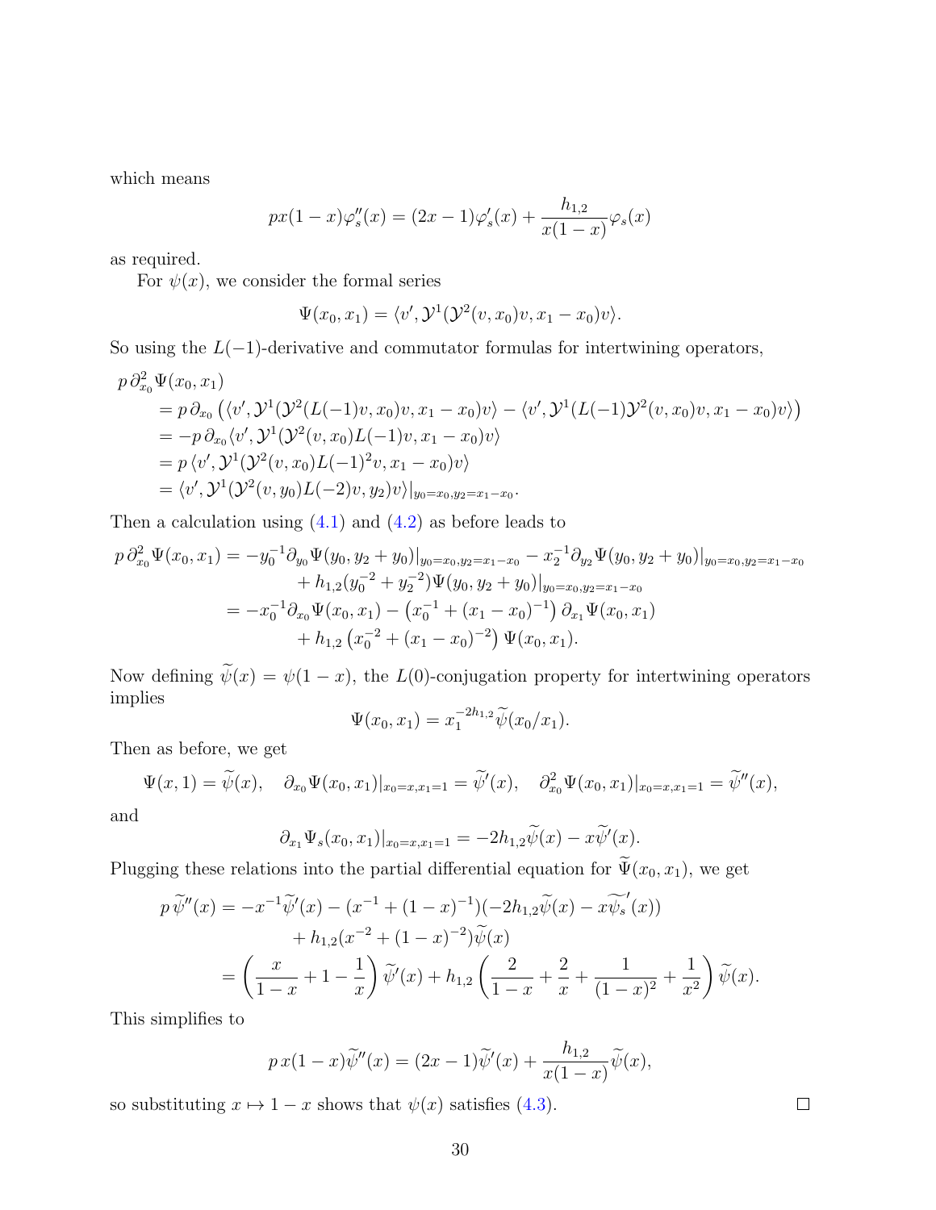which means

$$p x(1-x)\varphi_s''(x) = (2x-1)\varphi_s'(x) + \frac{h_{1,2}}{x(1-x)}\varphi_s(x)$$

as required.

For $\psi(x)$, we consider the formal series

$$\Psi(x_0, x_1) = \langle v', \mathcal{Y}^1(\mathcal{Y}^2(v, x_0)v, x_1 - x_0)v\rangle.$$

So using the $L(-1)$-derivative and commutator formulas for intertwining operators,

$$\begin{aligned}
p\,\partial_{x_0}^2 \Psi(x_0, x_1) &\\
&= p\,\partial_{x_0}\left(\langle v', \mathcal{Y}^1(\mathcal{Y}^2(L(-1)v, x_0)v, x_1 - x_0)v\rangle - \langle v', \mathcal{Y}^1(L(-1)\mathcal{Y}^2(v, x_0)v, x_1 - x_0)v\rangle\right)\\
&= -p\,\partial_{x_0}\langle v', \mathcal{Y}^1(\mathcal{Y}^2(v, x_0)L(-1)v, x_1 - x_0)v\rangle\\
&= p\,\langle v', \mathcal{Y}^1(\mathcal{Y}^2(v, x_0)L(-1)^2 v, x_1 - x_0)v\rangle\\
&= \langle v', \mathcal{Y}^1(\mathcal{Y}^2(v, y_0)L(-2)v, y_2)v\rangle|_{y_0 = x_0, y_2 = x_1 - x_0}.
\end{aligned}$$

Then a calculation using (4.1) and (4.2) as before leads to

$$\begin{aligned}
p\,\partial_{x_0}^2 \Psi(x_0, x_1) &= -y_0^{-1}\partial_{y_0}\Psi(y_0, y_2 + y_0)|_{y_0 = x_0, y_2 = x_1 - x_0} - x_2^{-1}\partial_{y_2}\Psi(y_0, y_2 + y_0)|_{y_0 = x_0, y_2 = x_1 - x_0}\\
&\quad + h_{1,2}(y_0^{-2} + y_2^{-2})\Psi(y_0, y_2 + y_0)|_{y_0 = x_0, y_2 = x_1 - x_0}\\
&= -x_0^{-1}\partial_{x_0}\Psi(x_0, x_1) - \left(x_0^{-1} + (x_1 - x_0)^{-1}\right)\partial_{x_1}\Psi(x_0, x_1)\\
&\quad + h_{1,2}\left(x_0^{-2} + (x_1 - x_0)^{-2}\right)\Psi(x_0, x_1).
\end{aligned}$$

Now defining $\widetilde{\psi}(x) = \psi(1-x)$, the $L(0)$-conjugation property for intertwining operators implies

$$\Psi(x_0, x_1) = x_1^{-2h_{1,2}}\widetilde{\psi}(x_0/x_1).$$

Then as before, we get

$$\Psi(x, 1) = \widetilde{\psi}(x), \quad \partial_{x_0}\Psi(x_0, x_1)|_{x_0 = x, x_1 = 1} = \widetilde{\psi}'(x), \quad \partial_{x_0}^2\Psi(x_0, x_1)|_{x_0 = x, x_1 = 1} = \widetilde{\psi}''(x),$$

and

$$\partial_{x_1}\Psi_s(x_0, x_1)|_{x_0 = x, x_1 = 1} = -2h_{1,2}\widetilde{\psi}(x) - x\widetilde{\psi}'(x).$$

Plugging these relations into the partial differential equation for $\widetilde{\Psi}(x_0, x_1)$, we get

$$\begin{aligned}
p\,\widetilde{\psi}''(x) &= -x^{-1}\widetilde{\psi}'(x) - (x^{-1} + (1-x)^{-1})(-2h_{1,2}\widetilde{\psi}(x) - x\widetilde{\psi_s}'(x))\\
&\quad + h_{1,2}(x^{-2} + (1-x)^{-2})\widetilde{\psi}(x)\\
&= \left(\frac{x}{1-x} + 1 - \frac{1}{x}\right)\widetilde{\psi}'(x) + h_{1,2}\left(\frac{2}{1-x} + \frac{2}{x} + \frac{1}{(1-x)^2} + \frac{1}{x^2}\right)\widetilde{\psi}(x).
\end{aligned}$$

This simplifies to

$$p\,x(1-x)\widetilde{\psi}''(x) = (2x-1)\widetilde{\psi}'(x) + \frac{h_{1,2}}{x(1-x)}\widetilde{\psi}(x),$$

so substituting $x \mapsto 1-x$ shows that $\psi(x)$ satisfies (4.3). $\square$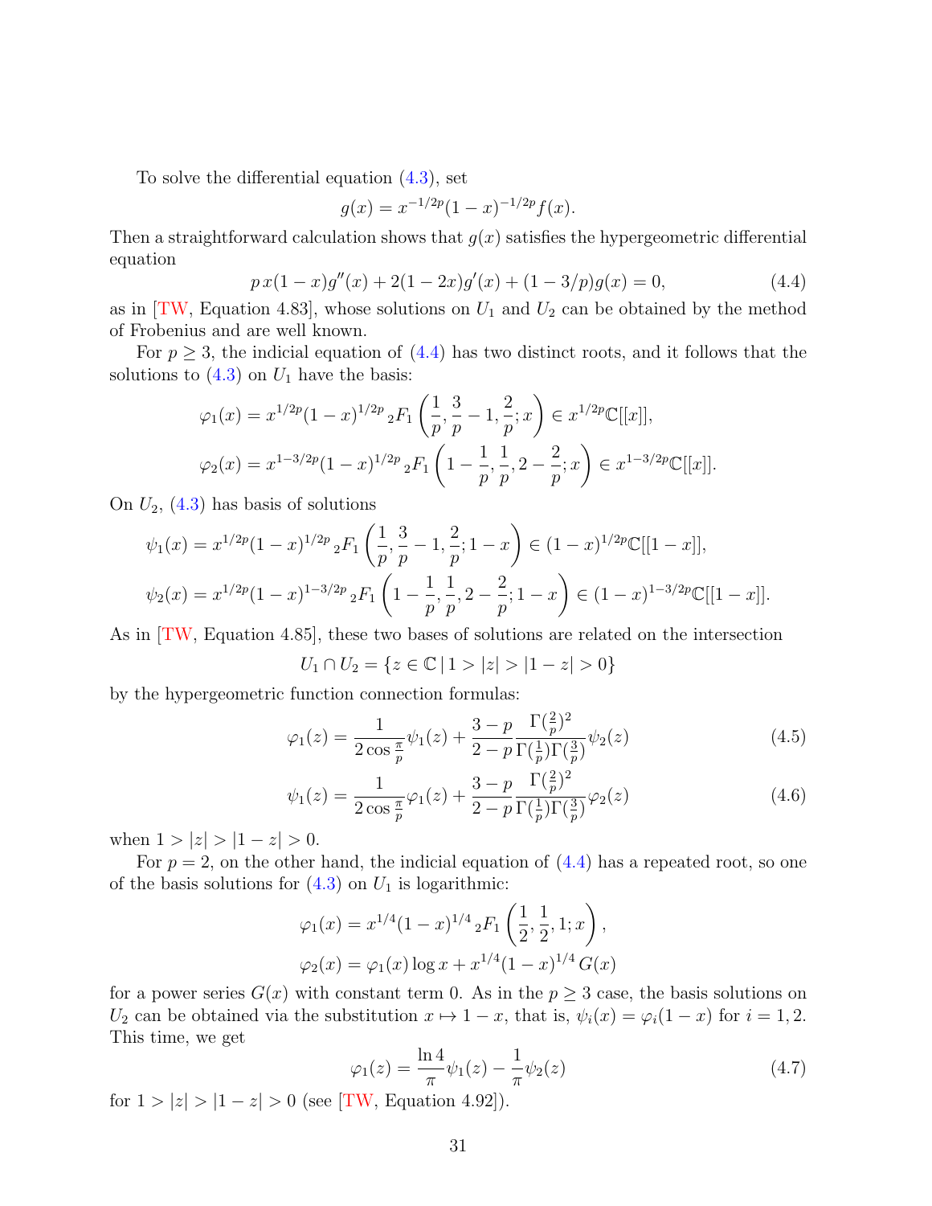To solve the differential equation (4.3), set

$$g(x) = x^{-1/2p}(1-x)^{-1/2p} f(x).$$

Then a straightforward calculation shows that $g(x)$ satisfies the hypergeometric differential equation

$$p\,x(1-x)g''(x) + 2(1-2x)g'(x) + (1-3/p)g(x) = 0, \tag{4.4}$$

as in [TW, Equation 4.83], whose solutions on $U_1$ and $U_2$ can be obtained by the method of Frobenius and are well known.

For $p \geq 3$, the indicial equation of (4.4) has two distinct roots, and it follows that the solutions to (4.3) on $U_1$ have the basis:

$$\varphi_1(x) = x^{1/2p}(1-x)^{1/2p}\,{}_2F_1\left(\frac{1}{p}, \frac{3}{p}-1, \frac{2}{p}; x\right) \in x^{1/2p}\mathbb{C}[[x]],$$

$$\varphi_2(x) = x^{1-3/2p}(1-x)^{1/2p}\,{}_2F_1\left(1-\frac{1}{p}, \frac{1}{p}, 2-\frac{2}{p}; x\right) \in x^{1-3/2p}\mathbb{C}[[x]].$$

On $U_2$, (4.3) has basis of solutions

$$\psi_1(x) = x^{1/2p}(1-x)^{1/2p}\,{}_2F_1\left(\frac{1}{p}, \frac{3}{p}-1, \frac{2}{p}; 1-x\right) \in (1-x)^{1/2p}\mathbb{C}[[1-x]],$$

$$\psi_2(x) = x^{1/2p}(1-x)^{1-3/2p}\,{}_2F_1\left(1-\frac{1}{p}, \frac{1}{p}, 2-\frac{2}{p}; 1-x\right) \in (1-x)^{1-3/2p}\mathbb{C}[[1-x]].$$

As in [TW, Equation 4.85], these two bases of solutions are related on the intersection

$$U_1 \cap U_2 = \{z \in \mathbb{C} \mid 1 > |z| > |1-z| > 0\}$$

by the hypergeometric function connection formulas:

$$\varphi_1(z) = \frac{1}{2\cos\frac{\pi}{p}}\psi_1(z) + \frac{3-p}{2-p}\frac{\Gamma(\frac{2}{p})^2}{\Gamma(\frac{1}{p})\Gamma(\frac{3}{p})}\psi_2(z) \tag{4.5}$$

$$\psi_1(z) = \frac{1}{2\cos\frac{\pi}{p}}\varphi_1(z) + \frac{3-p}{2-p}\frac{\Gamma(\frac{2}{p})^2}{\Gamma(\frac{1}{p})\Gamma(\frac{3}{p})}\varphi_2(z) \tag{4.6}$$

when $1 > |z| > |1-z| > 0$.

For $p = 2$, on the other hand, the indicial equation of (4.4) has a repeated root, so one of the basis solutions for (4.3) on $U_1$ is logarithmic:

$$\varphi_1(x) = x^{1/4}(1-x)^{1/4}\,{}_2F_1\left(\frac{1}{2}, \frac{1}{2}, 1; x\right),$$

$$\varphi_2(x) = \varphi_1(x)\log x + x^{1/4}(1-x)^{1/4}\,G(x)$$

for a power series $G(x)$ with constant term 0. As in the $p \geq 3$ case, the basis solutions on $U_2$ can be obtained via the substitution $x \mapsto 1-x$, that is, $\psi_i(x) = \varphi_i(1-x)$ for $i = 1, 2$. This time, we get

$$\varphi_1(z) = \frac{\ln 4}{\pi}\psi_1(z) - \frac{1}{\pi}\psi_2(z) \tag{4.7}$$

for $1 > |z| > |1-z| > 0$ (see [TW, Equation 4.92]).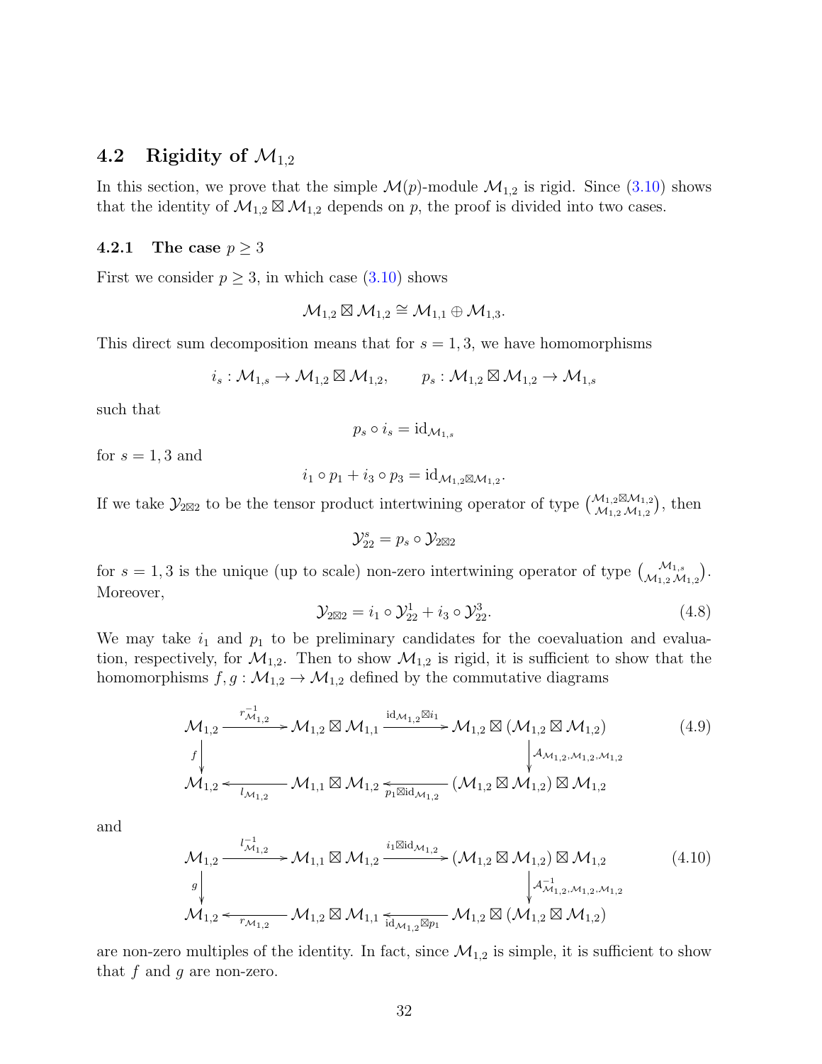## 4.2 Rigidity of $\mathcal{M}_{1,2}$

In this section, we prove that the simple $\mathcal{M}(p)$-module $\mathcal{M}_{1,2}$ is rigid. Since (3.10) shows that the identity of $\mathcal{M}_{1,2} \boxtimes \mathcal{M}_{1,2}$ depends on $p$, the proof is divided into two cases.

### 4.2.1 The case $p \geq 3$

First we consider $p \geq 3$, in which case (3.10) shows

$$\mathcal{M}_{1,2} \boxtimes \mathcal{M}_{1,2} \cong \mathcal{M}_{1,1} \oplus \mathcal{M}_{1,3}.$$

This direct sum decomposition means that for $s = 1, 3$, we have homomorphisms

$$i_s : \mathcal{M}_{1,s} \to \mathcal{M}_{1,2} \boxtimes \mathcal{M}_{1,2}, \qquad p_s : \mathcal{M}_{1,2} \boxtimes \mathcal{M}_{1,2} \to \mathcal{M}_{1,s}$$

such that

$$p_s \circ i_s = \mathrm{id}_{\mathcal{M}_{1,s}}$$

for $s = 1, 3$ and

$$i_1 \circ p_1 + i_3 \circ p_3 = \mathrm{id}_{\mathcal{M}_{1,2} \boxtimes \mathcal{M}_{1,2}}.$$

If we take $\mathcal{Y}_{2\boxtimes 2}$ to be the tensor product intertwining operator of type $\binom{\mathcal{M}_{1,2} \boxtimes \mathcal{M}_{1,2}}{\mathcal{M}_{1,2}\, \mathcal{M}_{1,2}}$, then

$$\mathcal{Y}_{22}^s = p_s \circ \mathcal{Y}_{2\boxtimes 2}$$

for $s = 1, 3$ is the unique (up to scale) non-zero intertwining operator of type $\binom{\mathcal{M}_{1,s}}{\mathcal{M}_{1,2}\, \mathcal{M}_{1,2}}$. Moreover,

$$\mathcal{Y}_{2\boxtimes 2} = i_1 \circ \mathcal{Y}_{22}^1 + i_3 \circ \mathcal{Y}_{22}^3. \tag{4.8}$$

We may take $i_1$ and $p_1$ to be preliminary candidates for the coevaluation and evaluation, respectively, for $\mathcal{M}_{1,2}$. Then to show $\mathcal{M}_{1,2}$ is rigid, it is sufficient to show that the homomorphisms $f, g : \mathcal{M}_{1,2} \to \mathcal{M}_{1,2}$ defined by the commutative diagrams

$$\begin{array}{ccccc}
\mathcal{M}_{1,2} & \xrightarrow{r_{\mathcal{M}_{1,2}}^{-1}} & \mathcal{M}_{1,2} \boxtimes \mathcal{M}_{1,1} & \xrightarrow{\mathrm{id}_{\mathcal{M}_{1,2}} \boxtimes i_1} & \mathcal{M}_{1,2} \boxtimes (\mathcal{M}_{1,2} \boxtimes \mathcal{M}_{1,2}) \\
\Big\downarrow f & & & & \Big\downarrow \mathcal{A}_{\mathcal{M}_{1,2},\mathcal{M}_{1,2},\mathcal{M}_{1,2}} \\
\mathcal{M}_{1,2} & \xleftarrow{l_{\mathcal{M}_{1,2}}} & \mathcal{M}_{1,1} \boxtimes \mathcal{M}_{1,2} & \xleftarrow{p_1 \boxtimes \mathrm{id}_{\mathcal{M}_{1,2}}} & (\mathcal{M}_{1,2} \boxtimes \mathcal{M}_{1,2}) \boxtimes \mathcal{M}_{1,2}
\end{array} \tag{4.9}$$

and

$$\begin{array}{ccccc}
\mathcal{M}_{1,2} & \xrightarrow{l_{\mathcal{M}_{1,2}}^{-1}} & \mathcal{M}_{1,1} \boxtimes \mathcal{M}_{1,2} & \xrightarrow{i_1 \boxtimes \mathrm{id}_{\mathcal{M}_{1,2}}} & (\mathcal{M}_{1,2} \boxtimes \mathcal{M}_{1,2}) \boxtimes \mathcal{M}_{1,2} \\
\Big\downarrow g & & & & \Big\downarrow \mathcal{A}_{\mathcal{M}_{1,2},\mathcal{M}_{1,2},\mathcal{M}_{1,2}}^{-1} \\
\mathcal{M}_{1,2} & \xleftarrow{r_{\mathcal{M}_{1,2}}} & \mathcal{M}_{1,2} \boxtimes \mathcal{M}_{1,1} & \xleftarrow{\mathrm{id}_{\mathcal{M}_{1,2}} \boxtimes p_1} & \mathcal{M}_{1,2} \boxtimes (\mathcal{M}_{1,2} \boxtimes \mathcal{M}_{1,2})
\end{array} \tag{4.10}$$

are non-zero multiples of the identity. In fact, since $\mathcal{M}_{1,2}$ is simple, it is sufficient to show that $f$ and $g$ are non-zero.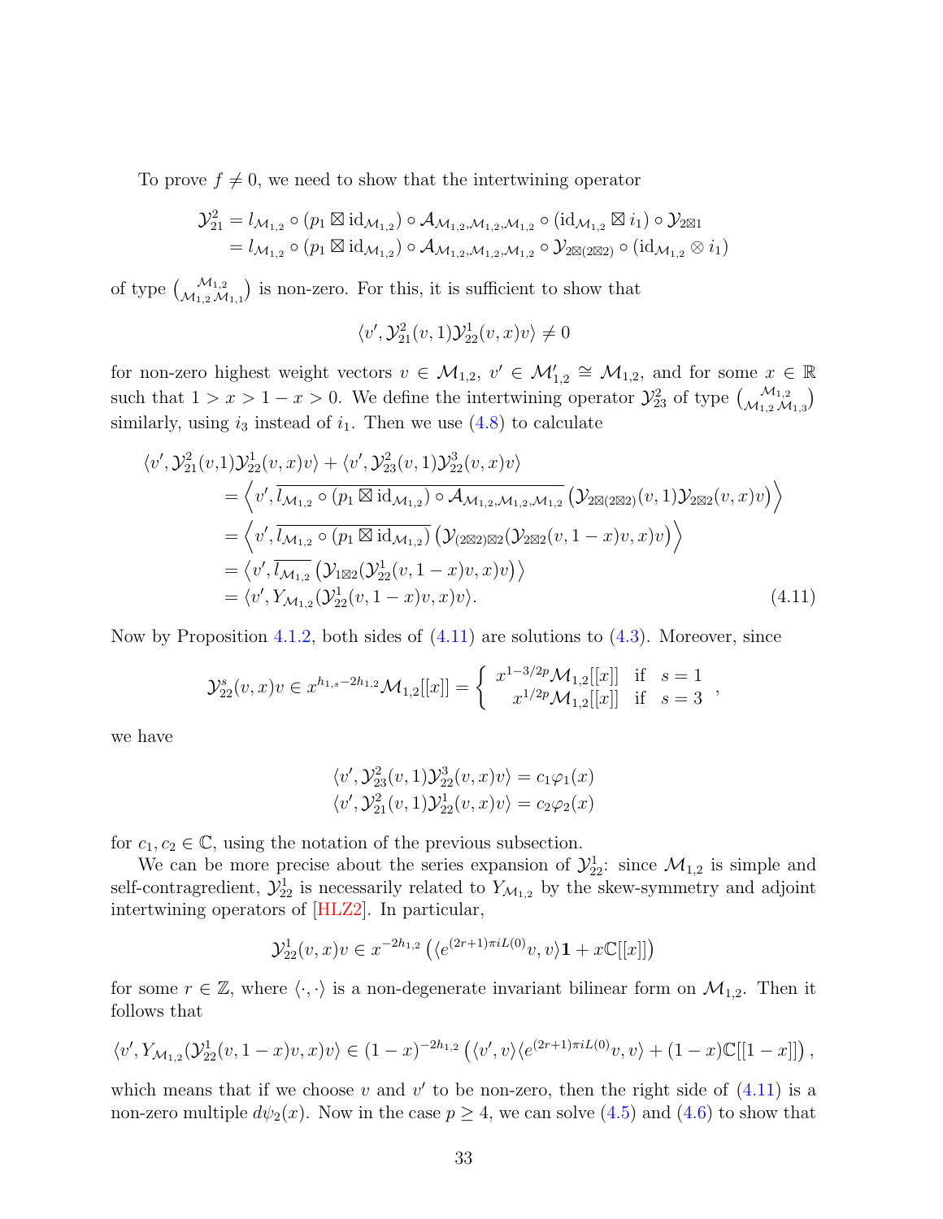To prove $f \neq 0$, we need to show that the intertwining operator

$$\begin{aligned}
\mathcal{Y}_{21}^{2} &= l_{\mathcal{M}_{1,2}} \circ (p_1 \boxtimes \mathrm{id}_{\mathcal{M}_{1,2}}) \circ \mathcal{A}_{\mathcal{M}_{1,2},\mathcal{M}_{1,2},\mathcal{M}_{1,2}} \circ (\mathrm{id}_{\mathcal{M}_{1,2}} \boxtimes i_1) \circ \mathcal{Y}_{2\boxtimes 1} \\
&= l_{\mathcal{M}_{1,2}} \circ (p_1 \boxtimes \mathrm{id}_{\mathcal{M}_{1,2}}) \circ \mathcal{A}_{\mathcal{M}_{1,2},\mathcal{M}_{1,2},\mathcal{M}_{1,2}} \circ \mathcal{Y}_{2\boxtimes(2\boxtimes 2)} \circ (\mathrm{id}_{\mathcal{M}_{1,2}} \otimes i_1)
\end{aligned}$$

of type $\binom{\mathcal{M}_{1,2}}{\mathcal{M}_{1,2}\,\mathcal{M}_{1,1}}$ is non-zero. For this, it is sufficient to show that

$$\langle v', \mathcal{Y}_{21}^{2}(v,1)\mathcal{Y}_{22}^{1}(v,x)v\rangle \neq 0$$

for non-zero highest weight vectors $v \in \mathcal{M}_{1,2}$, $v' \in \mathcal{M}_{1,2}' \cong \mathcal{M}_{1,2}$, and for some $x \in \mathbb{R}$ such that $1 > x > 1-x > 0$. We define the intertwining operator $\mathcal{Y}_{23}^{2}$ of type $\binom{\mathcal{M}_{1,2}}{\mathcal{M}_{1,2}\,\mathcal{M}_{1,3}}$ similarly, using $i_3$ instead of $i_1$. Then we use (4.8) to calculate

$$\begin{aligned}
\langle v', \mathcal{Y}_{21}^{2}(v,&1)\mathcal{Y}_{22}^{1}(v,x)v\rangle + \langle v', \mathcal{Y}_{23}^{2}(v,1)\mathcal{Y}_{22}^{3}(v,x)v\rangle \\
&= \left\langle v', \overline{l_{\mathcal{M}_{1,2}} \circ (p_1 \boxtimes \mathrm{id}_{\mathcal{M}_{1,2}}) \circ \mathcal{A}_{\mathcal{M}_{1,2},\mathcal{M}_{1,2},\mathcal{M}_{1,2}}} \left(\mathcal{Y}_{2\boxtimes(2\boxtimes 2)}(v,1)\mathcal{Y}_{2\boxtimes 2}(v,x)v\right)\right\rangle \\
&= \left\langle v', \overline{l_{\mathcal{M}_{1,2}} \circ (p_1 \boxtimes \mathrm{id}_{\mathcal{M}_{1,2}})} \left(\mathcal{Y}_{(2\boxtimes 2)\boxtimes 2}(\mathcal{Y}_{2\boxtimes 2}(v,1-x)v,x)v\right)\right\rangle \\
&= \left\langle v', \overline{l_{\mathcal{M}_{1,2}}} \left(\mathcal{Y}_{1\boxtimes 2}(\mathcal{Y}_{22}^{1}(v,1-x)v,x)v\right)\right\rangle \\
&= \langle v', Y_{\mathcal{M}_{1,2}}(\mathcal{Y}_{22}^{1}(v,1-x)v,x)v\rangle.
\end{aligned} \tag{4.11}$$

Now by Proposition 4.1.2, both sides of (4.11) are solutions to (4.3). Moreover, since

$$\mathcal{Y}_{22}^{s}(v,x)v \in x^{h_{1,s}-2h_{1,2}}\mathcal{M}_{1,2}[[x]] = \begin{cases} x^{1-3/2p}\mathcal{M}_{1,2}[[x]] & \text{if} \quad s=1 \\ x^{1/2p}\mathcal{M}_{1,2}[[x]] & \text{if} \quad s=3 \end{cases},$$

we have

$$\begin{aligned}
\langle v', \mathcal{Y}_{23}^{2}(v,1)\mathcal{Y}_{22}^{3}(v,x)v\rangle &= c_1\varphi_1(x) \\
\langle v', \mathcal{Y}_{21}^{2}(v,1)\mathcal{Y}_{22}^{1}(v,x)v\rangle &= c_2\varphi_2(x)
\end{aligned}$$

for $c_1, c_2 \in \mathbb{C}$, using the notation of the previous subsection.

We can be more precise about the series expansion of $\mathcal{Y}_{22}^{1}$: since $\mathcal{M}_{1,2}$ is simple and self-contragredient, $\mathcal{Y}_{22}^{1}$ is necessarily related to $Y_{\mathcal{M}_{1,2}}$ by the skew-symmetry and adjoint intertwining operators of [HLZ2]. In particular,

$$\mathcal{Y}_{22}^{1}(v,x)v \in x^{-2h_{1,2}}\left(\langle e^{(2r+1)\pi i L(0)}v, v\rangle \mathbf{1} + x\mathbb{C}[[x]]\right)$$

for some $r \in \mathbb{Z}$, where $\langle\cdot,\cdot\rangle$ is a non-degenerate invariant bilinear form on $\mathcal{M}_{1,2}$. Then it follows that

$$\langle v', Y_{\mathcal{M}_{1,2}}(\mathcal{Y}_{22}^{1}(v,1-x)v,x)v\rangle \in (1-x)^{-2h_{1,2}}\left(\langle v',v\rangle\langle e^{(2r+1)\pi i L(0)}v,v\rangle + (1-x)\mathbb{C}[[1-x]]\right),$$

which means that if we choose $v$ and $v'$ to be non-zero, then the right side of (4.11) is a non-zero multiple $d\psi_2(x)$. Now in the case $p \geq 4$, we can solve (4.5) and (4.6) to show that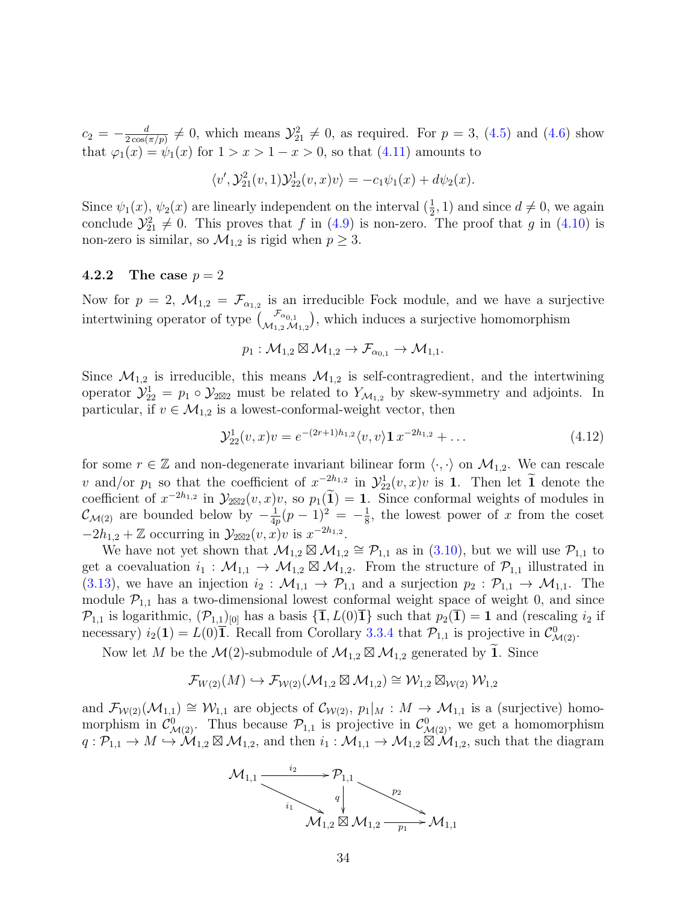$c_2 = -\frac{d}{2\cos(\pi/p)} \neq 0$, which means $\mathcal{Y}_{21}^2 \neq 0$, as required. For $p = 3$, (4.5) and (4.6) show that $\varphi_1(x) = \psi_1(x)$ for $1 > x > 1 - x > 0$, so that (4.11) amounts to

$$\langle v', \mathcal{Y}_{21}^2(v,1)\mathcal{Y}_{22}^1(v,x)v\rangle = -c_1\psi_1(x) + d\psi_2(x).$$

Since $\psi_1(x)$, $\psi_2(x)$ are linearly independent on the interval $(\frac{1}{2}, 1)$ and since $d \neq 0$, we again conclude $\mathcal{Y}_{21}^2 \neq 0$. This proves that $f$ in (4.9) is non-zero. The proof that $g$ in (4.10) is non-zero is similar, so $\mathcal{M}_{1,2}$ is rigid when $p \geq 3$.

### 4.2.2 The case $p = 2$

Now for $p = 2$, $\mathcal{M}_{1,2} = \mathcal{F}_{\alpha_{1,2}}$ is an irreducible Fock module, and we have a surjective intertwining operator of type $\binom{\mathcal{F}_{\alpha_{0,1}}}{\mathcal{M}_{1,2}\,\mathcal{M}_{1,2}}$, which induces a surjective homomorphism

$$p_1 : \mathcal{M}_{1,2} \boxtimes \mathcal{M}_{1,2} \to \mathcal{F}_{\alpha_{0,1}} \to \mathcal{M}_{1,1}.$$

Since $\mathcal{M}_{1,2}$ is irreducible, this means $\mathcal{M}_{1,2}$ is self-contragredient, and the intertwining operator $\mathcal{Y}_{22}^1 = p_1 \circ \mathcal{Y}_{2\boxtimes 2}$ must be related to $Y_{\mathcal{M}_{1,2}}$ by skew-symmetry and adjoints. In particular, if $v \in \mathcal{M}_{1,2}$ is a lowest-conformal-weight vector, then

$$\mathcal{Y}_{22}^1(v,x)v = e^{-(2r+1)h_{1,2}}\langle v, v\rangle \mathbf{1}\, x^{-2h_{1,2}} + \ldots \tag{4.12}$$

for some $r \in \mathbb{Z}$ and non-degenerate invariant bilinear form $\langle\cdot,\cdot\rangle$ on $\mathcal{M}_{1,2}$. We can rescale $v$ and/or $p_1$ so that the coefficient of $x^{-2h_{1,2}}$ in $\mathcal{Y}_{22}^1(v,x)v$ is $\mathbf{1}$. Then let $\widetilde{\mathbf{1}}$ denote the coefficient of $x^{-2h_{1,2}}$ in $\mathcal{Y}_{2\boxtimes 2}(v,x)v$, so $p_1(\widetilde{\mathbf{1}}) = \mathbf{1}$. Since conformal weights of modules in $\mathcal{C}_{\mathcal{M}(2)}$ are bounded below by $-\frac{1}{4p}(p-1)^2 = -\frac{1}{8}$, the lowest power of $x$ from the coset $-2h_{1,2} + \mathbb{Z}$ occurring in $\mathcal{Y}_{2\boxtimes 2}(v,x)v$ is $x^{-2h_{1,2}}$.

We have not yet shown that $\mathcal{M}_{1,2} \boxtimes \mathcal{M}_{1,2} \cong \mathcal{P}_{1,1}$ as in (3.10), but we will use $\mathcal{P}_{1,1}$ to get a coevaluation $i_1 : \mathcal{M}_{1,1} \to \mathcal{M}_{1,2} \boxtimes \mathcal{M}_{1,2}$. From the structure of $\mathcal{P}_{1,1}$ illustrated in (3.13), we have an injection $i_2 : \mathcal{M}_{1,1} \to \mathcal{P}_{1,1}$ and a surjection $p_2 : \mathcal{P}_{1,1} \to \mathcal{M}_{1,1}$. The module $\mathcal{P}_{1,1}$ has a two-dimensional lowest conformal weight space of weight 0, and since $\mathcal{P}_{1,1}$ is logarithmic, $(\mathcal{P}_{1,1})_{[0]}$ has a basis $\{\overline{\mathbf{1}}, L(0)\overline{\mathbf{1}}\}$ such that $p_2(\overline{\mathbf{1}}) = \mathbf{1}$ and (rescaling $i_2$ if necessary) $i_2(\mathbf{1}) = L(0)\overline{\mathbf{1}}$. Recall from Corollary 3.3.4 that $\mathcal{P}_{1,1}$ is projective in $\mathcal{C}^0_{\mathcal{M}(2)}$.

Now let $M$ be the $\mathcal{M}(2)$-submodule of $\mathcal{M}_{1,2} \boxtimes \mathcal{M}_{1,2}$ generated by $\widetilde{\mathbf{1}}$. Since

$$\mathcal{F}_{W(2)}(M) \hookrightarrow \mathcal{F}_{\mathcal{W}(2)}(\mathcal{M}_{1,2} \boxtimes \mathcal{M}_{1,2}) \cong \mathcal{W}_{1,2} \boxtimes_{\mathcal{W}(2)} \mathcal{W}_{1,2}$$

and $\mathcal{F}_{\mathcal{W}(2)}(\mathcal{M}_{1,1}) \cong \mathcal{W}_{1,1}$ are objects of $\mathcal{C}_{\mathcal{W}(2)}$, $p_1|_M : M \to \mathcal{M}_{1,1}$ is a (surjective) homomorphism in $\mathcal{C}^0_{\mathcal{M}(2)}$. Thus because $\mathcal{P}_{1,1}$ is projective in $\mathcal{C}^0_{\mathcal{M}(2)}$, we get a homomorphism $q : \mathcal{P}_{1,1} \to M \hookrightarrow \mathcal{M}_{1,2} \boxtimes \mathcal{M}_{1,2}$, and then $i_1 : \mathcal{M}_{1,1} \to \mathcal{M}_{1,2} \boxtimes \mathcal{M}_{1,2}$, such that the diagram

$$\begin{array}{ccccc}
\mathcal{M}_{1,1} & \xrightarrow{i_2} & \mathcal{P}_{1,1} & & \\
 & \searrow^{i_1} & \downarrow q & \searrow^{p_2} & \\
 & & \mathcal{M}_{1,2} \boxtimes \mathcal{M}_{1,2} & \xrightarrow{p_1} & \mathcal{M}_{1,1}
\end{array}$$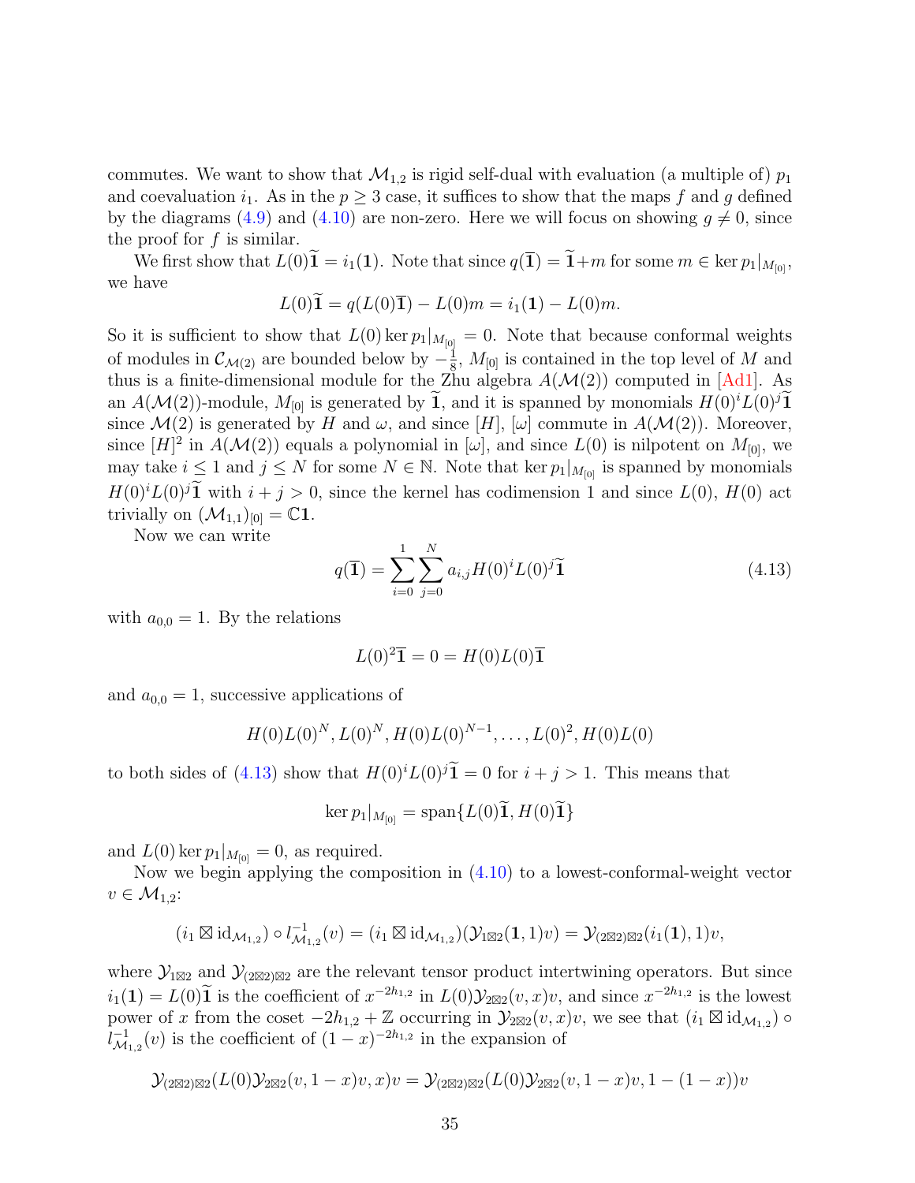commutes. We want to show that $\mathcal{M}_{1,2}$ is rigid self-dual with evaluation (a multiple of) $p_1$ and coevaluation $i_1$. As in the $p \geq 3$ case, it suffices to show that the maps $f$ and $g$ defined by the diagrams (4.9) and (4.10) are non-zero. Here we will focus on showing $g \neq 0$, since the proof for $f$ is similar.

We first show that $L(0)\widetilde{\mathbf{1}} = i_1(\mathbf{1})$. Note that since $q(\overline{\mathbf{1}}) = \widetilde{\mathbf{1}} + m$ for some $m \in \ker p_1|_{M_{[0]}}$, we have

$$L(0)\widetilde{\mathbf{1}} = q(L(0)\overline{\mathbf{1}}) - L(0)m = i_1(\mathbf{1}) - L(0)m.$$

So it is sufficient to show that $L(0) \ker p_1|_{M_{[0]}} = 0$. Note that because conformal weights of modules in $\mathcal{C}_{\mathcal{M}(2)}$ are bounded below by $-\frac{1}{8}$, $M_{[0]}$ is contained in the top level of $M$ and thus is a finite-dimensional module for the Zhu algebra $A(\mathcal{M}(2))$ computed in [Ad1]. As an $A(\mathcal{M}(2))$-module, $M_{[0]}$ is generated by $\widetilde{\mathbf{1}}$, and it is spanned by monomials $H(0)^i L(0)^j \widetilde{\mathbf{1}}$ since $\mathcal{M}(2)$ is generated by $H$ and $\omega$, and since $[H]$, $[\omega]$ commute in $A(\mathcal{M}(2))$. Moreover, since $[H]^2$ in $A(\mathcal{M}(2))$ equals a polynomial in $[\omega]$, and since $L(0)$ is nilpotent on $M_{[0]}$, we may take $i \leq 1$ and $j \leq N$ for some $N \in \mathbb{N}$. Note that $\ker p_1|_{M_{[0]}}$ is spanned by monomials $H(0)^i L(0)^j \widetilde{\mathbf{1}}$ with $i + j > 0$, since the kernel has codimension 1 and since $L(0)$, $H(0)$ act trivially on $(\mathcal{M}_{1,1})_{[0]} = \mathbb{C}\mathbf{1}$.

Now we can write

$$q(\overline{\mathbf{1}}) = \sum_{i=0}^{1} \sum_{j=0}^{N} a_{i,j} H(0)^i L(0)^j \widetilde{\mathbf{1}} \tag{4.13}$$

with $a_{0,0} = 1$. By the relations

$$L(0)^2 \overline{\mathbf{1}} = 0 = H(0)L(0)\overline{\mathbf{1}}$$

and $a_{0,0} = 1$, successive applications of

$$H(0)L(0)^N, L(0)^N, H(0)L(0)^{N-1}, \ldots, L(0)^2, H(0)L(0)$$

to both sides of (4.13) show that $H(0)^i L(0)^j \widetilde{\mathbf{1}} = 0$ for $i + j > 1$. This means that

$$\ker p_1|_{M_{[0]}} = \operatorname{span}\{L(0)\widetilde{\mathbf{1}}, H(0)\widetilde{\mathbf{1}}\}$$

and $L(0) \ker p_1|_{M_{[0]}} = 0$, as required.

Now we begin applying the composition in (4.10) to a lowest-conformal-weight vector $v \in \mathcal{M}_{1,2}$:

$$(i_1 \boxtimes \mathrm{id}_{\mathcal{M}_{1,2}}) \circ l_{\mathcal{M}_{1,2}}^{-1}(v) = (i_1 \boxtimes \mathrm{id}_{\mathcal{M}_{1,2}})(\mathcal{Y}_{1\boxtimes 2}(\mathbf{1}, 1)v) = \mathcal{Y}_{(2\boxtimes 2)\boxtimes 2}(i_1(\mathbf{1}), 1)v,$$

where $\mathcal{Y}_{1\boxtimes 2}$ and $\mathcal{Y}_{(2\boxtimes 2)\boxtimes 2}$ are the relevant tensor product intertwining operators. But since $i_1(\mathbf{1}) = L(0)\widetilde{\mathbf{1}}$ is the coefficient of $x^{-2h_{1,2}}$ in $L(0)\mathcal{Y}_{2\boxtimes 2}(v, x)v$, and since $x^{-2h_{1,2}}$ is the lowest power of $x$ from the coset $-2h_{1,2} + \mathbb{Z}$ occurring in $\mathcal{Y}_{2\boxtimes 2}(v, x)v$, we see that $(i_1 \boxtimes \mathrm{id}_{\mathcal{M}_{1,2}}) \circ l_{\mathcal{M}_{1,2}}^{-1}(v)$ is the coefficient of $(1-x)^{-2h_{1,2}}$ in the expansion of

$$\mathcal{Y}_{(2\boxtimes 2)\boxtimes 2}(L(0)\mathcal{Y}_{2\boxtimes 2}(v, 1-x)v, x)v = \mathcal{Y}_{(2\boxtimes 2)\boxtimes 2}(L(0)\mathcal{Y}_{2\boxtimes 2}(v, 1-x)v, 1-(1-x))v$$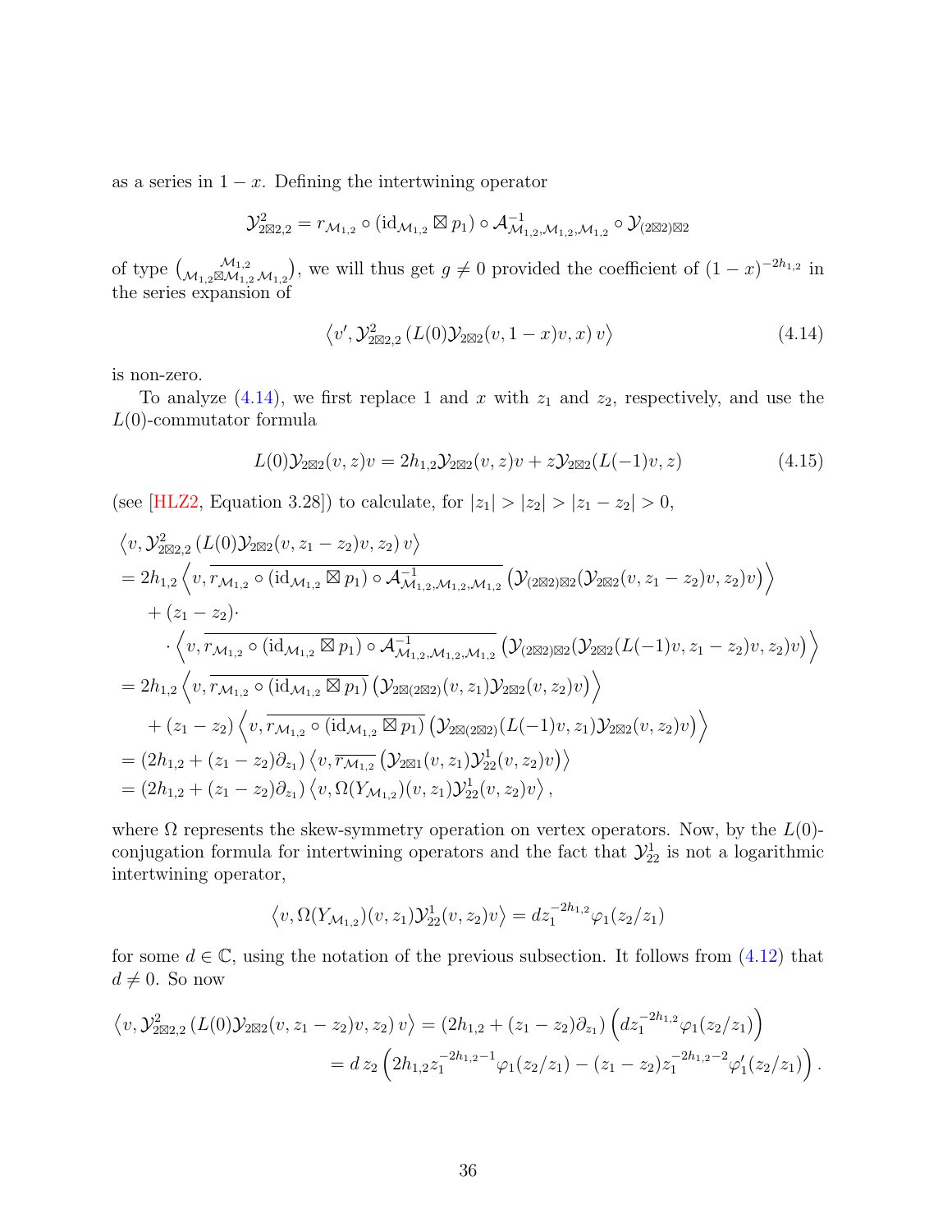as a series in $1-x$. Defining the intertwining operator

$$\mathcal{Y}^2_{2\boxtimes 2,2} = r_{\mathcal{M}_{1,2}} \circ (\mathrm{id}_{\mathcal{M}_{1,2}} \boxtimes p_1) \circ \mathcal{A}^{-1}_{\mathcal{M}_{1,2},\mathcal{M}_{1,2},\mathcal{M}_{1,2}} \circ \mathcal{Y}_{(2\boxtimes 2)\boxtimes 2}$$

of type $\binom{\mathcal{M}_{1,2}}{\mathcal{M}_{1,2}\boxtimes\mathcal{M}_{1,2}\,\mathcal{M}_{1,2}}$, we will thus get $g \neq 0$ provided the coefficient of $(1-x)^{-2h_{1,2}}$ in the series expansion of

$$\left\langle v', \mathcal{Y}^2_{2\boxtimes 2,2}\left(L(0)\mathcal{Y}_{2\boxtimes 2}(v, 1-x)v, x\right) v\right\rangle \tag{4.14}$$

is non-zero.

To analyze (4.14), we first replace 1 and $x$ with $z_1$ and $z_2$, respectively, and use the $L(0)$-commutator formula

$$L(0)\mathcal{Y}_{2\boxtimes 2}(v,z)v = 2h_{1,2}\mathcal{Y}_{2\boxtimes 2}(v,z)v + z\mathcal{Y}_{2\boxtimes 2}(L(-1)v, z) \tag{4.15}$$

(see [HLZ2, Equation 3.28]) to calculate, for $|z_1| > |z_2| > |z_1 - z_2| > 0$,

$$\begin{aligned}
&\left\langle v, \mathcal{Y}^2_{2\boxtimes 2,2}\left(L(0)\mathcal{Y}_{2\boxtimes 2}(v, z_1-z_2)v, z_2\right) v\right\rangle \\
&= 2h_{1,2}\left\langle v, \overline{r_{\mathcal{M}_{1,2}} \circ (\mathrm{id}_{\mathcal{M}_{1,2}} \boxtimes p_1) \circ \mathcal{A}^{-1}_{\mathcal{M}_{1,2},\mathcal{M}_{1,2},\mathcal{M}_{1,2}}}\left(\mathcal{Y}_{(2\boxtimes 2)\boxtimes 2}(\mathcal{Y}_{2\boxtimes 2}(v, z_1-z_2)v, z_2)v\right)\right\rangle \\
&\quad + (z_1 - z_2)\cdot \\
&\qquad \cdot \left\langle v, \overline{r_{\mathcal{M}_{1,2}} \circ (\mathrm{id}_{\mathcal{M}_{1,2}} \boxtimes p_1) \circ \mathcal{A}^{-1}_{\mathcal{M}_{1,2},\mathcal{M}_{1,2},\mathcal{M}_{1,2}}}\left(\mathcal{Y}_{(2\boxtimes 2)\boxtimes 2}(\mathcal{Y}_{2\boxtimes 2}(L(-1)v, z_1-z_2)v, z_2)v\right)\right\rangle \\
&= 2h_{1,2}\left\langle v, \overline{r_{\mathcal{M}_{1,2}} \circ (\mathrm{id}_{\mathcal{M}_{1,2}} \boxtimes p_1)}\left(\mathcal{Y}_{2\boxtimes(2\boxtimes 2)}(v, z_1)\mathcal{Y}_{2\boxtimes 2}(v, z_2)v\right)\right\rangle \\
&\quad + (z_1 - z_2)\left\langle v, \overline{r_{\mathcal{M}_{1,2}} \circ (\mathrm{id}_{\mathcal{M}_{1,2}} \boxtimes p_1)}\left(\mathcal{Y}_{2\boxtimes(2\boxtimes 2)}(L(-1)v, z_1)\mathcal{Y}_{2\boxtimes 2}(v, z_2)v\right)\right\rangle \\
&= (2h_{1,2} + (z_1 - z_2)\partial_{z_1})\left\langle v, \overline{r_{\mathcal{M}_{1,2}}}\left(\mathcal{Y}_{2\boxtimes 1}(v, z_1)\mathcal{Y}^1_{22}(v, z_2)v\right)\right\rangle \\
&= (2h_{1,2} + (z_1 - z_2)\partial_{z_1})\left\langle v, \Omega(Y_{\mathcal{M}_{1,2}})(v, z_1)\mathcal{Y}^1_{22}(v, z_2)v\right\rangle,
\end{aligned}$$

where $\Omega$ represents the skew-symmetry operation on vertex operators. Now, by the $L(0)$-conjugation formula for intertwining operators and the fact that $\mathcal{Y}^1_{22}$ is not a logarithmic intertwining operator,

$$\left\langle v, \Omega(Y_{\mathcal{M}_{1,2}})(v, z_1)\mathcal{Y}^1_{22}(v, z_2)v\right\rangle = d z_1^{-2h_{1,2}}\varphi_1(z_2/z_1)$$

for some $d \in \mathbb{C}$, using the notation of the previous subsection. It follows from (4.12) that $d \neq 0$. So now

$$\begin{aligned}
\left\langle v, \mathcal{Y}^2_{2\boxtimes 2,2}\left(L(0)\mathcal{Y}_{2\boxtimes 2}(v, z_1-z_2)v, z_2\right) v\right\rangle &= (2h_{1,2} + (z_1 - z_2)\partial_{z_1})\left(d z_1^{-2h_{1,2}}\varphi_1(z_2/z_1)\right) \\
&= d\, z_2\left(2h_{1,2}z_1^{-2h_{1,2}-1}\varphi_1(z_2/z_1) - (z_1 - z_2)z_1^{-2h_{1,2}-2}\varphi_1'(z_2/z_1)\right).
\end{aligned}$$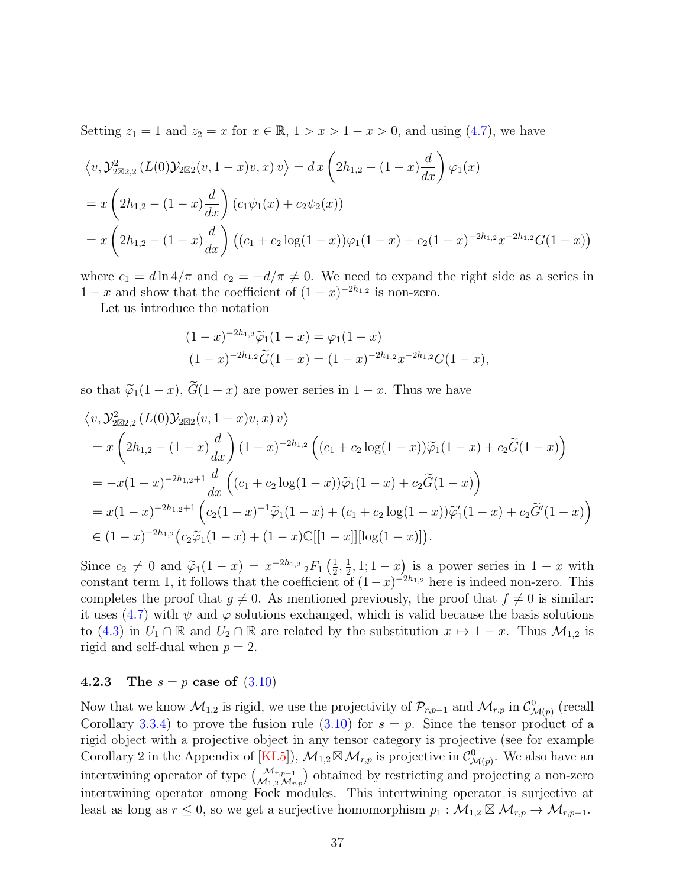Setting $z_1 = 1$ and $z_2 = x$ for $x \in \mathbb{R}$, $1 > x > 1-x > 0$, and using (4.7), we have

$$
\begin{aligned}
&\left\langle v, \mathcal{Y}^2_{2\boxtimes 2,2}\left(L(0)\mathcal{Y}_{2\boxtimes 2}(v,1-x)v, x\right)v\right\rangle = d\,x\left(2h_{1,2} - (1-x)\frac{d}{dx}\right)\varphi_1(x)\\
&= x\left(2h_{1,2} - (1-x)\frac{d}{dx}\right)(c_1\psi_1(x) + c_2\psi_2(x))\\
&= x\left(2h_{1,2} - (1-x)\frac{d}{dx}\right)\big((c_1 + c_2\log(1-x))\varphi_1(1-x) + c_2(1-x)^{-2h_{1,2}}x^{-2h_{1,2}}G(1-x)\big)
\end{aligned}
$$

where $c_1 = d\ln 4/\pi$ and $c_2 = -d/\pi \neq 0$. We need to expand the right side as a series in $1-x$ and show that the coefficient of $(1-x)^{-2h_{1,2}}$ is non-zero.

Let us introduce the notation

$$
\begin{aligned}
(1-x)^{-2h_{1,2}}\widetilde{\varphi}_1(1-x) &= \varphi_1(1-x)\\
(1-x)^{-2h_{1,2}}\widetilde{G}(1-x) &= (1-x)^{-2h_{1,2}}x^{-2h_{1,2}}G(1-x),
\end{aligned}
$$

so that $\widetilde{\varphi}_1(1-x)$, $\widetilde{G}(1-x)$ are power series in $1-x$. Thus we have

$$
\begin{aligned}
&\left\langle v, \mathcal{Y}^2_{2\boxtimes 2,2}\left(L(0)\mathcal{Y}_{2\boxtimes 2}(v,1-x)v, x\right)v\right\rangle\\
&\quad = x\left(2h_{1,2} - (1-x)\frac{d}{dx}\right)(1-x)^{-2h_{1,2}}\Big((c_1 + c_2\log(1-x))\widetilde{\varphi}_1(1-x) + c_2\widetilde{G}(1-x)\Big)\\
&\quad = -x(1-x)^{-2h_{1,2}+1}\frac{d}{dx}\Big((c_1 + c_2\log(1-x))\widetilde{\varphi}_1(1-x) + c_2\widetilde{G}(1-x)\Big)\\
&\quad = x(1-x)^{-2h_{1,2}+1}\Big(c_2(1-x)^{-1}\widetilde{\varphi}_1(1-x) + (c_1 + c_2\log(1-x))\widetilde{\varphi}_1'(1-x) + c_2\widetilde{G}'(1-x)\Big)\\
&\quad \in (1-x)^{-2h_{1,2}}\big(c_2\widetilde{\varphi}_1(1-x) + (1-x)\mathbb{C}[[1-x]][\log(1-x)]\big).
\end{aligned}
$$

Since $c_2 \neq 0$ and $\widetilde{\varphi}_1(1-x) = x^{-2h_{1,2}}\,{}_2F_1\left(\frac{1}{2},\frac{1}{2},1;1-x\right)$ is a power series in $1-x$ with constant term 1, it follows that the coefficient of $(1-x)^{-2h_{1,2}}$ here is indeed non-zero. This completes the proof that $g \neq 0$. As mentioned previously, the proof that $f \neq 0$ is similar: it uses (4.7) with $\psi$ and $\varphi$ solutions exchanged, which is valid because the basis solutions to (4.3) in $U_1 \cap \mathbb{R}$ and $U_2 \cap \mathbb{R}$ are related by the substitution $x \mapsto 1-x$. Thus $\mathcal{M}_{1,2}$ is rigid and self-dual when $p = 2$.

### 4.2.3 The $s = p$ case of (3.10)

Now that we know $\mathcal{M}_{1,2}$ is rigid, we use the projectivity of $\mathcal{P}_{r,p-1}$ and $\mathcal{M}_{r,p}$ in $\mathcal{C}^0_{\mathcal{M}(p)}$ (recall Corollary 3.3.4) to prove the fusion rule (3.10) for $s = p$. Since the tensor product of a rigid object with a projective object in any tensor category is projective (see for example Corollary 2 in the Appendix of [KL5]), $\mathcal{M}_{1,2}\boxtimes\mathcal{M}_{r,p}$ is projective in $\mathcal{C}^0_{\mathcal{M}(p)}$. We also have an intertwining operator of type $\binom{\mathcal{M}_{r,p-1}}{\mathcal{M}_{1,2}\,\mathcal{M}_{r,p}}$ obtained by restricting and projecting a non-zero intertwining operator among Fock modules. This intertwining operator is surjective at least as long as $r \leq 0$, so we get a surjective homomorphism $p_1 : \mathcal{M}_{1,2}\boxtimes\mathcal{M}_{r,p} \to \mathcal{M}_{r,p-1}$.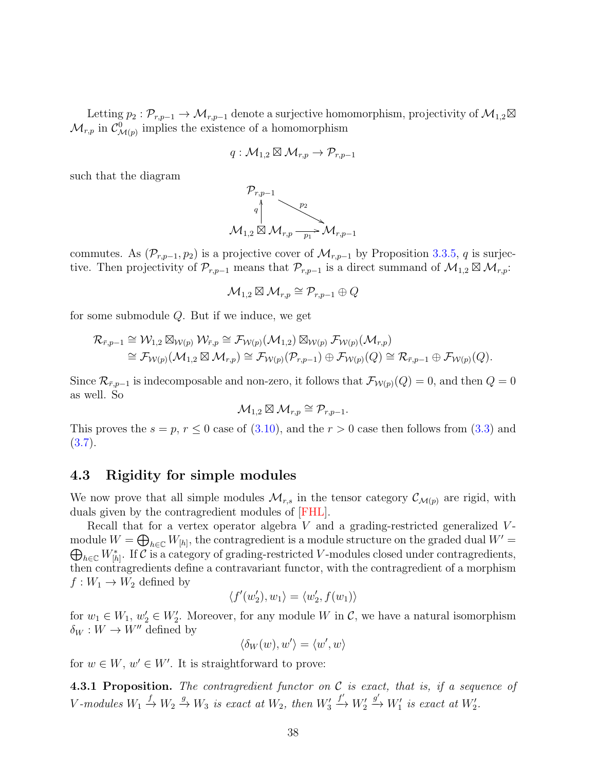Letting $p_2 : \mathcal{P}_{r,p-1} \to \mathcal{M}_{r,p-1}$ denote a surjective homomorphism, projectivity of $\mathcal{M}_{1,2} \boxtimes \mathcal{M}_{r,p}$ in $\mathcal{C}^0_{\mathcal{M}(p)}$ implies the existence of a homomorphism

$$q : \mathcal{M}_{1,2} \boxtimes \mathcal{M}_{r,p} \to \mathcal{P}_{r,p-1}$$

such that the diagram

$$\begin{array}{ccc} \mathcal{P}_{r,p-1} & & \\ {\scriptstyle q}\uparrow & \overset{p_2}{\searrow} & \\ \mathcal{M}_{1,2} \boxtimes \mathcal{M}_{r,p} & \xrightarrow{p_1} & \mathcal{M}_{r,p-1} \end{array}$$

commutes. As $(\mathcal{P}_{r,p-1}, p_2)$ is a projective cover of $\mathcal{M}_{r,p-1}$ by Proposition 3.3.5, $q$ is surjective. Then projectivity of $\mathcal{P}_{r,p-1}$ means that $\mathcal{P}_{r,p-1}$ is a direct summand of $\mathcal{M}_{1,2} \boxtimes \mathcal{M}_{r,p}$:

$$\mathcal{M}_{1,2} \boxtimes \mathcal{M}_{r,p} \cong \mathcal{P}_{r,p-1} \oplus Q$$

for some submodule $Q$. But if we induce, we get

$$\begin{aligned} \mathcal{R}_{\bar{r},p-1} &\cong \mathcal{W}_{1,2} \boxtimes_{\mathcal{W}(p)} \mathcal{W}_{\bar{r},p} \cong \mathcal{F}_{\mathcal{W}(p)}(\mathcal{M}_{1,2}) \boxtimes_{\mathcal{W}(p)} \mathcal{F}_{\mathcal{W}(p)}(\mathcal{M}_{r,p}) \\ &\cong \mathcal{F}_{\mathcal{W}(p)}(\mathcal{M}_{1,2} \boxtimes \mathcal{M}_{r,p}) \cong \mathcal{F}_{\mathcal{W}(p)}(\mathcal{P}_{r,p-1}) \oplus \mathcal{F}_{\mathcal{W}(p)}(Q) \cong \mathcal{R}_{\bar{r},p-1} \oplus \mathcal{F}_{\mathcal{W}(p)}(Q). \end{aligned}$$

Since $\mathcal{R}_{\bar{r},p-1}$ is indecomposable and non-zero, it follows that $\mathcal{F}_{\mathcal{W}(p)}(Q) = 0$, and then $Q = 0$ as well. So

$$\mathcal{M}_{1,2} \boxtimes \mathcal{M}_{r,p} \cong \mathcal{P}_{r,p-1}.$$

This proves the $s = p$, $r \leq 0$ case of (3.10), and the $r > 0$ case then follows from (3.3) and (3.7).

### 4.3 Rigidity for simple modules

We now prove that all simple modules $\mathcal{M}_{r,s}$ in the tensor category $\mathcal{C}_{\mathcal{M}(p)}$ are rigid, with duals given by the contragredient modules of [FHL].

Recall that for a vertex operator algebra $V$ and a grading-restricted generalized $V$-module $W = \bigoplus_{h \in \mathbb{C}} W_{[h]}$, the contragredient is a module structure on the graded dual $W' = \bigoplus_{h \in \mathbb{C}} W_{[h]}^*$. If $\mathcal{C}$ is a category of grading-restricted $V$-modules closed under contragredients, then contragredients define a contravariant functor, with the contragredient of a morphism $f : W_1 \to W_2$ defined by

$$\langle f'(w_2'), w_1 \rangle = \langle w_2', f(w_1) \rangle$$

for $w_1 \in W_1$, $w_2' \in W_2'$. Moreover, for any module $W$ in $\mathcal{C}$, we have a natural isomorphism $\delta_W : W \to W''$ defined by

$$\langle \delta_W(w), w' \rangle = \langle w', w \rangle$$

for $w \in W$, $w' \in W'$. It is straightforward to prove:

**4.3.1 Proposition.** *The contragredient functor on $\mathcal{C}$ is exact, that is, if a sequence of $V$-modules $W_1 \xrightarrow{f} W_2 \xrightarrow{g} W_3$ is exact at $W_2$, then $W_3' \xrightarrow{f'} W_2' \xrightarrow{g'} W_1'$ is exact at $W_2'$.*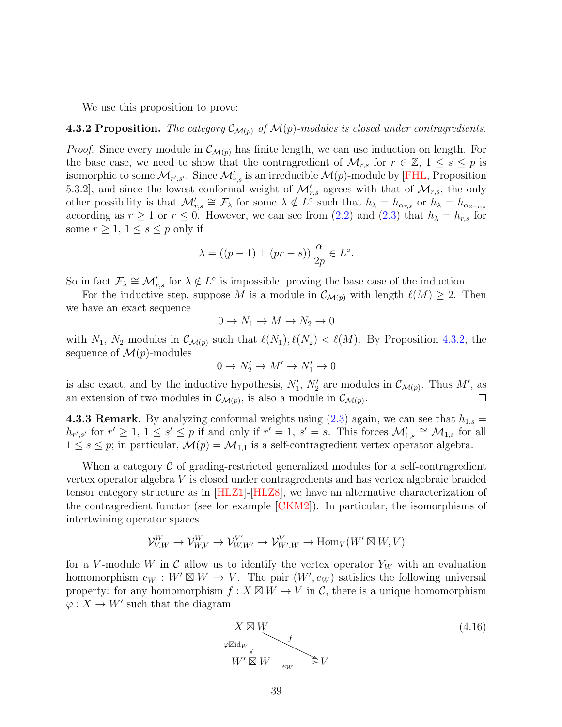We use this proposition to prove:

**4.3.2 Proposition.** *The category $\mathcal{C}_{\mathcal{M}(p)}$ of $\mathcal{M}(p)$-modules is closed under contragredients.*

*Proof.* Since every module in $\mathcal{C}_{\mathcal{M}(p)}$ has finite length, we can use induction on length. For the base case, we need to show that the contragredient of $\mathcal{M}_{r,s}$ for $r \in \mathbb{Z}$, $1 \leq s \leq p$ is isomorphic to some $\mathcal{M}_{r',s'}$. Since $\mathcal{M}'_{r,s}$ is an irreducible $\mathcal{M}(p)$-module by [FHL, Proposition 5.3.2], and since the lowest conformal weight of $\mathcal{M}'_{r,s}$ agrees with that of $\mathcal{M}_{r,s}$, the only other possibility is that $\mathcal{M}'_{r,s} \cong \mathcal{F}_\lambda$ for some $\lambda \notin L^\circ$ such that $h_\lambda = h_{\alpha_{r,s}}$ or $h_\lambda = h_{\alpha_{2-r,s}}$ according as $r \geq 1$ or $r \leq 0$. However, we can see from (2.2) and (2.3) that $h_\lambda = h_{r,s}$ for some $r \geq 1$, $1 \leq s \leq p$ only if

$$\lambda = ((p-1) \pm (pr - s)) \frac{\alpha}{2p} \in L^\circ.$$

So in fact $\mathcal{F}_\lambda \cong \mathcal{M}'_{r,s}$ for $\lambda \notin L^\circ$ is impossible, proving the base case of the induction.

For the inductive step, suppose $M$ is a module in $\mathcal{C}_{\mathcal{M}(p)}$ with length $\ell(M) \geq 2$. Then we have an exact sequence

$$0 \to N_1 \to M \to N_2 \to 0$$

with $N_1$, $N_2$ modules in $\mathcal{C}_{\mathcal{M}(p)}$ such that $\ell(N_1), \ell(N_2) < \ell(M)$. By Proposition 4.3.2, the sequence of $\mathcal{M}(p)$-modules

$$0 \to N'_2 \to M' \to N'_1 \to 0$$

is also exact, and by the inductive hypothesis, $N'_1$, $N'_2$ are modules in $\mathcal{C}_{\mathcal{M}(p)}$. Thus $M'$, as an extension of two modules in $\mathcal{C}_{\mathcal{M}(p)}$, is also a module in $\mathcal{C}_{\mathcal{M}(p)}$. $\square$

**4.3.3 Remark.** By analyzing conformal weights using (2.3) again, we can see that $h_{1,s} = h_{r',s'}$ for $r' \geq 1$, $1 \leq s' \leq p$ if and only if $r' = 1$, $s' = s$. This forces $\mathcal{M}'_{1,s} \cong \mathcal{M}_{1,s}$ for all $1 \leq s \leq p$; in particular, $\mathcal{M}(p) = \mathcal{M}_{1,1}$ is a self-contragredient vertex operator algebra.

When a category $\mathcal{C}$ of grading-restricted generalized modules for a self-contragredient vertex operator algebra $V$ is closed under contragredients and has vertex algebraic braided tensor category structure as in [HLZ1]-[HLZ8], we have an alternative characterization of the contragredient functor (see for example [CKM2]). In particular, the isomorphisms of intertwining operator spaces

$$\mathcal{V}^W_{V,W} \to \mathcal{V}^W_{W,V} \to \mathcal{V}^{V'}_{W,W'} \to \mathcal{V}^V_{W',W} \to \mathrm{Hom}_V(W' \boxtimes W, V)$$

for a $V$-module $W$ in $\mathcal{C}$ allow us to identify the vertex operator $Y_W$ with an evaluation homomorphism $e_W : W' \boxtimes W \to V$. The pair $(W', e_W)$ satisfies the following universal property: for any homomorphism $f : X \boxtimes W \to V$ in $\mathcal{C}$, there is a unique homomorphism $\varphi : X \to W'$ such that the diagram

$$\begin{array}{ccc} X \boxtimes W & & \\ \downarrow{\scriptstyle \varphi \boxtimes \mathrm{id}_W} & \searrow^{f} & \\ W' \boxtimes W & \xrightarrow{e_W} & V \end{array} \tag{4.16}$$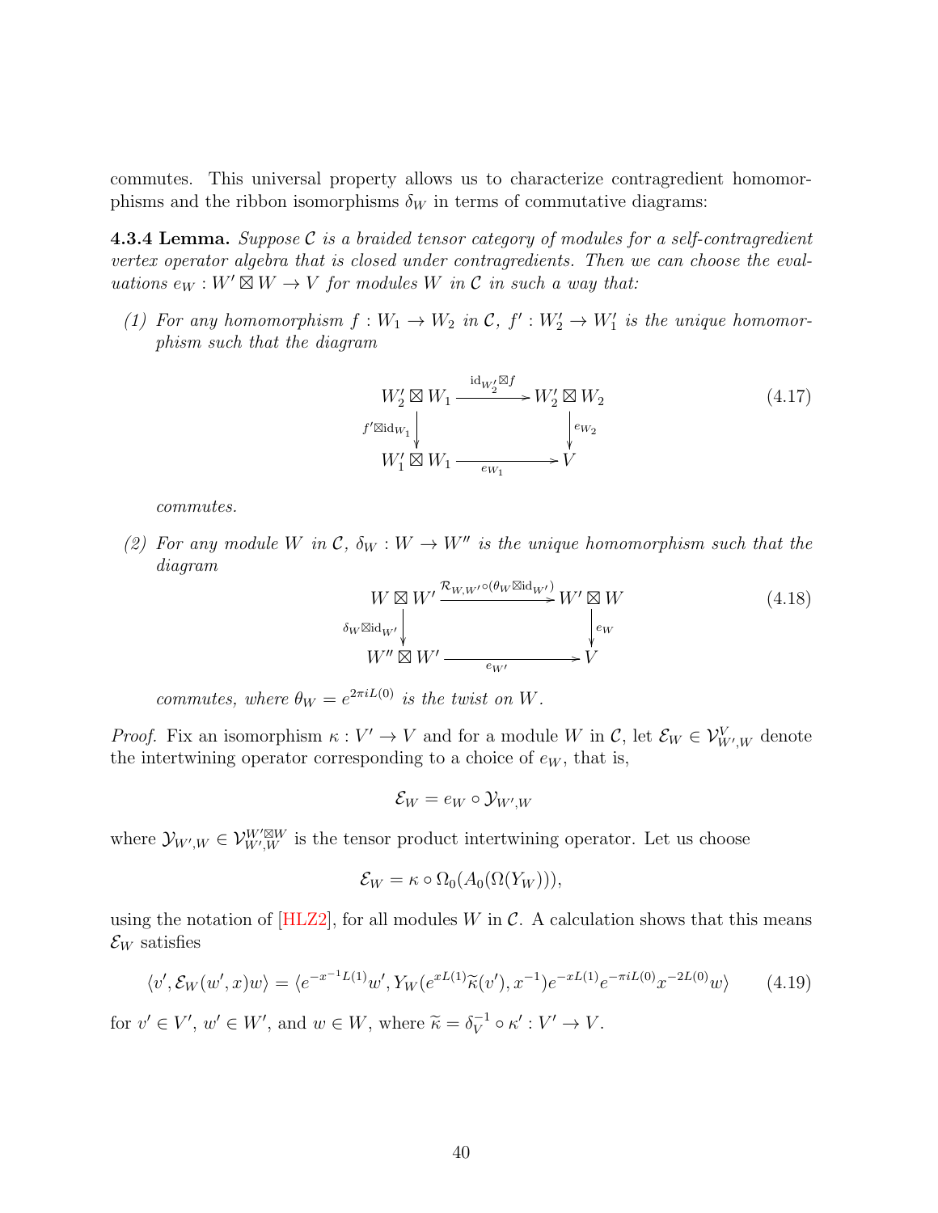commutes. This universal property allows us to characterize contragredient homomorphisms and the ribbon isomorphisms $\delta_W$ in terms of commutative diagrams:

**4.3.4 Lemma.** *Suppose $\mathcal{C}$ is a braided tensor category of modules for a self-contragredient vertex operator algebra that is closed under contragredients. Then we can choose the evaluations $e_W : W' \boxtimes W \to V$ for modules $W$ in $\mathcal{C}$ in such a way that:*

*(1) For any homomorphism $f : W_1 \to W_2$ in $\mathcal{C}$, $f' : W_2' \to W_1'$ is the unique homomorphism such that the diagram*

$$\begin{array}{ccc} W_2' \boxtimes W_1 & \xrightarrow{\mathrm{id}_{W_2'} \boxtimes f} & W_2' \boxtimes W_2 \\ {\scriptstyle f' \boxtimes \mathrm{id}_{W_1}} \downarrow & & \downarrow {\scriptstyle e_{W_2}} \\ W_1' \boxtimes W_1 & \xrightarrow[e_{W_1}]{} & V \end{array} \tag{4.17}$$

*commutes.*

*(2) For any module $W$ in $\mathcal{C}$, $\delta_W : W \to W''$ is the unique homomorphism such that the diagram*

$$\begin{array}{ccc} W \boxtimes W' & \xrightarrow{\mathcal{R}_{W,W'} \circ (\theta_W \boxtimes \mathrm{id}_{W'})} & W' \boxtimes W \\ {\scriptstyle \delta_W \boxtimes \mathrm{id}_{W'}} \downarrow & & \downarrow {\scriptstyle e_W} \\ W'' \boxtimes W' & \xrightarrow[e_{W'}]{} & V \end{array} \tag{4.18}$$

*commutes, where $\theta_W = e^{2\pi i L(0)}$ is the twist on $W$.*

*Proof.* Fix an isomorphism $\kappa : V' \to V$ and for a module $W$ in $\mathcal{C}$, let $\mathcal{E}_W \in \mathcal{V}^V_{W',W}$ denote the intertwining operator corresponding to a choice of $e_W$, that is,

$$\mathcal{E}_W = e_W \circ \mathcal{Y}_{W',W}$$

where $\mathcal{Y}_{W',W} \in \mathcal{V}^{W' \boxtimes W}_{W',W}$ is the tensor product intertwining operator. Let us choose

$$\mathcal{E}_W = \kappa \circ \Omega_0(A_0(\Omega(Y_W))),$$

using the notation of [HLZ2], for all modules $W$ in $\mathcal{C}$. A calculation shows that this means $\mathcal{E}_W$ satisfies

$$\langle v', \mathcal{E}_W(w', x)w \rangle = \langle e^{-x^{-1}L(1)} w', Y_W(e^{xL(1)} \widetilde{\kappa}(v'), x^{-1}) e^{-xL(1)} e^{-\pi i L(0)} x^{-2L(0)} w \rangle \tag{4.19}$$

for $v' \in V'$, $w' \in W'$, and $w \in W$, where $\widetilde{\kappa} = \delta_V^{-1} \circ \kappa' : V' \to V$.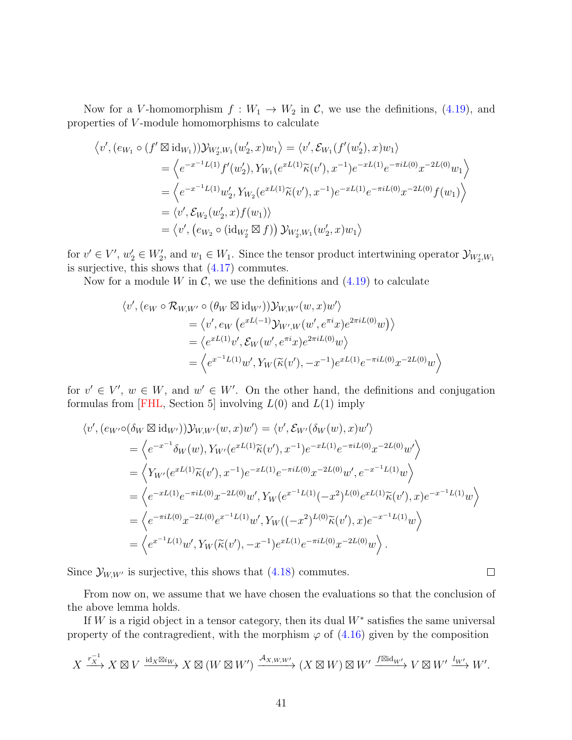Now for a $V$-homomorphism $f : W_1 \to W_2$ in $\mathcal{C}$, we use the definitions, (4.19), and properties of $V$-module homomorphisms to calculate

$$
\begin{aligned}
\left\langle v', (e_{W_1} \circ (f' \boxtimes \mathrm{id}_{W_1}))\mathcal{Y}_{W_2', W_1}(w_2', x)w_1\right\rangle &= \langle v', \mathcal{E}_{W_1}(f'(w_2'), x)w_1\rangle \\
&= \left\langle e^{-x^{-1}L(1)} f'(w_2'), Y_{W_1}(e^{xL(1)}\widetilde{\kappa}(v'), x^{-1})e^{-xL(1)}e^{-\pi i L(0)}x^{-2L(0)}w_1\right\rangle \\
&= \left\langle e^{-x^{-1}L(1)} w_2', Y_{W_2}(e^{xL(1)}\widetilde{\kappa}(v'), x^{-1})e^{-xL(1)}e^{-\pi i L(0)}x^{-2L(0)}f(w_1)\right\rangle \\
&= \langle v', \mathcal{E}_{W_2}(w_2', x)f(w_1)\rangle \\
&= \left\langle v', \left(e_{W_2} \circ (\mathrm{id}_{W_2'} \boxtimes f)\right)\mathcal{Y}_{W_2', W_1}(w_2', x)w_1\right\rangle
\end{aligned}
$$

for $v' \in V'$, $w_2' \in W_2'$, and $w_1 \in W_1$. Since the tensor product intertwining operator $\mathcal{Y}_{W_2', W_1}$ is surjective, this shows that (4.17) commutes.

Now for a module $W$ in $\mathcal{C}$, we use the definitions and (4.19) to calculate

$$
\begin{aligned}
&\langle v', (e_W \circ \mathcal{R}_{W,W'} \circ (\theta_W \boxtimes \mathrm{id}_{W'}))\mathcal{Y}_{W,W'}(w,x)w'\rangle \\
&\qquad = \left\langle v', e_W\left(e^{xL(-1)}\mathcal{Y}_{W',W}(w', e^{\pi i}x)e^{2\pi i L(0)}w\right)\right\rangle \\
&\qquad = \left\langle e^{xL(1)}v', \mathcal{E}_W(w', e^{\pi i}x)e^{2\pi i L(0)}w\right\rangle \\
&\qquad = \left\langle e^{x^{-1}L(1)}w', Y_W(\widetilde{\kappa}(v'), -x^{-1})e^{xL(1)}e^{-\pi i L(0)}x^{-2L(0)}w\right\rangle
\end{aligned}
$$

for $v' \in V'$, $w \in W$, and $w' \in W'$. On the other hand, the definitions and conjugation formulas from [FHL, Section 5] involving $L(0)$ and $L(1)$ imply

$$
\begin{aligned}
\langle v', (e_{W'} \circ (\delta_W \boxtimes \mathrm{id}_{W'}))\mathcal{Y}_{W,W'}(w,x)w'\rangle &= \langle v', \mathcal{E}_{W'}(\delta_W(w), x)w'\rangle \\
&= \left\langle e^{-x^{-1}}\delta_W(w), Y_{W'}(e^{xL(1)}\widetilde{\kappa}(v'), x^{-1})e^{-xL(1)}e^{-\pi i L(0)}x^{-2L(0)}w'\right\rangle \\
&= \left\langle Y_{W'}(e^{xL(1)}\widetilde{\kappa}(v'), x^{-1})e^{-xL(1)}e^{-\pi i L(0)}x^{-2L(0)}w', e^{-x^{-1}L(1)}w\right\rangle \\
&= \left\langle e^{-xL(1)}e^{-\pi i L(0)}x^{-2L(0)}w', Y_W(e^{x^{-1}L(1)}(-x^2)^{L(0)}e^{xL(1)}\widetilde{\kappa}(v'), x)e^{-x^{-1}L(1)}w\right\rangle \\
&= \left\langle e^{-\pi i L(0)}x^{-2L(0)}e^{x^{-1}L(1)}w', Y_W((-x^2)^{L(0)}\widetilde{\kappa}(v'), x)e^{-x^{-1}L(1)}w\right\rangle \\
&= \left\langle e^{x^{-1}L(1)}w', Y_W(\widetilde{\kappa}(v'), -x^{-1})e^{xL(1)}e^{-\pi i L(0)}x^{-2L(0)}w\right\rangle.
\end{aligned}
$$

Since $\mathcal{Y}_{W,W'}$ is surjective, this shows that (4.18) commutes. $\square$

From now on, we assume that we have chosen the evaluations so that the conclusion of the above lemma holds.

If $W$ is a rigid object in a tensor category, then its dual $W^*$ satisfies the same universal property of the contragredient, with the morphism $\varphi$ of (4.16) given by the composition

$$
X \xrightarrow{r_X^{-1}} X \boxtimes V \xrightarrow{\mathrm{id}_X \boxtimes i_W} X \boxtimes (W \boxtimes W') \xrightarrow{\mathcal{A}_{X,W,W'}} (X \boxtimes W) \boxtimes W' \xrightarrow{f \boxtimes \mathrm{id}_{W'}} V \boxtimes W' \xrightarrow{l_{W'}} W'.
$$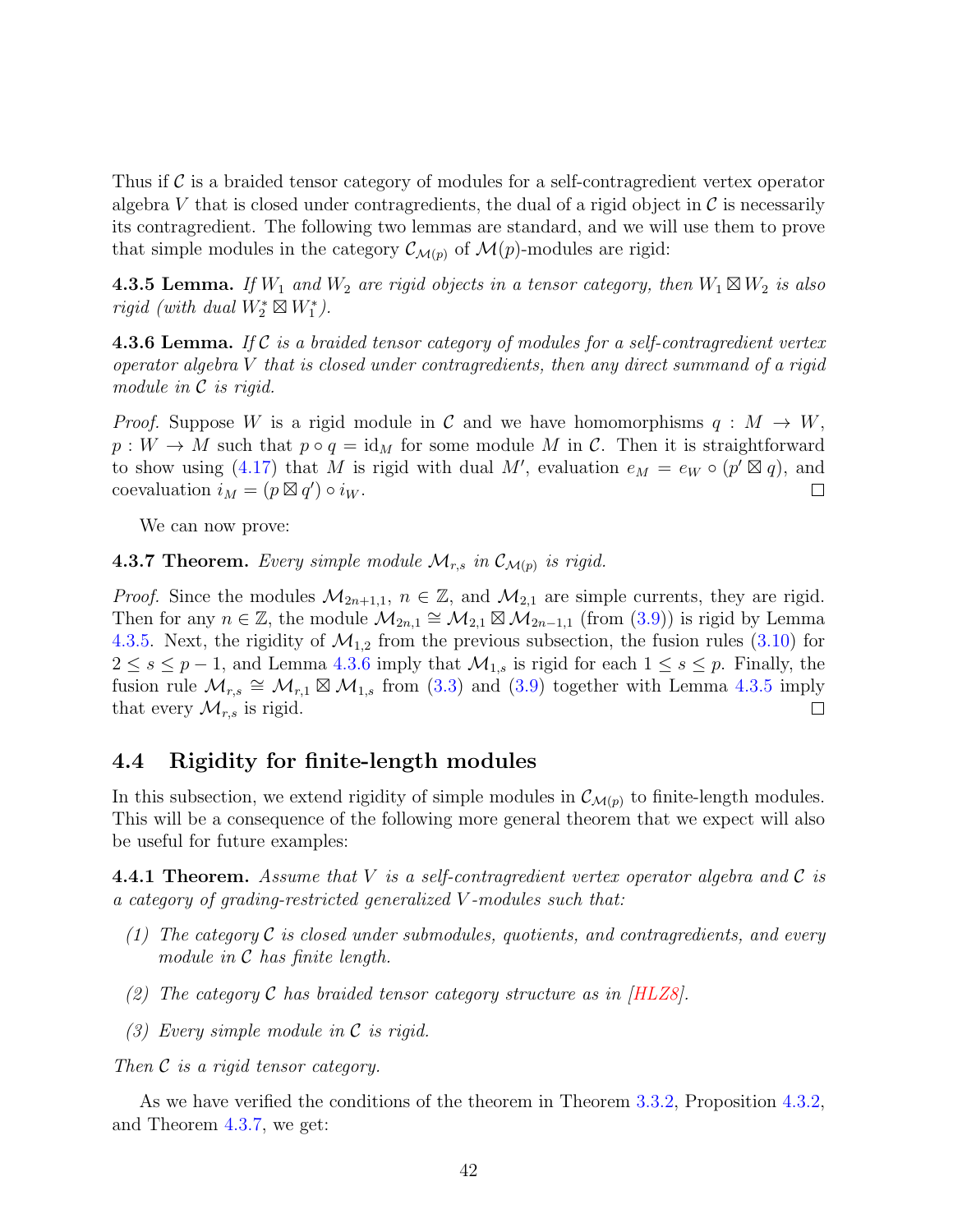Thus if $\mathcal{C}$ is a braided tensor category of modules for a self-contragredient vertex operator algebra $V$ that is closed under contragredients, the dual of a rigid object in $\mathcal{C}$ is necessarily its contragredient. The following two lemmas are standard, and we will use them to prove that simple modules in the category $\mathcal{C}_{\mathcal{M}(p)}$ of $\mathcal{M}(p)$-modules are rigid:

**4.3.5 Lemma.** *If $W_1$ and $W_2$ are rigid objects in a tensor category, then $W_1 \boxtimes W_2$ is also rigid (with dual $W_2^* \boxtimes W_1^*$).*

**4.3.6 Lemma.** *If $\mathcal{C}$ is a braided tensor category of modules for a self-contragredient vertex operator algebra $V$ that is closed under contragredients, then any direct summand of a rigid module in $\mathcal{C}$ is rigid.*

*Proof.* Suppose $W$ is a rigid module in $\mathcal{C}$ and we have homomorphisms $q : M \to W$, $p : W \to M$ such that $p \circ q = \mathrm{id}_M$ for some module $M$ in $\mathcal{C}$. Then it is straightforward to show using (4.17) that $M$ is rigid with dual $M'$, evaluation $e_M = e_W \circ (p' \boxtimes q)$, and coevaluation $i_M = (p \boxtimes q') \circ i_W$. □

We can now prove:

**4.3.7 Theorem.** *Every simple module $\mathcal{M}_{r,s}$ in $\mathcal{C}_{\mathcal{M}(p)}$ is rigid.*

*Proof.* Since the modules $\mathcal{M}_{2n+1,1}$, $n \in \mathbb{Z}$, and $\mathcal{M}_{2,1}$ are simple currents, they are rigid. Then for any $n \in \mathbb{Z}$, the module $\mathcal{M}_{2n,1} \cong \mathcal{M}_{2,1} \boxtimes \mathcal{M}_{2n-1,1}$ (from (3.9)) is rigid by Lemma 4.3.5. Next, the rigidity of $\mathcal{M}_{1,2}$ from the previous subsection, the fusion rules (3.10) for $2 \leq s \leq p-1$, and Lemma 4.3.6 imply that $\mathcal{M}_{1,s}$ is rigid for each $1 \leq s \leq p$. Finally, the fusion rule $\mathcal{M}_{r,s} \cong \mathcal{M}_{r,1} \boxtimes \mathcal{M}_{1,s}$ from (3.3) and (3.9) together with Lemma 4.3.5 imply that every $\mathcal{M}_{r,s}$ is rigid. □

## 4.4 Rigidity for finite-length modules

In this subsection, we extend rigidity of simple modules in $\mathcal{C}_{\mathcal{M}(p)}$ to finite-length modules. This will be a consequence of the following more general theorem that we expect will also be useful for future examples:

**4.4.1 Theorem.** *Assume that $V$ is a self-contragredient vertex operator algebra and $\mathcal{C}$ is a category of grading-restricted generalized $V$-modules such that:*

*(1) The category $\mathcal{C}$ is closed under submodules, quotients, and contragredients, and every module in $\mathcal{C}$ has finite length.*

*(2) The category $\mathcal{C}$ has braided tensor category structure as in [HLZ8].*

*(3) Every simple module in $\mathcal{C}$ is rigid.*

*Then $\mathcal{C}$ is a rigid tensor category.*

As we have verified the conditions of the theorem in Theorem 3.3.2, Proposition 4.3.2, and Theorem 4.3.7, we get: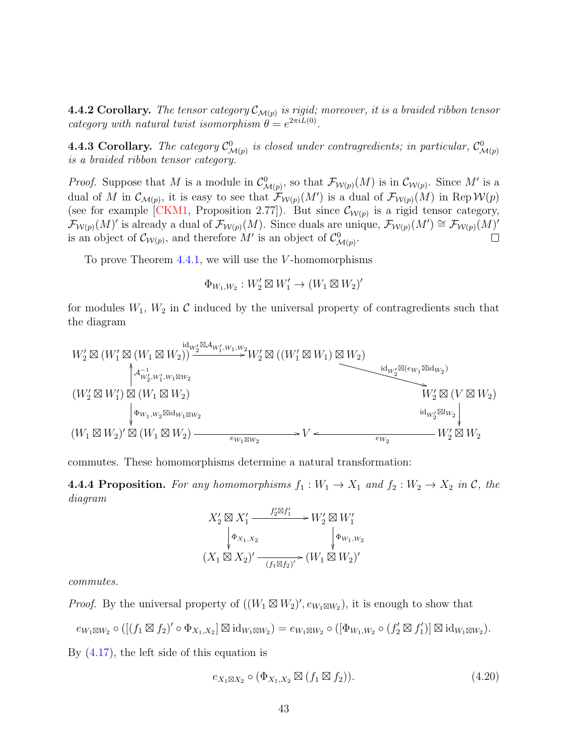**4.4.2 Corollary.** *The tensor category $\mathcal{C}_{\mathcal{M}(p)}$ is rigid; moreover, it is a braided ribbon tensor category with natural twist isomorphism $\theta = e^{2\pi i L(0)}$.*

**4.4.3 Corollary.** *The category $\mathcal{C}^0_{\mathcal{M}(p)}$ is closed under contragredients; in particular, $\mathcal{C}^0_{\mathcal{M}(p)}$ is a braided ribbon tensor category.*

*Proof.* Suppose that $M$ is a module in $\mathcal{C}^0_{\mathcal{M}(p)}$, so that $\mathcal{F}_{\mathcal{W}(p)}(M)$ is in $\mathcal{C}_{\mathcal{W}(p)}$. Since $M'$ is a dual of $M$ in $\mathcal{C}_{\mathcal{M}(p)}$, it is easy to see that $\mathcal{F}_{\mathcal{W}(p)}(M')$ is a dual of $\mathcal{F}_{\mathcal{W}(p)}(M)$ in $\operatorname{Rep}\mathcal{W}(p)$ (see for example [CKM1, Proposition 2.77]). But since $\mathcal{C}_{\mathcal{W}(p)}$ is a rigid tensor category, $\mathcal{F}_{\mathcal{W}(p)}(M)'$ is already a dual of $\mathcal{F}_{\mathcal{W}(p)}(M)$. Since duals are unique, $\mathcal{F}_{\mathcal{W}(p)}(M') \cong \mathcal{F}_{\mathcal{W}(p)}(M)'$ is an object of $\mathcal{C}_{\mathcal{W}(p)}$, and therefore $M'$ is an object of $\mathcal{C}^0_{\mathcal{M}(p)}$. $\square$

To prove Theorem 4.4.1, we will use the $V$-homomorphisms

$$\Phi_{W_1,W_2} : W_2' \boxtimes W_1' \to (W_1 \boxtimes W_2)'$$

for modules $W_1$, $W_2$ in $\mathcal{C}$ induced by the universal property of contragredients such that the diagram

$$\begin{array}{ccc}
W_2' \boxtimes (W_1' \boxtimes (W_1 \boxtimes W_2)) & \xrightarrow{\mathrm{id}_{W_2'} \boxtimes \mathcal{A}_{W_1',W_1,W_2}} & W_2' \boxtimes ((W_1' \boxtimes W_1) \boxtimes W_2) \\
\uparrow{\scriptstyle \mathcal{A}^{-1}_{W_2',W_1',W_1\boxtimes W_2}} & & \downarrow{\scriptstyle \mathrm{id}_{W_2'} \boxtimes (e_{W_1} \boxtimes \mathrm{id}_{W_2})} \\
(W_2' \boxtimes W_1') \boxtimes (W_1 \boxtimes W_2) & & W_2' \boxtimes (V \boxtimes W_2) \\
\downarrow{\scriptstyle \Phi_{W_1,W_2} \boxtimes \mathrm{id}_{W_1 \boxtimes W_2}} & & \downarrow{\scriptstyle \mathrm{id}_{W_2'} \boxtimes l_{W_2}} \\
(W_1 \boxtimes W_2)' \boxtimes (W_1 \boxtimes W_2) & \xrightarrow{e_{W_1 \boxtimes W_2}} V \xleftarrow{e_{W_2}} & W_2' \boxtimes W_2
\end{array}$$

commutes. These homomorphisms determine a natural transformation:

**4.4.4 Proposition.** *For any homomorphisms $f_1 : W_1 \to X_1$ and $f_2 : W_2 \to X_2$ in $\mathcal{C}$, the diagram*

$$\begin{array}{ccc}
X_2' \boxtimes X_1' & \xrightarrow{f_2' \boxtimes f_1'} & W_2' \boxtimes W_1' \\
\downarrow{\scriptstyle \Phi_{X_1,X_2}} & & \downarrow{\scriptstyle \Phi_{W_1,W_2}} \\
(X_1 \boxtimes X_2)' & \xrightarrow{(f_1 \boxtimes f_2)'} & (W_1 \boxtimes W_2)'
\end{array}$$

*commutes.*

*Proof.* By the universal property of $((W_1 \boxtimes W_2)', e_{W_1 \boxtimes W_2})$, it is enough to show that

$$e_{W_1 \boxtimes W_2} \circ ([(f_1 \boxtimes f_2)' \circ \Phi_{X_1,X_2}] \boxtimes \mathrm{id}_{W_1 \boxtimes W_2}) = e_{W_1 \boxtimes W_2} \circ ([\Phi_{W_1,W_2} \circ (f_2' \boxtimes f_1')] \boxtimes \mathrm{id}_{W_1 \boxtimes W_2}).$$

By (4.17), the left side of this equation is

$$e_{X_1 \boxtimes X_2} \circ (\Phi_{X_1,X_2} \boxtimes (f_1 \boxtimes f_2)). \tag{4.20}$$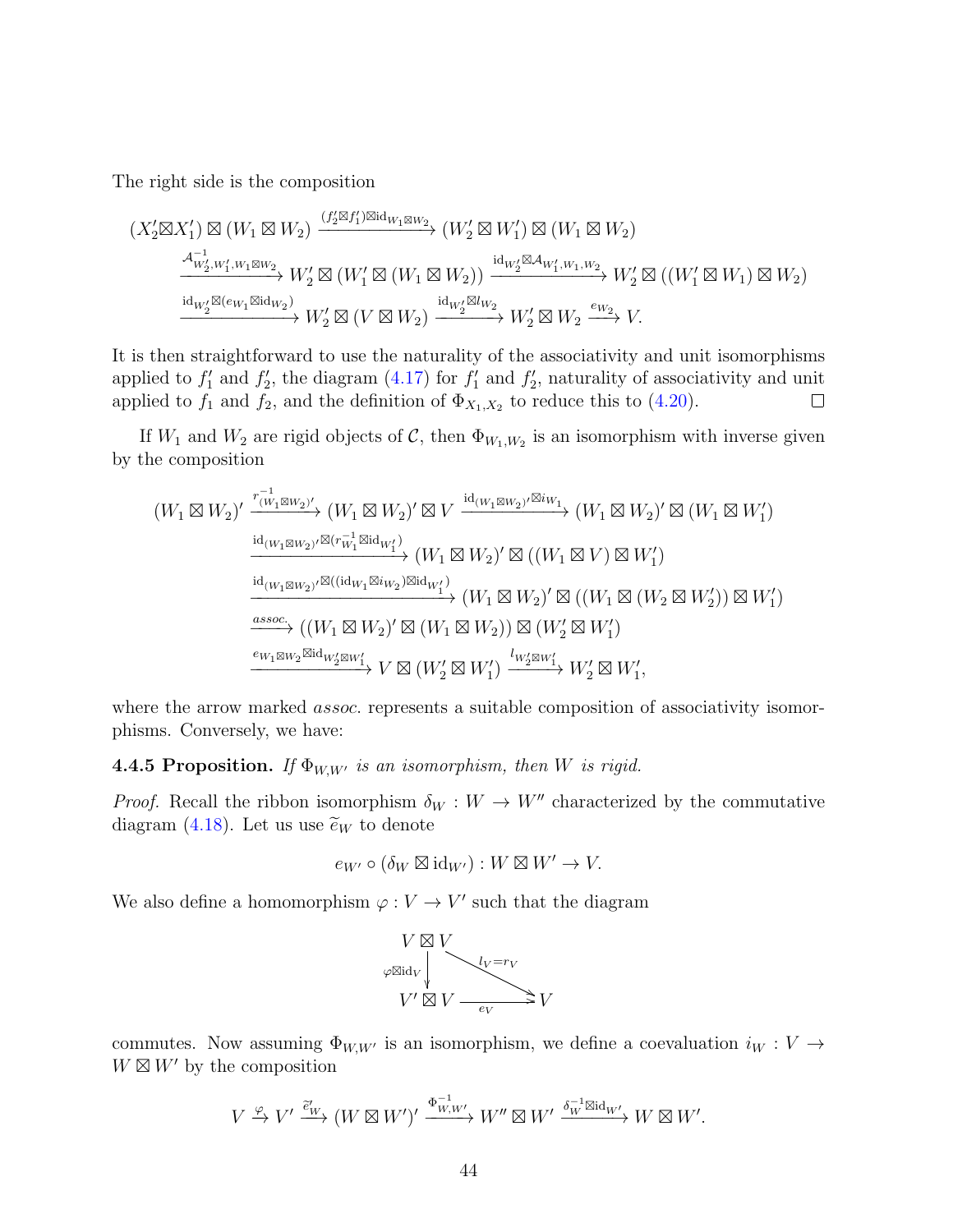The right side is the composition

$$
\begin{aligned}
(X_2'\boxtimes X_1')\boxtimes(W_1\boxtimes W_2) &\xrightarrow{(f_2'\boxtimes f_1')\boxtimes \mathrm{id}_{W_1\boxtimes W_2}} (W_2'\boxtimes W_1')\boxtimes(W_1\boxtimes W_2)\\
&\xrightarrow{\mathcal{A}^{-1}_{W_2',W_1',W_1\boxtimes W_2}} W_2'\boxtimes(W_1'\boxtimes(W_1\boxtimes W_2)) \xrightarrow{\mathrm{id}_{W_2'}\boxtimes\mathcal{A}_{W_1',W_1,W_2}} W_2'\boxtimes((W_1'\boxtimes W_1)\boxtimes W_2)\\
&\xrightarrow{\mathrm{id}_{W_2'}\boxtimes(e_{W_1}\boxtimes\mathrm{id}_{W_2})} W_2'\boxtimes(V\boxtimes W_2) \xrightarrow{\mathrm{id}_{W_2'}\boxtimes l_{W_2}} W_2'\boxtimes W_2 \xrightarrow{e_{W_2}} V.
\end{aligned}
$$

It is then straightforward to use the naturality of the associativity and unit isomorphisms applied to $f_1'$ and $f_2'$, the diagram (4.17) for $f_1'$ and $f_2'$, naturality of associativity and unit applied to $f_1$ and $f_2$, and the definition of $\Phi_{X_1,X_2}$ to reduce this to (4.20). $\square$

If $W_1$ and $W_2$ are rigid objects of $\mathcal{C}$, then $\Phi_{W_1,W_2}$ is an isomorphism with inverse given by the composition

$$
\begin{aligned}
(W_1\boxtimes W_2)' &\xrightarrow{r^{-1}_{(W_1\boxtimes W_2)'}} (W_1\boxtimes W_2)'\boxtimes V \xrightarrow{\mathrm{id}_{(W_1\boxtimes W_2)'}\boxtimes i_{W_1}} (W_1\boxtimes W_2)'\boxtimes(W_1\boxtimes W_1')\\
&\xrightarrow{\mathrm{id}_{(W_1\boxtimes W_2)'}\boxtimes(r^{-1}_{W_1}\boxtimes\mathrm{id}_{W_1'})} (W_1\boxtimes W_2)'\boxtimes((W_1\boxtimes V)\boxtimes W_1')\\
&\xrightarrow{\mathrm{id}_{(W_1\boxtimes W_2)'}\boxtimes((\mathrm{id}_{W_1}\boxtimes i_{W_2})\boxtimes\mathrm{id}_{W_1'})} (W_1\boxtimes W_2)'\boxtimes((W_1\boxtimes(W_2\boxtimes W_2'))\boxtimes W_1')\\
&\xrightarrow{assoc.} ((W_1\boxtimes W_2)'\boxtimes(W_1\boxtimes W_2))\boxtimes(W_2'\boxtimes W_1')\\
&\xrightarrow{e_{W_1\boxtimes W_2}\boxtimes\mathrm{id}_{W_2'\boxtimes W_1'}} V\boxtimes(W_2'\boxtimes W_1') \xrightarrow{l_{W_2'\boxtimes W_1'}} W_2'\boxtimes W_1',
\end{aligned}
$$

where the arrow marked *assoc.* represents a suitable composition of associativity isomorphisms. Conversely, we have:

**4.4.5 Proposition.** *If $\Phi_{W,W'}$ is an isomorphism, then $W$ is rigid.*

*Proof.* Recall the ribbon isomorphism $\delta_W : W \to W''$ characterized by the commutative diagram (4.18). Let us use $\widetilde{e}_W$ to denote

$$e_{W'}\circ(\delta_W\boxtimes\mathrm{id}_{W'}) : W\boxtimes W'\to V.$$

We also define a homomorphism $\varphi : V\to V'$ such that the diagram

$$
\begin{array}{ccc}
V\boxtimes V & & \\
\Big\downarrow{\scriptstyle \varphi\boxtimes\mathrm{id}_V} & \searrow^{l_V=r_V} & \\
V'\boxtimes V & \xrightarrow{e_V} & V
\end{array}
$$

commutes. Now assuming $\Phi_{W,W'}$ is an isomorphism, we define a coevaluation $i_W : V\to W\boxtimes W'$ by the composition

$$V\xrightarrow{\varphi} V'\xrightarrow{\widetilde{e}_W'} (W\boxtimes W')'\xrightarrow{\Phi^{-1}_{W,W'}} W''\boxtimes W'\xrightarrow{\delta_W^{-1}\boxtimes\mathrm{id}_{W'}} W\boxtimes W'.$$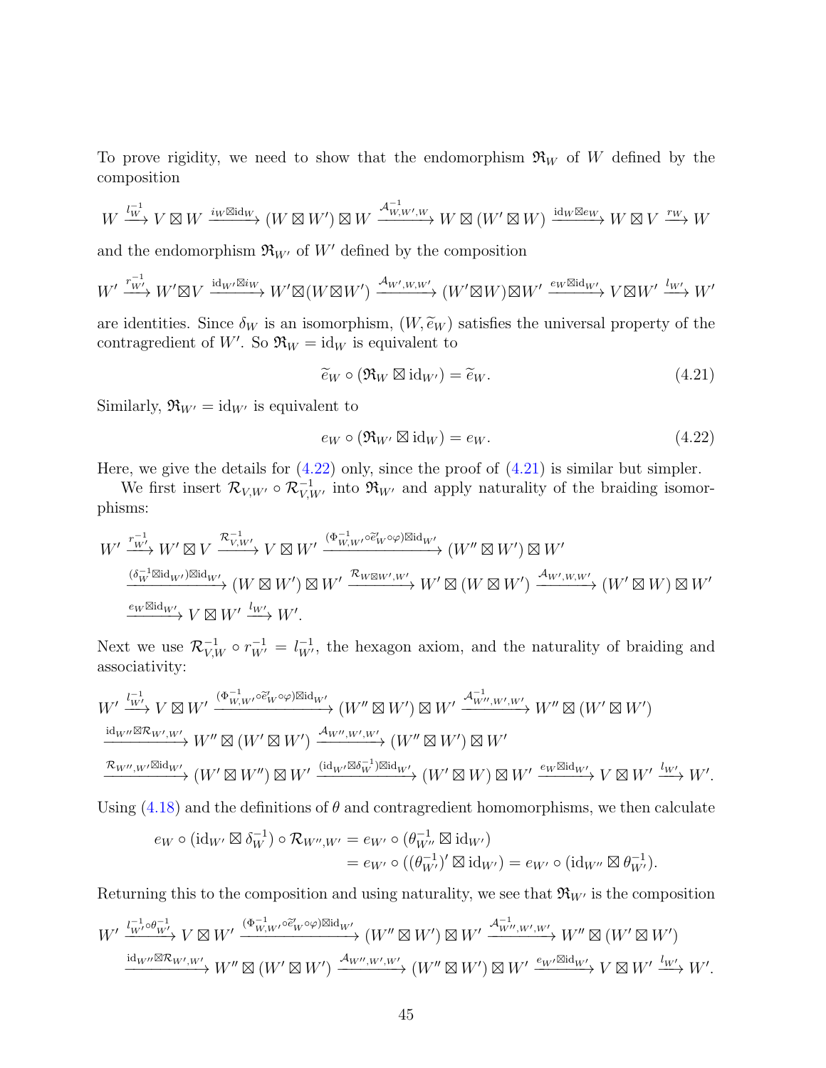To prove rigidity, we need to show that the endomorphism $\mathfrak{R}_W$ of $W$ defined by the composition

$$W \xrightarrow{l_W^{-1}} V \boxtimes W \xrightarrow{i_W \boxtimes \mathrm{id}_W} (W \boxtimes W') \boxtimes W \xrightarrow{\mathcal{A}_{W,W',W}^{-1}} W \boxtimes (W' \boxtimes W) \xrightarrow{\mathrm{id}_W \boxtimes e_W} W \boxtimes V \xrightarrow{r_W} W$$

and the endomorphism $\mathfrak{R}_{W'}$ of $W'$ defined by the composition

$$W' \xrightarrow{r_{W'}^{-1}} W' \boxtimes V \xrightarrow{\mathrm{id}_{W'} \boxtimes i_W} W' \boxtimes (W \boxtimes W') \xrightarrow{\mathcal{A}_{W',W,W'}} (W' \boxtimes W) \boxtimes W' \xrightarrow{e_W \boxtimes \mathrm{id}_{W'}} V \boxtimes W' \xrightarrow{l_{W'}} W'$$

are identities. Since $\delta_W$ is an isomorphism, $(W, \widetilde{e}_W)$ satisfies the universal property of the contragredient of $W'$. So $\mathfrak{R}_W = \mathrm{id}_W$ is equivalent to

$$\widetilde{e}_W \circ (\mathfrak{R}_W \boxtimes \mathrm{id}_{W'}) = \widetilde{e}_W. \tag{4.21}$$

Similarly, $\mathfrak{R}_{W'} = \mathrm{id}_{W'}$ is equivalent to

$$e_W \circ (\mathfrak{R}_{W'} \boxtimes \mathrm{id}_W) = e_W. \tag{4.22}$$

Here, we give the details for (4.22) only, since the proof of (4.21) is similar but simpler.

We first insert $\mathcal{R}_{V,W'} \circ \mathcal{R}_{V,W'}^{-1}$ into $\mathfrak{R}_{W'}$ and apply naturality of the braiding isomorphisms:

$$\begin{aligned}
W' &\xrightarrow{r_{W'}^{-1}} W' \boxtimes V \xrightarrow{\mathcal{R}_{V,W'}^{-1}} V \boxtimes W' \xrightarrow{(\Phi_{W,W'}^{-1} \circ \widetilde{e}'_W \circ \varphi) \boxtimes \mathrm{id}_{W'}} (W'' \boxtimes W') \boxtimes W' \\
&\xrightarrow{(\delta_W^{-1} \boxtimes \mathrm{id}_{W'}) \boxtimes \mathrm{id}_{W'}} (W \boxtimes W') \boxtimes W' \xrightarrow{\mathcal{R}_{W \boxtimes W', W'}} W' \boxtimes (W \boxtimes W') \xrightarrow{\mathcal{A}_{W',W,W'}} (W' \boxtimes W) \boxtimes W' \\
&\xrightarrow{e_W \boxtimes \mathrm{id}_{W'}} V \boxtimes W' \xrightarrow{l_{W'}} W'.
\end{aligned}$$

Next we use $\mathcal{R}_{V,W}^{-1} \circ r_{W'}^{-1} = l_{W'}^{-1}$, the hexagon axiom, and the naturality of braiding and associativity:

$$\begin{aligned}
W' &\xrightarrow{l_{W'}^{-1}} V \boxtimes W' \xrightarrow{(\Phi_{W,W'}^{-1} \circ \widetilde{e}'_W \circ \varphi) \boxtimes \mathrm{id}_{W'}} (W'' \boxtimes W') \boxtimes W' \xrightarrow{\mathcal{A}_{W'',W',W'}^{-1}} W'' \boxtimes (W' \boxtimes W') \\
&\xrightarrow{\mathrm{id}_{W''} \boxtimes \mathcal{R}_{W',W'}} W'' \boxtimes (W' \boxtimes W') \xrightarrow{\mathcal{A}_{W'',W',W'}} (W'' \boxtimes W') \boxtimes W' \\
&\xrightarrow{\mathcal{R}_{W'',W'} \boxtimes \mathrm{id}_{W'}} (W' \boxtimes W'') \boxtimes W' \xrightarrow{(\mathrm{id}_{W'} \boxtimes \delta_W^{-1}) \boxtimes \mathrm{id}_{W'}} (W' \boxtimes W) \boxtimes W' \xrightarrow{e_W \boxtimes \mathrm{id}_{W'}} V \boxtimes W' \xrightarrow{l_{W'}} W'.
\end{aligned}$$

Using (4.18) and the definitions of $\theta$ and contragredient homomorphisms, we then calculate

$$\begin{aligned}
e_W \circ (\mathrm{id}_{W'} \boxtimes \delta_W^{-1}) \circ \mathcal{R}_{W'',W'} &= e_{W'} \circ (\theta_{W''}^{-1} \boxtimes \mathrm{id}_{W'}) \\
&= e_{W'} \circ ((\theta_{W'}^{-1})' \boxtimes \mathrm{id}_{W'}) = e_{W'} \circ (\mathrm{id}_{W''} \boxtimes \theta_{W'}^{-1}).
\end{aligned}$$

Returning this to the composition and using naturality, we see that $\mathfrak{R}_{W'}$ is the composition

$$\begin{aligned}
W' &\xrightarrow{l_{W'}^{-1} \circ \theta_{W'}^{-1}} V \boxtimes W' \xrightarrow{(\Phi_{W,W'}^{-1} \circ \widetilde{e}'_W \circ \varphi) \boxtimes \mathrm{id}_{W'}} (W'' \boxtimes W') \boxtimes W' \xrightarrow{\mathcal{A}_{W'',W',W'}^{-1}} W'' \boxtimes (W' \boxtimes W') \\
&\xrightarrow{\mathrm{id}_{W''} \boxtimes \mathcal{R}_{W',W'}} W'' \boxtimes (W' \boxtimes W') \xrightarrow{\mathcal{A}_{W'',W',W'}} (W'' \boxtimes W') \boxtimes W' \xrightarrow{e_{W'} \boxtimes \mathrm{id}_{W'}} V \boxtimes W' \xrightarrow{l_{W'}} W'.
\end{aligned}$$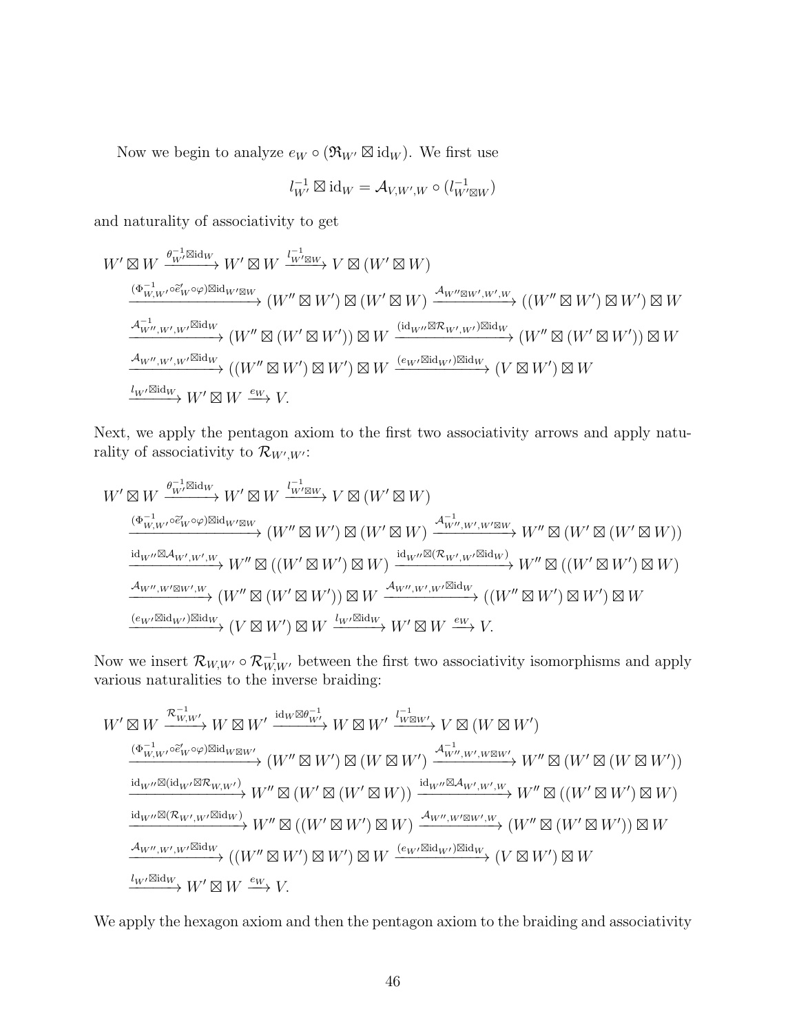Now we begin to analyze $e_W \circ (\mathfrak{R}_{W'} \boxtimes \mathrm{id}_W)$. We first use

$$l_{W'}^{-1} \boxtimes \mathrm{id}_W = \mathcal{A}_{V,W',W} \circ (l_{W' \boxtimes W}^{-1})$$

and naturality of associativity to get

$$\begin{aligned}
&W' \boxtimes W \xrightarrow{\theta_{W'}^{-1} \boxtimes \mathrm{id}_W} W' \boxtimes W \xrightarrow{l_{W'\boxtimes W}^{-1}} V \boxtimes (W' \boxtimes W) \\
&\xrightarrow{(\Phi_{W,W'}^{-1} \circ \widetilde{e}'_W \circ \varphi) \boxtimes \mathrm{id}_{W' \boxtimes W}} (W'' \boxtimes W') \boxtimes (W' \boxtimes W) \xrightarrow{\mathcal{A}_{W'' \boxtimes W', W', W}} ((W'' \boxtimes W') \boxtimes W') \boxtimes W \\
&\xrightarrow{\mathcal{A}_{W'',W',W'}^{-1} \boxtimes \mathrm{id}_W} (W'' \boxtimes (W' \boxtimes W')) \boxtimes W \xrightarrow{(\mathrm{id}_{W''} \boxtimes \mathcal{R}_{W',W'}) \boxtimes \mathrm{id}_W} (W'' \boxtimes (W' \boxtimes W')) \boxtimes W \\
&\xrightarrow{\mathcal{A}_{W'',W',W'} \boxtimes \mathrm{id}_W} ((W'' \boxtimes W') \boxtimes W') \boxtimes W \xrightarrow{(e_{W'} \boxtimes \mathrm{id}_{W'}) \boxtimes \mathrm{id}_W} (V \boxtimes W') \boxtimes W \\
&\xrightarrow{l_{W'} \boxtimes \mathrm{id}_W} W' \boxtimes W \xrightarrow{e_W} V.
\end{aligned}$$

Next, we apply the pentagon axiom to the first two associativity arrows and apply naturality of associativity to $\mathcal{R}_{W',W'}$:

$$\begin{aligned}
&W' \boxtimes W \xrightarrow{\theta_{W'}^{-1} \boxtimes \mathrm{id}_W} W' \boxtimes W \xrightarrow{l_{W'\boxtimes W}^{-1}} V \boxtimes (W' \boxtimes W) \\
&\xrightarrow{(\Phi_{W,W'}^{-1} \circ \widetilde{e}'_W \circ \varphi) \boxtimes \mathrm{id}_{W' \boxtimes W}} (W'' \boxtimes W') \boxtimes (W' \boxtimes W) \xrightarrow{\mathcal{A}_{W'',W',W' \boxtimes W}^{-1}} W'' \boxtimes (W' \boxtimes (W' \boxtimes W)) \\
&\xrightarrow{\mathrm{id}_{W''} \boxtimes \mathcal{A}_{W',W',W}} W'' \boxtimes ((W' \boxtimes W') \boxtimes W) \xrightarrow{\mathrm{id}_{W''} \boxtimes (\mathcal{R}_{W',W'} \boxtimes \mathrm{id}_W)} W'' \boxtimes ((W' \boxtimes W') \boxtimes W) \\
&\xrightarrow{\mathcal{A}_{W'',W' \boxtimes W',W}} (W'' \boxtimes (W' \boxtimes W')) \boxtimes W \xrightarrow{\mathcal{A}_{W'',W',W'} \boxtimes \mathrm{id}_W} ((W'' \boxtimes W') \boxtimes W') \boxtimes W \\
&\xrightarrow{(e_{W'} \boxtimes \mathrm{id}_{W'}) \boxtimes \mathrm{id}_W} (V \boxtimes W') \boxtimes W \xrightarrow{l_{W'} \boxtimes \mathrm{id}_W} W' \boxtimes W \xrightarrow{e_W} V.
\end{aligned}$$

Now we insert $\mathcal{R}_{W,W'} \circ \mathcal{R}_{W,W'}^{-1}$ between the first two associativity isomorphisms and apply various naturalities to the inverse braiding:

$$\begin{aligned}
&W' \boxtimes W \xrightarrow{\mathcal{R}_{W,W'}^{-1}} W \boxtimes W' \xrightarrow{\mathrm{id}_W \boxtimes \theta_{W'}^{-1}} W \boxtimes W' \xrightarrow{l_{W \boxtimes W'}^{-1}} V \boxtimes (W \boxtimes W') \\
&\xrightarrow{(\Phi_{W,W'}^{-1} \circ \widetilde{e}'_W \circ \varphi) \boxtimes \mathrm{id}_{W \boxtimes W'}} (W'' \boxtimes W') \boxtimes (W \boxtimes W') \xrightarrow{\mathcal{A}_{W'',W',W \boxtimes W'}^{-1}} W'' \boxtimes (W' \boxtimes (W \boxtimes W')) \\
&\xrightarrow{\mathrm{id}_{W''} \boxtimes (\mathrm{id}_{W'} \boxtimes \mathcal{R}_{W,W'})} W'' \boxtimes (W' \boxtimes (W' \boxtimes W)) \xrightarrow{\mathrm{id}_{W''} \boxtimes \mathcal{A}_{W',W',W}} W'' \boxtimes ((W' \boxtimes W') \boxtimes W) \\
&\xrightarrow{\mathrm{id}_{W''} \boxtimes (\mathcal{R}_{W',W'} \boxtimes \mathrm{id}_W)} W'' \boxtimes ((W' \boxtimes W') \boxtimes W) \xrightarrow{\mathcal{A}_{W'',W' \boxtimes W',W}} (W'' \boxtimes (W' \boxtimes W')) \boxtimes W \\
&\xrightarrow{\mathcal{A}_{W'',W',W'} \boxtimes \mathrm{id}_W} ((W'' \boxtimes W') \boxtimes W') \boxtimes W \xrightarrow{(e_{W'} \boxtimes \mathrm{id}_{W'}) \boxtimes \mathrm{id}_W} (V \boxtimes W') \boxtimes W \\
&\xrightarrow{l_{W'} \boxtimes \mathrm{id}_W} W' \boxtimes W \xrightarrow{e_W} V.
\end{aligned}$$

We apply the hexagon axiom and then the pentagon axiom to the braiding and associativity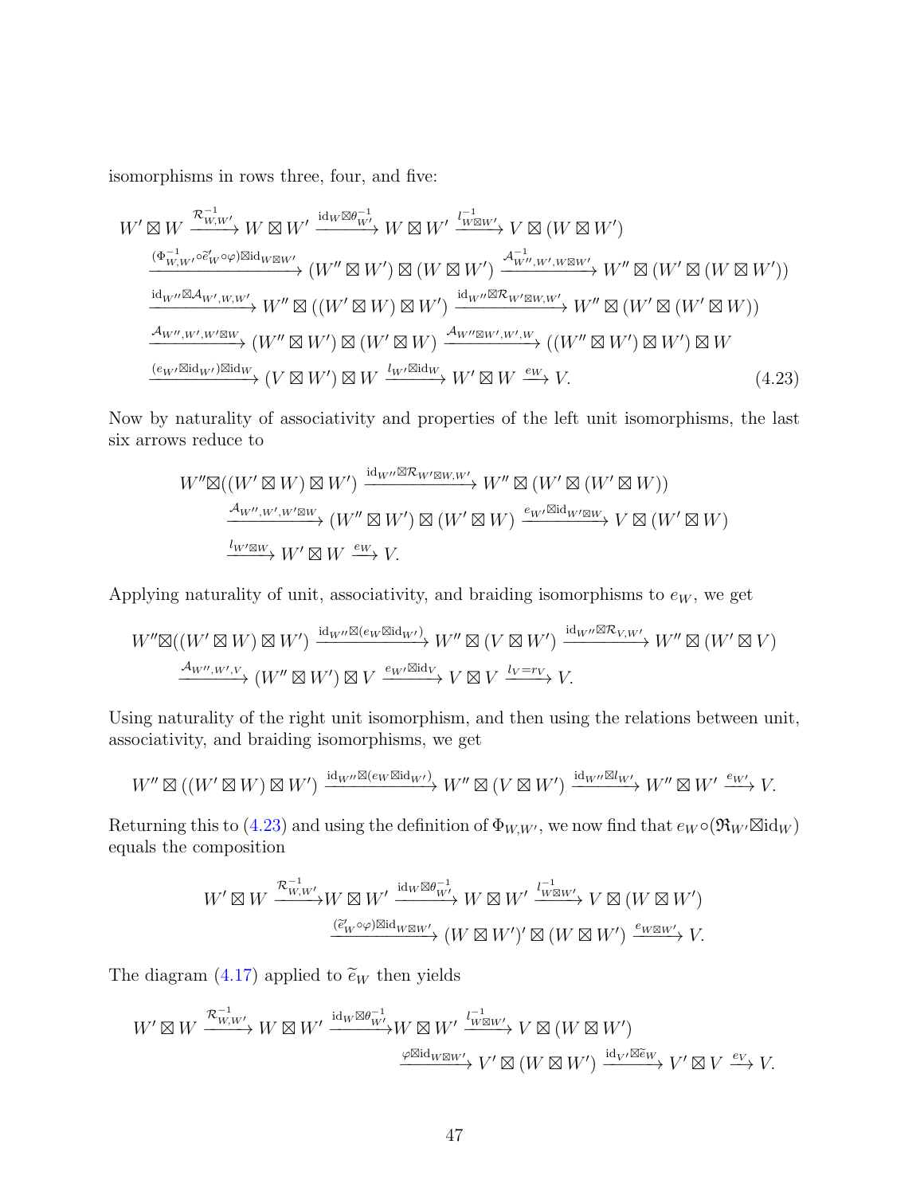isomorphisms in rows three, four, and five:

$$
\begin{aligned}
W' \boxtimes W &\xrightarrow{\mathcal{R}^{-1}_{W,W'}} W \boxtimes W' \xrightarrow{\mathrm{id}_W \boxtimes \theta^{-1}_{W'}} W \boxtimes W' \xrightarrow{l^{-1}_{W\boxtimes W'}} V \boxtimes (W \boxtimes W') \\
&\xrightarrow{(\Phi^{-1}_{W,W'} \circ \widetilde{e}'_W \circ \varphi)\boxtimes \mathrm{id}_{W\boxtimes W'}} (W'' \boxtimes W') \boxtimes (W \boxtimes W') \xrightarrow{\mathcal{A}^{-1}_{W'',W',W\boxtimes W'}} W'' \boxtimes (W' \boxtimes (W \boxtimes W')) \\
&\xrightarrow{\mathrm{id}_{W''}\boxtimes \mathcal{A}_{W',W,W'}} W'' \boxtimes ((W' \boxtimes W) \boxtimes W') \xrightarrow{\mathrm{id}_{W''}\boxtimes \mathcal{R}_{W'\boxtimes W,W'}} W'' \boxtimes (W' \boxtimes (W' \boxtimes W)) \\
&\xrightarrow{\mathcal{A}_{W'',W',W'\boxtimes W}} (W'' \boxtimes W') \boxtimes (W' \boxtimes W) \xrightarrow{\mathcal{A}_{W''\boxtimes W',W',W}} ((W'' \boxtimes W') \boxtimes W') \boxtimes W \\
&\xrightarrow{(e_{W'}\boxtimes \mathrm{id}_{W'})\boxtimes \mathrm{id}_W} (V \boxtimes W') \boxtimes W \xrightarrow{l_{W'}\boxtimes \mathrm{id}_W} W' \boxtimes W \xrightarrow{e_W} V.
\end{aligned}
\tag{4.23}
$$

Now by naturality of associativity and properties of the left unit isomorphisms, the last six arrows reduce to

$$
\begin{aligned}
W'' \boxtimes ((W' \boxtimes W) \boxtimes W') &\xrightarrow{\mathrm{id}_{W''}\boxtimes \mathcal{R}_{W'\boxtimes W,W'}} W'' \boxtimes (W' \boxtimes (W' \boxtimes W)) \\
&\xrightarrow{\mathcal{A}_{W'',W',W'\boxtimes W}} (W'' \boxtimes W') \boxtimes (W' \boxtimes W) \xrightarrow{e_{W'}\boxtimes \mathrm{id}_{W'\boxtimes W}} V \boxtimes (W' \boxtimes W) \\
&\xrightarrow{l_{W'\boxtimes W}} W' \boxtimes W \xrightarrow{e_W} V.
\end{aligned}
$$

Applying naturality of unit, associativity, and braiding isomorphisms to $e_W$, we get

$$
\begin{aligned}
W'' \boxtimes ((W' \boxtimes W) \boxtimes W') &\xrightarrow{\mathrm{id}_{W''}\boxtimes (e_W \boxtimes \mathrm{id}_{W'})} W'' \boxtimes (V \boxtimes W') \xrightarrow{\mathrm{id}_{W''}\boxtimes \mathcal{R}_{V,W'}} W'' \boxtimes (W' \boxtimes V) \\
&\xrightarrow{\mathcal{A}_{W'',W',V}} (W'' \boxtimes W') \boxtimes V \xrightarrow{e_{W'}\boxtimes \mathrm{id}_V} V \boxtimes V \xrightarrow{l_V = r_V} V.
\end{aligned}
$$

Using naturality of the right unit isomorphism, and then using the relations between unit, associativity, and braiding isomorphisms, we get

$$
W'' \boxtimes ((W' \boxtimes W) \boxtimes W') \xrightarrow{\mathrm{id}_{W''}\boxtimes (e_W \boxtimes \mathrm{id}_{W'})} W'' \boxtimes (V \boxtimes W') \xrightarrow{\mathrm{id}_{W''}\boxtimes l_{W'}} W'' \boxtimes W' \xrightarrow{e_{W'}} V.
$$

Returning this to (4.23) and using the definition of $\Phi_{W,W'}$, we now find that $e_W \circ (\mathfrak{R}_{W'} \boxtimes \mathrm{id}_W)$ equals the composition

$$
\begin{aligned}
W' \boxtimes W &\xrightarrow{\mathcal{R}^{-1}_{W,W'}} W \boxtimes W' \xrightarrow{\mathrm{id}_W \boxtimes \theta^{-1}_{W'}} W \boxtimes W' \xrightarrow{l^{-1}_{W\boxtimes W'}} V \boxtimes (W \boxtimes W') \\
&\xrightarrow{(\widetilde{e}'_W \circ \varphi)\boxtimes \mathrm{id}_{W\boxtimes W'}} (W \boxtimes W')' \boxtimes (W \boxtimes W') \xrightarrow{e_{W\boxtimes W'}} V.
\end{aligned}
$$

The diagram (4.17) applied to $\widetilde{e}_W$ then yields

$$
\begin{aligned}
W' \boxtimes W &\xrightarrow{\mathcal{R}^{-1}_{W,W'}} W \boxtimes W' \xrightarrow{\mathrm{id}_W \boxtimes \theta^{-1}_{W'}} W \boxtimes W' \xrightarrow{l^{-1}_{W\boxtimes W'}} V \boxtimes (W \boxtimes W') \\
&\xrightarrow{\varphi \boxtimes \mathrm{id}_{W\boxtimes W'}} V' \boxtimes (W \boxtimes W') \xrightarrow{\mathrm{id}_{V'}\boxtimes \widetilde{e}_W} V' \boxtimes V \xrightarrow{e_V} V.
\end{aligned}
$$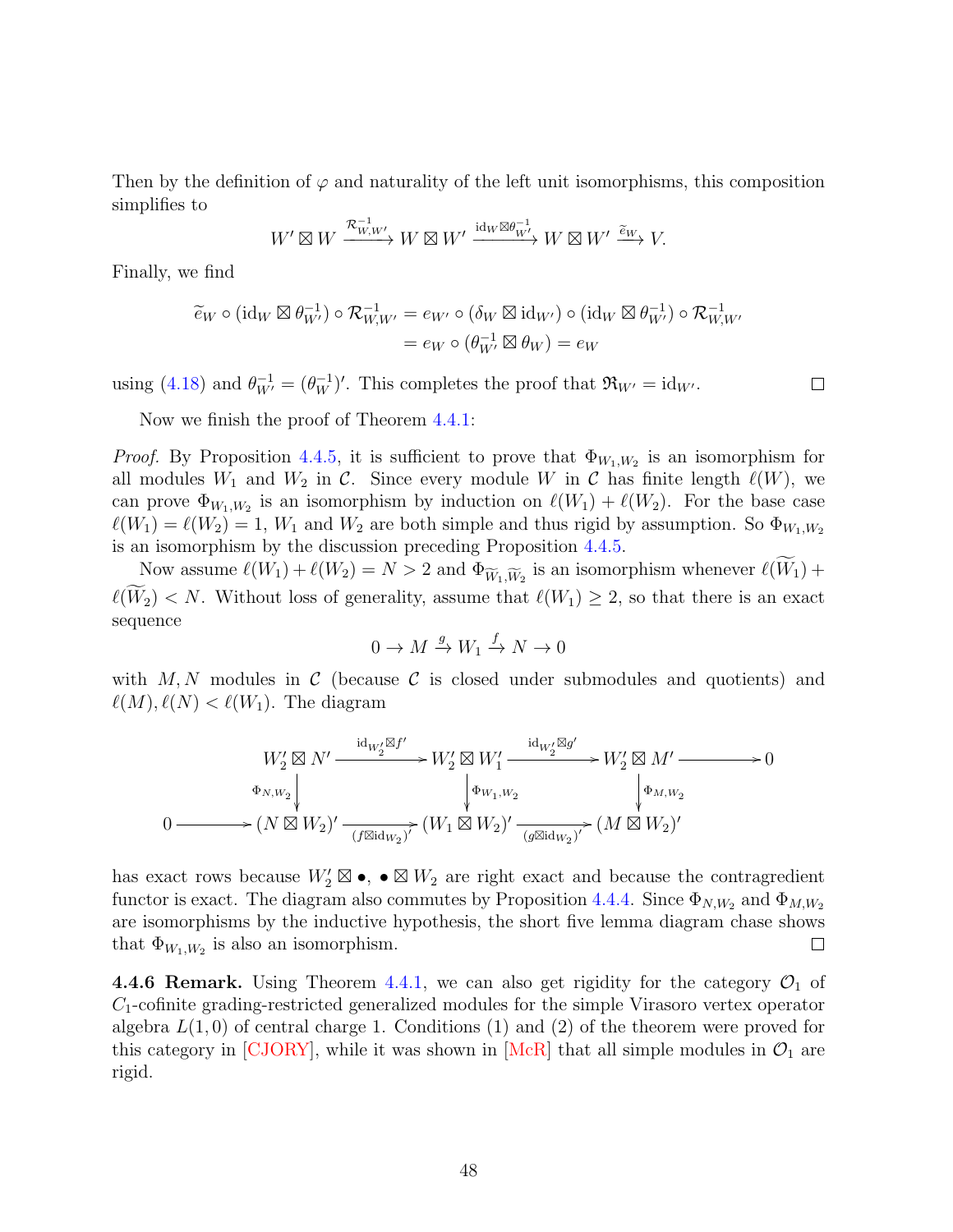Then by the definition of $\varphi$ and naturality of the left unit isomorphisms, this composition simplifies to

$$W' \boxtimes W \xrightarrow{\mathcal{R}^{-1}_{W,W'}} W \boxtimes W' \xrightarrow{\mathrm{id}_W \boxtimes \theta^{-1}_{W'}} W \boxtimes W' \xrightarrow{\widetilde{e}_W} V.$$

Finally, we find

$$\begin{aligned}
\widetilde{e}_W \circ (\mathrm{id}_W \boxtimes \theta^{-1}_{W'}) \circ \mathcal{R}^{-1}_{W,W'} &= e_{W'} \circ (\delta_W \boxtimes \mathrm{id}_{W'}) \circ (\mathrm{id}_W \boxtimes \theta^{-1}_{W'}) \circ \mathcal{R}^{-1}_{W,W'} \\
&= e_W \circ (\theta^{-1}_{W'} \boxtimes \theta_W) = e_W
\end{aligned}$$

using (4.18) and $\theta^{-1}_{W'} = (\theta^{-1}_W)'$. This completes the proof that $\mathfrak{R}_{W'} = \mathrm{id}_{W'}$. $\square$

Now we finish the proof of Theorem 4.4.1:

*Proof.* By Proposition 4.4.5, it is sufficient to prove that $\Phi_{W_1,W_2}$ is an isomorphism for all modules $W_1$ and $W_2$ in $\mathcal{C}$. Since every module $W$ in $\mathcal{C}$ has finite length $\ell(W)$, we can prove $\Phi_{W_1,W_2}$ is an isomorphism by induction on $\ell(W_1) + \ell(W_2)$. For the base case $\ell(W_1) = \ell(W_2) = 1$, $W_1$ and $W_2$ are both simple and thus rigid by assumption. So $\Phi_{W_1,W_2}$ is an isomorphism by the discussion preceding Proposition 4.4.5.

Now assume $\ell(W_1) + \ell(W_2) = N > 2$ and $\Phi_{\widetilde{W}_1,\widetilde{W}_2}$ is an isomorphism whenever $\ell(\widetilde{W}_1) + \ell(\widetilde{W}_2) < N$. Without loss of generality, assume that $\ell(W_1) \geq 2$, so that there is an exact sequence

$$0 \to M \xrightarrow{g} W_1 \xrightarrow{f} N \to 0$$

with $M, N$ modules in $\mathcal{C}$ (because $\mathcal{C}$ is closed under submodules and quotients) and $\ell(M), \ell(N) < \ell(W_1)$. The diagram

$$\begin{array}{ccccccccc}
 & & W_2' \boxtimes N' & \xrightarrow{\mathrm{id}_{W_2'} \boxtimes f'} & W_2' \boxtimes W_1' & \xrightarrow{\mathrm{id}_{W_2'} \boxtimes g'} & W_2' \boxtimes M' & \longrightarrow & 0 \\
 & & \downarrow{\scriptstyle \Phi_{N,W_2}} & & \downarrow{\scriptstyle \Phi_{W_1,W_2}} & & \downarrow{\scriptstyle \Phi_{M,W_2}} & & \\
0 & \longrightarrow & (N \boxtimes W_2)' & \xrightarrow[(f \boxtimes \mathrm{id}_{W_2})']{} & (W_1 \boxtimes W_2)' & \xrightarrow[(g \boxtimes \mathrm{id}_{W_2})']{} & (M \boxtimes W_2)' & &
\end{array}$$

has exact rows because $W_2' \boxtimes \bullet$, $\bullet \boxtimes W_2$ are right exact and because the contragredient functor is exact. The diagram also commutes by Proposition 4.4.4. Since $\Phi_{N,W_2}$ and $\Phi_{M,W_2}$ are isomorphisms by the inductive hypothesis, the short five lemma diagram chase shows that $\Phi_{W_1,W_2}$ is also an isomorphism. $\square$

**4.4.6 Remark.** Using Theorem 4.4.1, we can also get rigidity for the category $\mathcal{O}_1$ of $C_1$-cofinite grading-restricted generalized modules for the simple Virasoro vertex operator algebra $L(1,0)$ of central charge 1. Conditions (1) and (2) of the theorem were proved for this category in [CJORY], while it was shown in [McR] that all simple modules in $\mathcal{O}_1$ are rigid.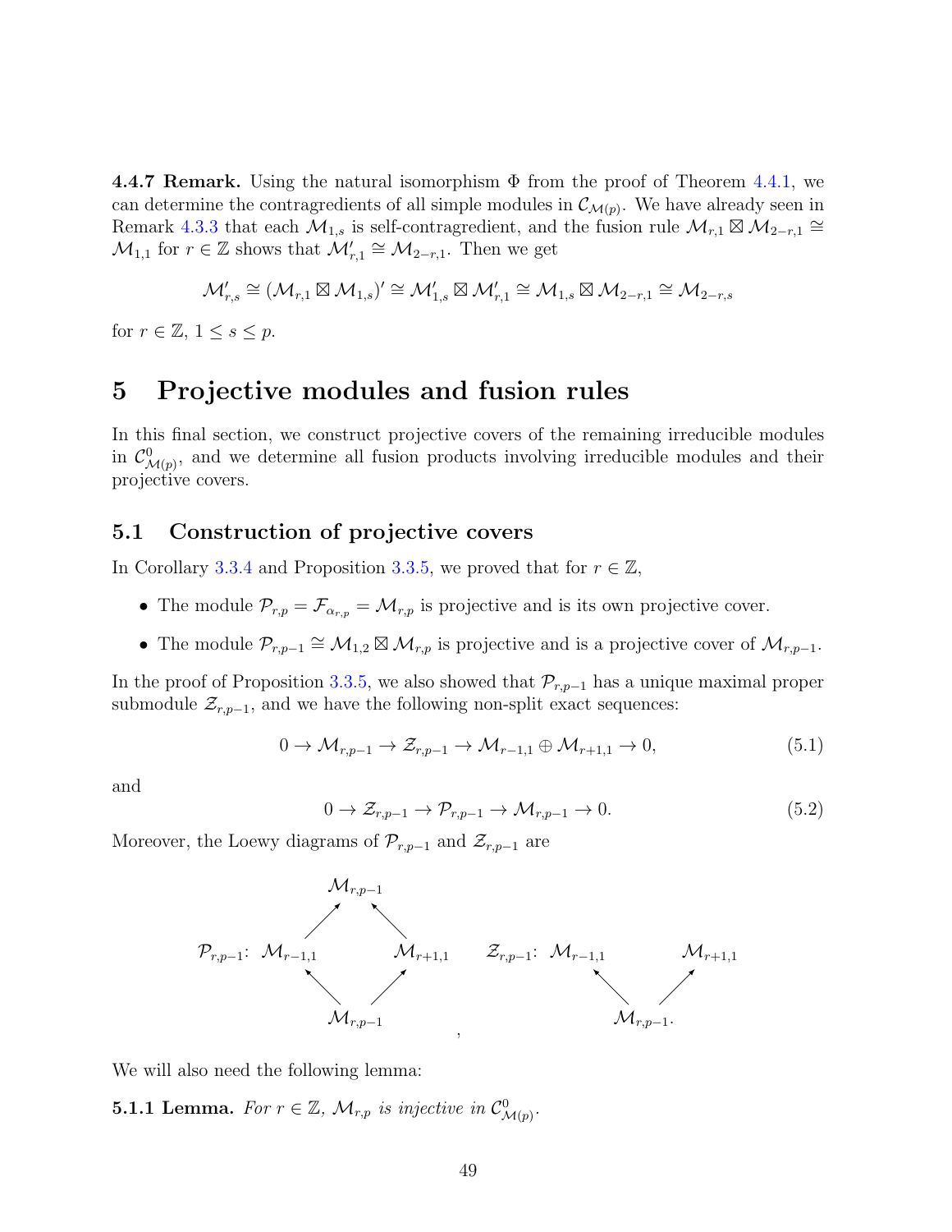**4.4.7 Remark.** Using the natural isomorphism $\Phi$ from the proof of Theorem 4.4.1, we can determine the contragredients of all simple modules in $\mathcal{C}_{\mathcal{M}(p)}$. We have already seen in Remark 4.3.3 that each $\mathcal{M}_{1,s}$ is self-contragredient, and the fusion rule $\mathcal{M}_{r,1} \boxtimes \mathcal{M}_{2-r,1} \cong \mathcal{M}_{1,1}$ for $r \in \mathbb{Z}$ shows that $\mathcal{M}_{r,1}' \cong \mathcal{M}_{2-r,1}$. Then we get

$$\mathcal{M}_{r,s}' \cong (\mathcal{M}_{r,1} \boxtimes \mathcal{M}_{1,s})' \cong \mathcal{M}_{1,s}' \boxtimes \mathcal{M}_{r,1}' \cong \mathcal{M}_{1,s} \boxtimes \mathcal{M}_{2-r,1} \cong \mathcal{M}_{2-r,s}$$

for $r \in \mathbb{Z}$, $1 \leq s \leq p$.

# 5 Projective modules and fusion rules

In this final section, we construct projective covers of the remaining irreducible modules in $\mathcal{C}^0_{\mathcal{M}(p)}$, and we determine all fusion products involving irreducible modules and their projective covers.

## 5.1 Construction of projective covers

In Corollary 3.3.4 and Proposition 3.3.5, we proved that for $r \in \mathbb{Z}$,

- The module $\mathcal{P}_{r,p} = \mathcal{F}_{\alpha_{r,p}} = \mathcal{M}_{r,p}$ is projective and is its own projective cover.
- The module $\mathcal{P}_{r,p-1} \cong \mathcal{M}_{1,2} \boxtimes \mathcal{M}_{r,p}$ is projective and is a projective cover of $\mathcal{M}_{r,p-1}$.

In the proof of Proposition 3.3.5, we also showed that $\mathcal{P}_{r,p-1}$ has a unique maximal proper submodule $\mathcal{Z}_{r,p-1}$, and we have the following non-split exact sequences:

$$0 \to \mathcal{M}_{r,p-1} \to \mathcal{Z}_{r,p-1} \to \mathcal{M}_{r-1,1} \oplus \mathcal{M}_{r+1,1} \to 0, \tag{5.1}$$

and

$$0 \to \mathcal{Z}_{r,p-1} \to \mathcal{P}_{r,p-1} \to \mathcal{M}_{r,p-1} \to 0. \tag{5.2}$$

Moreover, the Loewy diagrams of $\mathcal{P}_{r,p-1}$ and $\mathcal{Z}_{r,p-1}$ are

$$\mathcal{P}_{r,p-1}: \quad \begin{array}{ccc} & \mathcal{M}_{r,p-1} & \\ \nearrow & & \nwarrow \\ \mathcal{M}_{r-1,1} & & \mathcal{M}_{r+1,1} \\ \nwarrow & & \nearrow \\ & \mathcal{M}_{r,p-1} & \end{array} \qquad \mathcal{Z}_{r,p-1}: \quad \begin{array}{ccc} \mathcal{M}_{r-1,1} & & \mathcal{M}_{r+1,1} \\ \nwarrow & & \nearrow \\ & \mathcal{M}_{r,p-1}. & \end{array}$$

We will also need the following lemma:

**5.1.1 Lemma.** *For $r \in \mathbb{Z}$, $\mathcal{M}_{r,p}$ is injective in $\mathcal{C}^0_{\mathcal{M}(p)}$.*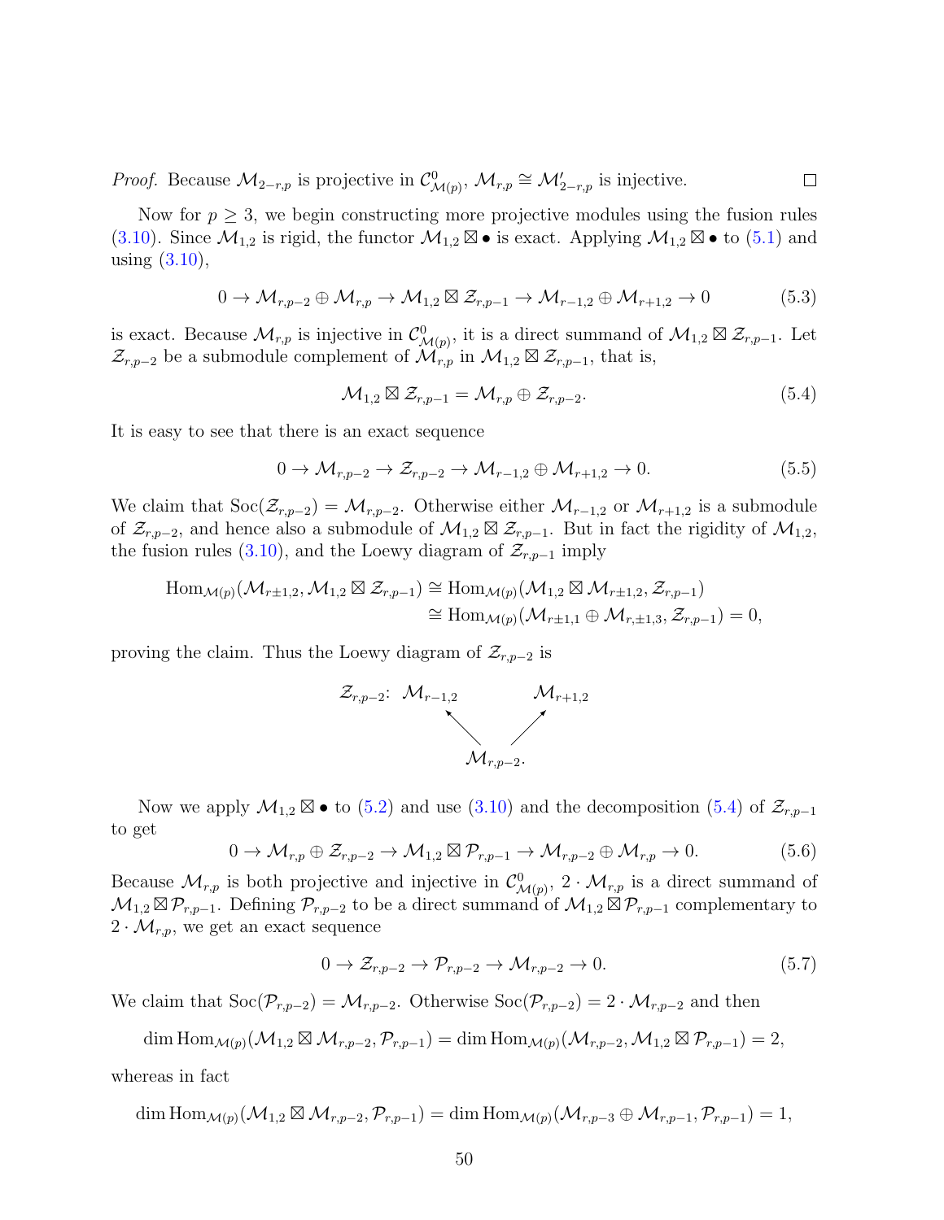*Proof.* Because $\mathcal{M}_{2-r,p}$ is projective in $\mathcal{C}^0_{\mathcal{M}(p)}$, $\mathcal{M}_{r,p} \cong \mathcal{M}'_{2-r,p}$ is injective. $\square$

Now for $p \geq 3$, we begin constructing more projective modules using the fusion rules (3.10). Since $\mathcal{M}_{1,2}$ is rigid, the functor $\mathcal{M}_{1,2} \boxtimes \bullet$ is exact. Applying $\mathcal{M}_{1,2} \boxtimes \bullet$ to (5.1) and using (3.10),

$$0 \to \mathcal{M}_{r,p-2} \oplus \mathcal{M}_{r,p} \to \mathcal{M}_{1,2} \boxtimes \mathcal{Z}_{r,p-1} \to \mathcal{M}_{r-1,2} \oplus \mathcal{M}_{r+1,2} \to 0 \tag{5.3}$$

is exact. Because $\mathcal{M}_{r,p}$ is injective in $\mathcal{C}^0_{\mathcal{M}(p)}$, it is a direct summand of $\mathcal{M}_{1,2} \boxtimes \mathcal{Z}_{r,p-1}$. Let $\mathcal{Z}_{r,p-2}$ be a submodule complement of $\mathcal{M}_{r,p}$ in $\mathcal{M}_{1,2} \boxtimes \mathcal{Z}_{r,p-1}$, that is,

$$\mathcal{M}_{1,2} \boxtimes \mathcal{Z}_{r,p-1} = \mathcal{M}_{r,p} \oplus \mathcal{Z}_{r,p-2}. \tag{5.4}$$

It is easy to see that there is an exact sequence

$$0 \to \mathcal{M}_{r,p-2} \to \mathcal{Z}_{r,p-2} \to \mathcal{M}_{r-1,2} \oplus \mathcal{M}_{r+1,2} \to 0. \tag{5.5}$$

We claim that $\mathrm{Soc}(\mathcal{Z}_{r,p-2}) = \mathcal{M}_{r,p-2}$. Otherwise either $\mathcal{M}_{r-1,2}$ or $\mathcal{M}_{r+1,2}$ is a submodule of $\mathcal{Z}_{r,p-2}$, and hence also a submodule of $\mathcal{M}_{1,2} \boxtimes \mathcal{Z}_{r,p-1}$. But in fact the rigidity of $\mathcal{M}_{1,2}$, the fusion rules (3.10), and the Loewy diagram of $\mathcal{Z}_{r,p-1}$ imply

$$\begin{aligned}\mathrm{Hom}_{\mathcal{M}(p)}(\mathcal{M}_{r\pm1,2}, \mathcal{M}_{1,2} \boxtimes \mathcal{Z}_{r,p-1}) &\cong \mathrm{Hom}_{\mathcal{M}(p)}(\mathcal{M}_{1,2} \boxtimes \mathcal{M}_{r\pm1,2}, \mathcal{Z}_{r,p-1})\\ &\cong \mathrm{Hom}_{\mathcal{M}(p)}(\mathcal{M}_{r\pm1,1} \oplus \mathcal{M}_{r,\pm1,3}, \mathcal{Z}_{r,p-1}) = 0,\end{aligned}$$

proving the claim. Thus the Loewy diagram of $\mathcal{Z}_{r,p-2}$ is

$$\mathcal{Z}_{r,p-2}:\quad \begin{array}{ccc} \mathcal{M}_{r-1,2} & & \mathcal{M}_{r+1,2} \\ & \nwarrow \quad \nearrow & \\ & \mathcal{M}_{r,p-2}. & \end{array}$$

Now we apply $\mathcal{M}_{1,2} \boxtimes \bullet$ to (5.2) and use (3.10) and the decomposition (5.4) of $\mathcal{Z}_{r,p-1}$ to get

$$0 \to \mathcal{M}_{r,p} \oplus \mathcal{Z}_{r,p-2} \to \mathcal{M}_{1,2} \boxtimes \mathcal{P}_{r,p-1} \to \mathcal{M}_{r,p-2} \oplus \mathcal{M}_{r,p} \to 0. \tag{5.6}$$

Because $\mathcal{M}_{r,p}$ is both projective and injective in $\mathcal{C}^0_{\mathcal{M}(p)}$, $2 \cdot \mathcal{M}_{r,p}$ is a direct summand of $\mathcal{M}_{1,2} \boxtimes \mathcal{P}_{r,p-1}$. Defining $\mathcal{P}_{r,p-2}$ to be a direct summand of $\mathcal{M}_{1,2} \boxtimes \mathcal{P}_{r,p-1}$ complementary to $2 \cdot \mathcal{M}_{r,p}$, we get an exact sequence

$$0 \to \mathcal{Z}_{r,p-2} \to \mathcal{P}_{r,p-2} \to \mathcal{M}_{r,p-2} \to 0. \tag{5.7}$$

We claim that $\mathrm{Soc}(\mathcal{P}_{r,p-2}) = \mathcal{M}_{r,p-2}$. Otherwise $\mathrm{Soc}(\mathcal{P}_{r,p-2}) = 2 \cdot \mathcal{M}_{r,p-2}$ and then

$$\dim \mathrm{Hom}_{\mathcal{M}(p)}(\mathcal{M}_{1,2} \boxtimes \mathcal{M}_{r,p-2}, \mathcal{P}_{r,p-1}) = \dim \mathrm{Hom}_{\mathcal{M}(p)}(\mathcal{M}_{r,p-2}, \mathcal{M}_{1,2} \boxtimes \mathcal{P}_{r,p-1}) = 2,$$

whereas in fact

$$\dim \mathrm{Hom}_{\mathcal{M}(p)}(\mathcal{M}_{1,2} \boxtimes \mathcal{M}_{r,p-2}, \mathcal{P}_{r,p-1}) = \dim \mathrm{Hom}_{\mathcal{M}(p)}(\mathcal{M}_{r,p-3} \oplus \mathcal{M}_{r,p-1}, \mathcal{P}_{r,p-1}) = 1,$$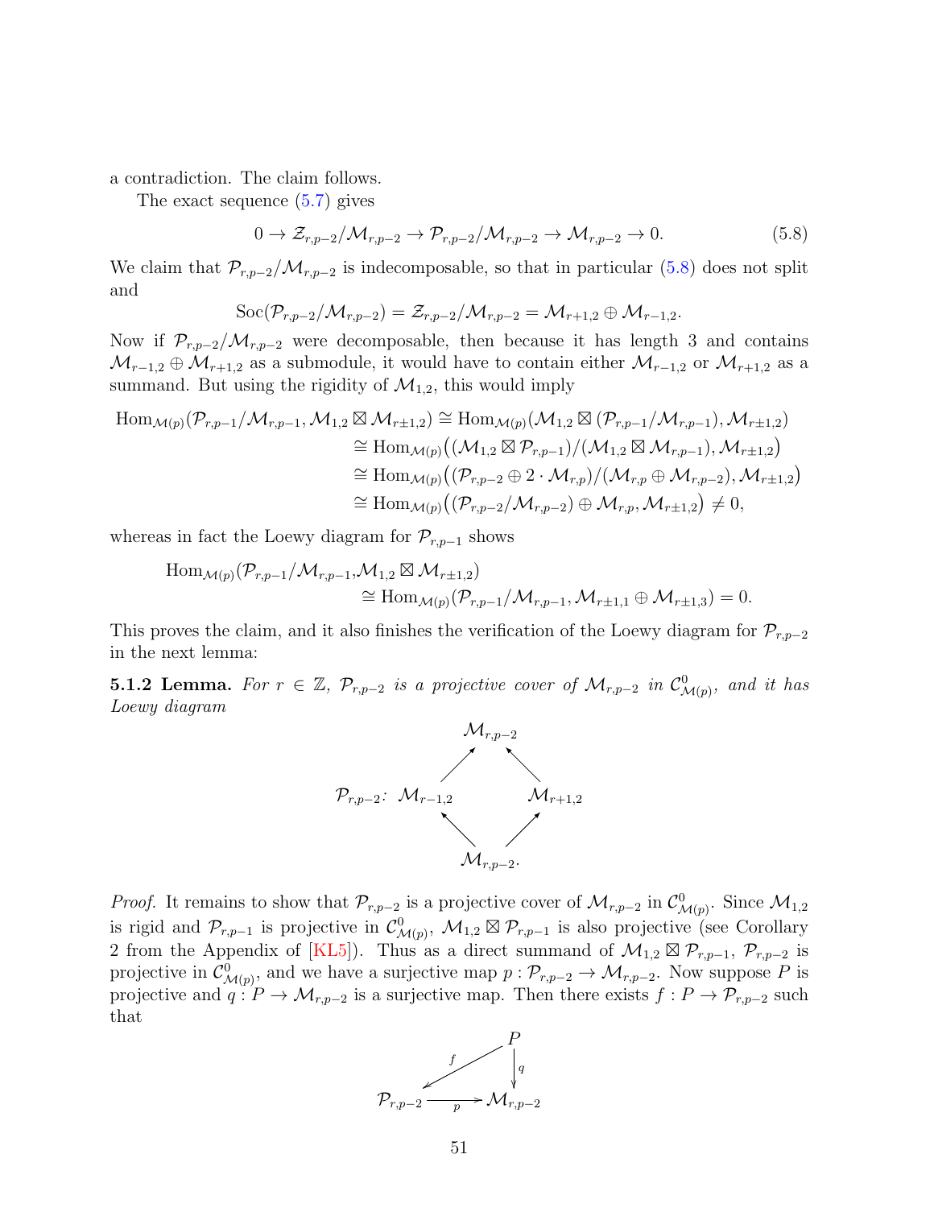a contradiction. The claim follows.

The exact sequence (5.7) gives

$$0 \to \mathcal{Z}_{r,p-2}/\mathcal{M}_{r,p-2} \to \mathcal{P}_{r,p-2}/\mathcal{M}_{r,p-2} \to \mathcal{M}_{r,p-2} \to 0. \tag{5.8}$$

We claim that $\mathcal{P}_{r,p-2}/\mathcal{M}_{r,p-2}$ is indecomposable, so that in particular (5.8) does not split and

$$\mathrm{Soc}(\mathcal{P}_{r,p-2}/\mathcal{M}_{r,p-2}) = \mathcal{Z}_{r,p-2}/\mathcal{M}_{r,p-2} = \mathcal{M}_{r+1,2} \oplus \mathcal{M}_{r-1,2}.$$

Now if $\mathcal{P}_{r,p-2}/\mathcal{M}_{r,p-2}$ were decomposable, then because it has length 3 and contains $\mathcal{M}_{r-1,2} \oplus \mathcal{M}_{r+1,2}$ as a submodule, it would have to contain either $\mathcal{M}_{r-1,2}$ or $\mathcal{M}_{r+1,2}$ as a summand. But using the rigidity of $\mathcal{M}_{1,2}$, this would imply

$$\begin{aligned}
\mathrm{Hom}_{\mathcal{M}(p)}(\mathcal{P}_{r,p-1}/\mathcal{M}_{r,p-1}, \mathcal{M}_{1,2} \boxtimes \mathcal{M}_{r\pm1,2}) &\cong \mathrm{Hom}_{\mathcal{M}(p)}(\mathcal{M}_{1,2} \boxtimes (\mathcal{P}_{r,p-1}/\mathcal{M}_{r,p-1}), \mathcal{M}_{r\pm1,2}) \\
&\cong \mathrm{Hom}_{\mathcal{M}(p)}\big((\mathcal{M}_{1,2} \boxtimes \mathcal{P}_{r,p-1})/(\mathcal{M}_{1,2} \boxtimes \mathcal{M}_{r,p-1}), \mathcal{M}_{r\pm1,2}\big) \\
&\cong \mathrm{Hom}_{\mathcal{M}(p)}\big((\mathcal{P}_{r,p-2} \oplus 2 \cdot \mathcal{M}_{r,p})/(\mathcal{M}_{r,p} \oplus \mathcal{M}_{r,p-2}), \mathcal{M}_{r\pm1,2}\big) \\
&\cong \mathrm{Hom}_{\mathcal{M}(p)}\big((\mathcal{P}_{r,p-2}/\mathcal{M}_{r,p-2}) \oplus \mathcal{M}_{r,p}, \mathcal{M}_{r\pm1,2}\big) \neq 0,
\end{aligned}$$

whereas in fact the Loewy diagram for $\mathcal{P}_{r,p-1}$ shows

$$\begin{aligned}
\mathrm{Hom}_{\mathcal{M}(p)}(&\mathcal{P}_{r,p-1}/\mathcal{M}_{r,p-1}, \mathcal{M}_{1,2} \boxtimes \mathcal{M}_{r\pm1,2}) \\
&\cong \mathrm{Hom}_{\mathcal{M}(p)}(\mathcal{P}_{r,p-1}/\mathcal{M}_{r,p-1}, \mathcal{M}_{r\pm1,1} \oplus \mathcal{M}_{r\pm1,3}) = 0.
\end{aligned}$$

This proves the claim, and it also finishes the verification of the Loewy diagram for $\mathcal{P}_{r,p-2}$ in the next lemma:

**5.1.2 Lemma.** *For $r \in \mathbb{Z}$, $\mathcal{P}_{r,p-2}$ is a projective cover of $\mathcal{M}_{r,p-2}$ in $\mathcal{C}^0_{\mathcal{M}(p)}$, and it has Loewy diagram*

$$\mathcal{P}_{r,p-2}: \quad \begin{array}{ccccc} & & \mathcal{M}_{r,p-2} & & \\ & \nearrow & & \nwarrow & \\ \mathcal{M}_{r-1,2} & & & & \mathcal{M}_{r+1,2} \\ & \nwarrow & & \nearrow & \\ & & \mathcal{M}_{r,p-2}. & & \end{array}$$

*Proof.* It remains to show that $\mathcal{P}_{r,p-2}$ is a projective cover of $\mathcal{M}_{r,p-2}$ in $\mathcal{C}^0_{\mathcal{M}(p)}$. Since $\mathcal{M}_{1,2}$ is rigid and $\mathcal{P}_{r,p-1}$ is projective in $\mathcal{C}^0_{\mathcal{M}(p)}$, $\mathcal{M}_{1,2} \boxtimes \mathcal{P}_{r,p-1}$ is also projective (see Corollary 2 from the Appendix of [KL5]). Thus as a direct summand of $\mathcal{M}_{1,2} \boxtimes \mathcal{P}_{r,p-1}$, $\mathcal{P}_{r,p-2}$ is projective in $\mathcal{C}^0_{\mathcal{M}(p)}$, and we have a surjective map $p : \mathcal{P}_{r,p-2} \to \mathcal{M}_{r,p-2}$. Now suppose $P$ is projective and $q : P \to \mathcal{M}_{r,p-2}$ is a surjective map. Then there exists $f : P \to \mathcal{P}_{r,p-2}$ such that

$$\begin{array}{ccc} & & P \\ & \swarrow^{f} & \downarrow q \\ \mathcal{P}_{r,p-2} & \xrightarrow{p} & \mathcal{M}_{r,p-2} \end{array}$$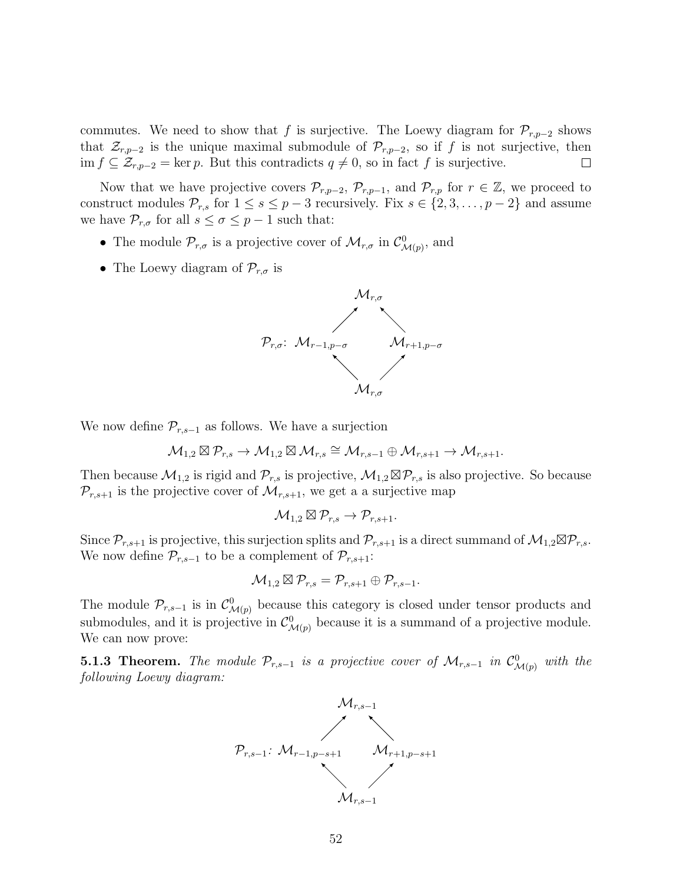commutes. We need to show that $f$ is surjective. The Loewy diagram for $\mathcal{P}_{r,p-2}$ shows that $\mathcal{Z}_{r,p-2}$ is the unique maximal submodule of $\mathcal{P}_{r,p-2}$, so if $f$ is not surjective, then $\operatorname{im} f \subseteq \mathcal{Z}_{r,p-2} = \ker p$. But this contradicts $q \neq 0$, so in fact $f$ is surjective. $\square$

Now that we have projective covers $\mathcal{P}_{r,p-2}$, $\mathcal{P}_{r,p-1}$, and $\mathcal{P}_{r,p}$ for $r \in \mathbb{Z}$, we proceed to construct modules $\mathcal{P}_{r,s}$ for $1 \leq s \leq p-3$ recursively. Fix $s \in \{2, 3, \ldots, p-2\}$ and assume we have $\mathcal{P}_{r,\sigma}$ for all $s \leq \sigma \leq p-1$ such that:

- The module $\mathcal{P}_{r,\sigma}$ is a projective cover of $\mathcal{M}_{r,\sigma}$ in $\mathcal{C}^0_{\mathcal{M}(p)}$, and
- The Loewy diagram of $\mathcal{P}_{r,\sigma}$ is

$$
\mathcal{P}_{r,\sigma}\colon \quad
\begin{array}{ccccc}
 & & \mathcal{M}_{r,\sigma} & & \\
 & \nearrow & & \nwarrow & \\
\mathcal{M}_{r-1,p-\sigma} & & & & \mathcal{M}_{r+1,p-\sigma} \\
 & \nwarrow & & \nearrow & \\
 & & \mathcal{M}_{r,\sigma} & &
\end{array}
$$

We now define $\mathcal{P}_{r,s-1}$ as follows. We have a surjection

$$\mathcal{M}_{1,2} \boxtimes \mathcal{P}_{r,s} \to \mathcal{M}_{1,2} \boxtimes \mathcal{M}_{r,s} \cong \mathcal{M}_{r,s-1} \oplus \mathcal{M}_{r,s+1} \to \mathcal{M}_{r,s+1}.$$

Then because $\mathcal{M}_{1,2}$ is rigid and $\mathcal{P}_{r,s}$ is projective, $\mathcal{M}_{1,2} \boxtimes \mathcal{P}_{r,s}$ is also projective. So because $\mathcal{P}_{r,s+1}$ is the projective cover of $\mathcal{M}_{r,s+1}$, we get a a surjective map

$$\mathcal{M}_{1,2} \boxtimes \mathcal{P}_{r,s} \to \mathcal{P}_{r,s+1}.$$

Since $\mathcal{P}_{r,s+1}$ is projective, this surjection splits and $\mathcal{P}_{r,s+1}$ is a direct summand of $\mathcal{M}_{1,2} \boxtimes \mathcal{P}_{r,s}$. We now define $\mathcal{P}_{r,s-1}$ to be a complement of $\mathcal{P}_{r,s+1}$:

$$\mathcal{M}_{1,2} \boxtimes \mathcal{P}_{r,s} = \mathcal{P}_{r,s+1} \oplus \mathcal{P}_{r,s-1}.$$

The module $\mathcal{P}_{r,s-1}$ is in $\mathcal{C}^0_{\mathcal{M}(p)}$ because this category is closed under tensor products and submodules, and it is projective in $\mathcal{C}^0_{\mathcal{M}(p)}$ because it is a summand of a projective module. We can now prove:

**5.1.3 Theorem.** *The module $\mathcal{P}_{r,s-1}$ is a projective cover of $\mathcal{M}_{r,s-1}$ in $\mathcal{C}^0_{\mathcal{M}(p)}$ with the following Loewy diagram:*

$$
\mathcal{P}_{r,s-1}\colon \quad
\begin{array}{ccccc}
 & & \mathcal{M}_{r,s-1} & & \\
 & \nearrow & & \nwarrow & \\
\mathcal{M}_{r-1,p-s+1} & & & & \mathcal{M}_{r+1,p-s+1} \\
 & \nwarrow & & \nearrow & \\
 & & \mathcal{M}_{r,s-1} & &
\end{array}
$$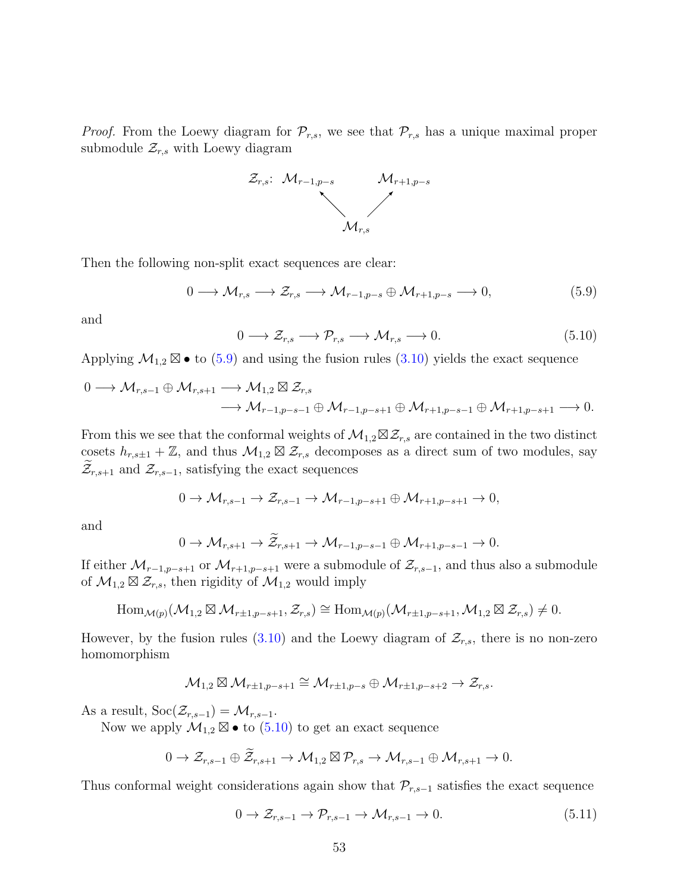*Proof.* From the Loewy diagram for $\mathcal{P}_{r,s}$, we see that $\mathcal{P}_{r,s}$ has a unique maximal proper submodule $\mathcal{Z}_{r,s}$ with Loewy diagram

$$\mathcal{Z}_{r,s}\colon\quad \begin{array}{ccc} \mathcal{M}_{r-1,p-s} & & \mathcal{M}_{r+1,p-s} \\ & \nwarrow \quad \nearrow & \\ & \mathcal{M}_{r,s} & \end{array}$$

Then the following non-split exact sequences are clear:

$$0 \longrightarrow \mathcal{M}_{r,s} \longrightarrow \mathcal{Z}_{r,s} \longrightarrow \mathcal{M}_{r-1,p-s} \oplus \mathcal{M}_{r+1,p-s} \longrightarrow 0, \tag{5.9}$$

and

$$0 \longrightarrow \mathcal{Z}_{r,s} \longrightarrow \mathcal{P}_{r,s} \longrightarrow \mathcal{M}_{r,s} \longrightarrow 0. \tag{5.10}$$

Applying $\mathcal{M}_{1,2} \boxtimes \bullet$ to (5.9) and using the fusion rules (3.10) yields the exact sequence

$$\begin{aligned} 0 \longrightarrow \mathcal{M}_{r,s-1} \oplus \mathcal{M}_{r,s+1} \longrightarrow \mathcal{M}_{1,2} \boxtimes \mathcal{Z}_{r,s} \\ \longrightarrow \mathcal{M}_{r-1,p-s-1} \oplus \mathcal{M}_{r-1,p-s+1} \oplus \mathcal{M}_{r+1,p-s-1} \oplus \mathcal{M}_{r+1,p-s+1} \longrightarrow 0. \end{aligned}$$

From this we see that the conformal weights of $\mathcal{M}_{1,2} \boxtimes \mathcal{Z}_{r,s}$ are contained in the two distinct cosets $h_{r,s\pm 1} + \mathbb{Z}$, and thus $\mathcal{M}_{1,2} \boxtimes \mathcal{Z}_{r,s}$ decomposes as a direct sum of two modules, say $\widetilde{\mathcal{Z}}_{r,s+1}$ and $\mathcal{Z}_{r,s-1}$, satisfying the exact sequences

$$0 \to \mathcal{M}_{r,s-1} \to \mathcal{Z}_{r,s-1} \to \mathcal{M}_{r-1,p-s+1} \oplus \mathcal{M}_{r+1,p-s+1} \to 0,$$

and

$$0 \to \mathcal{M}_{r,s+1} \to \widetilde{\mathcal{Z}}_{r,s+1} \to \mathcal{M}_{r-1,p-s-1} \oplus \mathcal{M}_{r+1,p-s-1} \to 0.$$

If either $\mathcal{M}_{r-1,p-s+1}$ or $\mathcal{M}_{r+1,p-s+1}$ were a submodule of $\mathcal{Z}_{r,s-1}$, and thus also a submodule of $\mathcal{M}_{1,2} \boxtimes \mathcal{Z}_{r,s}$, then rigidity of $\mathcal{M}_{1,2}$ would imply

$$\mathrm{Hom}_{\mathcal{M}(p)}(\mathcal{M}_{1,2} \boxtimes \mathcal{M}_{r\pm 1,p-s+1}, \mathcal{Z}_{r,s}) \cong \mathrm{Hom}_{\mathcal{M}(p)}(\mathcal{M}_{r\pm 1,p-s+1}, \mathcal{M}_{1,2} \boxtimes \mathcal{Z}_{r,s}) \neq 0.$$

However, by the fusion rules (3.10) and the Loewy diagram of $\mathcal{Z}_{r,s}$, there is no non-zero homomorphism

$$\mathcal{M}_{1,2} \boxtimes \mathcal{M}_{r\pm 1,p-s+1} \cong \mathcal{M}_{r\pm 1,p-s} \oplus \mathcal{M}_{r\pm 1,p-s+2} \to \mathcal{Z}_{r,s}.$$

As a result, $\mathrm{Soc}(\mathcal{Z}_{r,s-1}) = \mathcal{M}_{r,s-1}$.

Now we apply $\mathcal{M}_{1,2} \boxtimes \bullet$ to (5.10) to get an exact sequence

$$0 \to \mathcal{Z}_{r,s-1} \oplus \widetilde{\mathcal{Z}}_{r,s+1} \to \mathcal{M}_{1,2} \boxtimes \mathcal{P}_{r,s} \to \mathcal{M}_{r,s-1} \oplus \mathcal{M}_{r,s+1} \to 0.$$

Thus conformal weight considerations again show that $\mathcal{P}_{r,s-1}$ satisfies the exact sequence

$$0 \to \mathcal{Z}_{r,s-1} \to \mathcal{P}_{r,s-1} \to \mathcal{M}_{r,s-1} \to 0. \tag{5.11}$$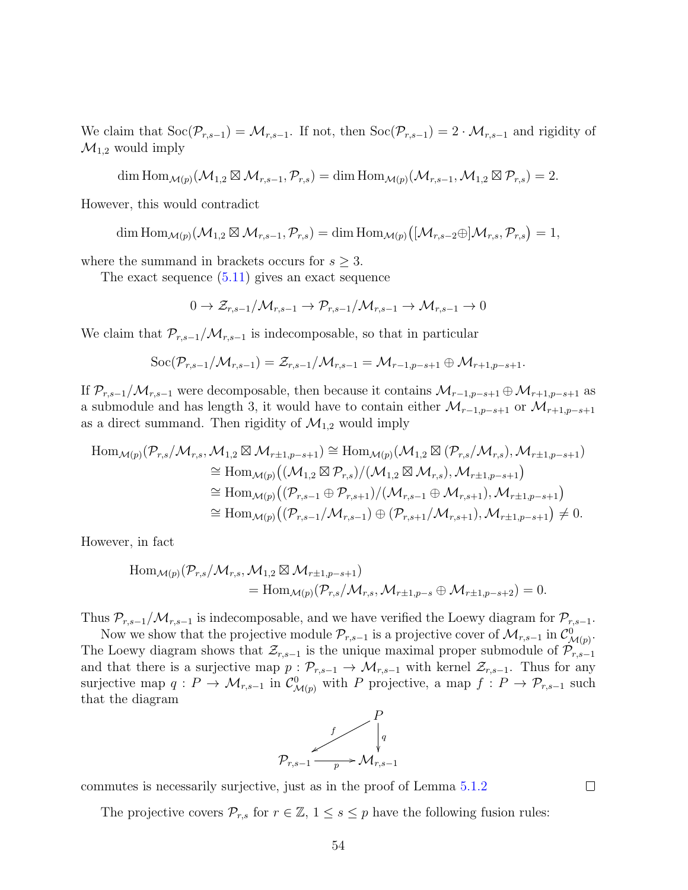We claim that $\mathrm{Soc}(\mathcal{P}_{r,s-1}) = \mathcal{M}_{r,s-1}$. If not, then $\mathrm{Soc}(\mathcal{P}_{r,s-1}) = 2 \cdot \mathcal{M}_{r,s-1}$ and rigidity of $\mathcal{M}_{1,2}$ would imply

$$\dim \mathrm{Hom}_{\mathcal{M}(p)}(\mathcal{M}_{1,2} \boxtimes \mathcal{M}_{r,s-1}, \mathcal{P}_{r,s}) = \dim \mathrm{Hom}_{\mathcal{M}(p)}(\mathcal{M}_{r,s-1}, \mathcal{M}_{1,2} \boxtimes \mathcal{P}_{r,s}) = 2.$$

However, this would contradict

$$\dim \mathrm{Hom}_{\mathcal{M}(p)}(\mathcal{M}_{1,2} \boxtimes \mathcal{M}_{r,s-1}, \mathcal{P}_{r,s}) = \dim \mathrm{Hom}_{\mathcal{M}(p)}\big([\mathcal{M}_{r,s-2} \oplus]\mathcal{M}_{r,s}, \mathcal{P}_{r,s}\big) = 1,$$

where the summand in brackets occurs for $s \geq 3$.

The exact sequence (5.11) gives an exact sequence

$$0 \to \mathcal{Z}_{r,s-1}/\mathcal{M}_{r,s-1} \to \mathcal{P}_{r,s-1}/\mathcal{M}_{r,s-1} \to \mathcal{M}_{r,s-1} \to 0$$

We claim that $\mathcal{P}_{r,s-1}/\mathcal{M}_{r,s-1}$ is indecomposable, so that in particular

$$\mathrm{Soc}(\mathcal{P}_{r,s-1}/\mathcal{M}_{r,s-1}) = \mathcal{Z}_{r,s-1}/\mathcal{M}_{r,s-1} = \mathcal{M}_{r-1,p-s+1} \oplus \mathcal{M}_{r+1,p-s+1}.$$

If $\mathcal{P}_{r,s-1}/\mathcal{M}_{r,s-1}$ were decomposable, then because it contains $\mathcal{M}_{r-1,p-s+1} \oplus \mathcal{M}_{r+1,p-s+1}$ as a submodule and has length 3, it would have to contain either $\mathcal{M}_{r-1,p-s+1}$ or $\mathcal{M}_{r+1,p-s+1}$ as a direct summand. Then rigidity of $\mathcal{M}_{1,2}$ would imply

$$\begin{aligned}
\mathrm{Hom}_{\mathcal{M}(p)}(\mathcal{P}_{r,s}/\mathcal{M}_{r,s}, \mathcal{M}_{1,2} \boxtimes \mathcal{M}_{r\pm1,p-s+1}) &\cong \mathrm{Hom}_{\mathcal{M}(p)}(\mathcal{M}_{1,2} \boxtimes (\mathcal{P}_{r,s}/\mathcal{M}_{r,s}), \mathcal{M}_{r\pm1,p-s+1}) \\
&\cong \mathrm{Hom}_{\mathcal{M}(p)}\big((\mathcal{M}_{1,2} \boxtimes \mathcal{P}_{r,s})/(\mathcal{M}_{1,2} \boxtimes \mathcal{M}_{r,s}), \mathcal{M}_{r\pm1,p-s+1}\big) \\
&\cong \mathrm{Hom}_{\mathcal{M}(p)}\big((\mathcal{P}_{r,s-1} \oplus \mathcal{P}_{r,s+1})/(\mathcal{M}_{r,s-1} \oplus \mathcal{M}_{r,s+1}), \mathcal{M}_{r\pm1,p-s+1}\big) \\
&\cong \mathrm{Hom}_{\mathcal{M}(p)}\big((\mathcal{P}_{r,s-1}/\mathcal{M}_{r,s-1}) \oplus (\mathcal{P}_{r,s+1}/\mathcal{M}_{r,s+1}), \mathcal{M}_{r\pm1,p-s+1}\big) \neq 0.
\end{aligned}$$

However, in fact

$$\begin{aligned}
\mathrm{Hom}_{\mathcal{M}(p)}&(\mathcal{P}_{r,s}/\mathcal{M}_{r,s}, \mathcal{M}_{1,2} \boxtimes \mathcal{M}_{r\pm1,p-s+1}) \\
&= \mathrm{Hom}_{\mathcal{M}(p)}(\mathcal{P}_{r,s}/\mathcal{M}_{r,s}, \mathcal{M}_{r\pm1,p-s} \oplus \mathcal{M}_{r\pm1,p-s+2}) = 0.
\end{aligned}$$

Thus $\mathcal{P}_{r,s-1}/\mathcal{M}_{r,s-1}$ is indecomposable, and we have verified the Loewy diagram for $\mathcal{P}_{r,s-1}$.

Now we show that the projective module $\mathcal{P}_{r,s-1}$ is a projective cover of $\mathcal{M}_{r,s-1}$ in $\mathcal{C}^0_{\mathcal{M}(p)}$. The Loewy diagram shows that $\mathcal{Z}_{r,s-1}$ is the unique maximal proper submodule of $\mathcal{P}_{r,s-1}$ and that there is a surjective map $p : \mathcal{P}_{r,s-1} \to \mathcal{M}_{r,s-1}$ with kernel $\mathcal{Z}_{r,s-1}$. Thus for any surjective map $q : P \to \mathcal{M}_{r,s-1}$ in $\mathcal{C}^0_{\mathcal{M}(p)}$ with $P$ projective, a map $f : P \to \mathcal{P}_{r,s-1}$ such that the diagram

$$\begin{array}{ccc}
 & & P \\
 & \swarrow^{f} & \downarrow^{q} \\
\mathcal{P}_{r,s-1} & \xrightarrow{p} & \mathcal{M}_{r,s-1}
\end{array}$$

commutes is necessarily surjective, just as in the proof of Lemma 5.1.2 $\square$

The projective covers $\mathcal{P}_{r,s}$ for $r \in \mathbb{Z}$, $1 \leq s \leq p$ have the following fusion rules: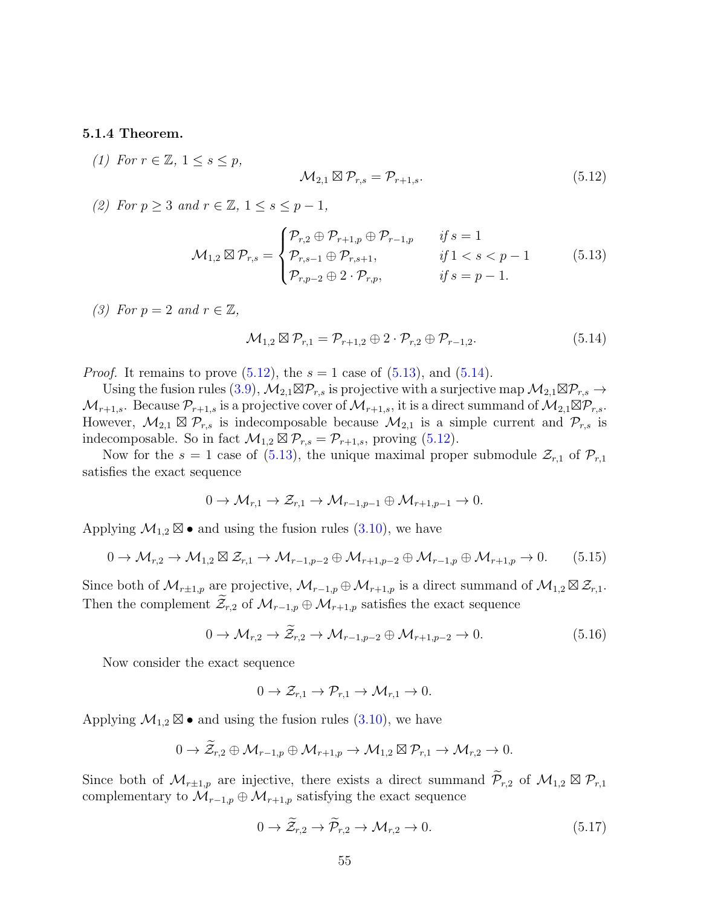**5.1.4 Theorem.**

*(1) For $r \in \mathbb{Z}$, $1 \le s \le p$,*

$$\mathcal{M}_{2,1} \boxtimes \mathcal{P}_{r,s} = \mathcal{P}_{r+1,s}. \tag{5.12}$$

*(2) For $p \ge 3$ and $r \in \mathbb{Z}$, $1 \le s \le p-1$,*

$$\mathcal{M}_{1,2} \boxtimes \mathcal{P}_{r,s} = \begin{cases} \mathcal{P}_{r,2} \oplus \mathcal{P}_{r+1,p} \oplus \mathcal{P}_{r-1,p} & \text{if } s = 1 \\ \mathcal{P}_{r,s-1} \oplus \mathcal{P}_{r,s+1}, & \text{if } 1 < s < p-1 \\ \mathcal{P}_{r,p-2} \oplus 2 \cdot \mathcal{P}_{r,p}, & \text{if } s = p-1. \end{cases} \tag{5.13}$$

*(3) For $p = 2$ and $r \in \mathbb{Z}$,*

$$\mathcal{M}_{1,2} \boxtimes \mathcal{P}_{r,1} = \mathcal{P}_{r+1,2} \oplus 2 \cdot \mathcal{P}_{r,2} \oplus \mathcal{P}_{r-1,2}. \tag{5.14}$$

*Proof.* It remains to prove (5.12), the $s = 1$ case of (5.13), and (5.14).

Using the fusion rules (3.9), $\mathcal{M}_{2,1} \boxtimes \mathcal{P}_{r,s}$ is projective with a surjective map $\mathcal{M}_{2,1} \boxtimes \mathcal{P}_{r,s} \to \mathcal{M}_{r+1,s}$. Because $\mathcal{P}_{r+1,s}$ is a projective cover of $\mathcal{M}_{r+1,s}$, it is a direct summand of $\mathcal{M}_{2,1} \boxtimes \mathcal{P}_{r,s}$. However, $\mathcal{M}_{2,1} \boxtimes \mathcal{P}_{r,s}$ is indecomposable because $\mathcal{M}_{2,1}$ is a simple current and $\mathcal{P}_{r,s}$ is indecomposable. So in fact $\mathcal{M}_{1,2} \boxtimes \mathcal{P}_{r,s} = \mathcal{P}_{r+1,s}$, proving (5.12).

Now for the $s = 1$ case of (5.13), the unique maximal proper submodule $\mathcal{Z}_{r,1}$ of $\mathcal{P}_{r,1}$ satisfies the exact sequence

$$0 \to \mathcal{M}_{r,1} \to \mathcal{Z}_{r,1} \to \mathcal{M}_{r-1,p-1} \oplus \mathcal{M}_{r+1,p-1} \to 0.$$

Applying $\mathcal{M}_{1,2} \boxtimes \bullet$ and using the fusion rules (3.10), we have

$$0 \to \mathcal{M}_{r,2} \to \mathcal{M}_{1,2} \boxtimes \mathcal{Z}_{r,1} \to \mathcal{M}_{r-1,p-2} \oplus \mathcal{M}_{r+1,p-2} \oplus \mathcal{M}_{r-1,p} \oplus \mathcal{M}_{r+1,p} \to 0. \tag{5.15}$$

Since both of $\mathcal{M}_{r\pm1,p}$ are projective, $\mathcal{M}_{r-1,p} \oplus \mathcal{M}_{r+1,p}$ is a direct summand of $\mathcal{M}_{1,2} \boxtimes \mathcal{Z}_{r,1}$. Then the complement $\widetilde{\mathcal{Z}}_{r,2}$ of $\mathcal{M}_{r-1,p} \oplus \mathcal{M}_{r+1,p}$ satisfies the exact sequence

$$0 \to \mathcal{M}_{r,2} \to \widetilde{\mathcal{Z}}_{r,2} \to \mathcal{M}_{r-1,p-2} \oplus \mathcal{M}_{r+1,p-2} \to 0. \tag{5.16}$$

Now consider the exact sequence

$$0 \to \mathcal{Z}_{r,1} \to \mathcal{P}_{r,1} \to \mathcal{M}_{r,1} \to 0.$$

Applying $\mathcal{M}_{1,2} \boxtimes \bullet$ and using the fusion rules (3.10), we have

$$0 \to \widetilde{\mathcal{Z}}_{r,2} \oplus \mathcal{M}_{r-1,p} \oplus \mathcal{M}_{r+1,p} \to \mathcal{M}_{1,2} \boxtimes \mathcal{P}_{r,1} \to \mathcal{M}_{r,2} \to 0.$$

Since both of $\mathcal{M}_{r\pm1,p}$ are injective, there exists a direct summand $\widetilde{\mathcal{P}}_{r,2}$ of $\mathcal{M}_{1,2} \boxtimes \mathcal{P}_{r,1}$ complementary to $\mathcal{M}_{r-1,p} \oplus \mathcal{M}_{r+1,p}$ satisfying the exact sequence

$$0 \to \widetilde{\mathcal{Z}}_{r,2} \to \widetilde{\mathcal{P}}_{r,2} \to \mathcal{M}_{r,2} \to 0. \tag{5.17}$$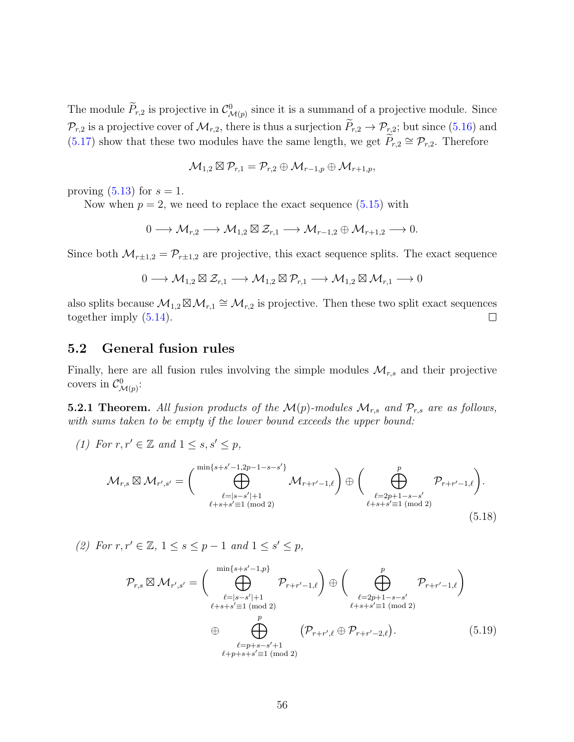The module $\widetilde{P}_{r,2}$ is projective in $\mathcal{C}^0_{\mathcal{M}(p)}$ since it is a summand of a projective module. Since $\mathcal{P}_{r,2}$ is a projective cover of $\mathcal{M}_{r,2}$, there is thus a surjection $\widetilde{P}_{r,2} \to \mathcal{P}_{r,2}$; but since (5.16) and (5.17) show that these two modules have the same length, we get $\widetilde{P}_{r,2} \cong \mathcal{P}_{r,2}$. Therefore

$$\mathcal{M}_{1,2} \boxtimes \mathcal{P}_{r,1} = \mathcal{P}_{r,2} \oplus \mathcal{M}_{r-1,p} \oplus \mathcal{M}_{r+1,p},$$

proving (5.13) for $s = 1$.

Now when $p = 2$, we need to replace the exact sequence (5.15) with

$$0 \longrightarrow \mathcal{M}_{r,2} \longrightarrow \mathcal{M}_{1,2} \boxtimes \mathcal{Z}_{r,1} \longrightarrow \mathcal{M}_{r-1,2} \oplus \mathcal{M}_{r+1,2} \longrightarrow 0.$$

Since both $\mathcal{M}_{r\pm1,2} = \mathcal{P}_{r\pm1,2}$ are projective, this exact sequence splits. The exact sequence

$$0 \longrightarrow \mathcal{M}_{1,2} \boxtimes \mathcal{Z}_{r,1} \longrightarrow \mathcal{M}_{1,2} \boxtimes \mathcal{P}_{r,1} \longrightarrow \mathcal{M}_{1,2} \boxtimes \mathcal{M}_{r,1} \longrightarrow 0$$

also splits because $\mathcal{M}_{1,2} \boxtimes \mathcal{M}_{r,1} \cong \mathcal{M}_{r,2}$ is projective. Then these two split exact sequences together imply (5.14). $\square$

## 5.2 General fusion rules

Finally, here are all fusion rules involving the simple modules $\mathcal{M}_{r,s}$ and their projective covers in $\mathcal{C}^0_{\mathcal{M}(p)}$:

**5.2.1 Theorem.** *All fusion products of the $\mathcal{M}(p)$-modules $\mathcal{M}_{r,s}$ and $\mathcal{P}_{r,s}$ are as follows, with sums taken to be empty if the lower bound exceeds the upper bound:*

*(1) For $r, r' \in \mathbb{Z}$ and $1 \leq s, s' \leq p$,*

$$\mathcal{M}_{r,s} \boxtimes \mathcal{M}_{r',s'} = \Bigg( \bigoplus_{\substack{\ell = |s-s'|+1 \\ \ell+s+s' \equiv 1 \pmod 2}}^{\min\{s+s'-1, 2p-1-s-s'\}} \mathcal{M}_{r+r'-1,\ell} \Bigg) \oplus \Bigg( \bigoplus_{\substack{\ell = 2p+1-s-s' \\ \ell+s+s' \equiv 1 \pmod 2}}^{p} \mathcal{P}_{r+r'-1,\ell} \Bigg). \tag{5.18}$$

*(2) For $r, r' \in \mathbb{Z}$, $1 \leq s \leq p-1$ and $1 \leq s' \leq p$,*

$$\begin{aligned}\mathcal{P}_{r,s} \boxtimes \mathcal{M}_{r',s'} = &\Bigg( \bigoplus_{\substack{\ell = |s-s'|+1 \\ \ell+s+s' \equiv 1 \pmod 2}}^{\min\{s+s'-1, p\}} \mathcal{P}_{r+r'-1,\ell} \Bigg) \oplus \Bigg( \bigoplus_{\substack{\ell = 2p+1-s-s' \\ \ell+s+s' \equiv 1 \pmod 2}}^{p} \mathcal{P}_{r+r'-1,\ell} \Bigg) \\ &\oplus \bigoplus_{\substack{\ell = p+s-s'+1 \\ \ell+p+s+s' \equiv 1 \pmod 2}}^{p} \big( \mathcal{P}_{r+r',\ell} \oplus \mathcal{P}_{r+r'-2,\ell} \big).\end{aligned} \tag{5.19}$$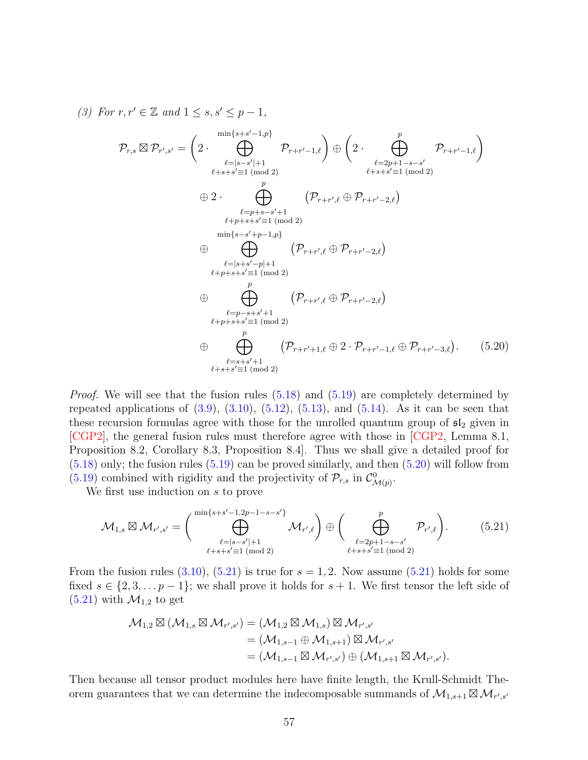*(3) For $r, r' \in \mathbb{Z}$ and $1 \leq s, s' \leq p-1$,*

$$
\begin{aligned}
\mathcal{P}_{r,s} \boxtimes \mathcal{P}_{r',s'} = & \left(2 \cdot \bigoplus_{\substack{\ell=|s-s'|+1 \\ \ell+s+s' \equiv 1 \pmod 2}}^{\min\{s+s'-1,p\}} \mathcal{P}_{r+r'-1,\ell}\right) \oplus \left(2 \cdot \bigoplus_{\substack{\ell=2p+1-s-s' \\ \ell+s+s' \equiv 1 \pmod 2}}^{p} \mathcal{P}_{r+r'-1,\ell}\right) \\
& \oplus 2 \cdot \bigoplus_{\substack{\ell=p+s-s'+1 \\ \ell+p+s+s' \equiv 1 \pmod 2}}^{p} \left(\mathcal{P}_{r+r',\ell} \oplus \mathcal{P}_{r+r'-2,\ell}\right) \\
& \oplus \bigoplus_{\substack{\ell=|s+s'-p|+1 \\ \ell+p+s+s' \equiv 1 \pmod 2}}^{\min\{s-s'+p-1,p\}} \left(\mathcal{P}_{r+r',\ell} \oplus \mathcal{P}_{r+r'-2,\ell}\right) \\
& \oplus \bigoplus_{\substack{\ell=p-s+s'+1 \\ \ell+p+s+s' \equiv 1 \pmod 2}}^{p} \left(\mathcal{P}_{r+r',\ell} \oplus \mathcal{P}_{r+r'-2,\ell}\right) \\
& \oplus \bigoplus_{\substack{\ell=s+s'+1 \\ \ell+s+s' \equiv 1 \pmod 2}}^{p} \left(\mathcal{P}_{r+r'+1,\ell} \oplus 2 \cdot \mathcal{P}_{r+r'-1,\ell} \oplus \mathcal{P}_{r+r'-3,\ell}\right).
\end{aligned} \tag{5.20}
$$

*Proof.* We will see that the fusion rules (5.18) and (5.19) are completely determined by repeated applications of (3.9), (3.10), (5.12), (5.13), and (5.14). As it can be seen that these recursion formulas agree with those for the unrolled quantum group of $\mathfrak{sl}_2$ given in [CGP2], the general fusion rules must therefore agree with those in [CGP2, Lemma 8.1, Proposition 8.2, Corollary 8.3, Proposition 8.4]. Thus we shall give a detailed proof for (5.18) only; the fusion rules (5.19) can be proved similarly, and then (5.20) will follow from (5.19) combined with rigidity and the projectivity of $\mathcal{P}_{r,s}$ in $\mathcal{C}^0_{\mathcal{M}(p)}$.

We first use induction on $s$ to prove

$$
\mathcal{M}_{1,s} \boxtimes \mathcal{M}_{r',s'} = \left(\bigoplus_{\substack{\ell=|s-s'|+1 \\ \ell+s+s' \equiv 1 \pmod 2}}^{\min\{s+s'-1, 2p-1-s-s'\}} \mathcal{M}_{r',\ell}\right) \oplus \left(\bigoplus_{\substack{\ell=2p+1-s-s' \\ \ell+s+s' \equiv 1 \pmod 2}}^{p} \mathcal{P}_{r',\ell}\right). \tag{5.21}
$$

From the fusion rules (3.10), (5.21) is true for $s = 1, 2$. Now assume (5.21) holds for some fixed $s \in \{2, 3, \ldots p-1\}$; we shall prove it holds for $s+1$. We first tensor the left side of (5.21) with $\mathcal{M}_{1,2}$ to get

$$
\begin{aligned}
\mathcal{M}_{1,2} \boxtimes (\mathcal{M}_{1,s} \boxtimes \mathcal{M}_{r',s'}) &= (\mathcal{M}_{1,2} \boxtimes \mathcal{M}_{1,s}) \boxtimes \mathcal{M}_{r',s'} \\
&= (\mathcal{M}_{1,s-1} \oplus \mathcal{M}_{1,s+1}) \boxtimes \mathcal{M}_{r',s'} \\
&= (\mathcal{M}_{1,s-1} \boxtimes \mathcal{M}_{r',s'}) \oplus (\mathcal{M}_{1,s+1} \boxtimes \mathcal{M}_{r',s'}).
\end{aligned}
$$

Then because all tensor product modules here have finite length, the Krull-Schmidt Theorem guarantees that we can determine the indecomposable summands of $\mathcal{M}_{1,s+1} \boxtimes \mathcal{M}_{r',s'}$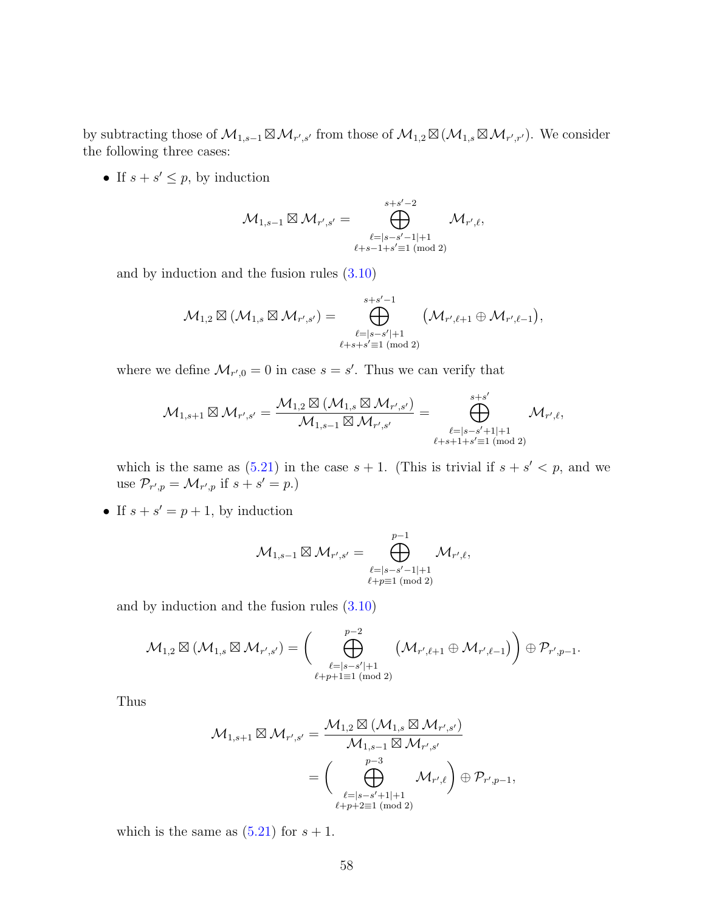by subtracting those of $\mathcal{M}_{1,s-1} \boxtimes \mathcal{M}_{r',s'}$ from those of $\mathcal{M}_{1,2} \boxtimes (\mathcal{M}_{1,s} \boxtimes \mathcal{M}_{r',r'})$. We consider the following three cases:

- If $s + s' \leq p$, by induction

$$\mathcal{M}_{1,s-1} \boxtimes \mathcal{M}_{r',s'} = \bigoplus_{\substack{\ell=|s-s'-1|+1 \\ \ell+s-1+s'\equiv 1 \pmod 2}}^{s+s'-2} \mathcal{M}_{r',\ell},$$

  and by induction and the fusion rules (3.10)

$$\mathcal{M}_{1,2} \boxtimes (\mathcal{M}_{1,s} \boxtimes \mathcal{M}_{r',s'}) = \bigoplus_{\substack{\ell=|s-s'|+1 \\ \ell+s+s'\equiv 1 \pmod 2}}^{s+s'-1} \big(\mathcal{M}_{r',\ell+1} \oplus \mathcal{M}_{r',\ell-1}\big),$$

  where we define $\mathcal{M}_{r',0} = 0$ in case $s = s'$. Thus we can verify that

$$\mathcal{M}_{1,s+1} \boxtimes \mathcal{M}_{r',s'} = \frac{\mathcal{M}_{1,2} \boxtimes (\mathcal{M}_{1,s} \boxtimes \mathcal{M}_{r',s'})}{\mathcal{M}_{1,s-1} \boxtimes \mathcal{M}_{r',s'}} = \bigoplus_{\substack{\ell=|s-s'+1|+1 \\ \ell+s+1+s'\equiv 1 \pmod 2}}^{s+s'} \mathcal{M}_{r',\ell},$$

  which is the same as (5.21) in the case $s+1$. (This is trivial if $s + s' < p$, and we use $\mathcal{P}_{r',p} = \mathcal{M}_{r',p}$ if $s + s' = p$.)

- If $s + s' = p + 1$, by induction

$$\mathcal{M}_{1,s-1} \boxtimes \mathcal{M}_{r',s'} = \bigoplus_{\substack{\ell=|s-s'-1|+1 \\ \ell+p\equiv 1 \pmod 2}}^{p-1} \mathcal{M}_{r',\ell},$$

  and by induction and the fusion rules (3.10)

$$\mathcal{M}_{1,2} \boxtimes (\mathcal{M}_{1,s} \boxtimes \mathcal{M}_{r',s'}) = \left( \bigoplus_{\substack{\ell=|s-s'|+1 \\ \ell+p+1\equiv 1 \pmod 2}}^{p-2} \big(\mathcal{M}_{r',\ell+1} \oplus \mathcal{M}_{r',\ell-1}\big) \right) \oplus \mathcal{P}_{r',p-1}.$$

  Thus

$$\begin{aligned}\mathcal{M}_{1,s+1} \boxtimes \mathcal{M}_{r',s'} &= \frac{\mathcal{M}_{1,2} \boxtimes (\mathcal{M}_{1,s} \boxtimes \mathcal{M}_{r',s'})}{\mathcal{M}_{1,s-1} \boxtimes \mathcal{M}_{r',s'}} \\ &= \left( \bigoplus_{\substack{\ell=|s-s'+1|+1 \\ \ell+p+2\equiv 1 \pmod 2}}^{p-3} \mathcal{M}_{r',\ell} \right) \oplus \mathcal{P}_{r',p-1},\end{aligned}$$

  which is the same as (5.21) for $s + 1$.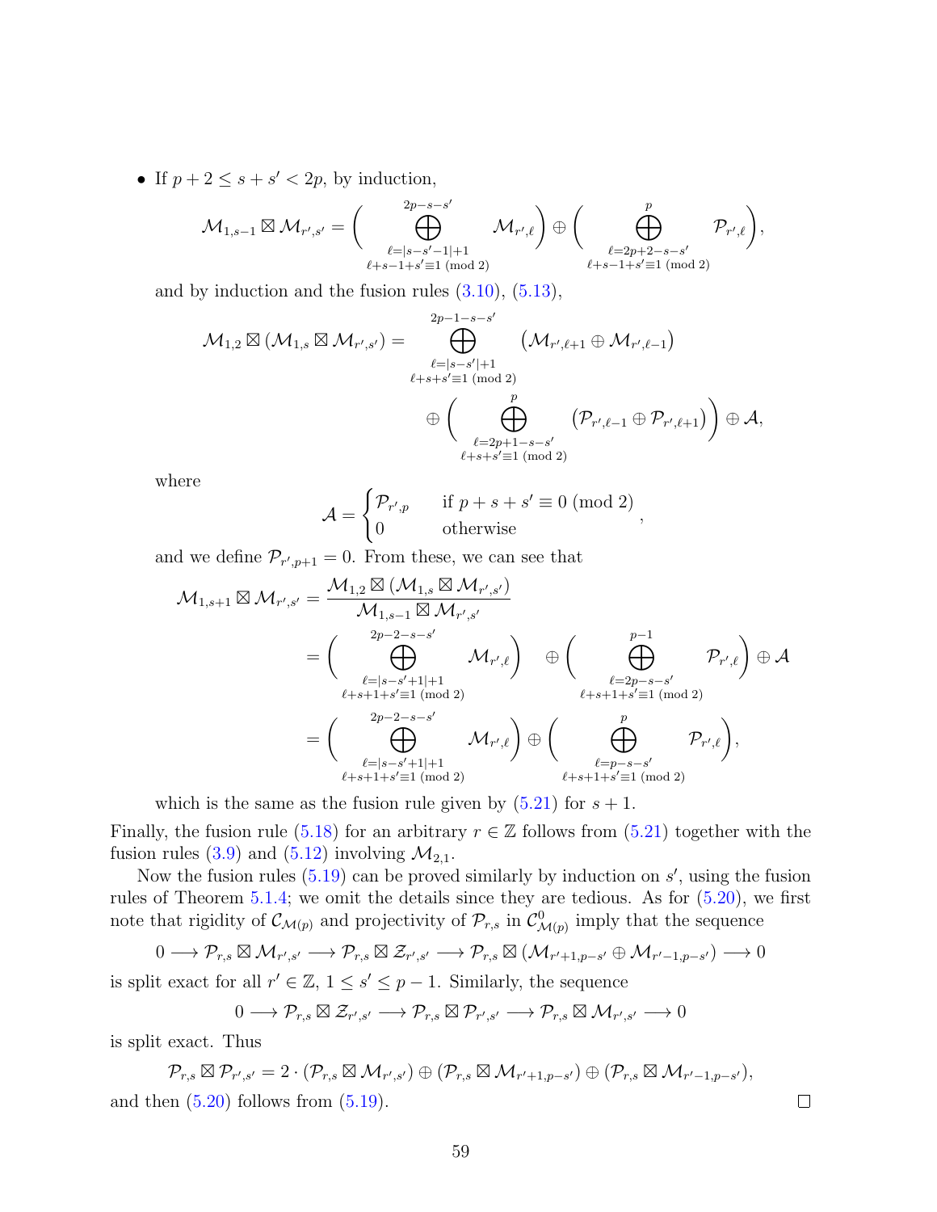- If $p+2 \leq s+s' < 2p$, by induction,

$$\mathcal{M}_{1,s-1} \boxtimes \mathcal{M}_{r',s'} = \Big( \bigoplus_{\substack{\ell=|s-s'-1|+1 \\ \ell+s-1+s' \equiv 1 \ (\mathrm{mod}\ 2)}}^{2p-s-s'} \mathcal{M}_{r',\ell} \Big) \oplus \Big( \bigoplus_{\substack{\ell=2p+2-s-s' \\ \ell+s-1+s' \equiv 1 \ (\mathrm{mod}\ 2)}}^{p} \mathcal{P}_{r',\ell} \Big),$$

and by induction and the fusion rules (3.10), (5.13),

$$\mathcal{M}_{1,2} \boxtimes (\mathcal{M}_{1,s} \boxtimes \mathcal{M}_{r',s'}) = \bigoplus_{\substack{\ell=|s-s'|+1 \\ \ell+s+s' \equiv 1 \ (\mathrm{mod}\ 2)}}^{2p-1-s-s'} \big(\mathcal{M}_{r',\ell+1} \oplus \mathcal{M}_{r',\ell-1}\big) \oplus \Big( \bigoplus_{\substack{\ell=2p+1-s-s' \\ \ell+s+s' \equiv 1 \ (\mathrm{mod}\ 2)}}^{p} \big(\mathcal{P}_{r',\ell-1} \oplus \mathcal{P}_{r',\ell+1}\big) \Big) \oplus \mathcal{A},$$

where

$$\mathcal{A} = \begin{cases} \mathcal{P}_{r',p} & \text{if } p+s+s' \equiv 0 \ (\mathrm{mod}\ 2) \\ 0 & \text{otherwise} \end{cases},$$

and we define $\mathcal{P}_{r',p+1} = 0$. From these, we can see that

$$\begin{aligned} \mathcal{M}_{1,s+1} \boxtimes \mathcal{M}_{r',s'} &= \frac{\mathcal{M}_{1,2} \boxtimes (\mathcal{M}_{1,s} \boxtimes \mathcal{M}_{r',s'})}{\mathcal{M}_{1,s-1} \boxtimes \mathcal{M}_{r',s'}} \\ &= \Big( \bigoplus_{\substack{\ell=|s-s'+1|+1 \\ \ell+s+1+s' \equiv 1 \ (\mathrm{mod}\ 2)}}^{2p-2-s-s'} \mathcal{M}_{r',\ell} \Big) \oplus \Big( \bigoplus_{\substack{\ell=2p-s-s' \\ \ell+s+1+s' \equiv 1 \ (\mathrm{mod}\ 2)}}^{p-1} \mathcal{P}_{r',\ell} \Big) \oplus \mathcal{A} \\ &= \Big( \bigoplus_{\substack{\ell=|s-s'+1|+1 \\ \ell+s+1+s' \equiv 1 \ (\mathrm{mod}\ 2)}}^{2p-2-s-s'} \mathcal{M}_{r',\ell} \Big) \oplus \Big( \bigoplus_{\substack{\ell=p-s-s' \\ \ell+s+1+s' \equiv 1 \ (\mathrm{mod}\ 2)}}^{p} \mathcal{P}_{r',\ell} \Big), \end{aligned}$$

which is the same as the fusion rule given by (5.21) for $s+1$.

Finally, the fusion rule (5.18) for an arbitrary $r \in \mathbb{Z}$ follows from (5.21) together with the fusion rules (3.9) and (5.12) involving $\mathcal{M}_{2,1}$.

Now the fusion rules (5.19) can be proved similarly by induction on $s'$, using the fusion rules of Theorem 5.1.4; we omit the details since they are tedious. As for (5.20), we first note that rigidity of $\mathcal{C}_{\mathcal{M}(p)}$ and projectivity of $\mathcal{P}_{r,s}$ in $\mathcal{C}^0_{\mathcal{M}(p)}$ imply that the sequence

$$0 \longrightarrow \mathcal{P}_{r,s} \boxtimes \mathcal{M}_{r',s'} \longrightarrow \mathcal{P}_{r,s} \boxtimes \mathcal{Z}_{r',s'} \longrightarrow \mathcal{P}_{r,s} \boxtimes (\mathcal{M}_{r'+1,p-s'} \oplus \mathcal{M}_{r'-1,p-s'}) \longrightarrow 0$$

is split exact for all $r' \in \mathbb{Z}$, $1 \leq s' \leq p-1$. Similarly, the sequence

$$0 \longrightarrow \mathcal{P}_{r,s} \boxtimes \mathcal{Z}_{r',s'} \longrightarrow \mathcal{P}_{r,s} \boxtimes \mathcal{P}_{r',s'} \longrightarrow \mathcal{P}_{r,s} \boxtimes \mathcal{M}_{r',s'} \longrightarrow 0$$

is split exact. Thus

$$\mathcal{P}_{r,s} \boxtimes \mathcal{P}_{r',s'} = 2 \cdot (\mathcal{P}_{r,s} \boxtimes \mathcal{M}_{r',s'}) \oplus (\mathcal{P}_{r,s} \boxtimes \mathcal{M}_{r'+1,p-s'}) \oplus (\mathcal{P}_{r,s} \boxtimes \mathcal{M}_{r'-1,p-s'}),$$

and then (5.20) follows from (5.19). □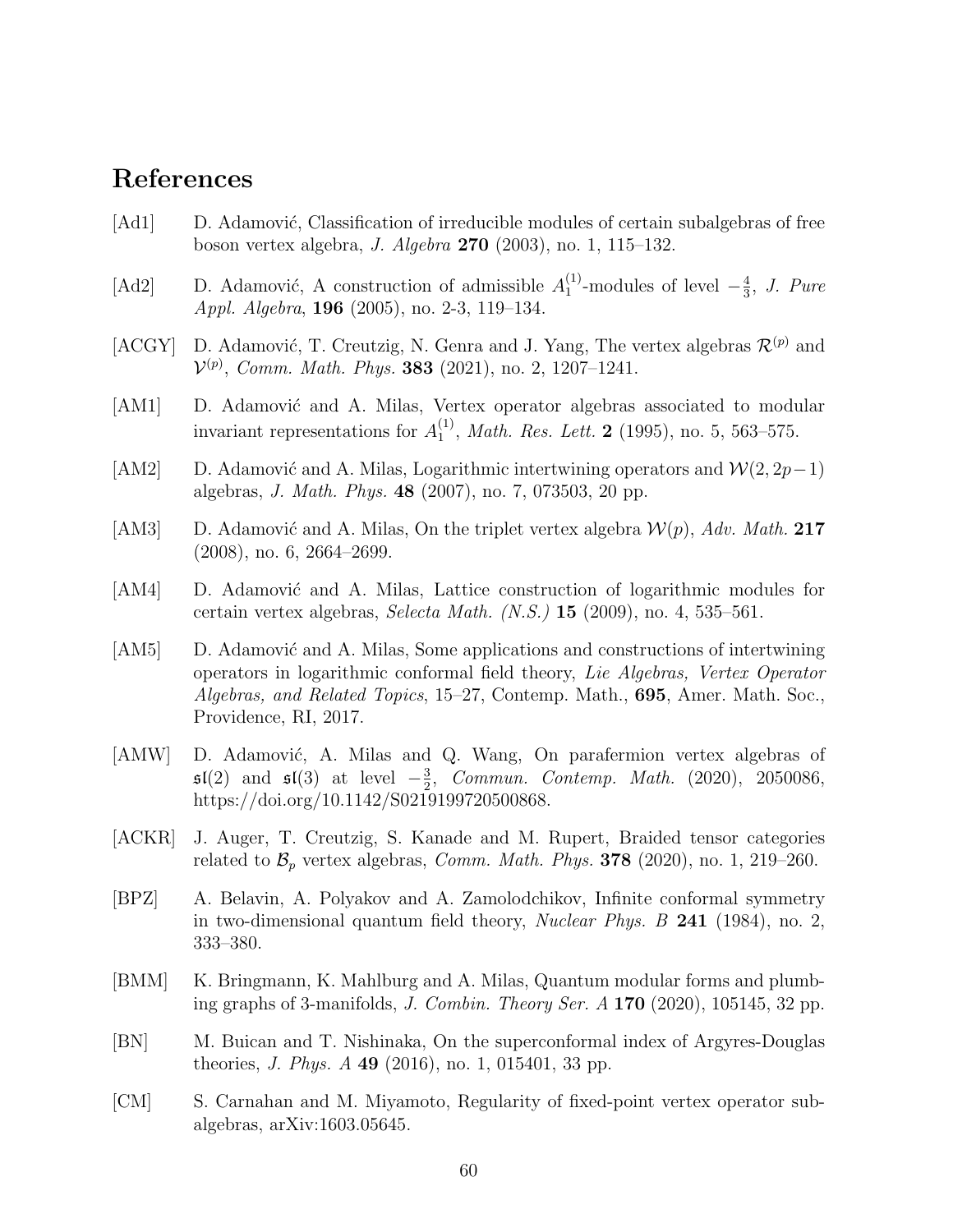# References

[Ad1] D. Adamović, Classification of irreducible modules of certain subalgebras of free boson vertex algebra, *J. Algebra* **270** (2003), no. 1, 115–132.

[Ad2] D. Adamović, A construction of admissible $A_1^{(1)}$-modules of level $-\frac{4}{3}$, *J. Pure Appl. Algebra*, **196** (2005), no. 2-3, 119–134.

[ACGY] D. Adamović, T. Creutzig, N. Genra and J. Yang, The vertex algebras $\mathcal{R}^{(p)}$ and $\mathcal{V}^{(p)}$, *Comm. Math. Phys.* **383** (2021), no. 2, 1207–1241.

[AM1] D. Adamović and A. Milas, Vertex operator algebras associated to modular invariant representations for $A_1^{(1)}$, *Math. Res. Lett.* **2** (1995), no. 5, 563–575.

[AM2] D. Adamović and A. Milas, Logarithmic intertwining operators and $\mathcal{W}(2, 2p-1)$ algebras, *J. Math. Phys.* **48** (2007), no. 7, 073503, 20 pp.

[AM3] D. Adamović and A. Milas, On the triplet vertex algebra $\mathcal{W}(p)$, *Adv. Math.* **217** (2008), no. 6, 2664–2699.

[AM4] D. Adamović and A. Milas, Lattice construction of logarithmic modules for certain vertex algebras, *Selecta Math. (N.S.)* **15** (2009), no. 4, 535–561.

[AM5] D. Adamović and A. Milas, Some applications and constructions of intertwining operators in logarithmic conformal field theory, *Lie Algebras, Vertex Operator Algebras, and Related Topics*, 15–27, Contemp. Math., **695**, Amer. Math. Soc., Providence, RI, 2017.

[AMW] D. Adamović, A. Milas and Q. Wang, On parafermion vertex algebras of $\mathfrak{sl}(2)$ and $\mathfrak{sl}(3)$ at level $-\frac{3}{2}$, *Commun. Contemp. Math.* (2020), 2050086, https://doi.org/10.1142/S0219199720500868.

[ACKR] J. Auger, T. Creutzig, S. Kanade and M. Rupert, Braided tensor categories related to $\mathcal{B}_p$ vertex algebras, *Comm. Math. Phys.* **378** (2020), no. 1, 219–260.

[BPZ] A. Belavin, A. Polyakov and A. Zamolodchikov, Infinite conformal symmetry in two-dimensional quantum field theory, *Nuclear Phys. B* **241** (1984), no. 2, 333–380.

[BMM] K. Bringmann, K. Mahlburg and A. Milas, Quantum modular forms and plumbing graphs of 3-manifolds, *J. Combin. Theory Ser. A* **170** (2020), 105145, 32 pp.

[BN] M. Buican and T. Nishinaka, On the superconformal index of Argyres-Douglas theories, *J. Phys. A* **49** (2016), no. 1, 015401, 33 pp.

[CM] S. Carnahan and M. Miyamoto, Regularity of fixed-point vertex operator subalgebras, arXiv:1603.05645.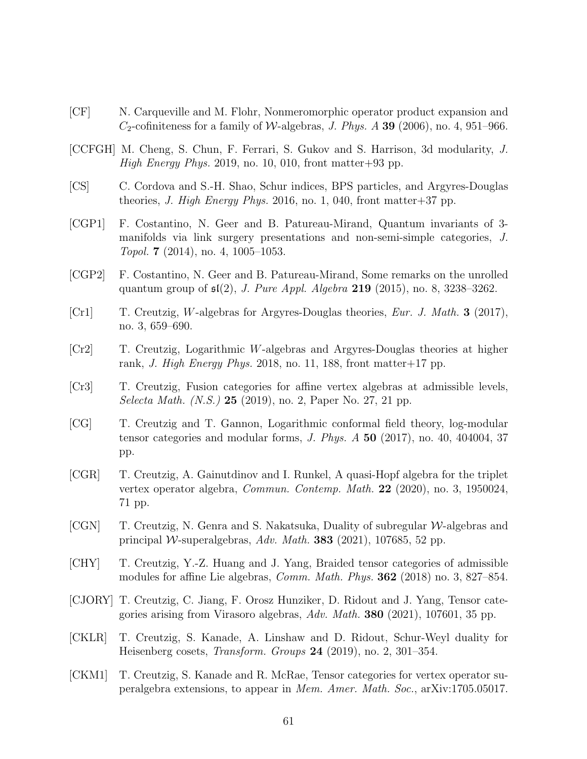[CF] N. Carqueville and M. Flohr, Nonmeromorphic operator product expansion and $C_2$-cofiniteness for a family of $\mathcal{W}$-algebras, *J. Phys. A* **39** (2006), no. 4, 951–966.

[CCFGH] M. Cheng, S. Chun, F. Ferrari, S. Gukov and S. Harrison, 3d modularity, *J. High Energy Phys.* 2019, no. 10, 010, front matter+93 pp.

[CS] C. Cordova and S.-H. Shao, Schur indices, BPS particles, and Argyres-Douglas theories, *J. High Energy Phys.* 2016, no. 1, 040, front matter+37 pp.

[CGP1] F. Costantino, N. Geer and B. Patureau-Mirand, Quantum invariants of 3-manifolds via link surgery presentations and non-semi-simple categories, *J. Topol.* **7** (2014), no. 4, 1005–1053.

[CGP2] F. Costantino, N. Geer and B. Patureau-Mirand, Some remarks on the unrolled quantum group of $\mathfrak{sl}(2)$, *J. Pure Appl. Algebra* **219** (2015), no. 8, 3238–3262.

[Cr1] T. Creutzig, $W$-algebras for Argyres-Douglas theories, *Eur. J. Math.* **3** (2017), no. 3, 659–690.

[Cr2] T. Creutzig, Logarithmic $W$-algebras and Argyres-Douglas theories at higher rank, *J. High Energy Phys.* 2018, no. 11, 188, front matter+17 pp.

[Cr3] T. Creutzig, Fusion categories for affine vertex algebras at admissible levels, *Selecta Math. (N.S.)* **25** (2019), no. 2, Paper No. 27, 21 pp.

[CG] T. Creutzig and T. Gannon, Logarithmic conformal field theory, log-modular tensor categories and modular forms, *J. Phys. A* **50** (2017), no. 40, 404004, 37 pp.

[CGR] T. Creutzig, A. Gainutdinov and I. Runkel, A quasi-Hopf algebra for the triplet vertex operator algebra, *Commun. Contemp. Math.* **22** (2020), no. 3, 1950024, 71 pp.

[CGN] T. Creutzig, N. Genra and S. Nakatsuka, Duality of subregular $\mathcal{W}$-algebras and principal $\mathcal{W}$-superalgebras, *Adv. Math.* **383** (2021), 107685, 52 pp.

[CHY] T. Creutzig, Y.-Z. Huang and J. Yang, Braided tensor categories of admissible modules for affine Lie algebras, *Comm. Math. Phys.* **362** (2018) no. 3, 827–854.

[CJORY] T. Creutzig, C. Jiang, F. Orosz Hunziker, D. Ridout and J. Yang, Tensor categories arising from Virasoro algebras, *Adv. Math.* **380** (2021), 107601, 35 pp.

[CKLR] T. Creutzig, S. Kanade, A. Linshaw and D. Ridout, Schur-Weyl duality for Heisenberg cosets, *Transform. Groups* **24** (2019), no. 2, 301–354.

[CKM1] T. Creutzig, S. Kanade and R. McRae, Tensor categories for vertex operator superalgebra extensions, to appear in *Mem. Amer. Math. Soc.*, arXiv:1705.05017.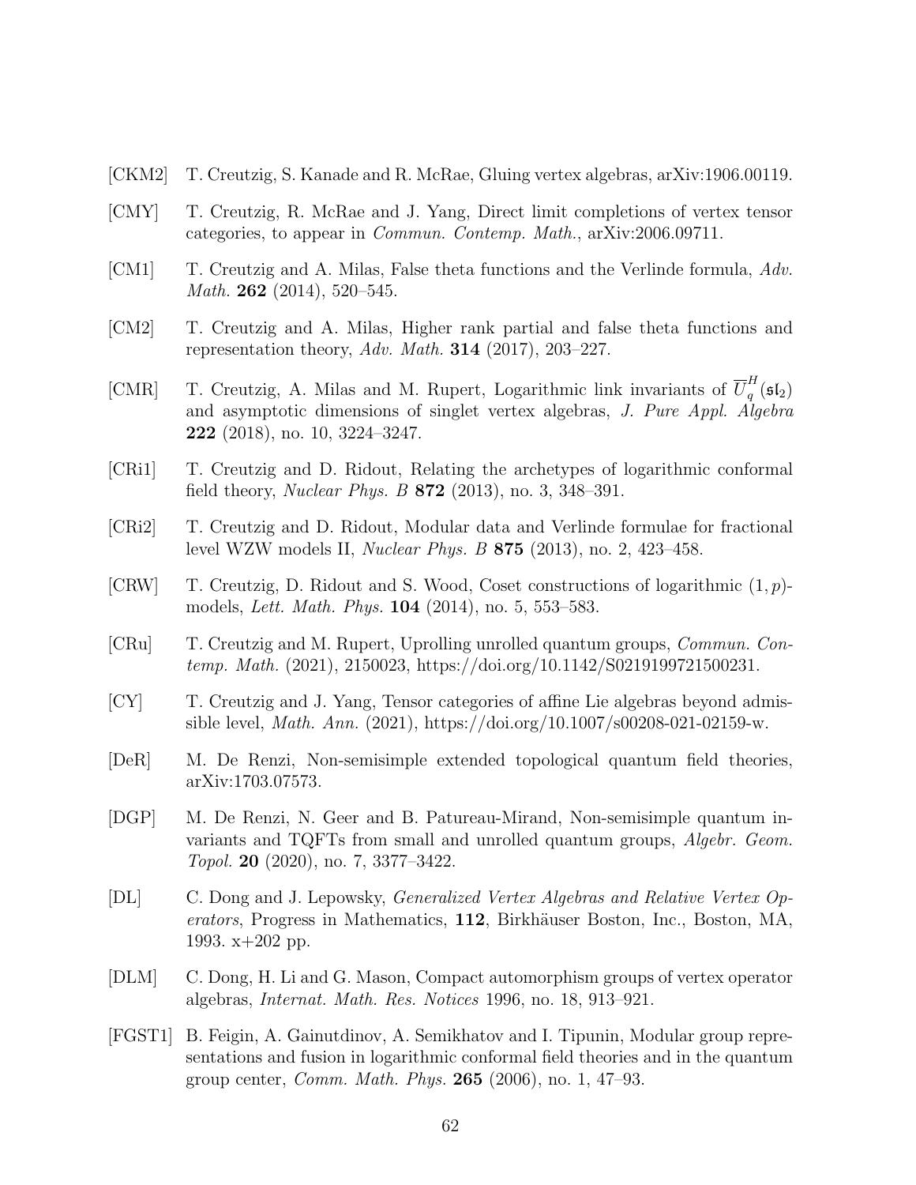[CKM2] T. Creutzig, S. Kanade and R. McRae, Gluing vertex algebras, arXiv:1906.00119.

[CMY] T. Creutzig, R. McRae and J. Yang, Direct limit completions of vertex tensor categories, to appear in *Commun. Contemp. Math.*, arXiv:2006.09711.

[CM1] T. Creutzig and A. Milas, False theta functions and the Verlinde formula, *Adv. Math.* **262** (2014), 520–545.

[CM2] T. Creutzig and A. Milas, Higher rank partial and false theta functions and representation theory, *Adv. Math.* **314** (2017), 203–227.

[CMR] T. Creutzig, A. Milas and M. Rupert, Logarithmic link invariants of $\overline{U}_q^H(\mathfrak{sl}_2)$ and asymptotic dimensions of singlet vertex algebras, *J. Pure Appl. Algebra* **222** (2018), no. 10, 3224–3247.

[CRi1] T. Creutzig and D. Ridout, Relating the archetypes of logarithmic conformal field theory, *Nuclear Phys. B* **872** (2013), no. 3, 348–391.

[CRi2] T. Creutzig and D. Ridout, Modular data and Verlinde formulae for fractional level WZW models II, *Nuclear Phys. B* **875** (2013), no. 2, 423–458.

[CRW] T. Creutzig, D. Ridout and S. Wood, Coset constructions of logarithmic $(1, p)$-models, *Lett. Math. Phys.* **104** (2014), no. 5, 553–583.

[CRu] T. Creutzig and M. Rupert, Uprolling unrolled quantum groups, *Commun. Contemp. Math.* (2021), 2150023, https://doi.org/10.1142/S0219199721500231.

[CY] T. Creutzig and J. Yang, Tensor categories of affine Lie algebras beyond admissible level, *Math. Ann.* (2021), https://doi.org/10.1007/s00208-021-02159-w.

[DeR] M. De Renzi, Non-semisimple extended topological quantum field theories, arXiv:1703.07573.

[DGP] M. De Renzi, N. Geer and B. Patureau-Mirand, Non-semisimple quantum invariants and TQFTs from small and unrolled quantum groups, *Algebr. Geom. Topol.* **20** (2020), no. 7, 3377–3422.

[DL] C. Dong and J. Lepowsky, *Generalized Vertex Algebras and Relative Vertex Operators*, Progress in Mathematics, **112**, Birkhäuser Boston, Inc., Boston, MA, 1993. x+202 pp.

[DLM] C. Dong, H. Li and G. Mason, Compact automorphism groups of vertex operator algebras, *Internat. Math. Res. Notices* 1996, no. 18, 913–921.

[FGST1] B. Feigin, A. Gainutdinov, A. Semikhatov and I. Tipunin, Modular group representations and fusion in logarithmic conformal field theories and in the quantum group center, *Comm. Math. Phys.* **265** (2006), no. 1, 47–93.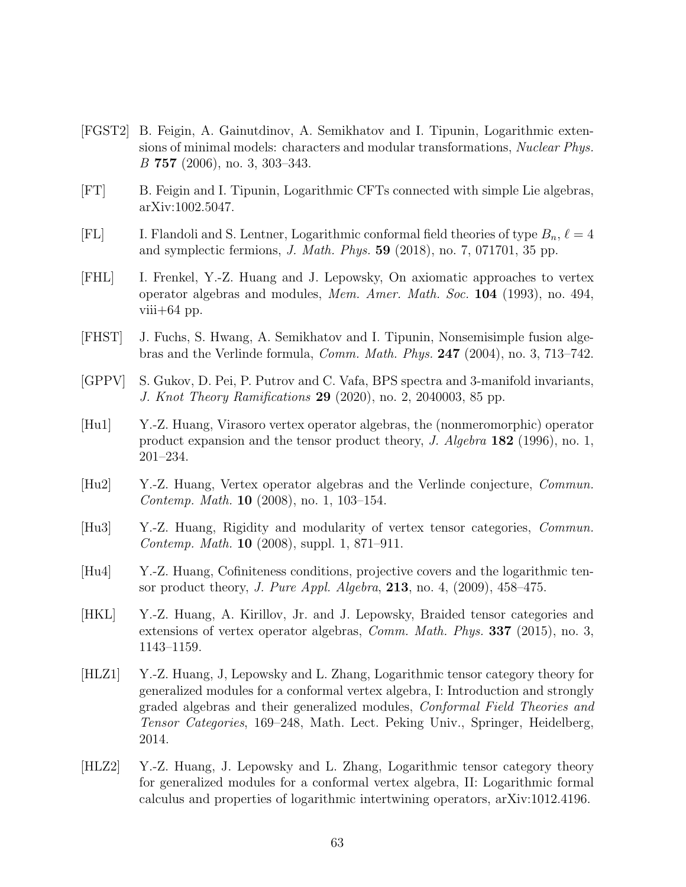- [FGST2] B. Feigin, A. Gainutdinov, A. Semikhatov and I. Tipunin, Logarithmic extensions of minimal models: characters and modular transformations, *Nuclear Phys. B* **757** (2006), no. 3, 303–343.

- [FT] B. Feigin and I. Tipunin, Logarithmic CFTs connected with simple Lie algebras, arXiv:1002.5047.

- [FL] I. Flandoli and S. Lentner, Logarithmic conformal field theories of type $B_n$, $\ell = 4$ and symplectic fermions, *J. Math. Phys.* **59** (2018), no. 7, 071701, 35 pp.

- [FHL] I. Frenkel, Y.-Z. Huang and J. Lepowsky, On axiomatic approaches to vertex operator algebras and modules, *Mem. Amer. Math. Soc.* **104** (1993), no. 494, viii+64 pp.

- [FHST] J. Fuchs, S. Hwang, A. Semikhatov and I. Tipunin, Nonsemisimple fusion algebras and the Verlinde formula, *Comm. Math. Phys.* **247** (2004), no. 3, 713–742.

- [GPPV] S. Gukov, D. Pei, P. Putrov and C. Vafa, BPS spectra and 3-manifold invariants, *J. Knot Theory Ramifications* **29** (2020), no. 2, 2040003, 85 pp.

- [Hu1] Y.-Z. Huang, Virasoro vertex operator algebras, the (nonmeromorphic) operator product expansion and the tensor product theory, *J. Algebra* **182** (1996), no. 1, 201–234.

- [Hu2] Y.-Z. Huang, Vertex operator algebras and the Verlinde conjecture, *Commun. Contemp. Math.* **10** (2008), no. 1, 103–154.

- [Hu3] Y.-Z. Huang, Rigidity and modularity of vertex tensor categories, *Commun. Contemp. Math.* **10** (2008), suppl. 1, 871–911.

- [Hu4] Y.-Z. Huang, Cofiniteness conditions, projective covers and the logarithmic tensor product theory, *J. Pure Appl. Algebra*, **213**, no. 4, (2009), 458–475.

- [HKL] Y.-Z. Huang, A. Kirillov, Jr. and J. Lepowsky, Braided tensor categories and extensions of vertex operator algebras, *Comm. Math. Phys.* **337** (2015), no. 3, 1143–1159.

- [HLZ1] Y.-Z. Huang, J, Lepowsky and L. Zhang, Logarithmic tensor category theory for generalized modules for a conformal vertex algebra, I: Introduction and strongly graded algebras and their generalized modules, *Conformal Field Theories and Tensor Categories*, 169–248, Math. Lect. Peking Univ., Springer, Heidelberg, 2014.

- [HLZ2] Y.-Z. Huang, J. Lepowsky and L. Zhang, Logarithmic tensor category theory for generalized modules for a conformal vertex algebra, II: Logarithmic formal calculus and properties of logarithmic intertwining operators, arXiv:1012.4196.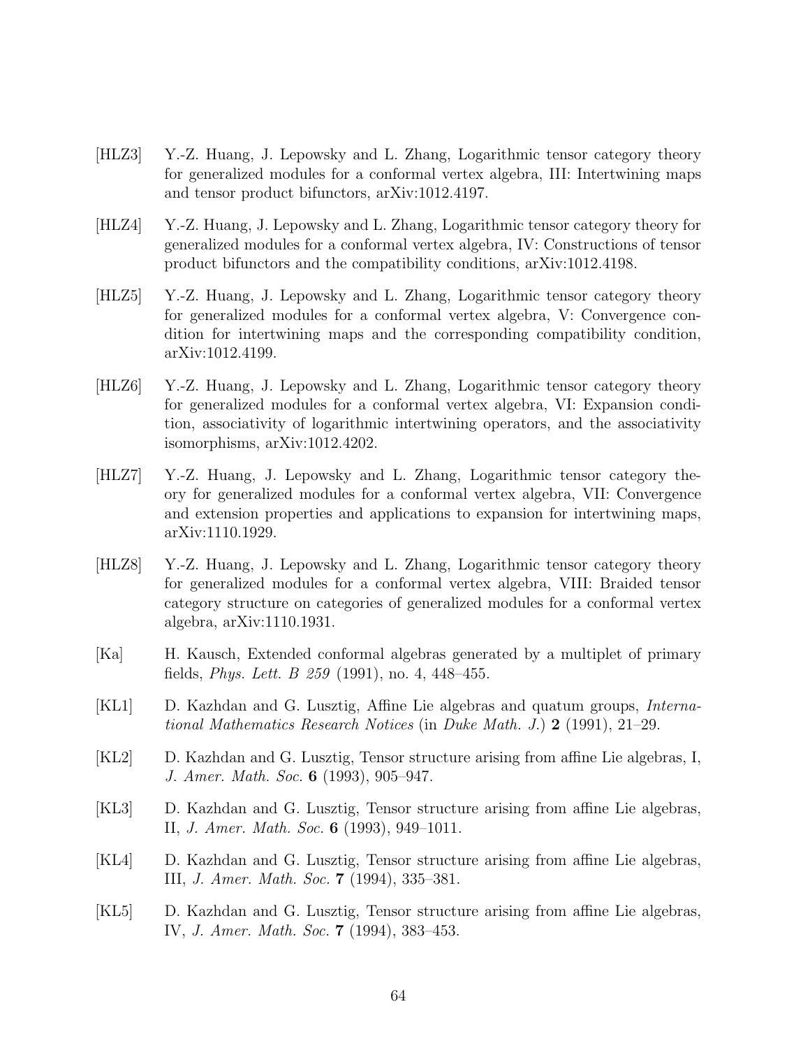[HLZ3] Y.-Z. Huang, J. Lepowsky and L. Zhang, Logarithmic tensor category theory for generalized modules for a conformal vertex algebra, III: Intertwining maps and tensor product bifunctors, arXiv:1012.4197.

[HLZ4] Y.-Z. Huang, J. Lepowsky and L. Zhang, Logarithmic tensor category theory for generalized modules for a conformal vertex algebra, IV: Constructions of tensor product bifunctors and the compatibility conditions, arXiv:1012.4198.

[HLZ5] Y.-Z. Huang, J. Lepowsky and L. Zhang, Logarithmic tensor category theory for generalized modules for a conformal vertex algebra, V: Convergence condition for intertwining maps and the corresponding compatibility condition, arXiv:1012.4199.

[HLZ6] Y.-Z. Huang, J. Lepowsky and L. Zhang, Logarithmic tensor category theory for generalized modules for a conformal vertex algebra, VI: Expansion condition, associativity of logarithmic intertwining operators, and the associativity isomorphisms, arXiv:1012.4202.

[HLZ7] Y.-Z. Huang, J. Lepowsky and L. Zhang, Logarithmic tensor category theory for generalized modules for a conformal vertex algebra, VII: Convergence and extension properties and applications to expansion for intertwining maps, arXiv:1110.1929.

[HLZ8] Y.-Z. Huang, J. Lepowsky and L. Zhang, Logarithmic tensor category theory for generalized modules for a conformal vertex algebra, VIII: Braided tensor category structure on categories of generalized modules for a conformal vertex algebra, arXiv:1110.1931.

[Ka] H. Kausch, Extended conformal algebras generated by a multiplet of primary fields, *Phys. Lett. B 259* (1991), no. 4, 448–455.

[KL1] D. Kazhdan and G. Lusztig, Affine Lie algebras and quatum groups, *International Mathematics Research Notices* (in *Duke Math. J.*) **2** (1991), 21–29.

[KL2] D. Kazhdan and G. Lusztig, Tensor structure arising from affine Lie algebras, I, *J. Amer. Math. Soc.* **6** (1993), 905–947.

[KL3] D. Kazhdan and G. Lusztig, Tensor structure arising from affine Lie algebras, II, *J. Amer. Math. Soc.* **6** (1993), 949–1011.

[KL4] D. Kazhdan and G. Lusztig, Tensor structure arising from affine Lie algebras, III, *J. Amer. Math. Soc.* **7** (1994), 335–381.

[KL5] D. Kazhdan and G. Lusztig, Tensor structure arising from affine Lie algebras, IV, *J. Amer. Math. Soc.* **7** (1994), 383–453.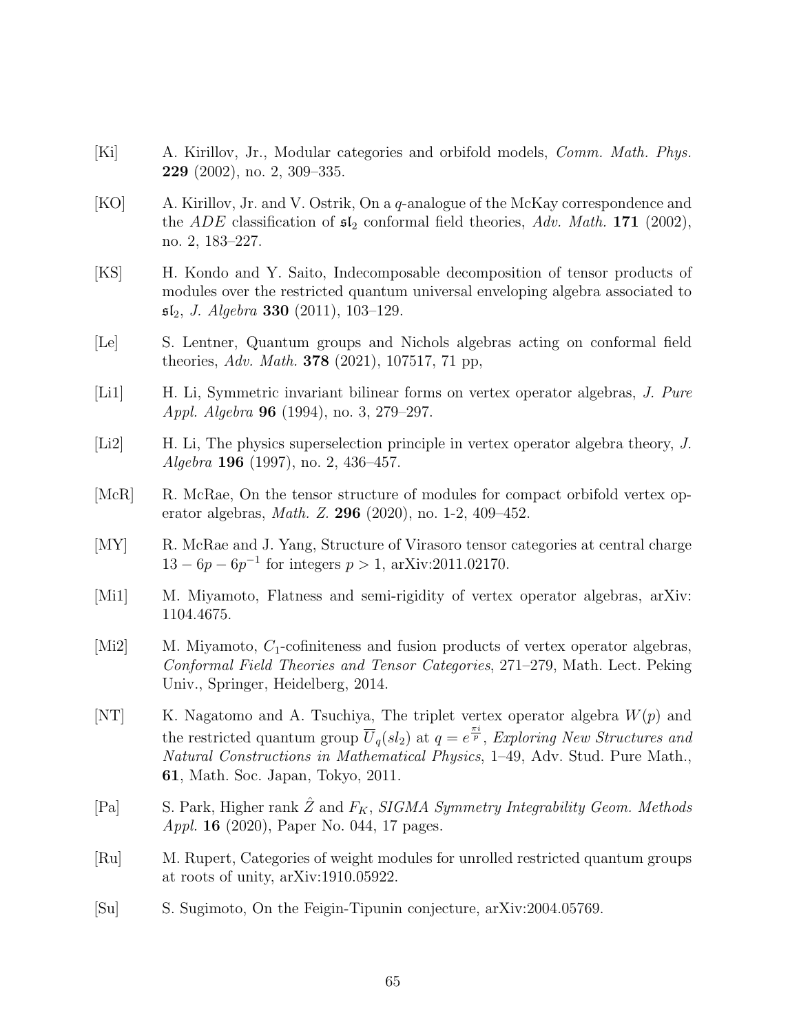[Ki] A. Kirillov, Jr., Modular categories and orbifold models, *Comm. Math. Phys.* **229** (2002), no. 2, 309–335.

[KO] A. Kirillov, Jr. and V. Ostrik, On a $q$-analogue of the McKay correspondence and the $ADE$ classification of $\mathfrak{sl}_2$ conformal field theories, *Adv. Math.* **171** (2002), no. 2, 183–227.

[KS] H. Kondo and Y. Saito, Indecomposable decomposition of tensor products of modules over the restricted quantum universal enveloping algebra associated to $\mathfrak{sl}_2$, *J. Algebra* **330** (2011), 103–129.

[Le] S. Lentner, Quantum groups and Nichols algebras acting on conformal field theories, *Adv. Math.* **378** (2021), 107517, 71 pp,

[Li1] H. Li, Symmetric invariant bilinear forms on vertex operator algebras, *J. Pure Appl. Algebra* **96** (1994), no. 3, 279–297.

[Li2] H. Li, The physics superselection principle in vertex operator algebra theory, *J. Algebra* **196** (1997), no. 2, 436–457.

[McR] R. McRae, On the tensor structure of modules for compact orbifold vertex operator algebras, *Math. Z.* **296** (2020), no. 1-2, 409–452.

[MY] R. McRae and J. Yang, Structure of Virasoro tensor categories at central charge $13 - 6p - 6p^{-1}$ for integers $p > 1$, arXiv:2011.02170.

[Mi1] M. Miyamoto, Flatness and semi-rigidity of vertex operator algebras, arXiv: 1104.4675.

[Mi2] M. Miyamoto, $C_1$-cofiniteness and fusion products of vertex operator algebras, *Conformal Field Theories and Tensor Categories*, 271–279, Math. Lect. Peking Univ., Springer, Heidelberg, 2014.

[NT] K. Nagatomo and A. Tsuchiya, The triplet vertex operator algebra $W(p)$ and the restricted quantum group $\overline{U}_q(sl_2)$ at $q = e^{\frac{\pi i}{p}}$, *Exploring New Structures and Natural Constructions in Mathematical Physics*, 1–49, Adv. Stud. Pure Math., **61**, Math. Soc. Japan, Tokyo, 2011.

[Pa] S. Park, Higher rank $\hat{Z}$ and $F_K$, *SIGMA Symmetry Integrability Geom. Methods Appl.* **16** (2020), Paper No. 044, 17 pages.

[Ru] M. Rupert, Categories of weight modules for unrolled restricted quantum groups at roots of unity, arXiv:1910.05922.

[Su] S. Sugimoto, On the Feigin-Tipunin conjecture, arXiv:2004.05769.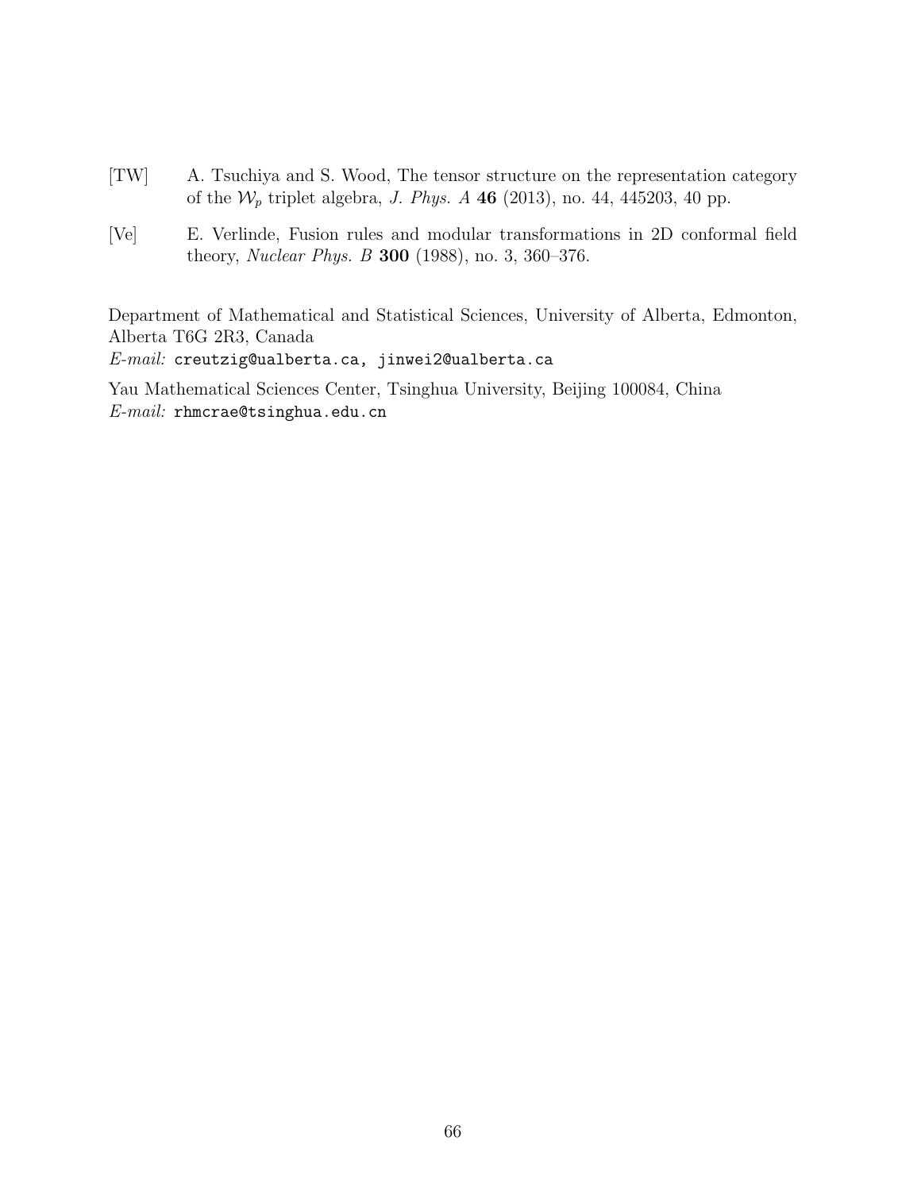[TW] A. Tsuchiya and S. Wood, The tensor structure on the representation category of the $\mathcal{W}_p$ triplet algebra, *J. Phys. A* **46** (2013), no. 44, 445203, 40 pp.

[Ve] E. Verlinde, Fusion rules and modular transformations in 2D conformal field theory, *Nuclear Phys. B* **300** (1988), no. 3, 360–376.

Department of Mathematical and Statistical Sciences, University of Alberta, Edmonton, Alberta T6G 2R3, Canada
*E-mail:* `creutzig@ualberta.ca, jinwei2@ualberta.ca`

Yau Mathematical Sciences Center, Tsinghua University, Beijing 100084, China
*E-mail:* `rhmcrae@tsinghua.edu.cn`